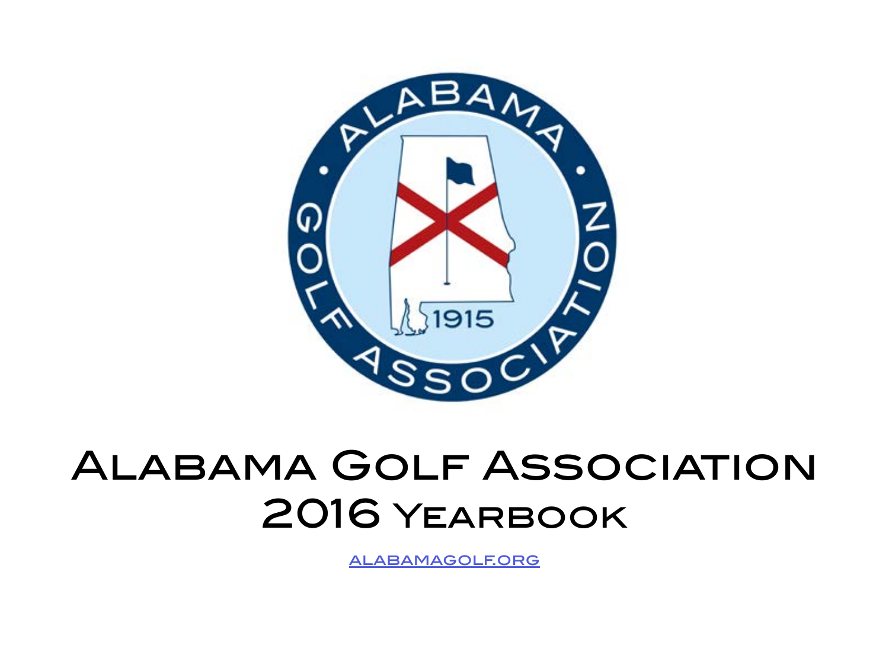# Alabama Golf Association

## 2016 Yearbook

alabamagolf.org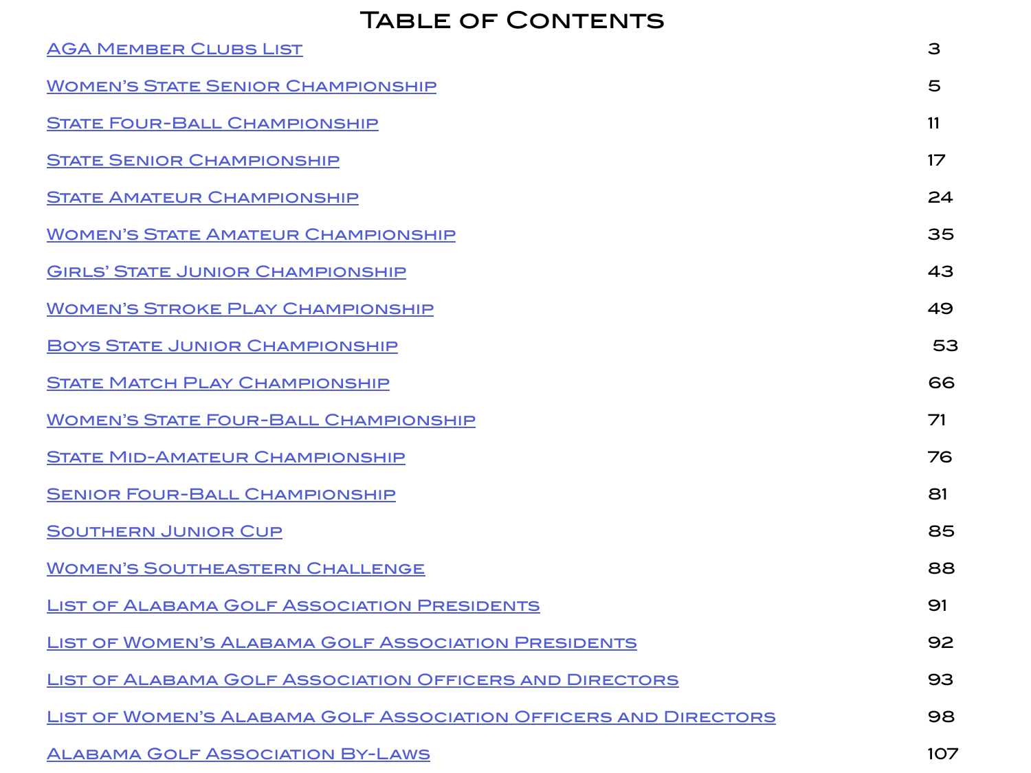# Table of Contents

| | |
|---|---|
| AGA Member Clubs List | 3 |
| Women's State Senior Championship | 5 |
| State Four-Ball Championship | 11 |
| State Senior Championship | 17 |
| State Amateur Championship | 24 |
| Women's State Amateur Championship | 35 |
| Girls' State Junior Championship | 43 |
| Women's Stroke Play Championship | 49 |
| Boys State Junior Championship | 53 |
| State Match Play Championship | 66 |
| Women's State Four-Ball Championship | 71 |
| State Mid-Amateur Championship | 76 |
| Senior Four-Ball Championship | 81 |
| Southern Junior Cup | 85 |
| Women's Southeastern Challenge | 88 |
| List of Alabama Golf Association Presidents | 91 |
| List of Women's Alabama Golf Association Presidents | 92 |
| List of Alabama Golf Association Officers and Directors | 93 |
| List of Women's Alabama Golf Association Officers and Directors | 98 |
| Alabama Golf Association By-Laws | 107 |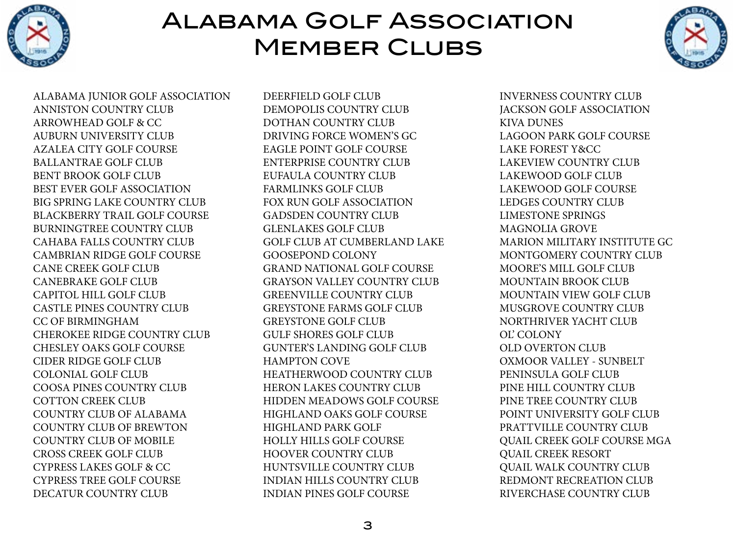# Alabama Golf Association Member Clubs

ALABAMA JUNIOR GOLF ASSOCIATION
ANNISTON COUNTRY CLUB
ARROWHEAD GOLF & CC
AUBURN UNIVERSITY CLUB
AZALEA CITY GOLF COURSE
BALLANTRAE GOLF CLUB
BENT BROOK GOLF CLUB
BEST EVER GOLF ASSOCIATION
BIG SPRING LAKE COUNTRY CLUB
BLACKBERRY TRAIL GOLF COURSE
BURNINGTREE COUNTRY CLUB
CAHABA FALLS COUNTRY CLUB
CAMBRIAN RIDGE GOLF COURSE
CANE CREEK GOLF CLUB
CANEBRAKE GOLF CLUB
CAPITOL HILL GOLF CLUB
CASTLE PINES COUNTRY CLUB
CC OF BIRMINGHAM
CHEROKEE RIDGE COUNTRY CLUB
CHESLEY OAKS GOLF COURSE
CIDER RIDGE GOLF CLUB
COLONIAL GOLF CLUB
COOSA PINES COUNTRY CLUB
COTTON CREEK CLUB
COUNTRY CLUB OF ALABAMA
COUNTRY CLUB OF BREWTON
COUNTRY CLUB OF MOBILE
CROSS CREEK GOLF CLUB
CYPRESS LAKES GOLF & CC
CYPRESS TREE GOLF COURSE
DECATUR COUNTRY CLUB
DEERFIELD GOLF CLUB
DEMOPOLIS COUNTRY CLUB
DOTHAN COUNTRY CLUB
DRIVING FORCE WOMEN'S GC
EAGLE POINT GOLF COURSE
ENTERPRISE COUNTRY CLUB
EUFAULA COUNTRY CLUB
FARMLINKS GOLF CLUB
FOX RUN GOLF ASSOCIATION
GADSDEN COUNTRY CLUB
GLENLAKES GOLF CLUB
GOLF CLUB AT CUMBERLAND LAKE
GOOSEPOND COLONY
GRAND NATIONAL GOLF COURSE
GRAYSON VALLEY COUNTRY CLUB
GREENVILLE COUNTRY CLUB
GREYSTONE FARMS GOLF CLUB
GREYSTONE GOLF CLUB
GULF SHORES GOLF CLUB
GUNTER'S LANDING GOLF CLUB
HAMPTON COVE
HEATHERWOOD COUNTRY CLUB
HERON LAKES COUNTRY CLUB
HIDDEN MEADOWS GOLF COURSE
HIGHLAND OAKS GOLF COURSE
HIGHLAND PARK GOLF
HOLLY HILLS GOLF COURSE
HOOVER COUNTRY CLUB
HUNTSVILLE COUNTRY CLUB
INDIAN HILLS COUNTRY CLUB
INDIAN PINES GOLF COURSE
INVERNESS COUNTRY CLUB
JACKSON GOLF ASSOCIATION
KIVA DUNES
LAGOON PARK GOLF COURSE
LAKE FOREST Y&CC
LAKEVIEW COUNTRY CLUB
LAKEWOOD GOLF CLUB
LAKEWOOD GOLF COURSE
LEDGES COUNTRY CLUB
LIMESTONE SPRINGS
MAGNOLIA GROVE
MARION MILITARY INSTITUTE GC
MONTGOMERY COUNTRY CLUB
MOORE'S MILL GOLF CLUB
MOUNTAIN BROOK CLUB
MOUNTAIN VIEW GOLF CLUB
MUSGROVE COUNTRY CLUB
NORTHRIVER YACHT CLUB
OL' COLONY
OLD OVERTON CLUB
OXMOOR VALLEY - SUNBELT
PENINSULA GOLF CLUB
PINE HILL COUNTRY CLUB
PINE TREE COUNTRY CLUB
POINT UNIVERSITY GOLF CLUB
PRATTVILLE COUNTRY CLUB
QUAIL CREEK GOLF COURSE MGA
QUAIL CREEK RESORT
QUAIL WALK COUNTRY CLUB
REDMONT RECREATION CLUB
RIVERCHASE COUNTRY CLUB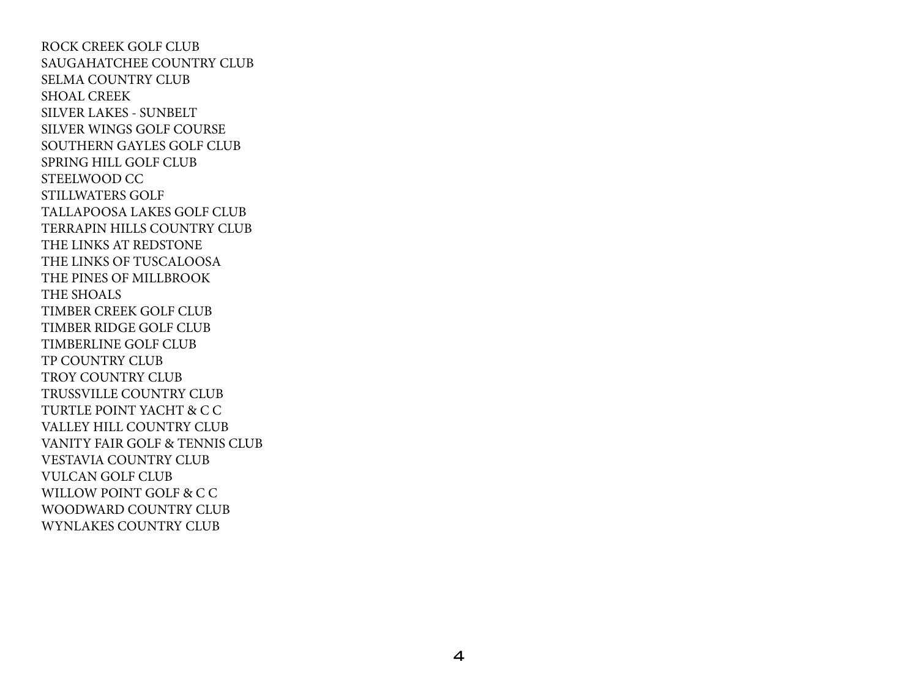ROCK CREEK GOLF CLUB
SAUGAHATCHEE COUNTRY CLUB
SELMA COUNTRY CLUB
SHOAL CREEK
SILVER LAKES - SUNBELT
SILVER WINGS GOLF COURSE
SOUTHERN GAYLES GOLF CLUB
SPRING HILL GOLF CLUB
STEELWOOD CC
STILLWATERS GOLF
TALLAPOOSA LAKES GOLF CLUB
TERRAPIN HILLS COUNTRY CLUB
THE LINKS AT REDSTONE
THE LINKS OF TUSCALOOSA
THE PINES OF MILLBROOK
THE SHOALS
TIMBER CREEK GOLF CLUB
TIMBER RIDGE GOLF CLUB
TIMBERLINE GOLF CLUB
TP COUNTRY CLUB
TROY COUNTRY CLUB
TRUSSVILLE COUNTRY CLUB
TURTLE POINT YACHT & C C
VALLEY HILL COUNTRY CLUB
VANITY FAIR GOLF & TENNIS CLUB
VESTAVIA COUNTRY CLUB
VULCAN GOLF CLUB
WILLOW POINT GOLF & C C
WOODWARD COUNTRY CLUB
WYNLAKES COUNTRY CLUB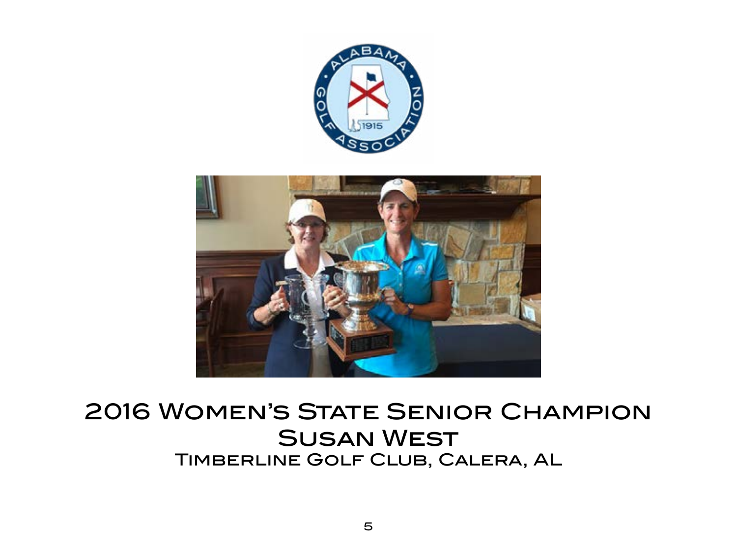# 2016 Women's State Senior Champion

## Susan West

### Timberline Golf Club, Calera, AL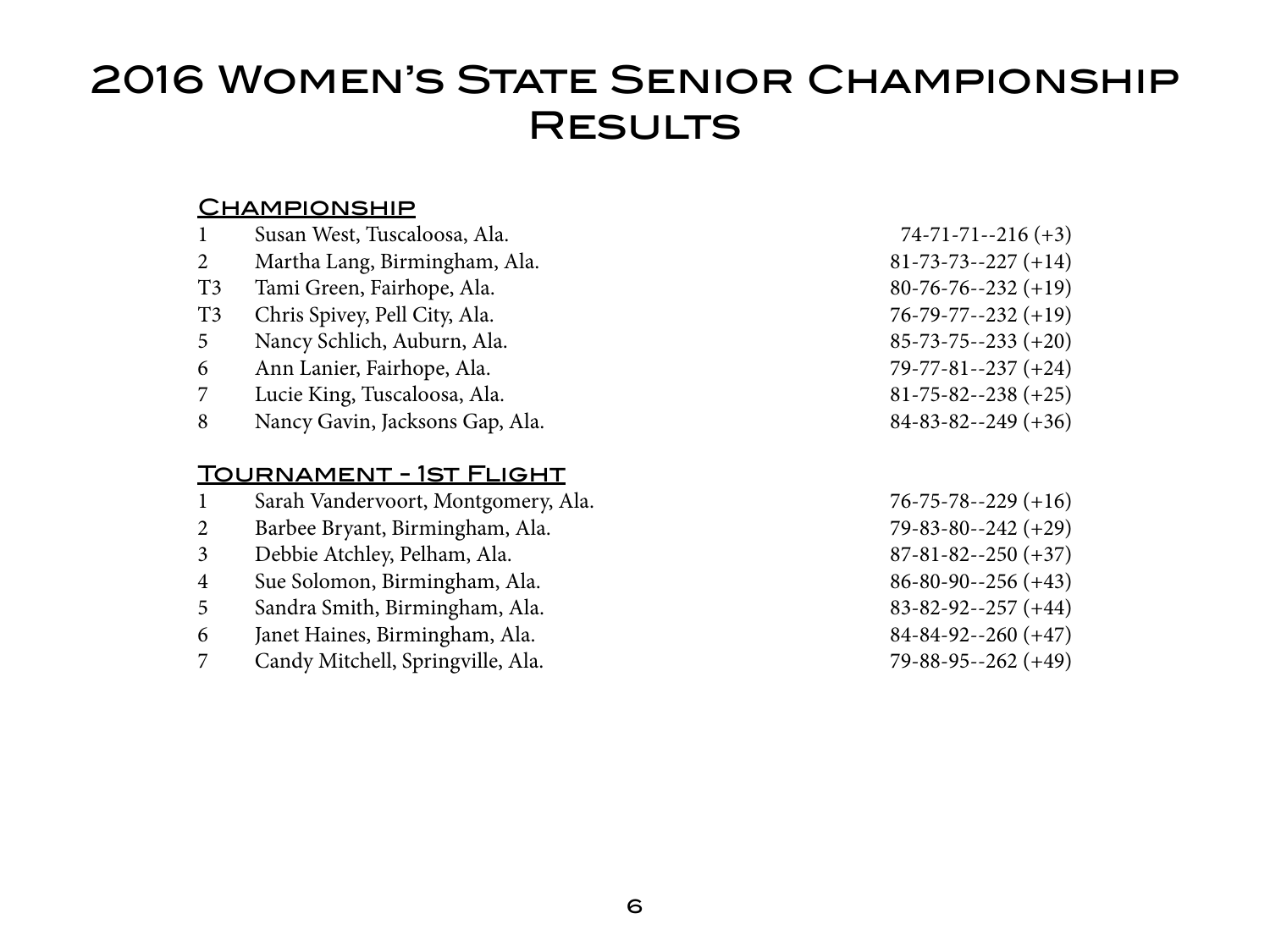# 2016 Women's State Senior Championship Results

## Championship

| | | |
|---|---|---|
| 1 | Susan West, Tuscaloosa, Ala. | 74-71-71--216 (+3) |
| 2 | Martha Lang, Birmingham, Ala. | 81-73-73--227 (+14) |
| T3 | Tami Green, Fairhope, Ala. | 80-76-76--232 (+19) |
| T3 | Chris Spivey, Pell City, Ala. | 76-79-77--232 (+19) |
| 5 | Nancy Schlich, Auburn, Ala. | 85-73-75--233 (+20) |
| 6 | Ann Lanier, Fairhope, Ala. | 79-77-81--237 (+24) |
| 7 | Lucie King, Tuscaloosa, Ala. | 81-75-82--238 (+25) |
| 8 | Nancy Gavin, Jacksons Gap, Ala. | 84-83-82--249 (+36) |

## Tournament - 1st Flight

| | | |
|---|---|---|
| 1 | Sarah Vandervoort, Montgomery, Ala. | 76-75-78--229 (+16) |
| 2 | Barbee Bryant, Birmingham, Ala. | 79-83-80--242 (+29) |
| 3 | Debbie Atchley, Pelham, Ala. | 87-81-82--250 (+37) |
| 4 | Sue Solomon, Birmingham, Ala. | 86-80-90--256 (+43) |
| 5 | Sandra Smith, Birmingham, Ala. | 83-82-92--257 (+44) |
| 6 | Janet Haines, Birmingham, Ala. | 84-84-92--260 (+47) |
| 7 | Candy Mitchell, Springville, Ala. | 79-88-95--262 (+49) |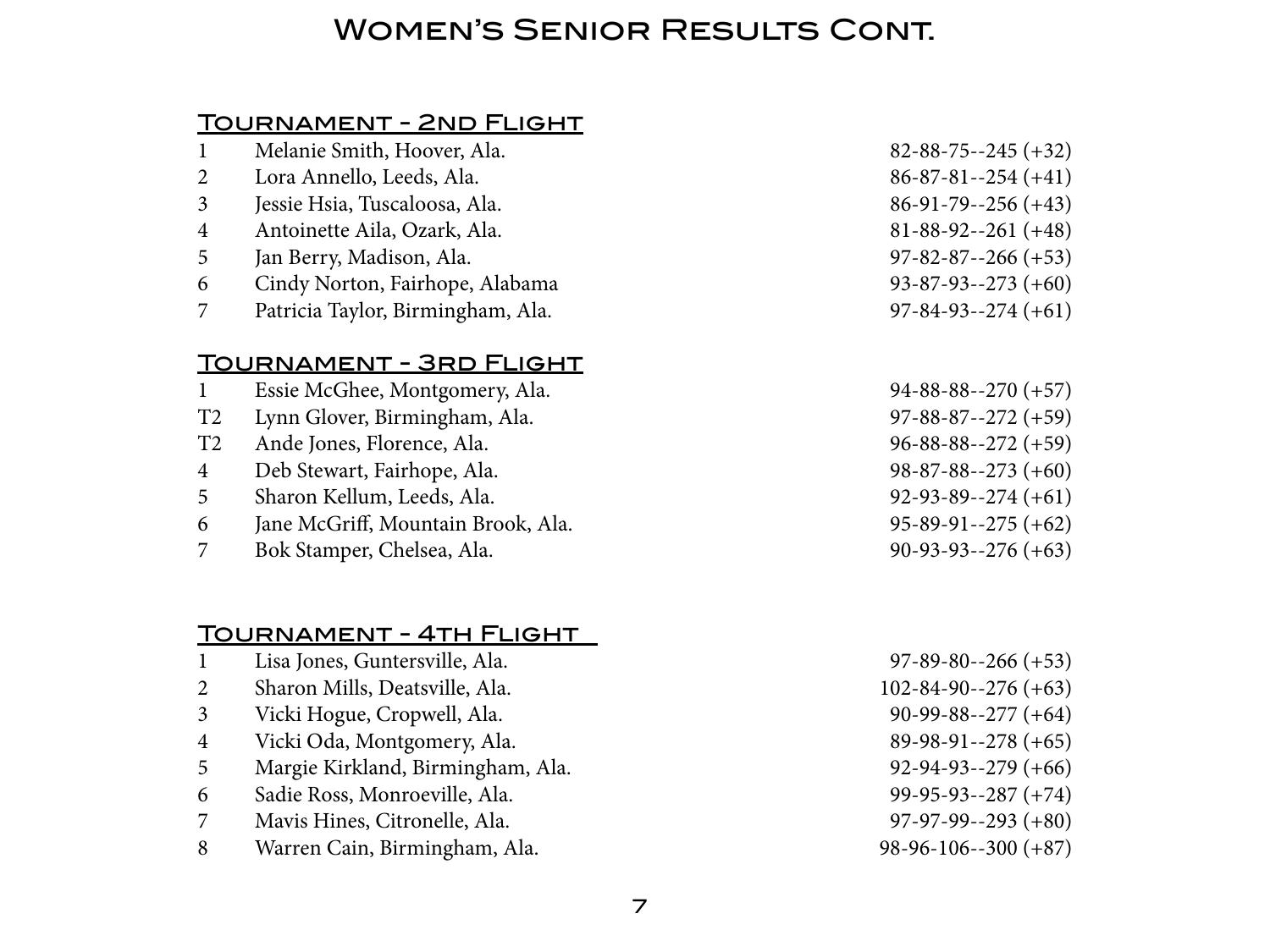# Women's Senior Results Cont.

## Tournament - 2nd Flight

| | | |
|---|---|---|
| 1 | Melanie Smith, Hoover, Ala. | 82-88-75--245 (+32) |
| 2 | Lora Annello, Leeds, Ala. | 86-87-81--254 (+41) |
| 3 | Jessie Hsia, Tuscaloosa, Ala. | 86-91-79--256 (+43) |
| 4 | Antoinette Aila, Ozark, Ala. | 81-88-92--261 (+48) |
| 5 | Jan Berry, Madison, Ala. | 97-82-87--266 (+53) |
| 6 | Cindy Norton, Fairhope, Alabama | 93-87-93--273 (+60) |
| 7 | Patricia Taylor, Birmingham, Ala. | 97-84-93--274 (+61) |

## Tournament - 3rd Flight

| | | |
|---|---|---|
| 1 | Essie McGhee, Montgomery, Ala. | 94-88-88--270 (+57) |
| T2 | Lynn Glover, Birmingham, Ala. | 97-88-87--272 (+59) |
| T2 | Ande Jones, Florence, Ala. | 96-88-88--272 (+59) |
| 4 | Deb Stewart, Fairhope, Ala. | 98-87-88--273 (+60) |
| 5 | Sharon Kellum, Leeds, Ala. | 92-93-89--274 (+61) |
| 6 | Jane McGriff, Mountain Brook, Ala. | 95-89-91--275 (+62) |
| 7 | Bok Stamper, Chelsea, Ala. | 90-93-93--276 (+63) |

## Tournament - 4th Flight

| | | |
|---|---|---|
| 1 | Lisa Jones, Guntersville, Ala. | 97-89-80--266 (+53) |
| 2 | Sharon Mills, Deatsville, Ala. | 102-84-90--276 (+63) |
| 3 | Vicki Hogue, Cropwell, Ala. | 90-99-88--277 (+64) |
| 4 | Vicki Oda, Montgomery, Ala. | 89-98-91--278 (+65) |
| 5 | Margie Kirkland, Birmingham, Ala. | 92-94-93--279 (+66) |
| 6 | Sadie Ross, Monroeville, Ala. | 99-95-93--287 (+74) |
| 7 | Mavis Hines, Citronelle, Ala. | 97-97-99--293 (+80) |
| 8 | Warren Cain, Birmingham, Ala. | 98-96-106--300 (+87) |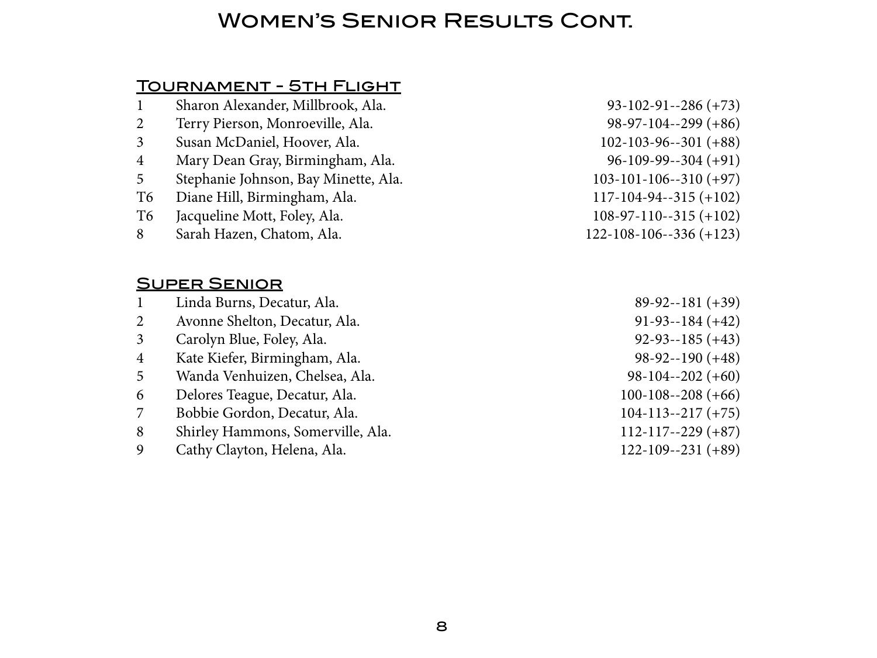# Women's Senior Results Cont.

## Tournament - 5th Flight

| | | |
|---|---|---|
| 1 | Sharon Alexander, Millbrook, Ala. | 93-102-91--286 (+73) |
| 2 | Terry Pierson, Monroeville, Ala. | 98-97-104--299 (+86) |
| 3 | Susan McDaniel, Hoover, Ala. | 102-103-96--301 (+88) |
| 4 | Mary Dean Gray, Birmingham, Ala. | 96-109-99--304 (+91) |
| 5 | Stephanie Johnson, Bay Minette, Ala. | 103-101-106--310 (+97) |
| T6 | Diane Hill, Birmingham, Ala. | 117-104-94--315 (+102) |
| T6 | Jacqueline Mott, Foley, Ala. | 108-97-110--315 (+102) |
| 8 | Sarah Hazen, Chatom, Ala. | 122-108-106--336 (+123) |

## Super Senior

| | | |
|---|---|---|
| 1 | Linda Burns, Decatur, Ala. | 89-92--181 (+39) |
| 2 | Avonne Shelton, Decatur, Ala. | 91-93--184 (+42) |
| 3 | Carolyn Blue, Foley, Ala. | 92-93--185 (+43) |
| 4 | Kate Kiefer, Birmingham, Ala. | 98-92--190 (+48) |
| 5 | Wanda Venhuizen, Chelsea, Ala. | 98-104--202 (+60) |
| 6 | Delores Teague, Decatur, Ala. | 100-108--208 (+66) |
| 7 | Bobbie Gordon, Decatur, Ala. | 104-113--217 (+75) |
| 8 | Shirley Hammons, Somerville, Ala. | 112-117--229 (+87) |
| 9 | Cathy Clayton, Helena, Ala. | 122-109--231 (+89) |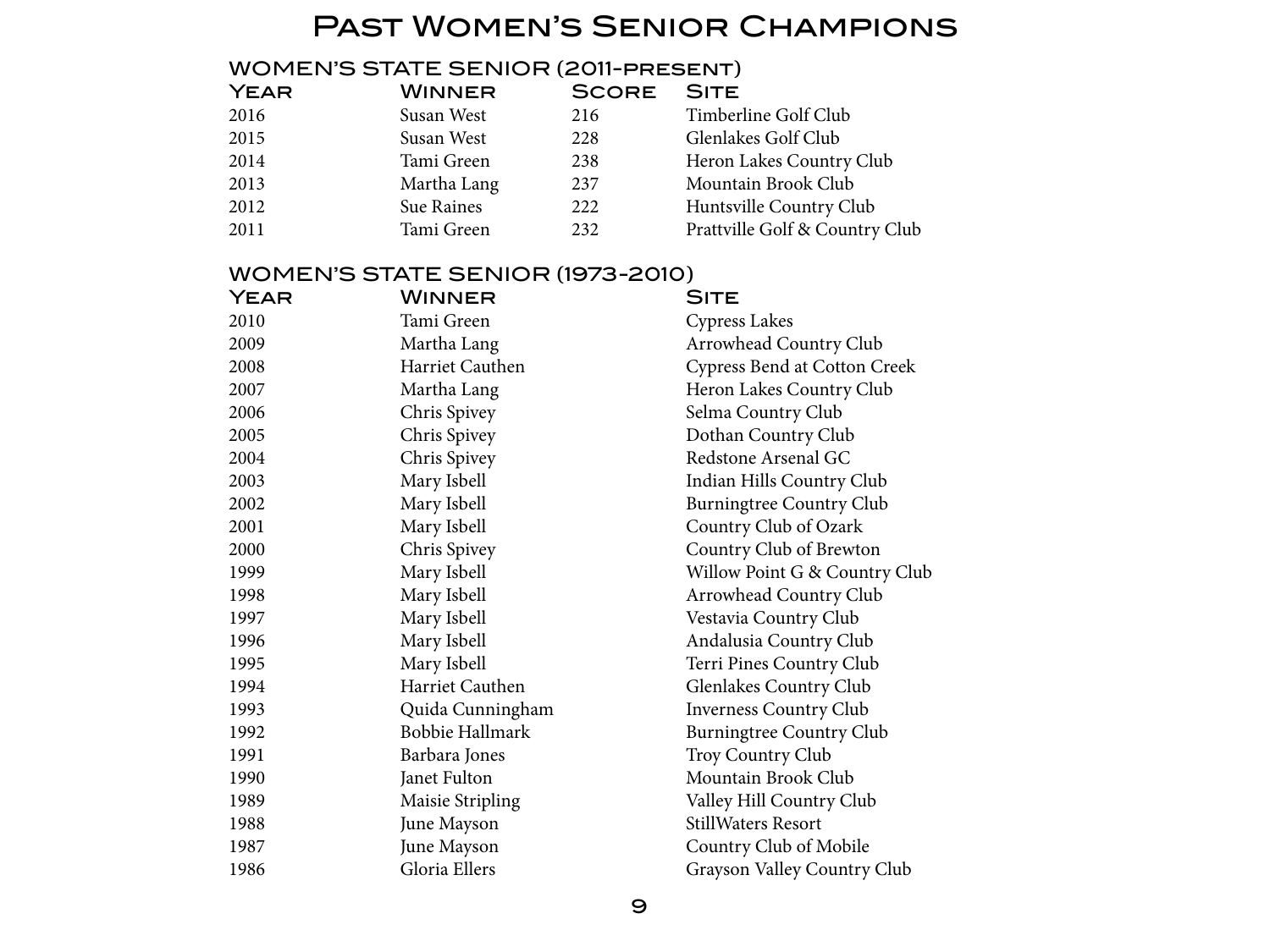# Past Women's Senior Champions

## WOMEN'S STATE SENIOR (2011-PRESENT)

| Year | Winner | Score | Site |
|---|---|---|---|
| 2016 | Susan West | 216 | Timberline Golf Club |
| 2015 | Susan West | 228 | Glenlakes Golf Club |
| 2014 | Tami Green | 238 | Heron Lakes Country Club |
| 2013 | Martha Lang | 237 | Mountain Brook Club |
| 2012 | Sue Raines | 222 | Huntsville Country Club |
| 2011 | Tami Green | 232 | Prattville Golf & Country Club |

## WOMEN'S STATE SENIOR (1973-2010)

| Year | Winner | Site |
|---|---|---|
| 2010 | Tami Green | Cypress Lakes |
| 2009 | Martha Lang | Arrowhead Country Club |
| 2008 | Harriet Cauthen | Cypress Bend at Cotton Creek |
| 2007 | Martha Lang | Heron Lakes Country Club |
| 2006 | Chris Spivey | Selma Country Club |
| 2005 | Chris Spivey | Dothan Country Club |
| 2004 | Chris Spivey | Redstone Arsenal GC |
| 2003 | Mary Isbell | Indian Hills Country Club |
| 2002 | Mary Isbell | Burningtree Country Club |
| 2001 | Mary Isbell | Country Club of Ozark |
| 2000 | Chris Spivey | Country Club of Brewton |
| 1999 | Mary Isbell | Willow Point G & Country Club |
| 1998 | Mary Isbell | Arrowhead Country Club |
| 1997 | Mary Isbell | Vestavia Country Club |
| 1996 | Mary Isbell | Andalusia Country Club |
| 1995 | Mary Isbell | Terri Pines Country Club |
| 1994 | Harriet Cauthen | Glenlakes Country Club |
| 1993 | Quida Cunningham | Inverness Country Club |
| 1992 | Bobbie Hallmark | Burningtree Country Club |
| 1991 | Barbara Jones | Troy Country Club |
| 1990 | Janet Fulton | Mountain Brook Club |
| 1989 | Maisie Stripling | Valley Hill Country Club |
| 1988 | June Mayson | StillWaters Resort |
| 1987 | June Mayson | Country Club of Mobile |
| 1986 | Gloria Ellers | Grayson Valley Country Club |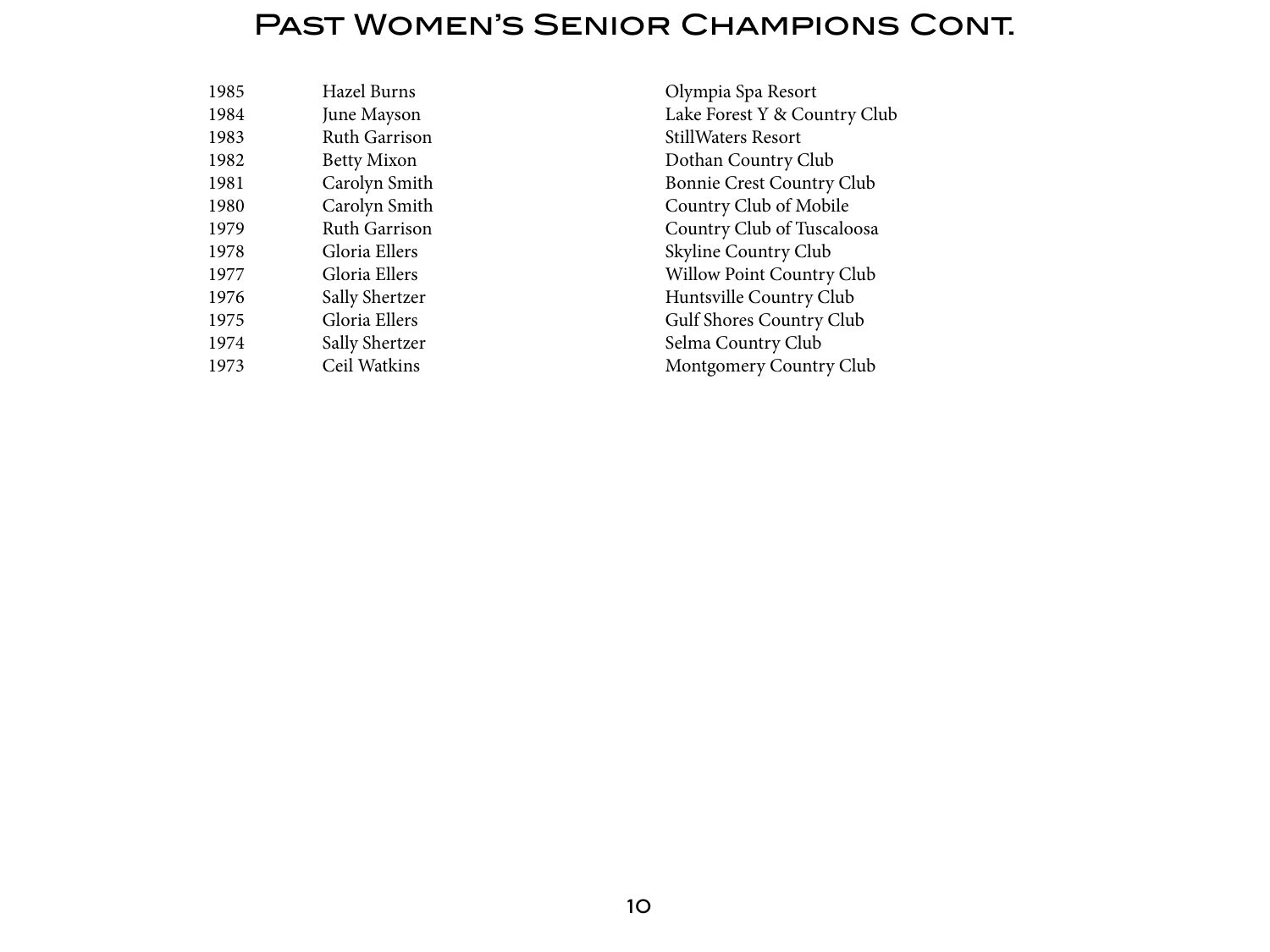# Past Women's Senior Champions Cont.

| | | |
|---|---|---|
| 1985 | Hazel Burns | Olympia Spa Resort |
| 1984 | June Mayson | Lake Forest Y & Country Club |
| 1983 | Ruth Garrison | StillWaters Resort |
| 1982 | Betty Mixon | Dothan Country Club |
| 1981 | Carolyn Smith | Bonnie Crest Country Club |
| 1980 | Carolyn Smith | Country Club of Mobile |
| 1979 | Ruth Garrison | Country Club of Tuscaloosa |
| 1978 | Gloria Ellers | Skyline Country Club |
| 1977 | Gloria Ellers | Willow Point Country Club |
| 1976 | Sally Shertzer | Huntsville Country Club |
| 1975 | Gloria Ellers | Gulf Shores Country Club |
| 1974 | Sally Shertzer | Selma Country Club |
| 1973 | Ceil Watkins | Montgomery Country Club |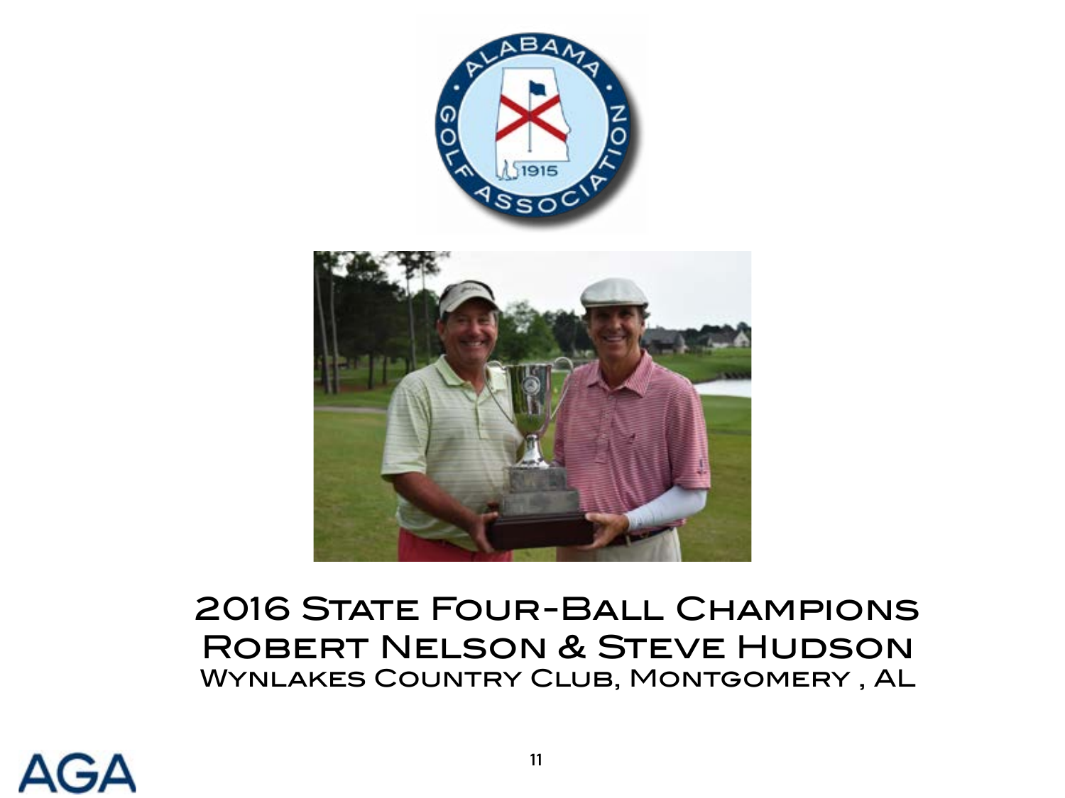## 2016 State Four-Ball Champions

## Robert Nelson & Steve Hudson

Wynlakes Country Club, Montgomery , AL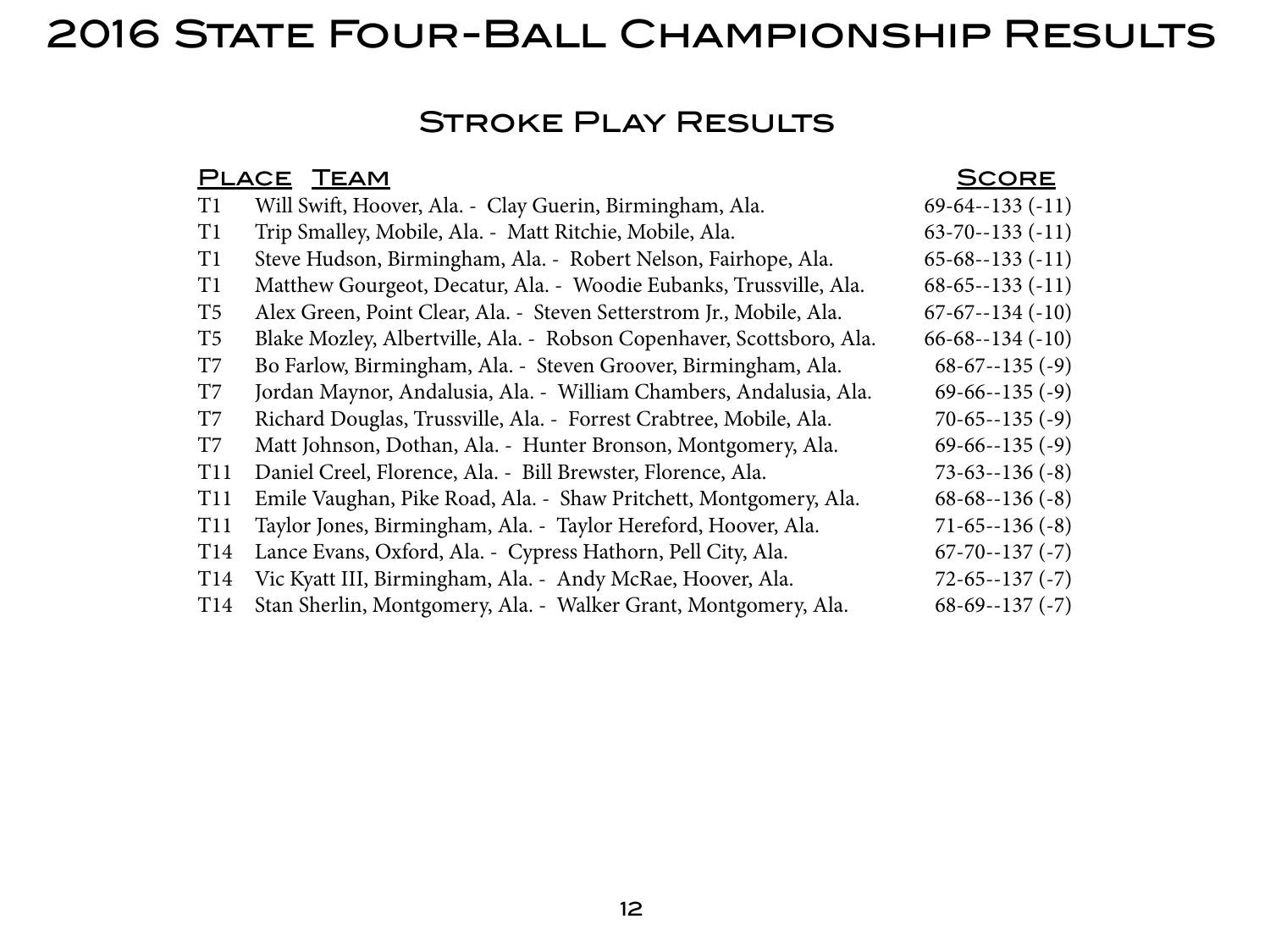# 2016 State Four-Ball Championship Results

## Stroke Play Results

| Place | Team | Score |
| --- | --- | --- |
| T1 | Will Swift, Hoover, Ala. - Clay Guerin, Birmingham, Ala. | 69-64--133 (-11) |
| T1 | Trip Smalley, Mobile, Ala. - Matt Ritchie, Mobile, Ala. | 63-70--133 (-11) |
| T1 | Steve Hudson, Birmingham, Ala. - Robert Nelson, Fairhope, Ala. | 65-68--133 (-11) |
| T1 | Matthew Gourgeot, Decatur, Ala. - Woodie Eubanks, Trussville, Ala. | 68-65--133 (-11) |
| T5 | Alex Green, Point Clear, Ala. - Steven Setterstrom Jr., Mobile, Ala. | 67-67--134 (-10) |
| T5 | Blake Mozley, Albertville, Ala. - Robson Copenhaver, Scottsboro, Ala. | 66-68--134 (-10) |
| T7 | Bo Farlow, Birmingham, Ala. - Steven Groover, Birmingham, Ala. | 68-67--135 (-9) |
| T7 | Jordan Maynor, Andalusia, Ala. - William Chambers, Andalusia, Ala. | 69-66--135 (-9) |
| T7 | Richard Douglas, Trussville, Ala. - Forrest Crabtree, Mobile, Ala. | 70-65--135 (-9) |
| T7 | Matt Johnson, Dothan, Ala. - Hunter Bronson, Montgomery, Ala. | 69-66--135 (-9) |
| T11 | Daniel Creel, Florence, Ala. - Bill Brewster, Florence, Ala. | 73-63--136 (-8) |
| T11 | Emile Vaughan, Pike Road, Ala. - Shaw Pritchett, Montgomery, Ala. | 68-68--136 (-8) |
| T11 | Taylor Jones, Birmingham, Ala. - Taylor Hereford, Hoover, Ala. | 71-65--136 (-8) |
| T14 | Lance Evans, Oxford, Ala. - Cypress Hathorn, Pell City, Ala. | 67-70--137 (-7) |
| T14 | Vic Kyatt III, Birmingham, Ala. - Andy McRae, Hoover, Ala. | 72-65--137 (-7) |
| T14 | Stan Sherlin, Montgomery, Ala. - Walker Grant, Montgomery, Ala. | 68-69--137 (-7) |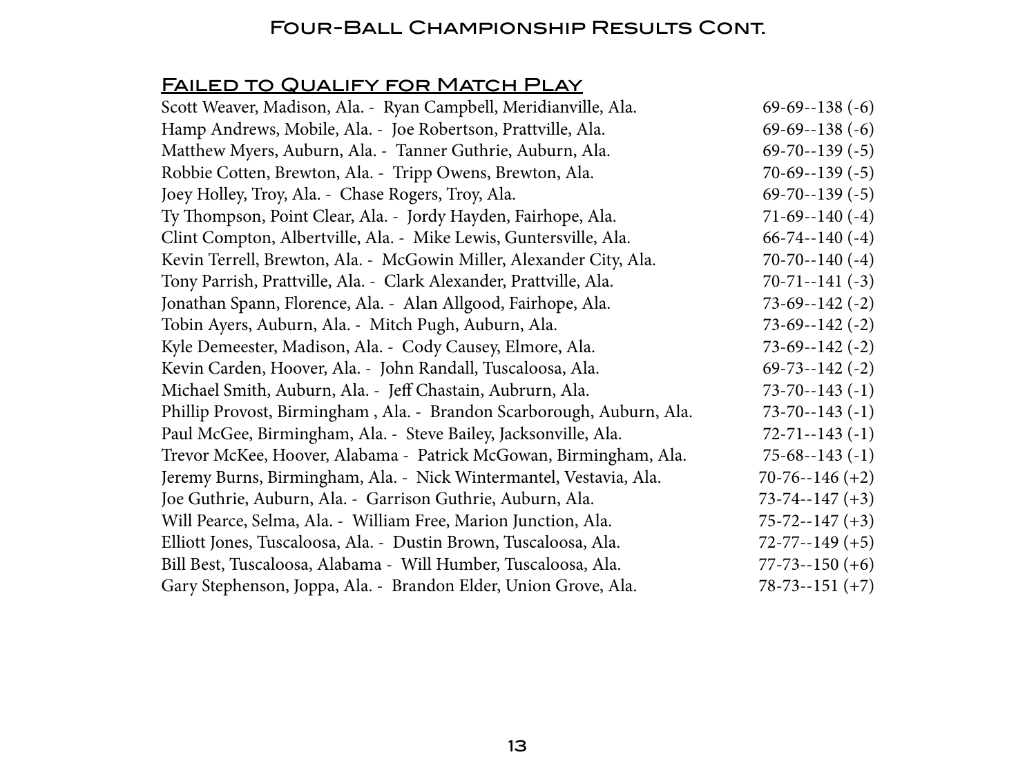# Four-Ball Championship Results Cont.

## Failed to Qualify for Match Play

| Team | Score |
|---|---|
| Scott Weaver, Madison, Ala. - Ryan Campbell, Meridianville, Ala. | 69-69--138 (-6) |
| Hamp Andrews, Mobile, Ala. - Joe Robertson, Prattville, Ala. | 69-69--138 (-6) |
| Matthew Myers, Auburn, Ala. - Tanner Guthrie, Auburn, Ala. | 69-70--139 (-5) |
| Robbie Cotten, Brewton, Ala. - Tripp Owens, Brewton, Ala. | 70-69--139 (-5) |
| Joey Holley, Troy, Ala. - Chase Rogers, Troy, Ala. | 69-70--139 (-5) |
| Ty Thompson, Point Clear, Ala. - Jordy Hayden, Fairhope, Ala. | 71-69--140 (-4) |
| Clint Compton, Albertville, Ala. - Mike Lewis, Guntersville, Ala. | 66-74--140 (-4) |
| Kevin Terrell, Brewton, Ala. - McGowin Miller, Alexander City, Ala. | 70-70--140 (-4) |
| Tony Parrish, Prattville, Ala. - Clark Alexander, Prattville, Ala. | 70-71--141 (-3) |
| Jonathan Spann, Florence, Ala. - Alan Allgood, Fairhope, Ala. | 73-69--142 (-2) |
| Tobin Ayers, Auburn, Ala. - Mitch Pugh, Auburn, Ala. | 73-69--142 (-2) |
| Kyle Demeester, Madison, Ala. - Cody Causey, Elmore, Ala. | 73-69--142 (-2) |
| Kevin Carden, Hoover, Ala. - John Randall, Tuscaloosa, Ala. | 69-73--142 (-2) |
| Michael Smith, Auburn, Ala. - Jeff Chastain, Aubrurn, Ala. | 73-70--143 (-1) |
| Phillip Provost, Birmingham , Ala. - Brandon Scarborough, Auburn, Ala. | 73-70--143 (-1) |
| Paul McGee, Birmingham, Ala. - Steve Bailey, Jacksonville, Ala. | 72-71--143 (-1) |
| Trevor McKee, Hoover, Alabama - Patrick McGowan, Birmingham, Ala. | 75-68--143 (-1) |
| Jeremy Burns, Birmingham, Ala. - Nick Wintermantel, Vestavia, Ala. | 70-76--146 (+2) |
| Joe Guthrie, Auburn, Ala. - Garrison Guthrie, Auburn, Ala. | 73-74--147 (+3) |
| Will Pearce, Selma, Ala. - William Free, Marion Junction, Ala. | 75-72--147 (+3) |
| Elliott Jones, Tuscaloosa, Ala. - Dustin Brown, Tuscaloosa, Ala. | 72-77--149 (+5) |
| Bill Best, Tuscaloosa, Alabama - Will Humber, Tuscaloosa, Ala. | 77-73--150 (+6) |
| Gary Stephenson, Joppa, Ala. - Brandon Elder, Union Grove, Ala. | 78-73--151 (+7) |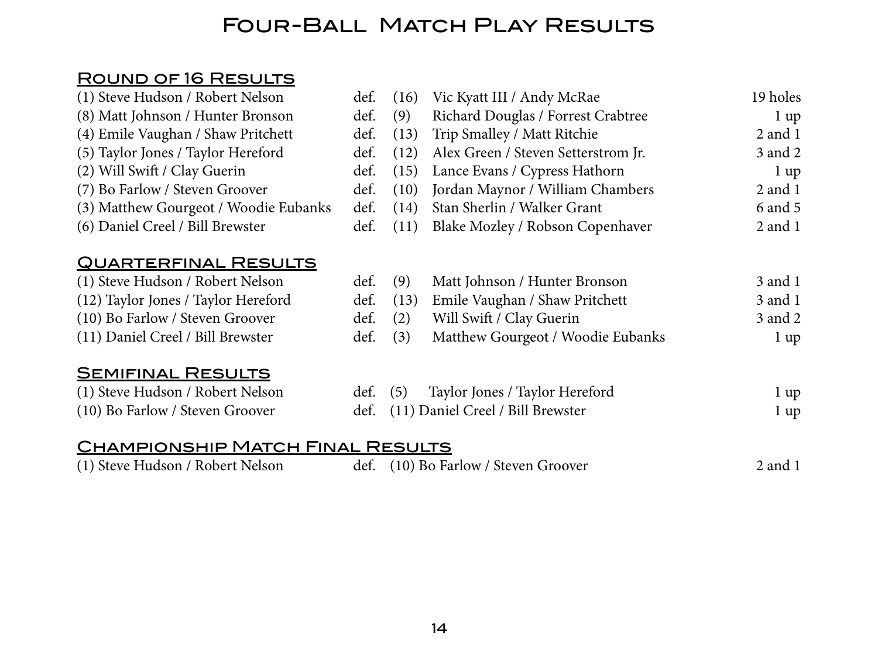# Four-Ball Match Play Results

## Round of 16 Results

| | | | | |
|---|---|---|---|---|
| (1) Steve Hudson / Robert Nelson | def. | (16) | Vic Kyatt III / Andy McRae | 19 holes |
| (8) Matt Johnson / Hunter Bronson | def. | (9) | Richard Douglas / Forrest Crabtree | 1 up |
| (4) Emile Vaughan / Shaw Pritchett | def. | (13) | Trip Smalley / Matt Ritchie | 2 and 1 |
| (5) Taylor Jones / Taylor Hereford | def. | (12) | Alex Green / Steven Setterstrom Jr. | 3 and 2 |
| (2) Will Swift / Clay Guerin | def. | (15) | Lance Evans / Cypress Hathorn | 1 up |
| (7) Bo Farlow / Steven Groover | def. | (10) | Jordan Maynor / William Chambers | 2 and 1 |
| (3) Matthew Gourgeot / Woodie Eubanks | def. | (14) | Stan Sherlin / Walker Grant | 6 and 5 |
| (6) Daniel Creel / Bill Brewster | def. | (11) | Blake Mozley / Robson Copenhaver | 2 and 1 |

## Quarterfinal Results

| | | | | |
|---|---|---|---|---|
| (1) Steve Hudson / Robert Nelson | def. | (9) | Matt Johnson / Hunter Bronson | 3 and 1 |
| (12) Taylor Jones / Taylor Hereford | def. | (13) | Emile Vaughan / Shaw Pritchett | 3 and 1 |
| (10) Bo Farlow / Steven Groover | def. | (2) | Will Swift / Clay Guerin | 3 and 2 |
| (11) Daniel Creel / Bill Brewster | def. | (3) | Matthew Gourgeot / Woodie Eubanks | 1 up |

## Semifinal Results

| | | | | |
|---|---|---|---|---|
| (1) Steve Hudson / Robert Nelson | def. | (5) | Taylor Jones / Taylor Hereford | 1 up |
| (10) Bo Farlow / Steven Groover | def. | (11) | Daniel Creel / Bill Brewster | 1 up |

## Championship Match Final Results

| | | | | |
|---|---|---|---|---|
| (1) Steve Hudson / Robert Nelson | def. | (10) | Bo Farlow / Steven Groover | 2 and 1 |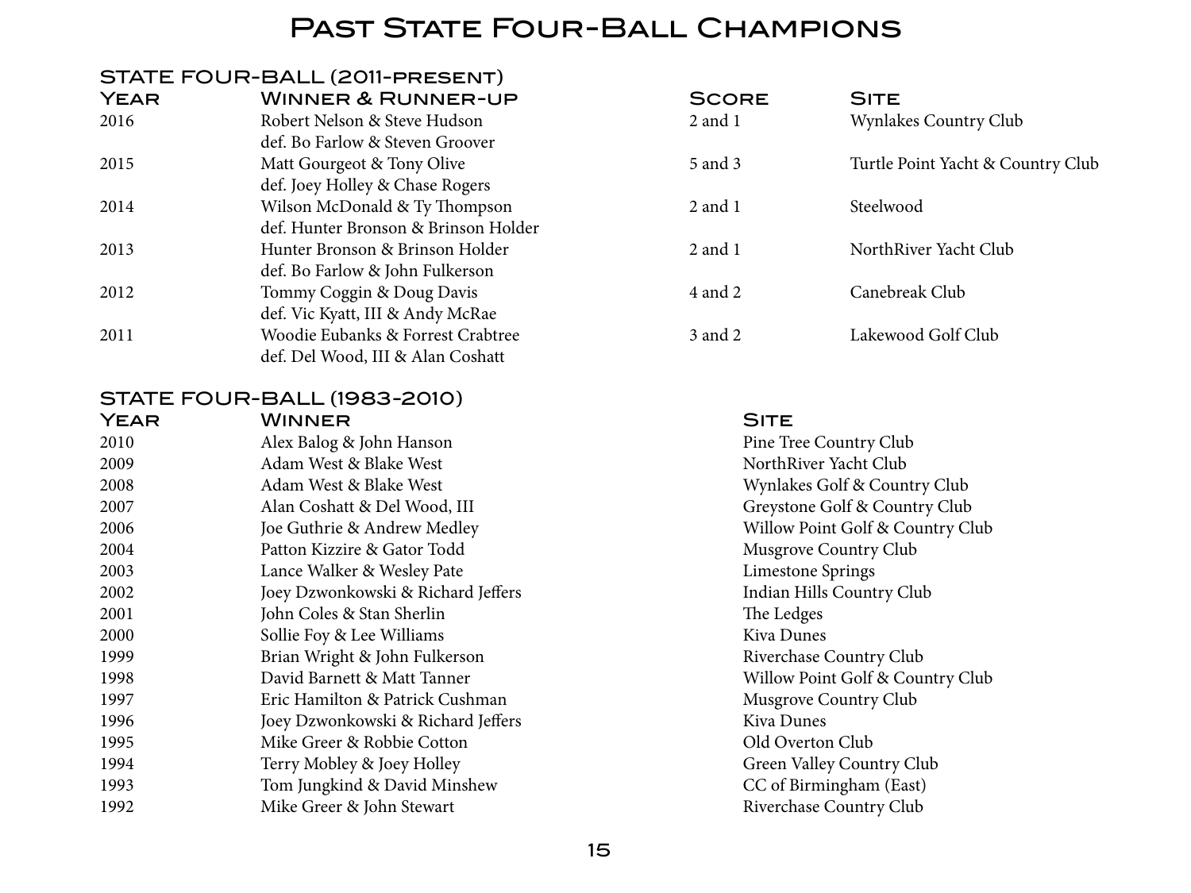# Past State Four-Ball Champions

## State Four-Ball (2011-present)

| Year | Winner & Runner-up | Score | Site |
|---|---|---|---|
| 2016 | Robert Nelson & Steve Hudson def. Bo Farlow & Steven Groover | 2 and 1 | Wynlakes Country Club |
| 2015 | Matt Gourgeot & Tony Olive def. Joey Holley & Chase Rogers | 5 and 3 | Turtle Point Yacht & Country Club |
| 2014 | Wilson McDonald & Ty Thompson def. Hunter Bronson & Brinson Holder | 2 and 1 | Steelwood |
| 2013 | Hunter Bronson & Brinson Holder def. Bo Farlow & John Fulkerson | 2 and 1 | NorthRiver Yacht Club |
| 2012 | Tommy Coggin & Doug Davis def. Vic Kyatt, III & Andy McRae | 4 and 2 | Canebreak Club |
| 2011 | Woodie Eubanks & Forrest Crabtree def. Del Wood, III & Alan Coshatt | 3 and 2 | Lakewood Golf Club |

## State Four-Ball (1983-2010)

| Year | Winner | Site |
|---|---|---|
| 2010 | Alex Balog & John Hanson | Pine Tree Country Club |
| 2009 | Adam West & Blake West | NorthRiver Yacht Club |
| 2008 | Adam West & Blake West | Wynlakes Golf & Country Club |
| 2007 | Alan Coshatt & Del Wood, III | Greystone Golf & Country Club |
| 2006 | Joe Guthrie & Andrew Medley | Willow Point Golf & Country Club |
| 2004 | Patton Kizzire & Gator Todd | Musgrove Country Club |
| 2003 | Lance Walker & Wesley Pate | Limestone Springs |
| 2002 | Joey Dzwonkowski & Richard Jeffers | Indian Hills Country Club |
| 2001 | John Coles & Stan Sherlin | The Ledges |
| 2000 | Sollie Foy & Lee Williams | Kiva Dunes |
| 1999 | Brian Wright & John Fulkerson | Riverchase Country Club |
| 1998 | David Barnett & Matt Tanner | Willow Point Golf & Country Club |
| 1997 | Eric Hamilton & Patrick Cushman | Musgrove Country Club |
| 1996 | Joey Dzwonkowski & Richard Jeffers | Kiva Dunes |
| 1995 | Mike Greer & Robbie Cotton | Old Overton Club |
| 1994 | Terry Mobley & Joey Holley | Green Valley Country Club |
| 1993 | Tom Jungkind & David Minshew | CC of Birmingham (East) |
| 1992 | Mike Greer & John Stewart | Riverchase Country Club |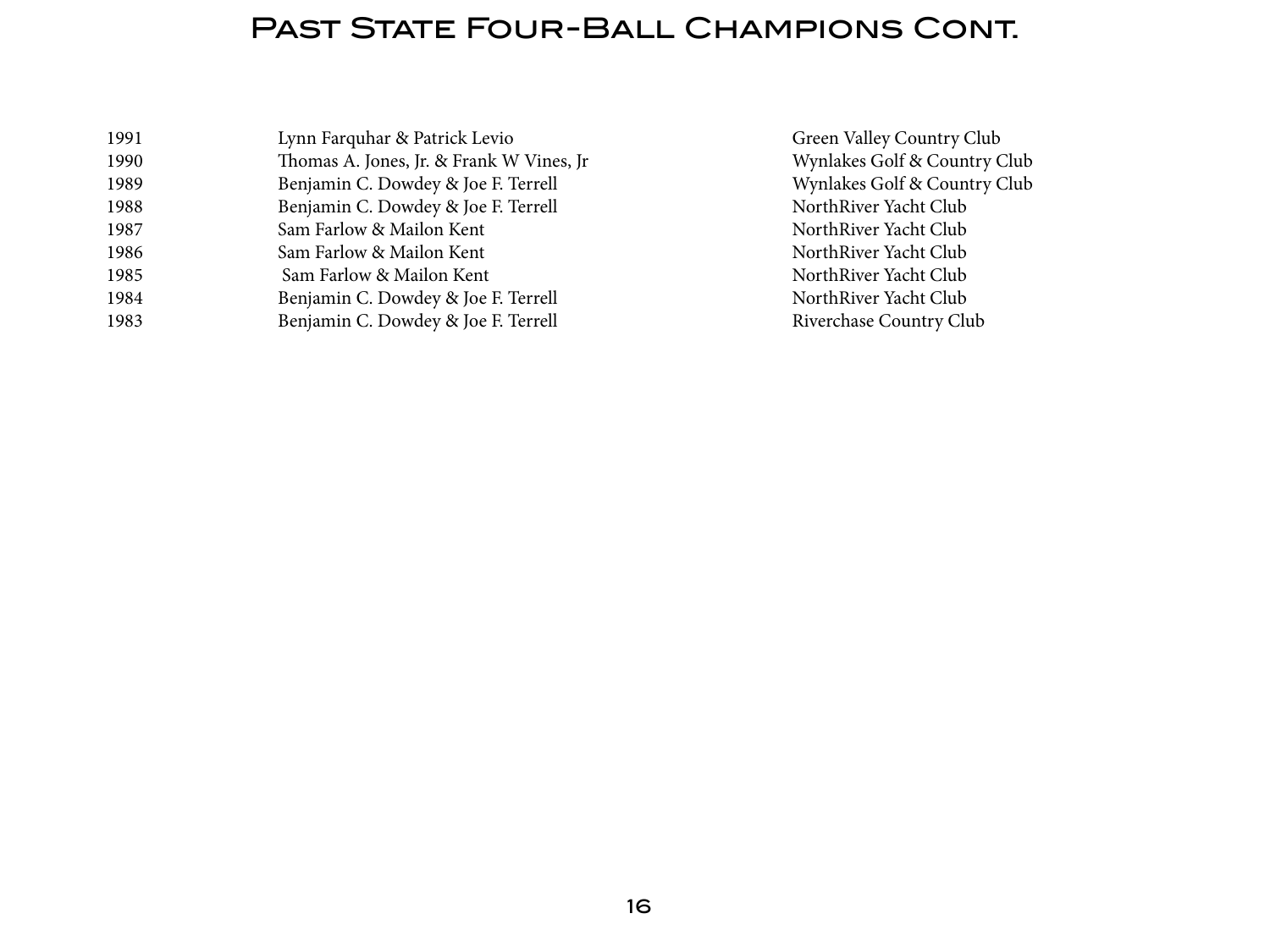# Past State Four-Ball Champions Cont.

| | | |
|---|---|---|
| 1991 | Lynn Farquhar & Patrick Levio | Green Valley Country Club |
| 1990 | Thomas A. Jones, Jr. & Frank W Vines, Jr | Wynlakes Golf & Country Club |
| 1989 | Benjamin C. Dowdey & Joe F. Terrell | Wynlakes Golf & Country Club |
| 1988 | Benjamin C. Dowdey & Joe F. Terrell | NorthRiver Yacht Club |
| 1987 | Sam Farlow & Mailon Kent | NorthRiver Yacht Club |
| 1986 | Sam Farlow & Mailon Kent | NorthRiver Yacht Club |
| 1985 | Sam Farlow & Mailon Kent | NorthRiver Yacht Club |
| 1984 | Benjamin C. Dowdey & Joe F. Terrell | NorthRiver Yacht Club |
| 1983 | Benjamin C. Dowdey & Joe F. Terrell | Riverchase Country Club |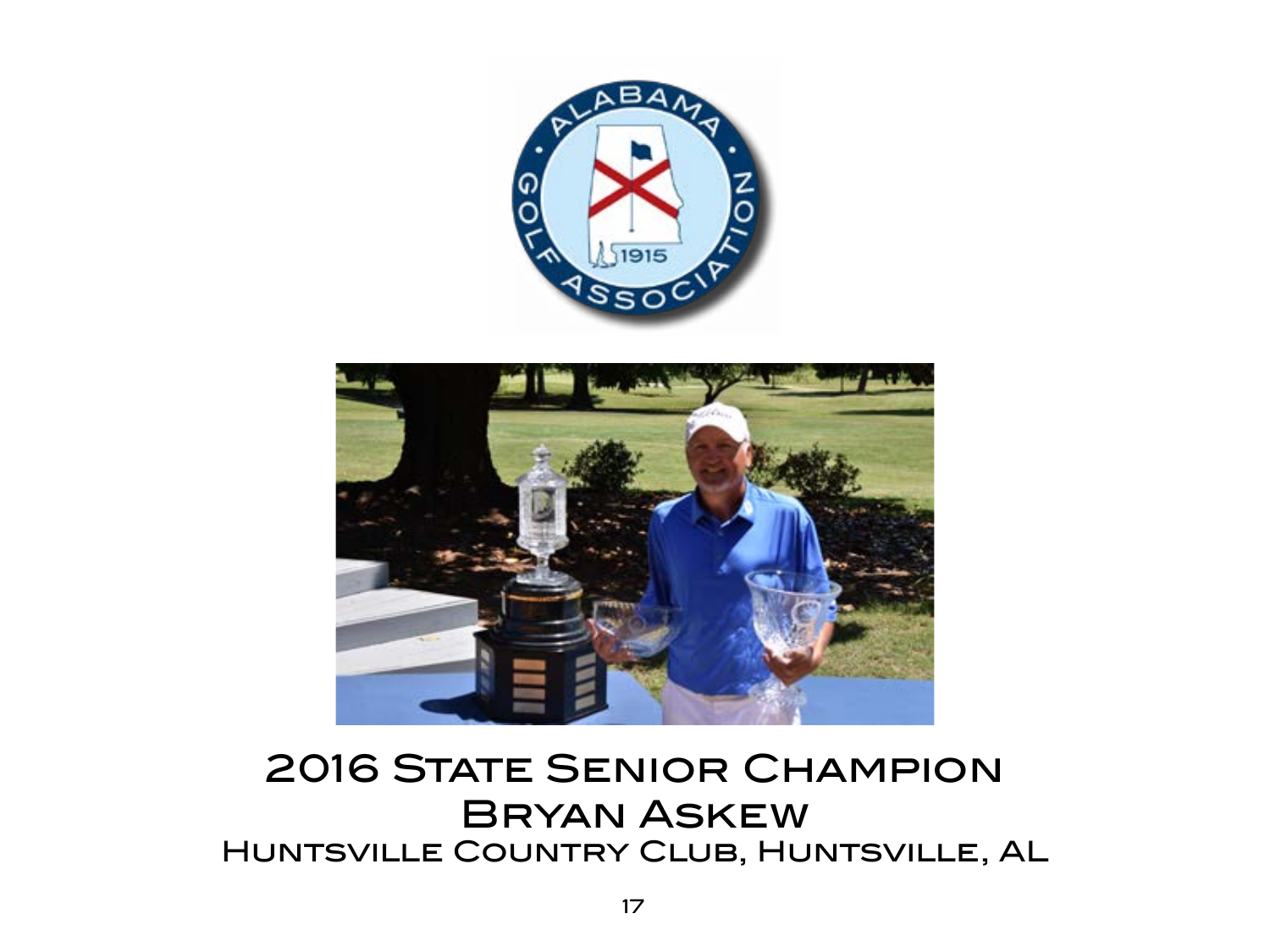# 2016 State Senior Champion

## Bryan Askew

### Huntsville Country Club, Huntsville, AL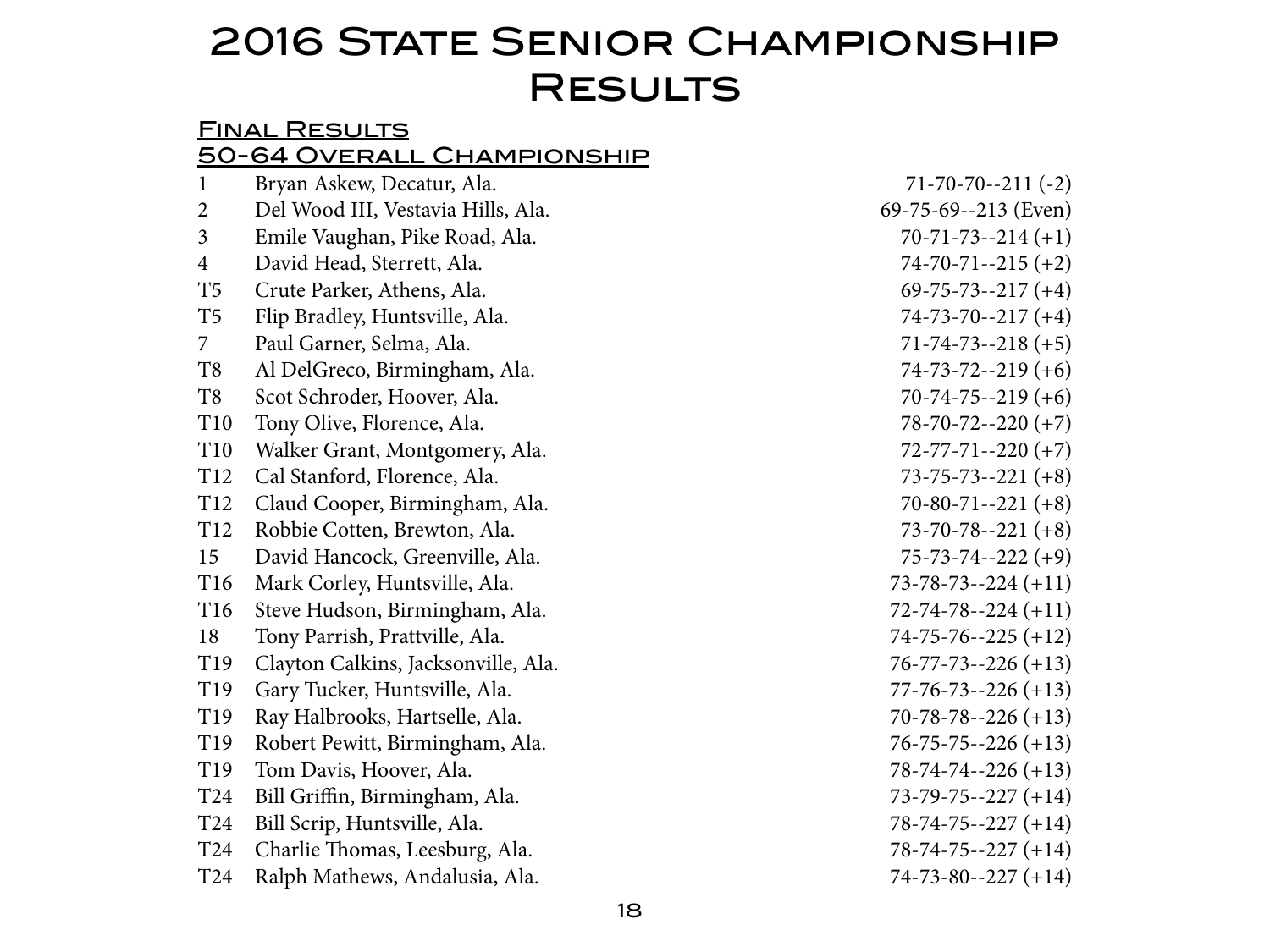# 2016 State Senior Championship Results

## Final Results

### 50-64 Overall Championship

| Pos. | Player | Scores |
|---|---|---|
| 1 | Bryan Askew, Decatur, Ala. | 71-70-70--211 (-2) |
| 2 | Del Wood III, Vestavia Hills, Ala. | 69-75-69--213 (Even) |
| 3 | Emile Vaughan, Pike Road, Ala. | 70-71-73--214 (+1) |
| 4 | David Head, Sterrett, Ala. | 74-70-71--215 (+2) |
| T5 | Crute Parker, Athens, Ala. | 69-75-73--217 (+4) |
| T5 | Flip Bradley, Huntsville, Ala. | 74-73-70--217 (+4) |
| 7 | Paul Garner, Selma, Ala. | 71-74-73--218 (+5) |
| T8 | Al DelGreco, Birmingham, Ala. | 74-73-72--219 (+6) |
| T8 | Scot Schroder, Hoover, Ala. | 70-74-75--219 (+6) |
| T10 | Tony Olive, Florence, Ala. | 78-70-72--220 (+7) |
| T10 | Walker Grant, Montgomery, Ala. | 72-77-71--220 (+7) |
| T12 | Cal Stanford, Florence, Ala. | 73-75-73--221 (+8) |
| T12 | Claud Cooper, Birmingham, Ala. | 70-80-71--221 (+8) |
| T12 | Robbie Cotten, Brewton, Ala. | 73-70-78--221 (+8) |
| 15 | David Hancock, Greenville, Ala. | 75-73-74--222 (+9) |
| T16 | Mark Corley, Huntsville, Ala. | 73-78-73--224 (+11) |
| T16 | Steve Hudson, Birmingham, Ala. | 72-74-78--224 (+11) |
| 18 | Tony Parrish, Prattville, Ala. | 74-75-76--225 (+12) |
| T19 | Clayton Calkins, Jacksonville, Ala. | 76-77-73--226 (+13) |
| T19 | Gary Tucker, Huntsville, Ala. | 77-76-73--226 (+13) |
| T19 | Ray Halbrooks, Hartselle, Ala. | 70-78-78--226 (+13) |
| T19 | Robert Pewitt, Birmingham, Ala. | 76-75-75--226 (+13) |
| T19 | Tom Davis, Hoover, Ala. | 78-74-74--226 (+13) |
| T24 | Bill Griffin, Birmingham, Ala. | 73-79-75--227 (+14) |
| T24 | Bill Scrip, Huntsville, Ala. | 78-74-75--227 (+14) |
| T24 | Charlie Thomas, Leesburg, Ala. | 78-74-75--227 (+14) |
| T24 | Ralph Mathews, Andalusia, Ala. | 74-73-80--227 (+14) |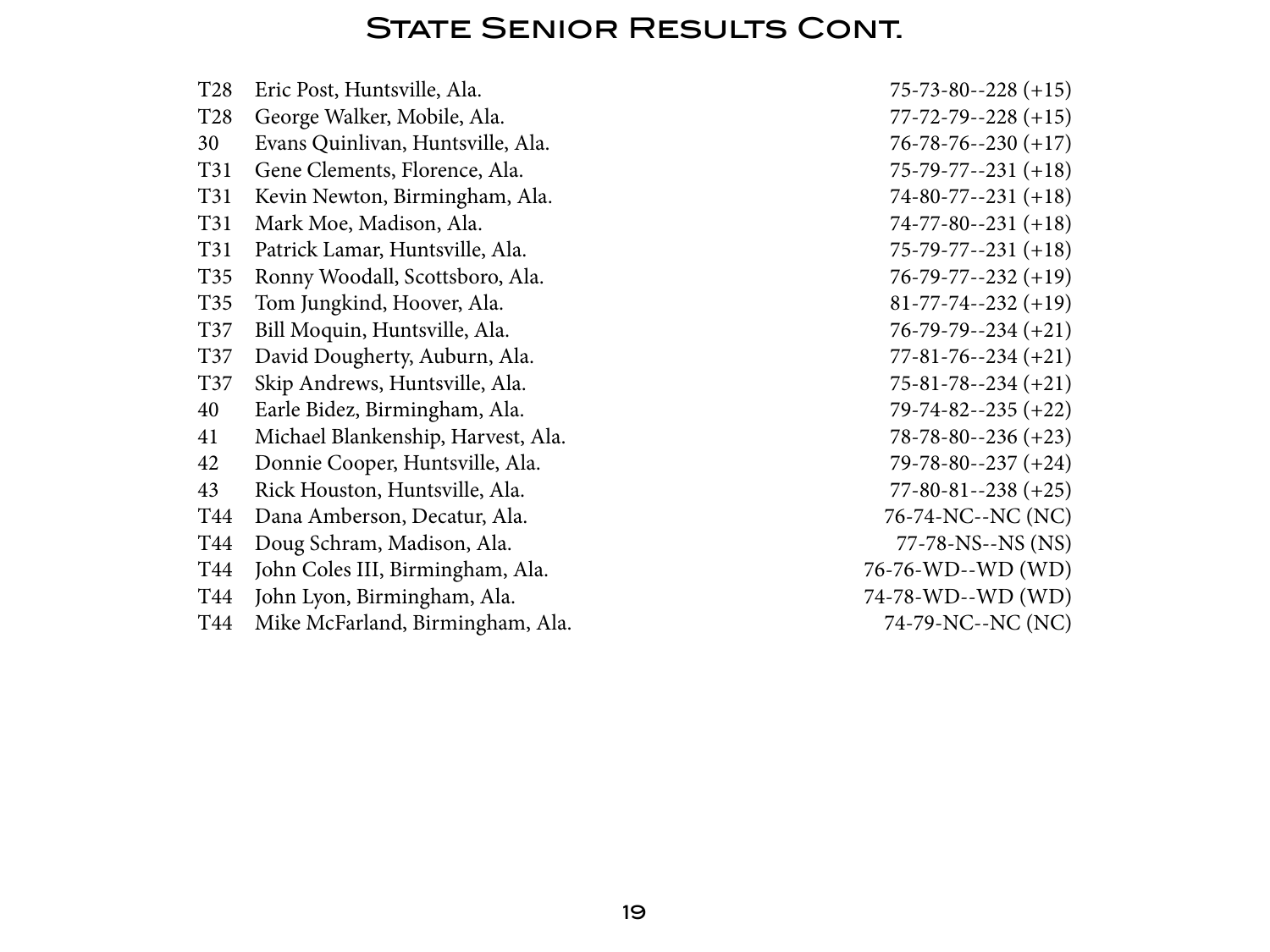# State Senior Results Cont.

| | | |
|---|---|---|
| T28 | Eric Post, Huntsville, Ala. | 75-73-80--228 (+15) |
| T28 | George Walker, Mobile, Ala. | 77-72-79--228 (+15) |
| 30 | Evans Quinlivan, Huntsville, Ala. | 76-78-76--230 (+17) |
| T31 | Gene Clements, Florence, Ala. | 75-79-77--231 (+18) |
| T31 | Kevin Newton, Birmingham, Ala. | 74-80-77--231 (+18) |
| T31 | Mark Moe, Madison, Ala. | 74-77-80--231 (+18) |
| T31 | Patrick Lamar, Huntsville, Ala. | 75-79-77--231 (+18) |
| T35 | Ronny Woodall, Scottsboro, Ala. | 76-79-77--232 (+19) |
| T35 | Tom Jungkind, Hoover, Ala. | 81-77-74--232 (+19) |
| T37 | Bill Moquin, Huntsville, Ala. | 76-79-79--234 (+21) |
| T37 | David Dougherty, Auburn, Ala. | 77-81-76--234 (+21) |
| T37 | Skip Andrews, Huntsville, Ala. | 75-81-78--234 (+21) |
| 40 | Earle Bidez, Birmingham, Ala. | 79-74-82--235 (+22) |
| 41 | Michael Blankenship, Harvest, Ala. | 78-78-80--236 (+23) |
| 42 | Donnie Cooper, Huntsville, Ala. | 79-78-80--237 (+24) |
| 43 | Rick Houston, Huntsville, Ala. | 77-80-81--238 (+25) |
| T44 | Dana Amberson, Decatur, Ala. | 76-74-NC--NC (NC) |
| T44 | Doug Schram, Madison, Ala. | 77-78-NS--NS (NS) |
| T44 | John Coles III, Birmingham, Ala. | 76-76-WD--WD (WD) |
| T44 | John Lyon, Birmingham, Ala. | 74-78-WD--WD (WD) |
| T44 | Mike McFarland, Birmingham, Ala. | 74-79-NC--NC (NC) |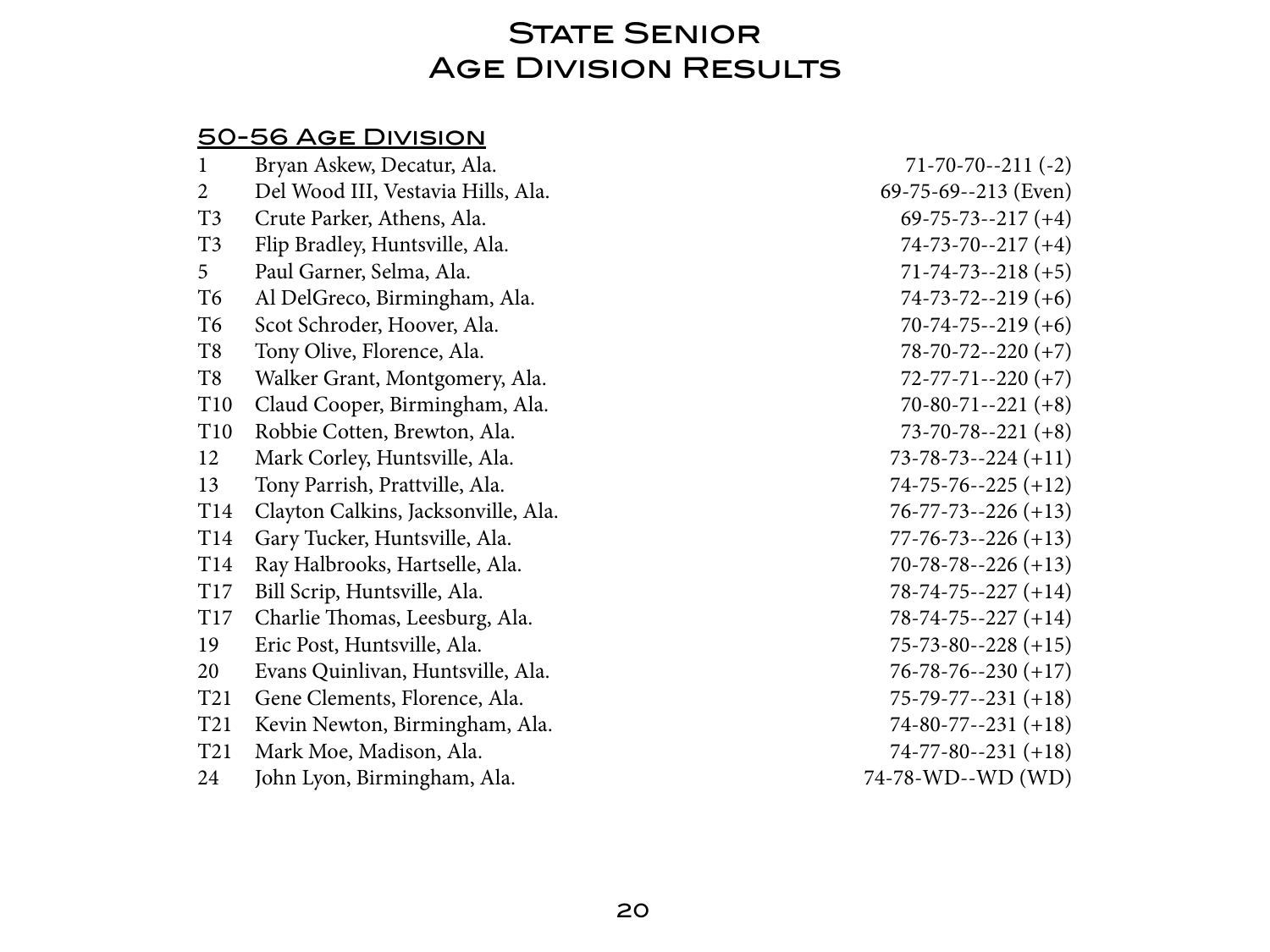# State Senior Age Division Results

## 50-56 Age Division

| | | |
|---|---|---|
| 1 | Bryan Askew, Decatur, Ala. | 71-70-70--211 (-2) |
| 2 | Del Wood III, Vestavia Hills, Ala. | 69-75-69--213 (Even) |
| T3 | Crute Parker, Athens, Ala. | 69-75-73--217 (+4) |
| T3 | Flip Bradley, Huntsville, Ala. | 74-73-70--217 (+4) |
| 5 | Paul Garner, Selma, Ala. | 71-74-73--218 (+5) |
| T6 | Al DelGreco, Birmingham, Ala. | 74-73-72--219 (+6) |
| T6 | Scot Schroder, Hoover, Ala. | 70-74-75--219 (+6) |
| T8 | Tony Olive, Florence, Ala. | 78-70-72--220 (+7) |
| T8 | Walker Grant, Montgomery, Ala. | 72-77-71--220 (+7) |
| T10 | Claud Cooper, Birmingham, Ala. | 70-80-71--221 (+8) |
| T10 | Robbie Cotten, Brewton, Ala. | 73-70-78--221 (+8) |
| 12 | Mark Corley, Huntsville, Ala. | 73-78-73--224 (+11) |
| 13 | Tony Parrish, Prattville, Ala. | 74-75-76--225 (+12) |
| T14 | Clayton Calkins, Jacksonville, Ala. | 76-77-73--226 (+13) |
| T14 | Gary Tucker, Huntsville, Ala. | 77-76-73--226 (+13) |
| T14 | Ray Halbrooks, Hartselle, Ala. | 70-78-78--226 (+13) |
| T17 | Bill Scrip, Huntsville, Ala. | 78-74-75--227 (+14) |
| T17 | Charlie Thomas, Leesburg, Ala. | 78-74-75--227 (+14) |
| 19 | Eric Post, Huntsville, Ala. | 75-73-80--228 (+15) |
| 20 | Evans Quinlivan, Huntsville, Ala. | 76-78-76--230 (+17) |
| T21 | Gene Clements, Florence, Ala. | 75-79-77--231 (+18) |
| T21 | Kevin Newton, Birmingham, Ala. | 74-80-77--231 (+18) |
| T21 | Mark Moe, Madison, Ala. | 74-77-80--231 (+18) |
| 24 | John Lyon, Birmingham, Ala. | 74-78-WD--WD (WD) |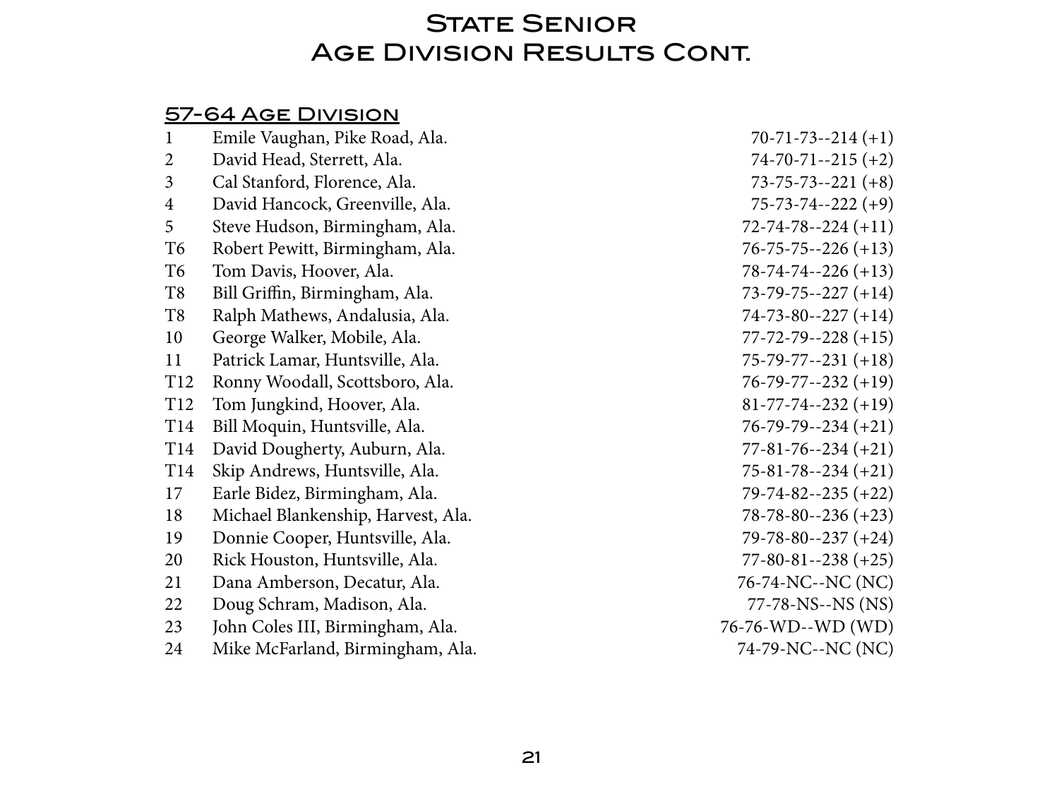# State Senior Age Division Results Cont.

## 57-64 Age Division

| Pos | Name | Score |
|---|---|---|
| 1 | Emile Vaughan, Pike Road, Ala. | 70-71-73--214 (+1) |
| 2 | David Head, Sterrett, Ala. | 74-70-71--215 (+2) |
| 3 | Cal Stanford, Florence, Ala. | 73-75-73--221 (+8) |
| 4 | David Hancock, Greenville, Ala. | 75-73-74--222 (+9) |
| 5 | Steve Hudson, Birmingham, Ala. | 72-74-78--224 (+11) |
| T6 | Robert Pewitt, Birmingham, Ala. | 76-75-75--226 (+13) |
| T6 | Tom Davis, Hoover, Ala. | 78-74-74--226 (+13) |
| T8 | Bill Griffin, Birmingham, Ala. | 73-79-75--227 (+14) |
| T8 | Ralph Mathews, Andalusia, Ala. | 74-73-80--227 (+14) |
| 10 | George Walker, Mobile, Ala. | 77-72-79--228 (+15) |
| 11 | Patrick Lamar, Huntsville, Ala. | 75-79-77--231 (+18) |
| T12 | Ronny Woodall, Scottsboro, Ala. | 76-79-77--232 (+19) |
| T12 | Tom Jungkind, Hoover, Ala. | 81-77-74--232 (+19) |
| T14 | Bill Moquin, Huntsville, Ala. | 76-79-79--234 (+21) |
| T14 | David Dougherty, Auburn, Ala. | 77-81-76--234 (+21) |
| T14 | Skip Andrews, Huntsville, Ala. | 75-81-78--234 (+21) |
| 17 | Earle Bidez, Birmingham, Ala. | 79-74-82--235 (+22) |
| 18 | Michael Blankenship, Harvest, Ala. | 78-78-80--236 (+23) |
| 19 | Donnie Cooper, Huntsville, Ala. | 79-78-80--237 (+24) |
| 20 | Rick Houston, Huntsville, Ala. | 77-80-81--238 (+25) |
| 21 | Dana Amberson, Decatur, Ala. | 76-74-NC--NC (NC) |
| 22 | Doug Schram, Madison, Ala. | 77-78-NS--NS (NS) |
| 23 | John Coles III, Birmingham, Ala. | 76-76-WD--WD (WD) |
| 24 | Mike McFarland, Birmingham, Ala. | 74-79-NC--NC (NC) |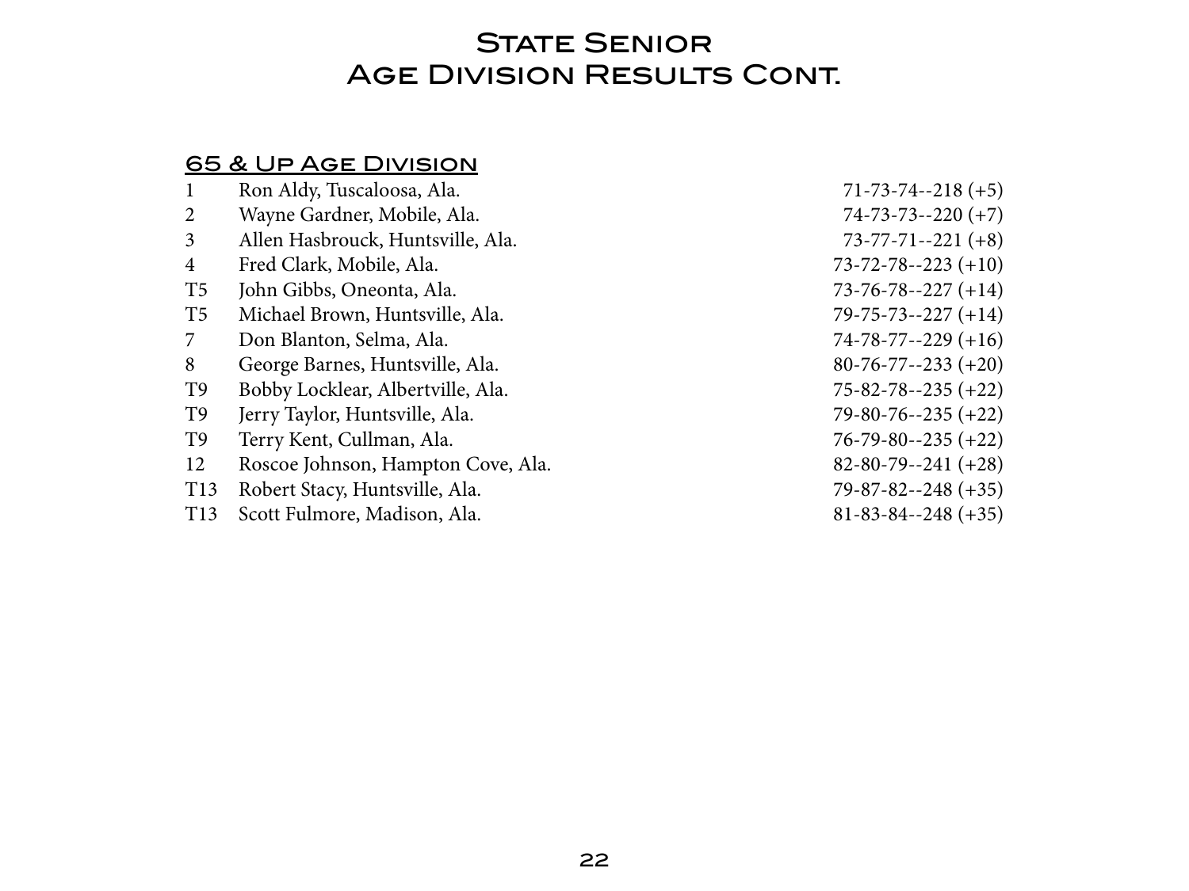# State Senior Age Division Results Cont.

## 65 & Up Age Division

| | | |
|---|---|---|
| 1 | Ron Aldy, Tuscaloosa, Ala. | 71-73-74--218 (+5) |
| 2 | Wayne Gardner, Mobile, Ala. | 74-73-73--220 (+7) |
| 3 | Allen Hasbrouck, Huntsville, Ala. | 73-77-71--221 (+8) |
| 4 | Fred Clark, Mobile, Ala. | 73-72-78--223 (+10) |
| T5 | John Gibbs, Oneonta, Ala. | 73-76-78--227 (+14) |
| T5 | Michael Brown, Huntsville, Ala. | 79-75-73--227 (+14) |
| 7 | Don Blanton, Selma, Ala. | 74-78-77--229 (+16) |
| 8 | George Barnes, Huntsville, Ala. | 80-76-77--233 (+20) |
| T9 | Bobby Locklear, Albertville, Ala. | 75-82-78--235 (+22) |
| T9 | Jerry Taylor, Huntsville, Ala. | 79-80-76--235 (+22) |
| T9 | Terry Kent, Cullman, Ala. | 76-79-80--235 (+22) |
| 12 | Roscoe Johnson, Hampton Cove, Ala. | 82-80-79--241 (+28) |
| T13 | Robert Stacy, Huntsville, Ala. | 79-87-82--248 (+35) |
| T13 | Scott Fulmore, Madison, Ala. | 81-83-84--248 (+35) |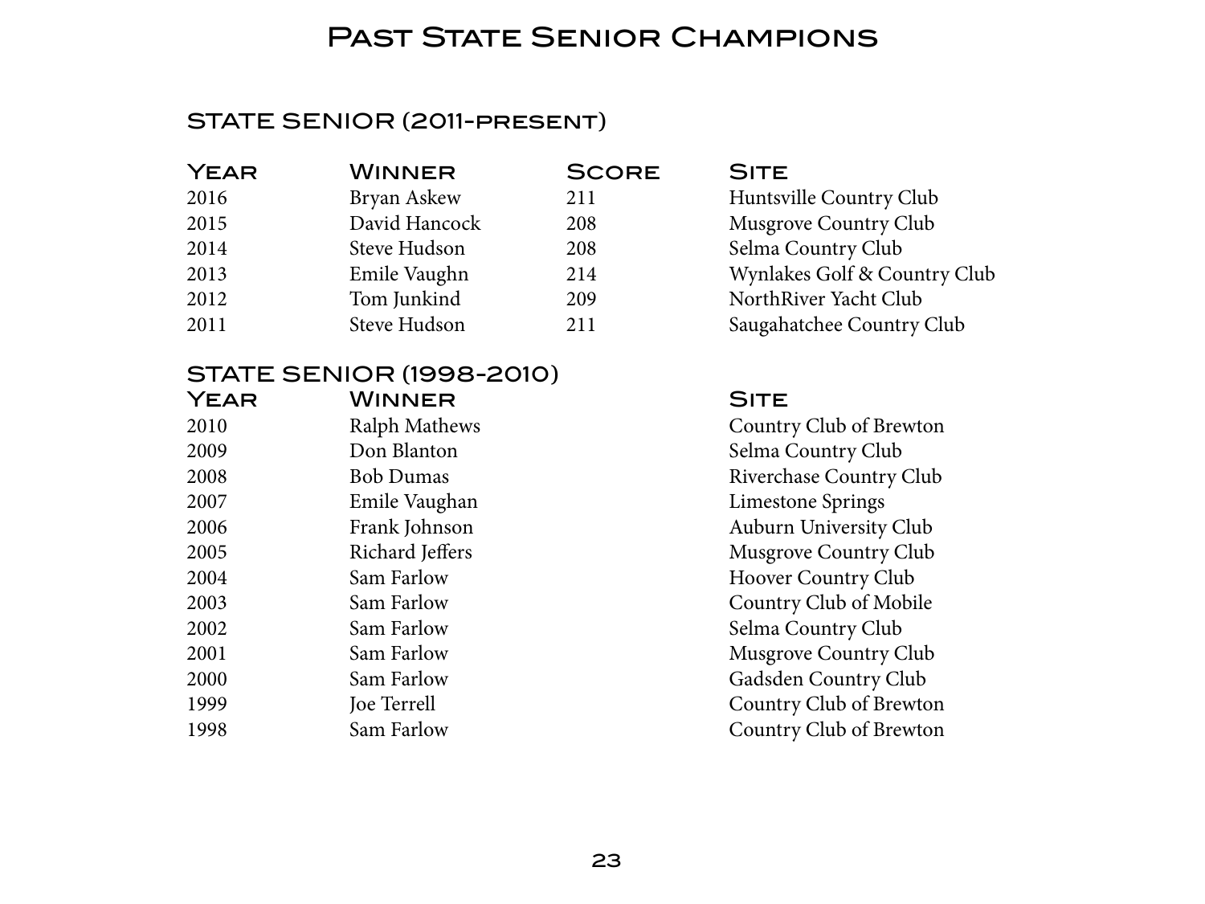# Past State Senior Champions

## STATE SENIOR (2011-present)

| Year | Winner | Score | Site |
|---|---|---|---|
| 2016 | Bryan Askew | 211 | Huntsville Country Club |
| 2015 | David Hancock | 208 | Musgrove Country Club |
| 2014 | Steve Hudson | 208 | Selma Country Club |
| 2013 | Emile Vaughn | 214 | Wynlakes Golf & Country Club |
| 2012 | Tom Junkind | 209 | NorthRiver Yacht Club |
| 2011 | Steve Hudson | 211 | Saugahatchee Country Club |

## STATE SENIOR (1998-2010)

| Year | Winner | Site |
|---|---|---|
| 2010 | Ralph Mathews | Country Club of Brewton |
| 2009 | Don Blanton | Selma Country Club |
| 2008 | Bob Dumas | Riverchase Country Club |
| 2007 | Emile Vaughan | Limestone Springs |
| 2006 | Frank Johnson | Auburn University Club |
| 2005 | Richard Jeffers | Musgrove Country Club |
| 2004 | Sam Farlow | Hoover Country Club |
| 2003 | Sam Farlow | Country Club of Mobile |
| 2002 | Sam Farlow | Selma Country Club |
| 2001 | Sam Farlow | Musgrove Country Club |
| 2000 | Sam Farlow | Gadsden Country Club |
| 1999 | Joe Terrell | Country Club of Brewton |
| 1998 | Sam Farlow | Country Club of Brewton |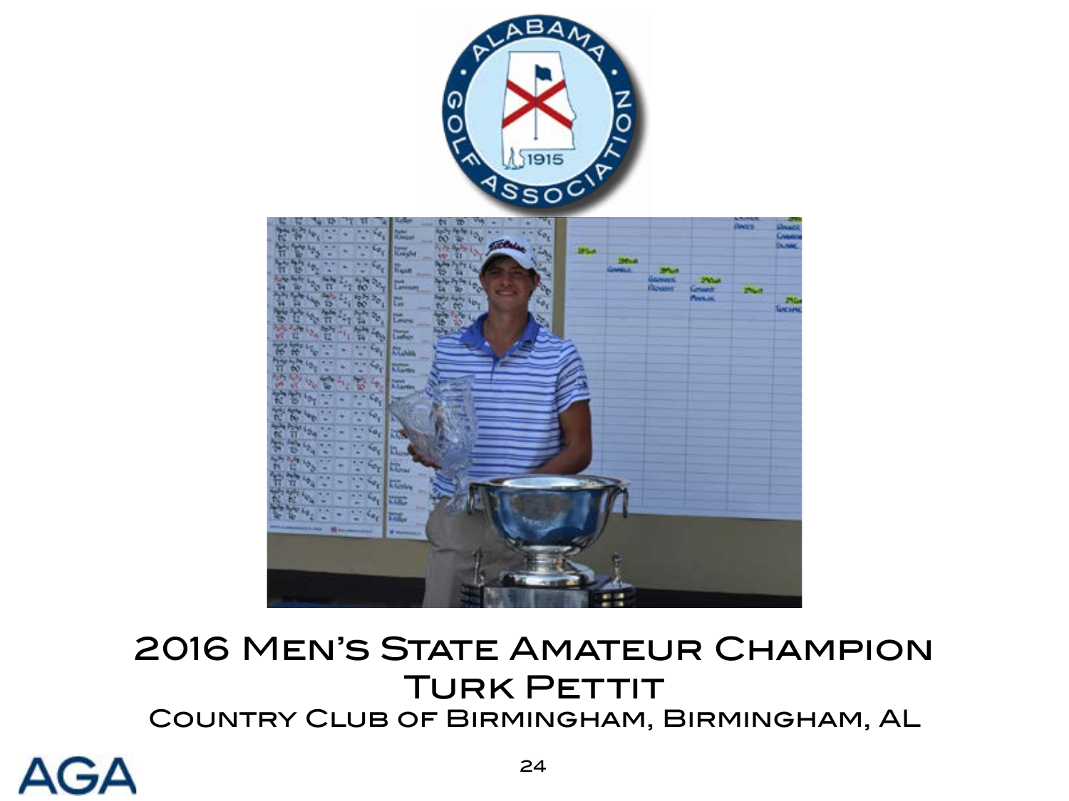2016 Men's State Amateur Champion

Turk Pettit

Country Club of Birmingham, Birmingham, AL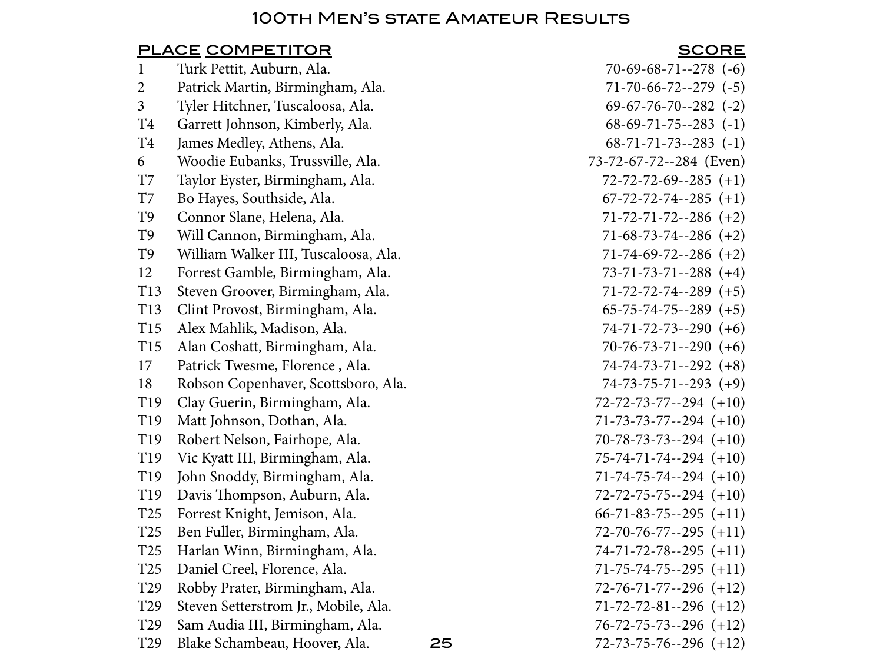# 100th Men's state Amateur Results

| PLACE | COMPETITOR | SCORE |
|---|---|---|
| 1 | Turk Pettit, Auburn, Ala. | 70-69-68-71--278 (-6) |
| 2 | Patrick Martin, Birmingham, Ala. | 71-70-66-72--279 (-5) |
| 3 | Tyler Hitchner, Tuscaloosa, Ala. | 69-67-76-70--282 (-2) |
| T4 | Garrett Johnson, Kimberly, Ala. | 68-69-71-75--283 (-1) |
| T4 | James Medley, Athens, Ala. | 68-71-71-73--283 (-1) |
| 6 | Woodie Eubanks, Trussville, Ala. | 73-72-67-72--284 (Even) |
| T7 | Taylor Eyster, Birmingham, Ala. | 72-72-72-69--285 (+1) |
| T7 | Bo Hayes, Southside, Ala. | 67-72-72-74--285 (+1) |
| T9 | Connor Slane, Helena, Ala. | 71-72-71-72--286 (+2) |
| T9 | Will Cannon, Birmingham, Ala. | 71-68-73-74--286 (+2) |
| T9 | William Walker III, Tuscaloosa, Ala. | 71-74-69-72--286 (+2) |
| 12 | Forrest Gamble, Birmingham, Ala. | 73-71-73-71--288 (+4) |
| T13 | Steven Groover, Birmingham, Ala. | 71-72-72-74--289 (+5) |
| T13 | Clint Provost, Birmingham, Ala. | 65-75-74-75--289 (+5) |
| T15 | Alex Mahlik, Madison, Ala. | 74-71-72-73--290 (+6) |
| T15 | Alan Coshatt, Birmingham, Ala. | 70-76-73-71--290 (+6) |
| 17 | Patrick Twesme, Florence , Ala. | 74-74-73-71--292 (+8) |
| 18 | Robson Copenhaver, Scottsboro, Ala. | 74-73-75-71--293 (+9) |
| T19 | Clay Guerin, Birmingham, Ala. | 72-72-73-77--294 (+10) |
| T19 | Matt Johnson, Dothan, Ala. | 71-73-73-77--294 (+10) |
| T19 | Robert Nelson, Fairhope, Ala. | 70-78-73-73--294 (+10) |
| T19 | Vic Kyatt III, Birmingham, Ala. | 75-74-71-74--294 (+10) |
| T19 | John Snoddy, Birmingham, Ala. | 71-74-75-74--294 (+10) |
| T19 | Davis Thompson, Auburn, Ala. | 72-72-75-75--294 (+10) |
| T25 | Forrest Knight, Jemison, Ala. | 66-71-83-75--295 (+11) |
| T25 | Ben Fuller, Birmingham, Ala. | 72-70-76-77--295 (+11) |
| T25 | Harlan Winn, Birmingham, Ala. | 74-71-72-78--295 (+11) |
| T25 | Daniel Creel, Florence, Ala. | 71-75-74-75--295 (+11) |
| T29 | Robby Prater, Birmingham, Ala. | 72-76-71-77--296 (+12) |
| T29 | Steven Setterstrom Jr., Mobile, Ala. | 71-72-72-81--296 (+12) |
| T29 | Sam Audia III, Birmingham, Ala. | 76-72-75-73--296 (+12) |
| T29 | Blake Schambeau, Hoover, Ala. | 72-73-75-76--296 (+12) |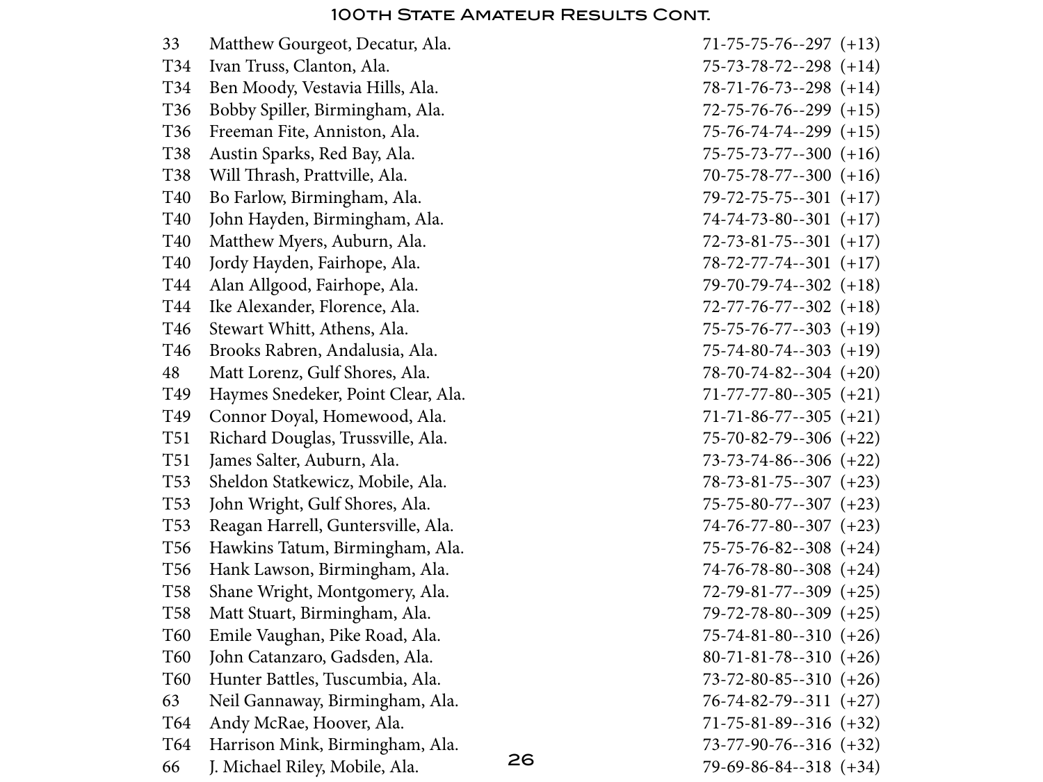# 100th State Amateur Results Cont.

| | | |
|---|---|---|
| 33 | Matthew Gourgeot, Decatur, Ala. | 71-75-75-76--297 (+13) |
| T34 | Ivan Truss, Clanton, Ala. | 75-73-78-72--298 (+14) |
| T34 | Ben Moody, Vestavia Hills, Ala. | 78-71-76-73--298 (+14) |
| T36 | Bobby Spiller, Birmingham, Ala. | 72-75-76-76--299 (+15) |
| T36 | Freeman Fite, Anniston, Ala. | 75-76-74-74--299 (+15) |
| T38 | Austin Sparks, Red Bay, Ala. | 75-75-73-77--300 (+16) |
| T38 | Will Thrash, Prattville, Ala. | 70-75-78-77--300 (+16) |
| T40 | Bo Farlow, Birmingham, Ala. | 79-72-75-75--301 (+17) |
| T40 | John Hayden, Birmingham, Ala. | 74-74-73-80--301 (+17) |
| T40 | Matthew Myers, Auburn, Ala. | 72-73-81-75--301 (+17) |
| T40 | Jordy Hayden, Fairhope, Ala. | 78-72-77-74--301 (+17) |
| T44 | Alan Allgood, Fairhope, Ala. | 79-70-79-74--302 (+18) |
| T44 | Ike Alexander, Florence, Ala. | 72-77-76-77--302 (+18) |
| T46 | Stewart Whitt, Athens, Ala. | 75-75-76-77--303 (+19) |
| T46 | Brooks Rabren, Andalusia, Ala. | 75-74-80-74--303 (+19) |
| 48 | Matt Lorenz, Gulf Shores, Ala. | 78-70-74-82--304 (+20) |
| T49 | Haymes Snedeker, Point Clear, Ala. | 71-77-77-80--305 (+21) |
| T49 | Connor Doyal, Homewood, Ala. | 71-71-86-77--305 (+21) |
| T51 | Richard Douglas, Trussville, Ala. | 75-70-82-79--306 (+22) |
| T51 | James Salter, Auburn, Ala. | 73-73-74-86--306 (+22) |
| T53 | Sheldon Statkewicz, Mobile, Ala. | 78-73-81-75--307 (+23) |
| T53 | John Wright, Gulf Shores, Ala. | 75-75-80-77--307 (+23) |
| T53 | Reagan Harrell, Guntersville, Ala. | 74-76-77-80--307 (+23) |
| T56 | Hawkins Tatum, Birmingham, Ala. | 75-75-76-82--308 (+24) |
| T56 | Hank Lawson, Birmingham, Ala. | 74-76-78-80--308 (+24) |
| T58 | Shane Wright, Montgomery, Ala. | 72-79-81-77--309 (+25) |
| T58 | Matt Stuart, Birmingham, Ala. | 79-72-78-80--309 (+25) |
| T60 | Emile Vaughan, Pike Road, Ala. | 75-74-81-80--310 (+26) |
| T60 | John Catanzaro, Gadsden, Ala. | 80-71-81-78--310 (+26) |
| T60 | Hunter Battles, Tuscumbia, Ala. | 73-72-80-85--310 (+26) |
| 63 | Neil Gannaway, Birmingham, Ala. | 76-74-82-79--311 (+27) |
| T64 | Andy McRae, Hoover, Ala. | 71-75-81-89--316 (+32) |
| T64 | Harrison Mink, Birmingham, Ala. | 73-77-90-76--316 (+32) |
| 66 | J. Michael Riley, Mobile, Ala. | 79-69-86-84--318 (+34) |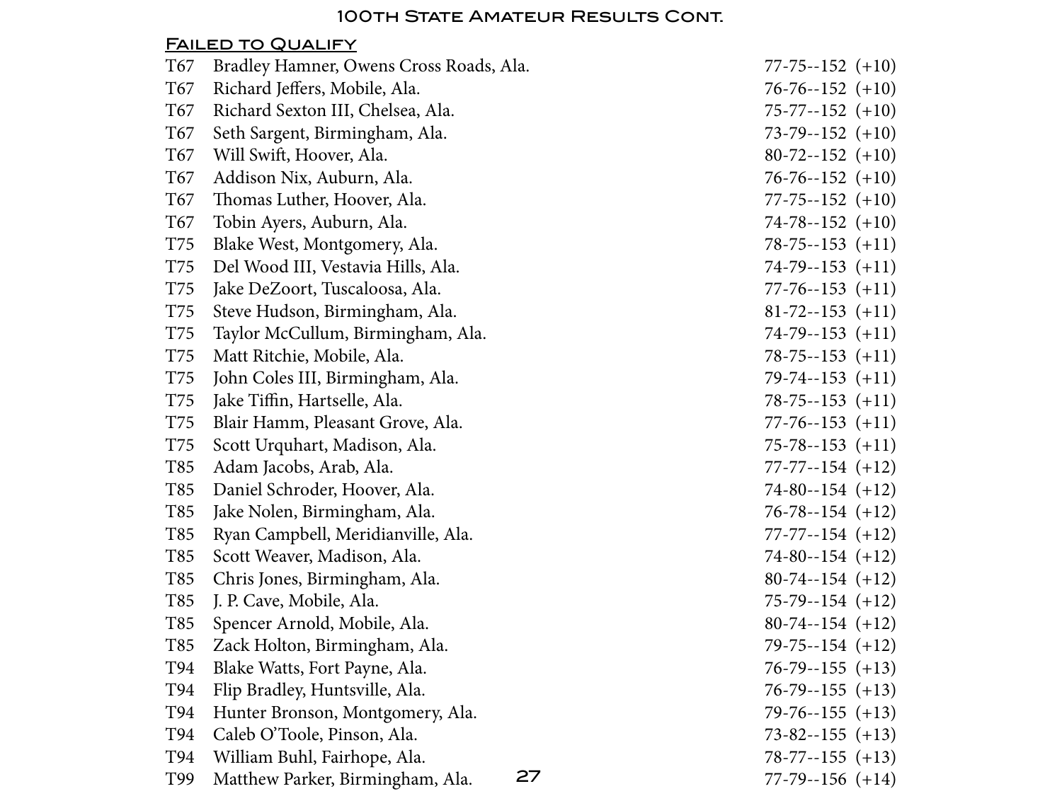## 100th State Amateur Results Cont.

### Failed to Qualify

| | | |
|---|---|---|
| T67 | Bradley Hamner, Owens Cross Roads, Ala. | 77-75--152 (+10) |
| T67 | Richard Jeffers, Mobile, Ala. | 76-76--152 (+10) |
| T67 | Richard Sexton III, Chelsea, Ala. | 75-77--152 (+10) |
| T67 | Seth Sargent, Birmingham, Ala. | 73-79--152 (+10) |
| T67 | Will Swift, Hoover, Ala. | 80-72--152 (+10) |
| T67 | Addison Nix, Auburn, Ala. | 76-76--152 (+10) |
| T67 | Thomas Luther, Hoover, Ala. | 77-75--152 (+10) |
| T67 | Tobin Ayers, Auburn, Ala. | 74-78--152 (+10) |
| T75 | Blake West, Montgomery, Ala. | 78-75--153 (+11) |
| T75 | Del Wood III, Vestavia Hills, Ala. | 74-79--153 (+11) |
| T75 | Jake DeZoort, Tuscaloosa, Ala. | 77-76--153 (+11) |
| T75 | Steve Hudson, Birmingham, Ala. | 81-72--153 (+11) |
| T75 | Taylor McCullum, Birmingham, Ala. | 74-79--153 (+11) |
| T75 | Matt Ritchie, Mobile, Ala. | 78-75--153 (+11) |
| T75 | John Coles III, Birmingham, Ala. | 79-74--153 (+11) |
| T75 | Jake Tiffin, Hartselle, Ala. | 78-75--153 (+11) |
| T75 | Blair Hamm, Pleasant Grove, Ala. | 77-76--153 (+11) |
| T75 | Scott Urquhart, Madison, Ala. | 75-78--153 (+11) |
| T85 | Adam Jacobs, Arab, Ala. | 77-77--154 (+12) |
| T85 | Daniel Schroder, Hoover, Ala. | 74-80--154 (+12) |
| T85 | Jake Nolen, Birmingham, Ala. | 76-78--154 (+12) |
| T85 | Ryan Campbell, Meridianville, Ala. | 77-77--154 (+12) |
| T85 | Scott Weaver, Madison, Ala. | 74-80--154 (+12) |
| T85 | Chris Jones, Birmingham, Ala. | 80-74--154 (+12) |
| T85 | J. P. Cave, Mobile, Ala. | 75-79--154 (+12) |
| T85 | Spencer Arnold, Mobile, Ala. | 80-74--154 (+12) |
| T85 | Zack Holton, Birmingham, Ala. | 79-75--154 (+12) |
| T94 | Blake Watts, Fort Payne, Ala. | 76-79--155 (+13) |
| T94 | Flip Bradley, Huntsville, Ala. | 76-79--155 (+13) |
| T94 | Hunter Bronson, Montgomery, Ala. | 79-76--155 (+13) |
| T94 | Caleb O'Toole, Pinson, Ala. | 73-82--155 (+13) |
| T94 | William Buhl, Fairhope, Ala. | 78-77--155 (+13) |
| T99 | Matthew Parker, Birmingham, Ala. | 77-79--156 (+14) |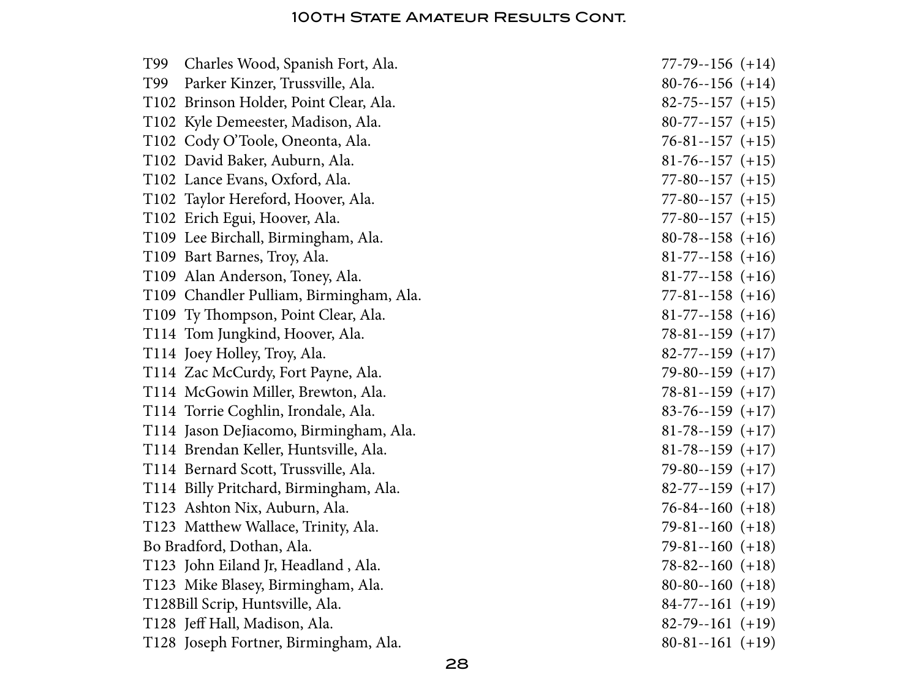## 100th State Amateur Results Cont.

| | | |
|---|---|---|
| T99 | Charles Wood, Spanish Fort, Ala. | 77-79--156 (+14) |
| T99 | Parker Kinzer, Trussville, Ala. | 80-76--156 (+14) |
| T102 | Brinson Holder, Point Clear, Ala. | 82-75--157 (+15) |
| T102 | Kyle Demeester, Madison, Ala. | 80-77--157 (+15) |
| T102 | Cody O'Toole, Oneonta, Ala. | 76-81--157 (+15) |
| T102 | David Baker, Auburn, Ala. | 81-76--157 (+15) |
| T102 | Lance Evans, Oxford, Ala. | 77-80--157 (+15) |
| T102 | Taylor Hereford, Hoover, Ala. | 77-80--157 (+15) |
| T102 | Erich Egui, Hoover, Ala. | 77-80--157 (+15) |
| T109 | Lee Birchall, Birmingham, Ala. | 80-78--158 (+16) |
| T109 | Bart Barnes, Troy, Ala. | 81-77--158 (+16) |
| T109 | Alan Anderson, Toney, Ala. | 81-77--158 (+16) |
| T109 | Chandler Pulliam, Birmingham, Ala. | 77-81--158 (+16) |
| T109 | Ty Thompson, Point Clear, Ala. | 81-77--158 (+16) |
| T114 | Tom Jungkind, Hoover, Ala. | 78-81--159 (+17) |
| T114 | Joey Holley, Troy, Ala. | 82-77--159 (+17) |
| T114 | Zac McCurdy, Fort Payne, Ala. | 79-80--159 (+17) |
| T114 | McGowin Miller, Brewton, Ala. | 78-81--159 (+17) |
| T114 | Torrie Coghlin, Irondale, Ala. | 83-76--159 (+17) |
| T114 | Jason DeJiacomo, Birmingham, Ala. | 81-78--159 (+17) |
| T114 | Brendan Keller, Huntsville, Ala. | 81-78--159 (+17) |
| T114 | Bernard Scott, Trussville, Ala. | 79-80--159 (+17) |
| T114 | Billy Pritchard, Birmingham, Ala. | 82-77--159 (+17) |
| T123 | Ashton Nix, Auburn, Ala. | 76-84--160 (+18) |
| T123 | Matthew Wallace, Trinity, Ala. | 79-81--160 (+18) |
| | Bo Bradford, Dothan, Ala. | 79-81--160 (+18) |
| T123 | John Eiland Jr, Headland , Ala. | 78-82--160 (+18) |
| T123 | Mike Blasey, Birmingham, Ala. | 80-80--160 (+18) |
| T128 | Bill Scrip, Huntsville, Ala. | 84-77--161 (+19) |
| T128 | Jeff Hall, Madison, Ala. | 82-79--161 (+19) |
| T128 | Joseph Fortner, Birmingham, Ala. | 80-81--161 (+19) |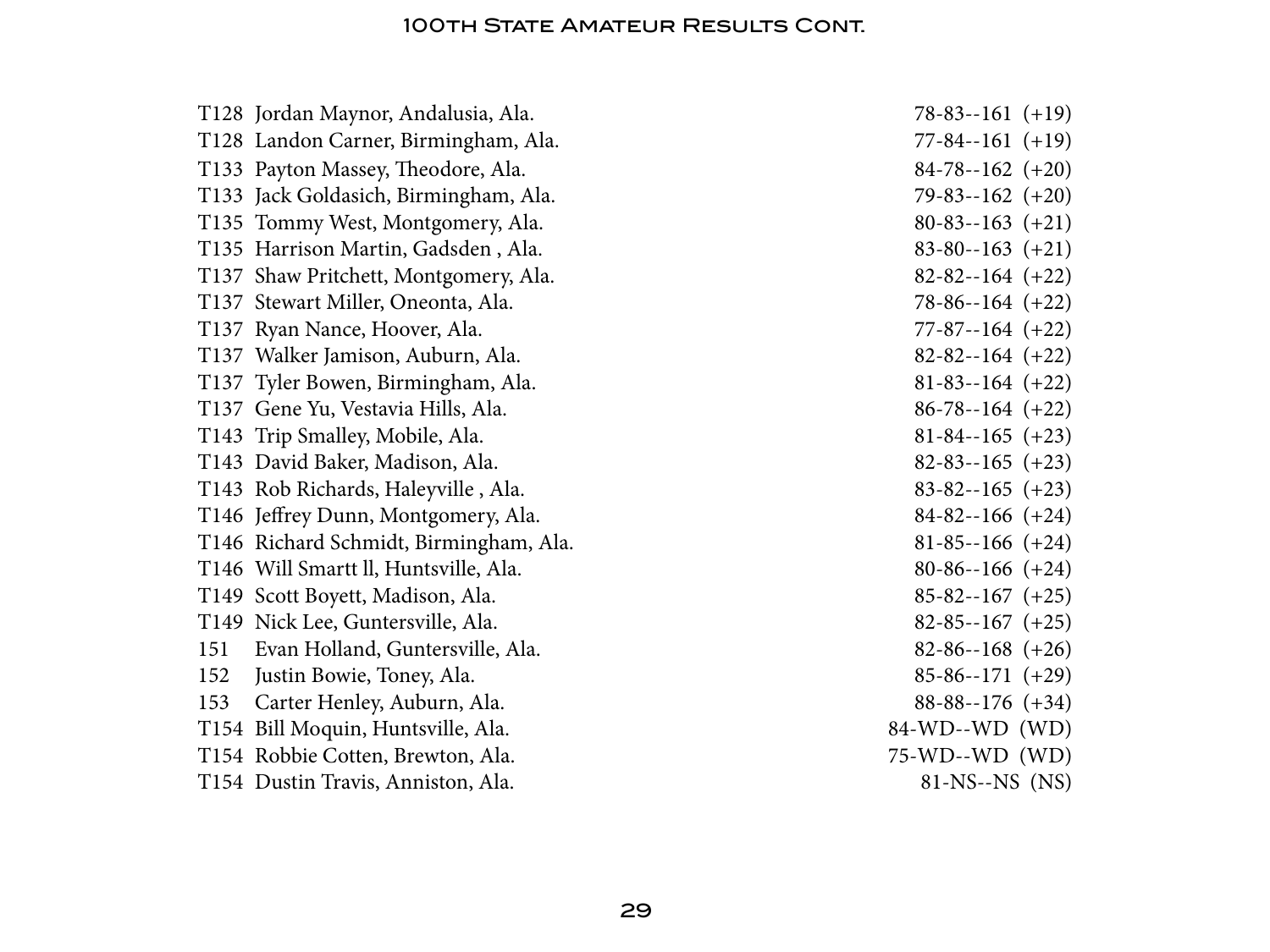| | | |
|---|---|---|
| T128 | Jordan Maynor, Andalusia, Ala. | 78-83--161 (+19) |
| T128 | Landon Carner, Birmingham, Ala. | 77-84--161 (+19) |
| T133 | Payton Massey, Theodore, Ala. | 84-78--162 (+20) |
| T133 | Jack Goldasich, Birmingham, Ala. | 79-83--162 (+20) |
| T135 | Tommy West, Montgomery, Ala. | 80-83--163 (+21) |
| T135 | Harrison Martin, Gadsden , Ala. | 83-80--163 (+21) |
| T137 | Shaw Pritchett, Montgomery, Ala. | 82-82--164 (+22) |
| T137 | Stewart Miller, Oneonta, Ala. | 78-86--164 (+22) |
| T137 | Ryan Nance, Hoover, Ala. | 77-87--164 (+22) |
| T137 | Walker Jamison, Auburn, Ala. | 82-82--164 (+22) |
| T137 | Tyler Bowen, Birmingham, Ala. | 81-83--164 (+22) |
| T137 | Gene Yu, Vestavia Hills, Ala. | 86-78--164 (+22) |
| T143 | Trip Smalley, Mobile, Ala. | 81-84--165 (+23) |
| T143 | David Baker, Madison, Ala. | 82-83--165 (+23) |
| T143 | Rob Richards, Haleyville , Ala. | 83-82--165 (+23) |
| T146 | Jeffrey Dunn, Montgomery, Ala. | 84-82--166 (+24) |
| T146 | Richard Schmidt, Birmingham, Ala. | 81-85--166 (+24) |
| T146 | Will Smartt ll, Huntsville, Ala. | 80-86--166 (+24) |
| T149 | Scott Boyett, Madison, Ala. | 85-82--167 (+25) |
| T149 | Nick Lee, Guntersville, Ala. | 82-85--167 (+25) |
| 151 | Evan Holland, Guntersville, Ala. | 82-86--168 (+26) |
| 152 | Justin Bowie, Toney, Ala. | 85-86--171 (+29) |
| 153 | Carter Henley, Auburn, Ala. | 88-88--176 (+34) |
| T154 | Bill Moquin, Huntsville, Ala. | 84-WD--WD (WD) |
| T154 | Robbie Cotten, Brewton, Ala. | 75-WD--WD (WD) |
| T154 | Dustin Travis, Anniston, Ala. | 81-NS--NS (NS) |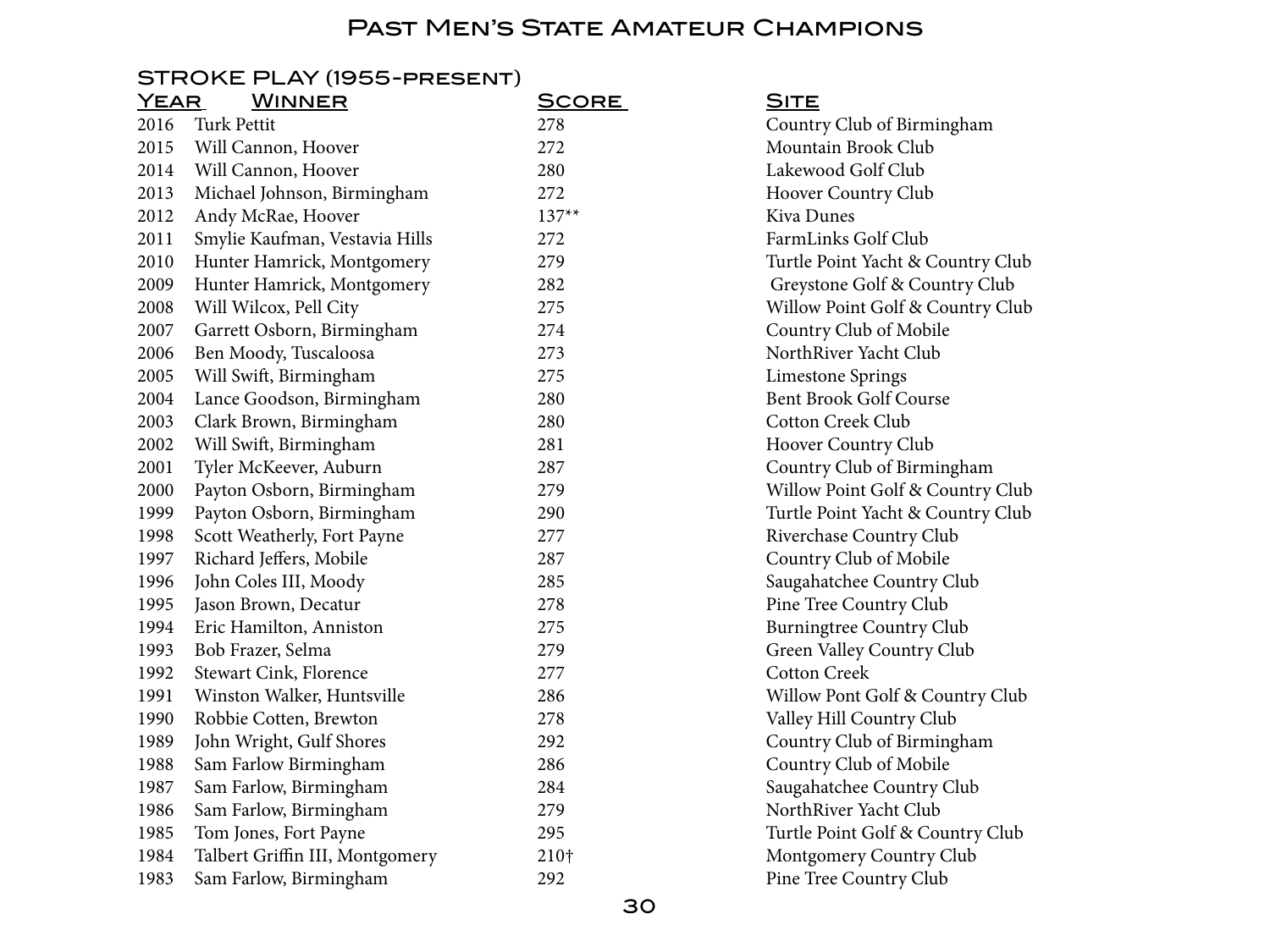# Past Men's State Amateur Champions

## STROKE PLAY (1955-present)

| Year | Winner | Score | Site |
|---|---|---|---|
| 2016 | Turk Pettit | 278 | Country Club of Birmingham |
| 2015 | Will Cannon, Hoover | 272 | Mountain Brook Club |
| 2014 | Will Cannon, Hoover | 280 | Lakewood Golf Club |
| 2013 | Michael Johnson, Birmingham | 272 | Hoover Country Club |
| 2012 | Andy McRae, Hoover | 137** | Kiva Dunes |
| 2011 | Smylie Kaufman, Vestavia Hills | 272 | FarmLinks Golf Club |
| 2010 | Hunter Hamrick, Montgomery | 279 | Turtle Point Yacht & Country Club |
| 2009 | Hunter Hamrick, Montgomery | 282 | Greystone Golf & Country Club |
| 2008 | Will Wilcox, Pell City | 275 | Willow Point Golf & Country Club |
| 2007 | Garrett Osborn, Birmingham | 274 | Country Club of Mobile |
| 2006 | Ben Moody, Tuscaloosa | 273 | NorthRiver Yacht Club |
| 2005 | Will Swift, Birmingham | 275 | Limestone Springs |
| 2004 | Lance Goodson, Birmingham | 280 | Bent Brook Golf Course |
| 2003 | Clark Brown, Birmingham | 280 | Cotton Creek Club |
| 2002 | Will Swift, Birmingham | 281 | Hoover Country Club |
| 2001 | Tyler McKeever, Auburn | 287 | Country Club of Birmingham |
| 2000 | Payton Osborn, Birmingham | 279 | Willow Point Golf & Country Club |
| 1999 | Payton Osborn, Birmingham | 290 | Turtle Point Yacht & Country Club |
| 1998 | Scott Weatherly, Fort Payne | 277 | Riverchase Country Club |
| 1997 | Richard Jeffers, Mobile | 287 | Country Club of Mobile |
| 1996 | John Coles III, Moody | 285 | Saugahatchee Country Club |
| 1995 | Jason Brown, Decatur | 278 | Pine Tree Country Club |
| 1994 | Eric Hamilton, Anniston | 275 | Burningtree Country Club |
| 1993 | Bob Frazer, Selma | 279 | Green Valley Country Club |
| 1992 | Stewart Cink, Florence | 277 | Cotton Creek |
| 1991 | Winston Walker, Huntsville | 286 | Willow Pont Golf & Country Club |
| 1990 | Robbie Cotten, Brewton | 278 | Valley Hill Country Club |
| 1989 | John Wright, Gulf Shores | 292 | Country Club of Birmingham |
| 1988 | Sam Farlow Birmingham | 286 | Country Club of Mobile |
| 1987 | Sam Farlow, Birmingham | 284 | Saugahatchee Country Club |
| 1986 | Sam Farlow, Birmingham | 279 | NorthRiver Yacht Club |
| 1985 | Tom Jones, Fort Payne | 295 | Turtle Point Golf & Country Club |
| 1984 | Talbert Griffin III, Montgomery | 210† | Montgomery Country Club |
| 1983 | Sam Farlow, Birmingham | 292 | Pine Tree Country Club |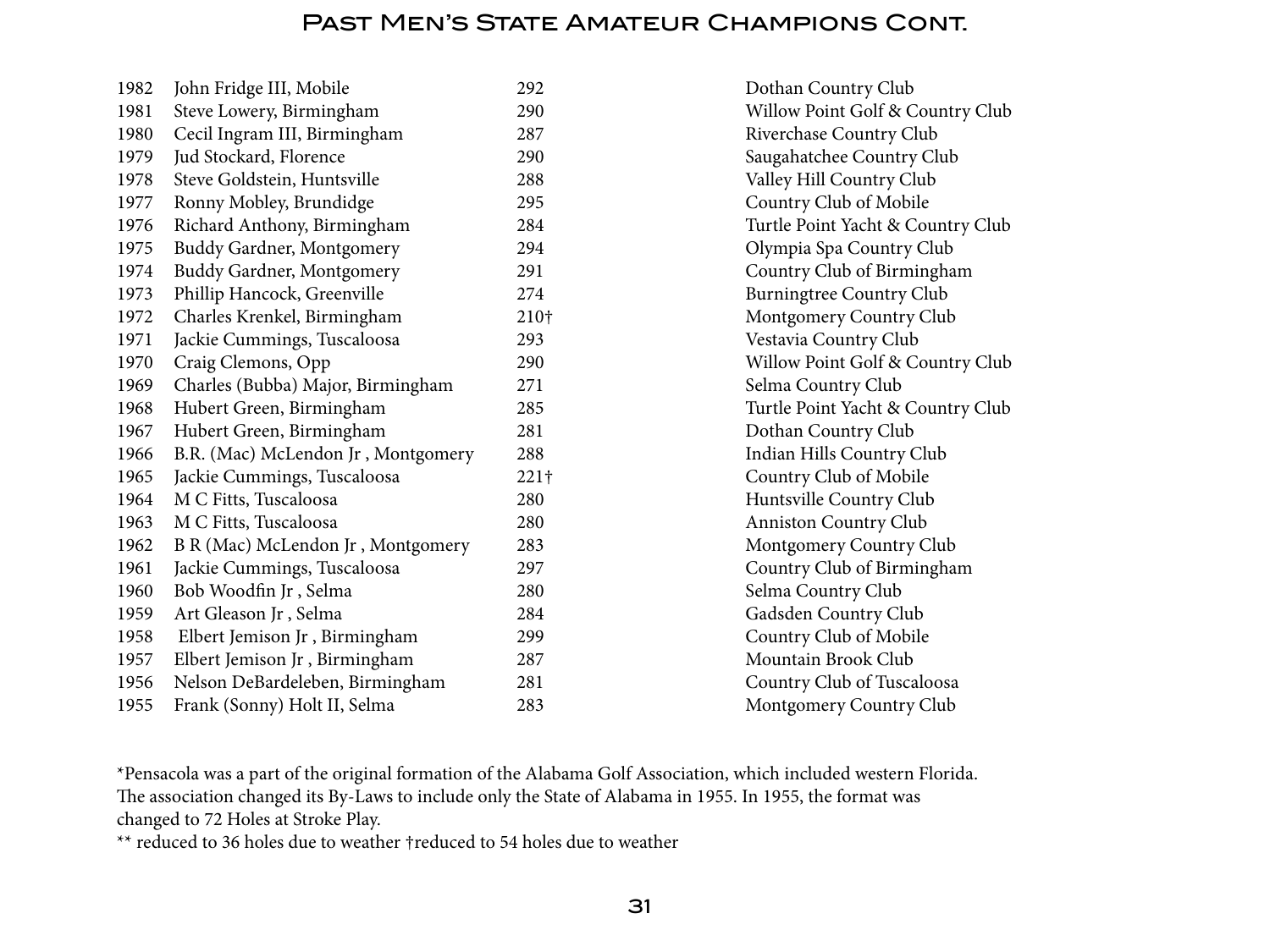# Past Men's State Amateur Champions Cont.

| | | | |
|---|---|---|---|
| 1982 | John Fridge III, Mobile | 292 | Dothan Country Club |
| 1981 | Steve Lowery, Birmingham | 290 | Willow Point Golf & Country Club |
| 1980 | Cecil Ingram III, Birmingham | 287 | Riverchase Country Club |
| 1979 | Jud Stockard, Florence | 290 | Saugahatchee Country Club |
| 1978 | Steve Goldstein, Huntsville | 288 | Valley Hill Country Club |
| 1977 | Ronny Mobley, Brundidge | 295 | Country Club of Mobile |
| 1976 | Richard Anthony, Birmingham | 284 | Turtle Point Yacht & Country Club |
| 1975 | Buddy Gardner, Montgomery | 294 | Olympia Spa Country Club |
| 1974 | Buddy Gardner, Montgomery | 291 | Country Club of Birmingham |
| 1973 | Phillip Hancock, Greenville | 274 | Burningtree Country Club |
| 1972 | Charles Krenkel, Birmingham | 210† | Montgomery Country Club |
| 1971 | Jackie Cummings, Tuscaloosa | 293 | Vestavia Country Club |
| 1970 | Craig Clemons, Opp | 290 | Willow Point Golf & Country Club |
| 1969 | Charles (Bubba) Major, Birmingham | 271 | Selma Country Club |
| 1968 | Hubert Green, Birmingham | 285 | Turtle Point Yacht & Country Club |
| 1967 | Hubert Green, Birmingham | 281 | Dothan Country Club |
| 1966 | B.R. (Mac) McLendon Jr , Montgomery | 288 | Indian Hills Country Club |
| 1965 | Jackie Cummings, Tuscaloosa | 221† | Country Club of Mobile |
| 1964 | M C Fitts, Tuscaloosa | 280 | Huntsville Country Club |
| 1963 | M C Fitts, Tuscaloosa | 280 | Anniston Country Club |
| 1962 | B R (Mac) McLendon Jr , Montgomery | 283 | Montgomery Country Club |
| 1961 | Jackie Cummings, Tuscaloosa | 297 | Country Club of Birmingham |
| 1960 | Bob Woodfin Jr , Selma | 280 | Selma Country Club |
| 1959 | Art Gleason Jr , Selma | 284 | Gadsden Country Club |
| 1958 | Elbert Jemison Jr , Birmingham | 299 | Country Club of Mobile |
| 1957 | Elbert Jemison Jr , Birmingham | 287 | Mountain Brook Club |
| 1956 | Nelson DeBardeleben, Birmingham | 281 | Country Club of Tuscaloosa |
| 1955 | Frank (Sonny) Holt II, Selma | 283 | Montgomery Country Club |

*Pensacola was a part of the original formation of the Alabama Golf Association, which included western Florida. The association changed its By-Laws to include only the State of Alabama in 1955. In 1955, the format was changed to 72 Holes at Stroke Play.

** reduced to 36 holes due to weather †reduced to 54 holes due to weather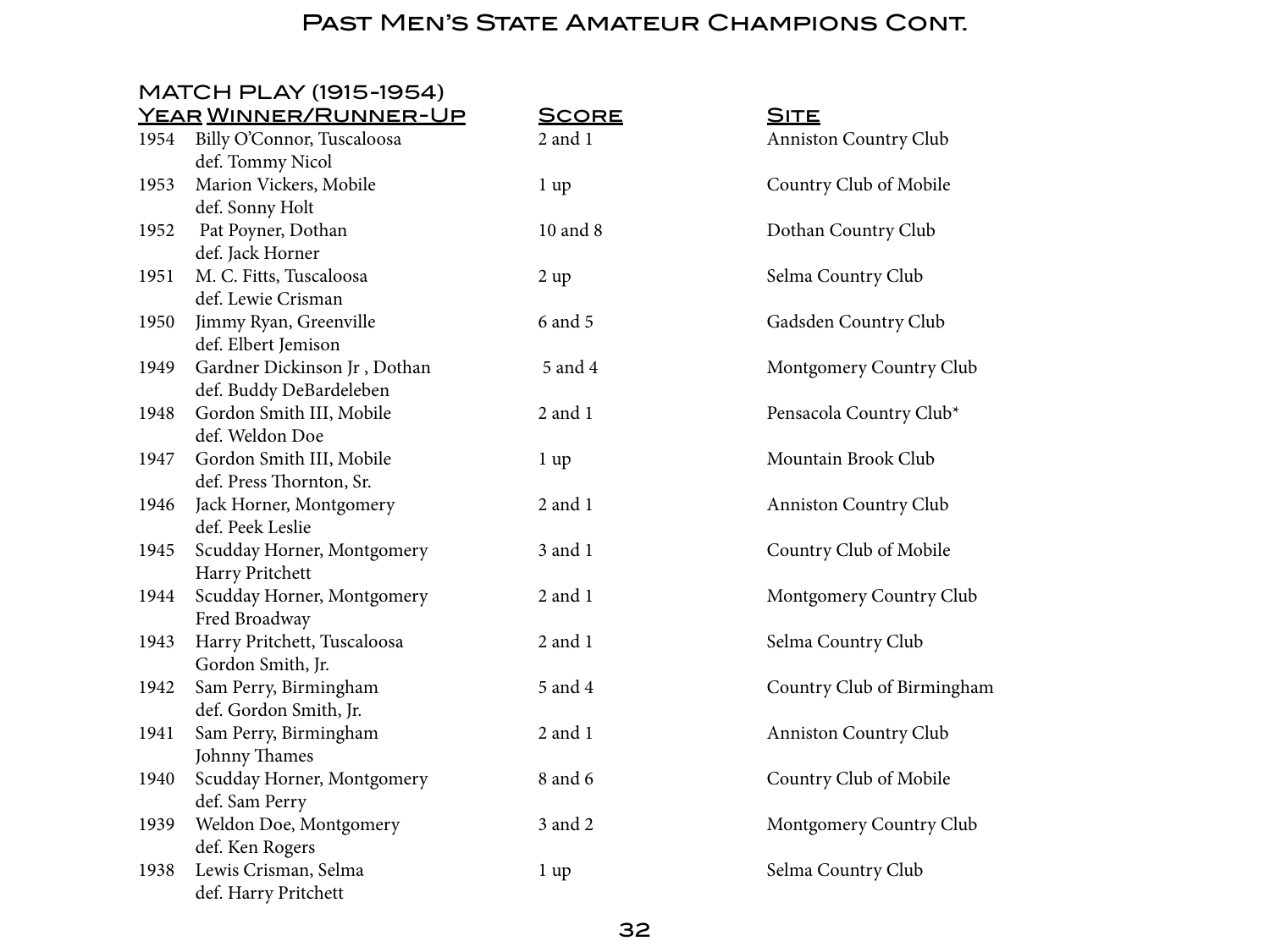# Past Men's State Amateur Champions Cont.

## MATCH PLAY (1915-1954)

| Year | Winner/Runner-Up | Score | Site |
|---|---|---|---|
| 1954 | Billy O'Connor, Tuscaloosa<br>def. Tommy Nicol | 2 and 1 | Anniston Country Club |
| 1953 | Marion Vickers, Mobile<br>def. Sonny Holt | 1 up | Country Club of Mobile |
| 1952 | Pat Poyner, Dothan<br>def. Jack Horner | 10 and 8 | Dothan Country Club |
| 1951 | M. C. Fitts, Tuscaloosa<br>def. Lewie Crisman | 2 up | Selma Country Club |
| 1950 | Jimmy Ryan, Greenville<br>def. Elbert Jemison | 6 and 5 | Gadsden Country Club |
| 1949 | Gardner Dickinson Jr , Dothan<br>def. Buddy DeBardeleben | 5 and 4 | Montgomery Country Club |
| 1948 | Gordon Smith III, Mobile<br>def. Weldon Doe | 2 and 1 | Pensacola Country Club* |
| 1947 | Gordon Smith III, Mobile<br>def. Press Thornton, Sr. | 1 up | Mountain Brook Club |
| 1946 | Jack Horner, Montgomery<br>def. Peek Leslie | 2 and 1 | Anniston Country Club |
| 1945 | Scudday Horner, Montgomery<br>Harry Pritchett | 3 and 1 | Country Club of Mobile |
| 1944 | Scudday Horner, Montgomery<br>Fred Broadway | 2 and 1 | Montgomery Country Club |
| 1943 | Harry Pritchett, Tuscaloosa<br>Gordon Smith, Jr. | 2 and 1 | Selma Country Club |
| 1942 | Sam Perry, Birmingham<br>def. Gordon Smith, Jr. | 5 and 4 | Country Club of Birmingham |
| 1941 | Sam Perry, Birmingham<br>Johnny Thames | 2 and 1 | Anniston Country Club |
| 1940 | Scudday Horner, Montgomery<br>def. Sam Perry | 8 and 6 | Country Club of Mobile |
| 1939 | Weldon Doe, Montgomery<br>def. Ken Rogers | 3 and 2 | Montgomery Country Club |
| 1938 | Lewis Crisman, Selma<br>def. Harry Pritchett | 1 up | Selma Country Club |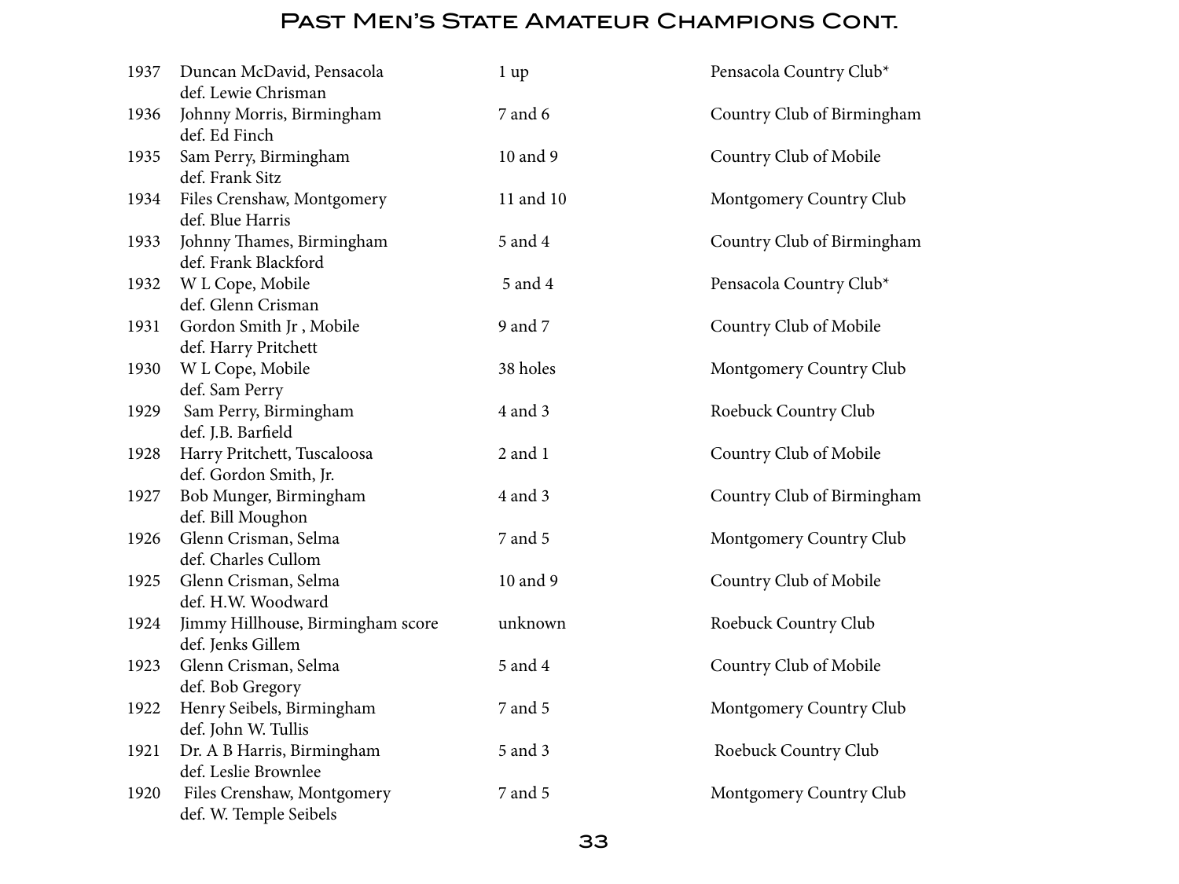# Past Men's State Amateur Champions Cont.

| Year | Champion | Score | Site |
|---|---|---|---|
| 1937 | Duncan McDavid, Pensacola<br>def. Lewie Chrisman | 1 up | Pensacola Country Club* |
| 1936 | Johnny Morris, Birmingham<br>def. Ed Finch | 7 and 6 | Country Club of Birmingham |
| 1935 | Sam Perry, Birmingham<br>def. Frank Sitz | 10 and 9 | Country Club of Mobile |
| 1934 | Files Crenshaw, Montgomery<br>def. Blue Harris | 11 and 10 | Montgomery Country Club |
| 1933 | Johnny Thames, Birmingham<br>def. Frank Blackford | 5 and 4 | Country Club of Birmingham |
| 1932 | W L Cope, Mobile<br>def. Glenn Crisman | 5 and 4 | Pensacola Country Club* |
| 1931 | Gordon Smith Jr , Mobile<br>def. Harry Pritchett | 9 and 7 | Country Club of Mobile |
| 1930 | W L Cope, Mobile<br>def. Sam Perry | 38 holes | Montgomery Country Club |
| 1929 | Sam Perry, Birmingham<br>def. J.B. Barfield | 4 and 3 | Roebuck Country Club |
| 1928 | Harry Pritchett, Tuscaloosa<br>def. Gordon Smith, Jr. | 2 and 1 | Country Club of Mobile |
| 1927 | Bob Munger, Birmingham<br>def. Bill Moughon | 4 and 3 | Country Club of Birmingham |
| 1926 | Glenn Crisman, Selma<br>def. Charles Cullom | 7 and 5 | Montgomery Country Club |
| 1925 | Glenn Crisman, Selma<br>def. H.W. Woodward | 10 and 9 | Country Club of Mobile |
| 1924 | Jimmy Hillhouse, Birmingham score<br>def. Jenks Gillem | unknown | Roebuck Country Club |
| 1923 | Glenn Crisman, Selma<br>def. Bob Gregory | 5 and 4 | Country Club of Mobile |
| 1922 | Henry Seibels, Birmingham<br>def. John W. Tullis | 7 and 5 | Montgomery Country Club |
| 1921 | Dr. A B Harris, Birmingham<br>def. Leslie Brownlee | 5 and 3 | Roebuck Country Club |
| 1920 | Files Crenshaw, Montgomery<br>def. W. Temple Seibels | 7 and 5 | Montgomery Country Club |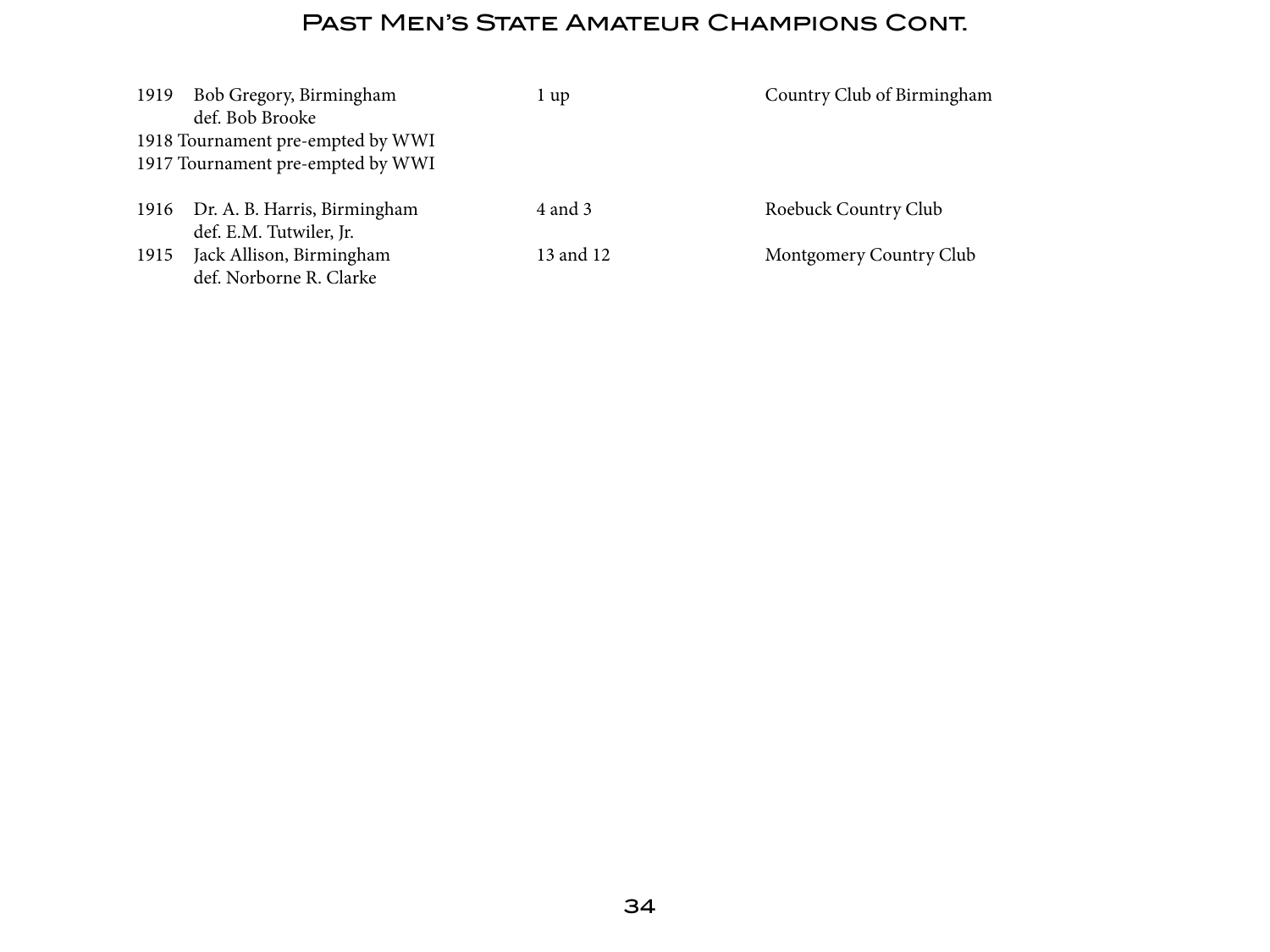# Past Men's State Amateur Champions Cont.

| Year | Champion | Margin | Site |
|---|---|---|---|
| 1919 | Bob Gregory, Birmingham<br>def. Bob Brooke | 1 up | Country Club of Birmingham |
| 1918 | Tournament pre-empted by WWI | | |
| 1917 | Tournament pre-empted by WWI | | |
| 1916 | Dr. A. B. Harris, Birmingham<br>def. E.M. Tutwiler, Jr. | 4 and 3 | Roebuck Country Club |
| 1915 | Jack Allison, Birmingham<br>def. Norborne R. Clarke | 13 and 12 | Montgomery Country Club |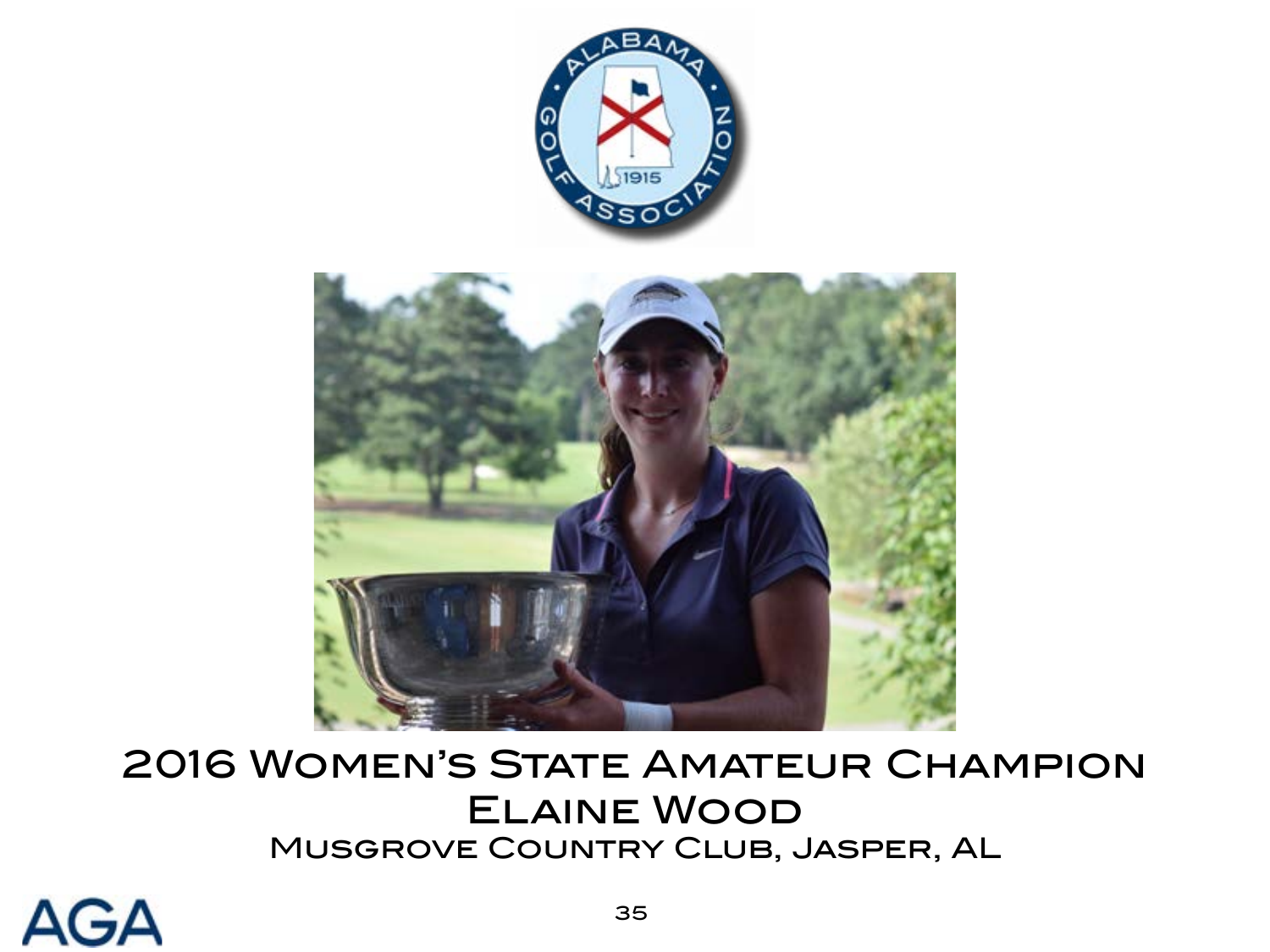2016 Women's State Amateur Champion

Elaine Wood

Musgrove Country Club, Jasper, AL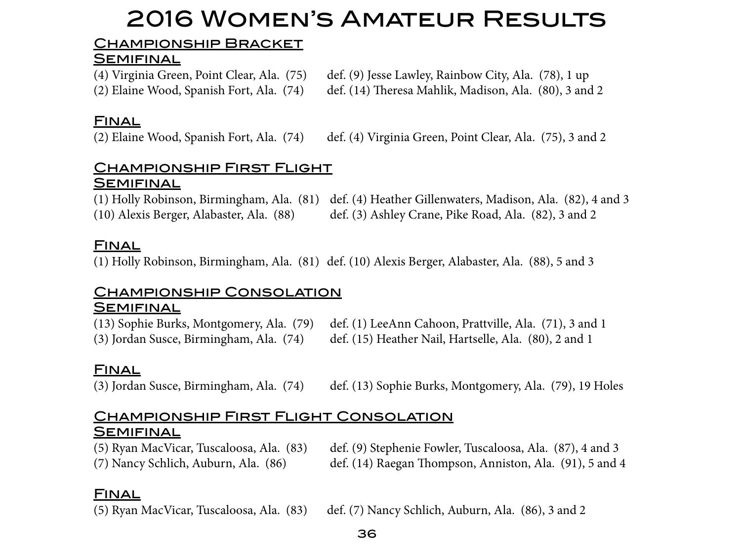# 2016 Women's Amateur Results

## Championship Bracket

### Semifinal

(4) Virginia Green, Point Clear, Ala. (75) def. (9) Jesse Lawley, Rainbow City, Ala. (78), 1 up
(2) Elaine Wood, Spanish Fort, Ala. (74) def. (14) Theresa Mahlik, Madison, Ala. (80), 3 and 2

### Final

(2) Elaine Wood, Spanish Fort, Ala. (74) def. (4) Virginia Green, Point Clear, Ala. (75), 3 and 2

## Championship First Flight

### Semifinal

(1) Holly Robinson, Birmingham, Ala. (81) def. (4) Heather Gillenwaters, Madison, Ala. (82), 4 and 3
(10) Alexis Berger, Alabaster, Ala. (88) def. (3) Ashley Crane, Pike Road, Ala. (82), 3 and 2

### Final

(1) Holly Robinson, Birmingham, Ala. (81) def. (10) Alexis Berger, Alabaster, Ala. (88), 5 and 3

## Championship Consolation

### Semifinal

(13) Sophie Burks, Montgomery, Ala. (79) def. (1) LeeAnn Cahoon, Prattville, Ala. (71), 3 and 1
(3) Jordan Susce, Birmingham, Ala. (74) def. (15) Heather Nail, Hartselle, Ala. (80), 2 and 1

### Final

(3) Jordan Susce, Birmingham, Ala. (74) def. (13) Sophie Burks, Montgomery, Ala. (79), 19 Holes

## Championship First Flight Consolation

### Semifinal

(5) Ryan MacVicar, Tuscaloosa, Ala. (83) def. (9) Stephenie Fowler, Tuscaloosa, Ala. (87), 4 and 3
(7) Nancy Schlich, Auburn, Ala. (86) def. (14) Raegan Thompson, Anniston, Ala. (91), 5 and 4

### Final

(5) Ryan MacVicar, Tuscaloosa, Ala. (83) def. (7) Nancy Schlich, Auburn, Ala. (86), 3 and 2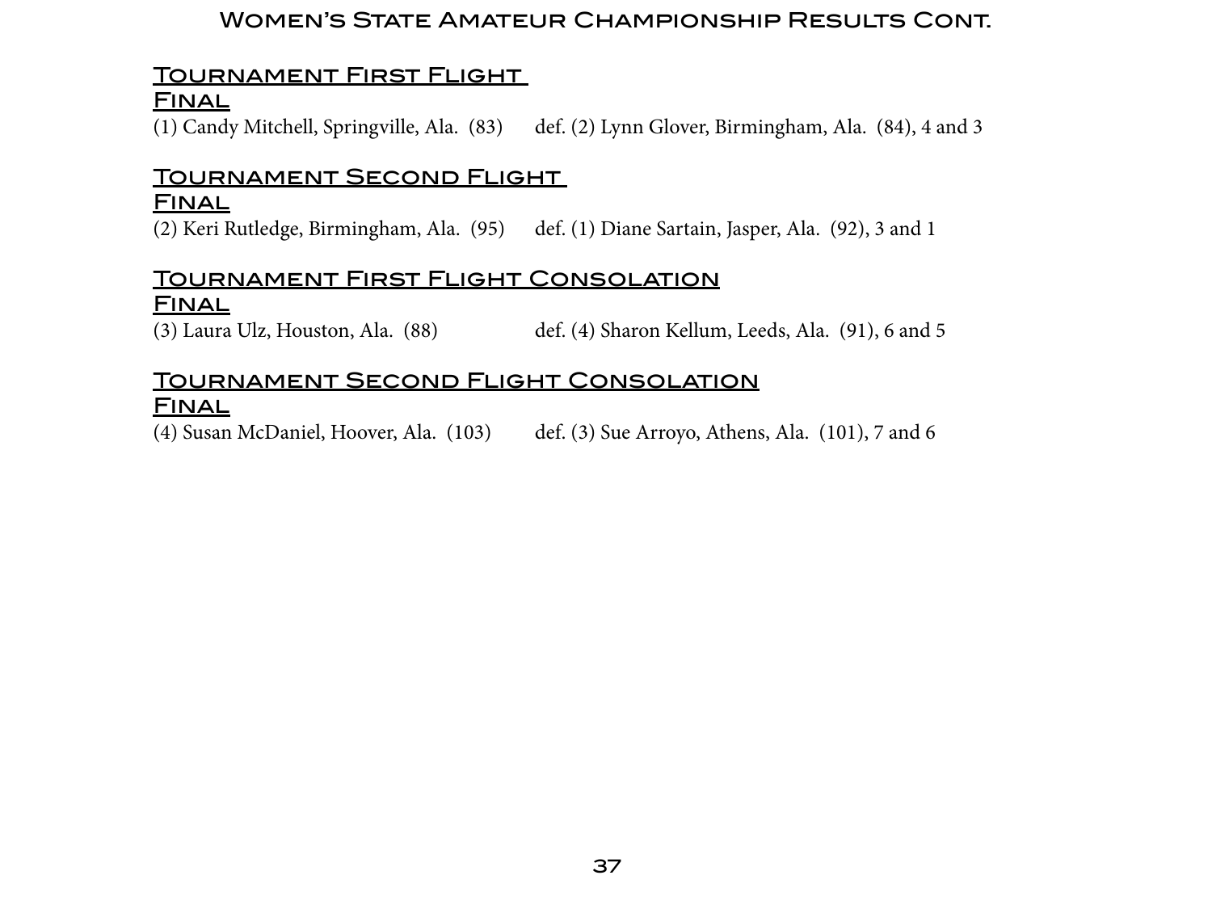# Women's State Amateur Championship Results Cont.

## Tournament First Flight Final

(1) Candy Mitchell, Springville, Ala. (83) def. (2) Lynn Glover, Birmingham, Ala. (84), 4 and 3

## Tournament Second Flight Final

(2) Keri Rutledge, Birmingham, Ala. (95) def. (1) Diane Sartain, Jasper, Ala. (92), 3 and 1

## Tournament First Flight Consolation Final

(3) Laura Ulz, Houston, Ala. (88) def. (4) Sharon Kellum, Leeds, Ala. (91), 6 and 5

## Tournament Second Flight Consolation Final

(4) Susan McDaniel, Hoover, Ala. (103) def. (3) Sue Arroyo, Athens, Ala. (101), 7 and 6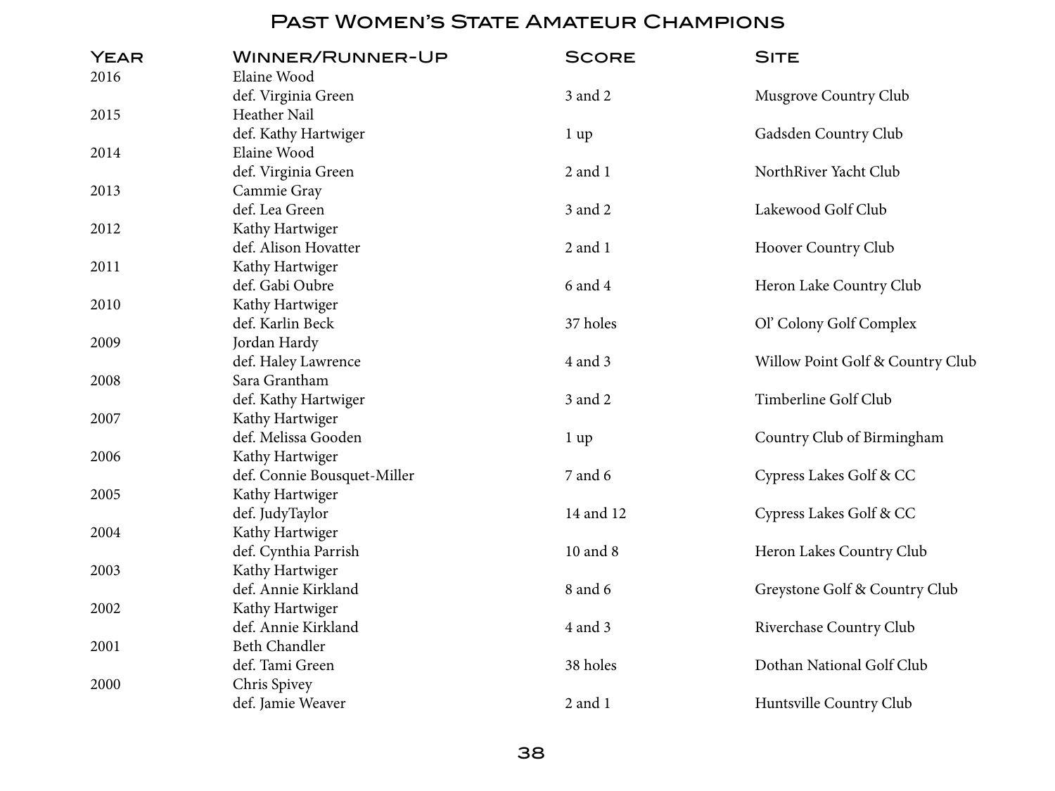# Past Women's State Amateur Champions

| Year | Winner/Runner-Up | Score | Site |
|---|---|---|---|
| 2016 | Elaine Wood<br>def. Virginia Green | 3 and 2 | Musgrove Country Club |
| 2015 | Heather Nail<br>def. Kathy Hartwiger | 1 up | Gadsden Country Club |
| 2014 | Elaine Wood<br>def. Virginia Green | 2 and 1 | NorthRiver Yacht Club |
| 2013 | Cammie Gray<br>def. Lea Green | 3 and 2 | Lakewood Golf Club |
| 2012 | Kathy Hartwiger<br>def. Alison Hovatter | 2 and 1 | Hoover Country Club |
| 2011 | Kathy Hartwiger<br>def. Gabi Oubre | 6 and 4 | Heron Lake Country Club |
| 2010 | Kathy Hartwiger<br>def. Karlin Beck | 37 holes | Ol' Colony Golf Complex |
| 2009 | Jordan Hardy<br>def. Haley Lawrence | 4 and 3 | Willow Point Golf & Country Club |
| 2008 | Sara Grantham<br>def. Kathy Hartwiger | 3 and 2 | Timberline Golf Club |
| 2007 | Kathy Hartwiger<br>def. Melissa Gooden | 1 up | Country Club of Birmingham |
| 2006 | Kathy Hartwiger<br>def. Connie Bousquet-Miller | 7 and 6 | Cypress Lakes Golf & CC |
| 2005 | Kathy Hartwiger<br>def. JudyTaylor | 14 and 12 | Cypress Lakes Golf & CC |
| 2004 | Kathy Hartwiger<br>def. Cynthia Parrish | 10 and 8 | Heron Lakes Country Club |
| 2003 | Kathy Hartwiger<br>def. Annie Kirkland | 8 and 6 | Greystone Golf & Country Club |
| 2002 | Kathy Hartwiger<br>def. Annie Kirkland | 4 and 3 | Riverchase Country Club |
| 2001 | Beth Chandler<br>def. Tami Green | 38 holes | Dothan National Golf Club |
| 2000 | Chris Spivey<br>def. Jamie Weaver | 2 and 1 | Huntsville Country Club |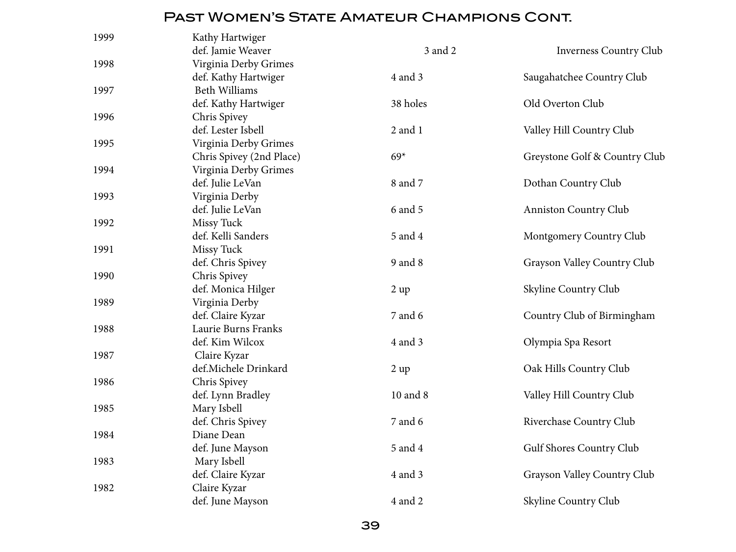# Past Women's State Amateur Champions Cont.

| Year | Champion / Runner-up | Score | Site |
|---|---|---|---|
| 1999 | Kathy Hartwiger<br>def. Jamie Weaver | 3 and 2 | Inverness Country Club |
| 1998 | Virginia Derby Grimes<br>def. Kathy Hartwiger | 4 and 3 | Saugahatchee Country Club |
| 1997 | Beth Williams<br>def. Kathy Hartwiger | 38 holes | Old Overton Club |
| 1996 | Chris Spivey<br>def. Lester Isbell | 2 and 1 | Valley Hill Country Club |
| 1995 | Virginia Derby Grimes<br>Chris Spivey (2nd Place) | 69* | Greystone Golf & Country Club |
| 1994 | Virginia Derby Grimes<br>def. Julie LeVan | 8 and 7 | Dothan Country Club |
| 1993 | Virginia Derby<br>def. Julie LeVan | 6 and 5 | Anniston Country Club |
| 1992 | Missy Tuck<br>def. Kelli Sanders | 5 and 4 | Montgomery Country Club |
| 1991 | Missy Tuck<br>def. Chris Spivey | 9 and 8 | Grayson Valley Country Club |
| 1990 | Chris Spivey<br>def. Monica Hilger | 2 up | Skyline Country Club |
| 1989 | Virginia Derby<br>def. Claire Kyzar | 7 and 6 | Country Club of Birmingham |
| 1988 | Laurie Burns Franks<br>def. Kim Wilcox | 4 and 3 | Olympia Spa Resort |
| 1987 | Claire Kyzar<br>def.Michele Drinkard | 2 up | Oak Hills Country Club |
| 1986 | Chris Spivey<br>def. Lynn Bradley | 10 and 8 | Valley Hill Country Club |
| 1985 | Mary Isbell<br>def. Chris Spivey | 7 and 6 | Riverchase Country Club |
| 1984 | Diane Dean<br>def. June Mayson | 5 and 4 | Gulf Shores Country Club |
| 1983 | Mary Isbell<br>def. Claire Kyzar | 4 and 3 | Grayson Valley Country Club |
| 1982 | Claire Kyzar<br>def. June Mayson | 4 and 2 | Skyline Country Club |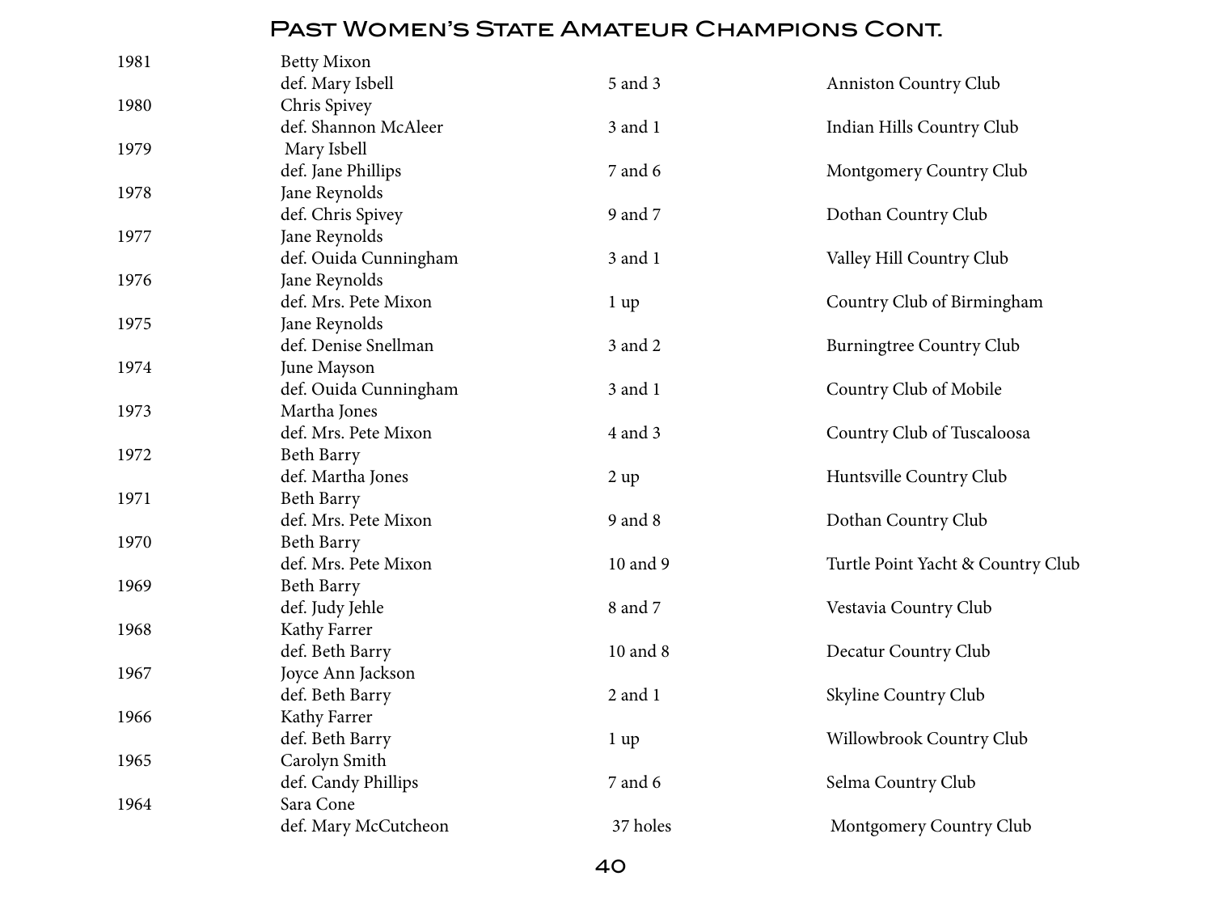# Past Women's State Amateur Champions Cont.

| Year | Champion / Runner-up | Score | Site |
|---|---|---|---|
| 1981 | Betty Mixon | | |
| | def. Mary Isbell | 5 and 3 | Anniston Country Club |
| 1980 | Chris Spivey | | |
| | def. Shannon McAleer | 3 and 1 | Indian Hills Country Club |
| 1979 | Mary Isbell | | |
| | def. Jane Phillips | 7 and 6 | Montgomery Country Club |
| 1978 | Jane Reynolds | | |
| | def. Chris Spivey | 9 and 7 | Dothan Country Club |
| 1977 | Jane Reynolds | | |
| | def. Ouida Cunningham | 3 and 1 | Valley Hill Country Club |
| 1976 | Jane Reynolds | | |
| | def. Mrs. Pete Mixon | 1 up | Country Club of Birmingham |
| 1975 | Jane Reynolds | | |
| | def. Denise Snellman | 3 and 2 | Burningtree Country Club |
| 1974 | June Mayson | | |
| | def. Ouida Cunningham | 3 and 1 | Country Club of Mobile |
| 1973 | Martha Jones | | |
| | def. Mrs. Pete Mixon | 4 and 3 | Country Club of Tuscaloosa |
| 1972 | Beth Barry | | |
| | def. Martha Jones | 2 up | Huntsville Country Club |
| 1971 | Beth Barry | | |
| | def. Mrs. Pete Mixon | 9 and 8 | Dothan Country Club |
| 1970 | Beth Barry | | |
| | def. Mrs. Pete Mixon | 10 and 9 | Turtle Point Yacht & Country Club |
| 1969 | Beth Barry | | |
| | def. Judy Jehle | 8 and 7 | Vestavia Country Club |
| 1968 | Kathy Farrer | | |
| | def. Beth Barry | 10 and 8 | Decatur Country Club |
| 1967 | Joyce Ann Jackson | | |
| | def. Beth Barry | 2 and 1 | Skyline Country Club |
| 1966 | Kathy Farrer | | |
| | def. Beth Barry | 1 up | Willowbrook Country Club |
| 1965 | Carolyn Smith | | |
| | def. Candy Phillips | 7 and 6 | Selma Country Club |
| 1964 | Sara Cone | | |
| | def. Mary McCutcheon | 37 holes | Montgomery Country Club |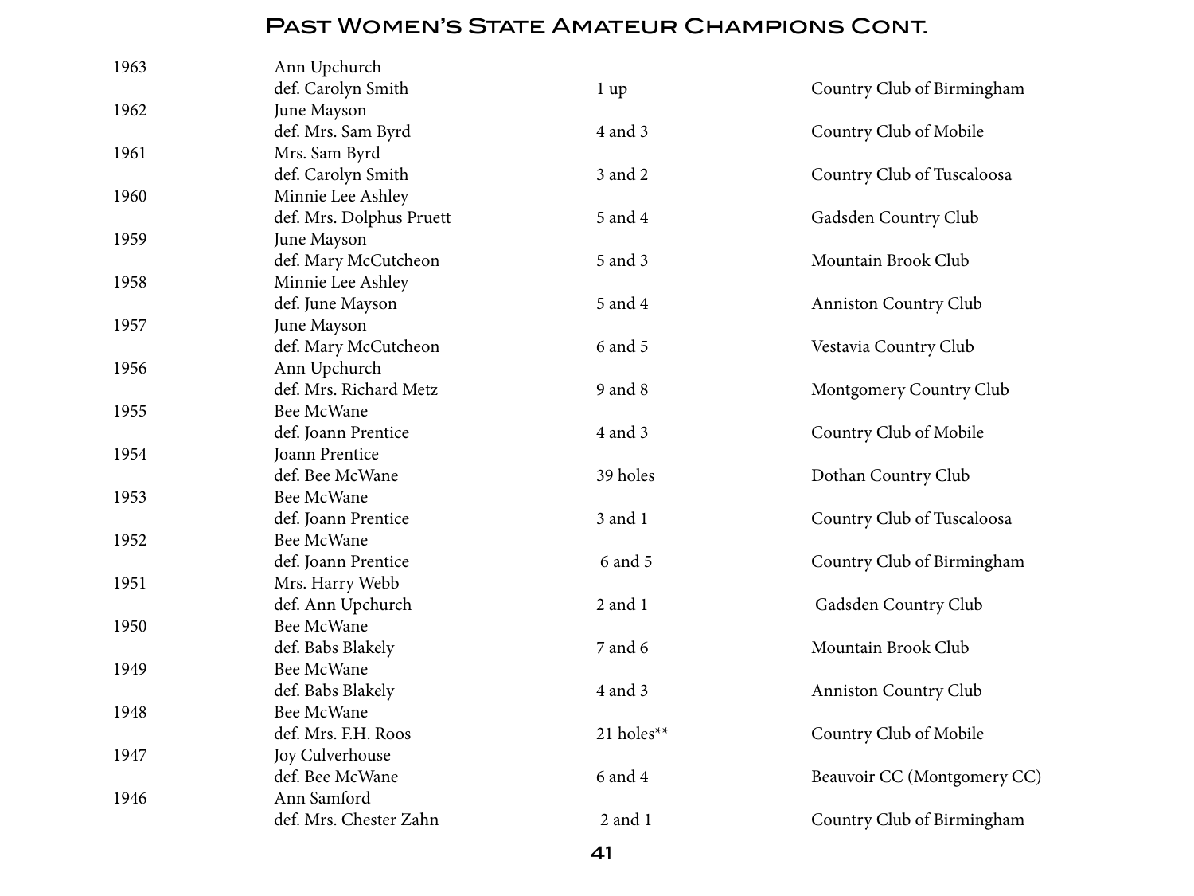# Past Women's State Amateur Champions Cont.

| Year | Champion | Score | Site |
|---|---|---|---|
| 1963 | Ann Upchurch<br>def. Carolyn Smith | 1 up | Country Club of Birmingham |
| 1962 | June Mayson<br>def. Mrs. Sam Byrd | 4 and 3 | Country Club of Mobile |
| 1961 | Mrs. Sam Byrd<br>def. Carolyn Smith | 3 and 2 | Country Club of Tuscaloosa |
| 1960 | Minnie Lee Ashley<br>def. Mrs. Dolphus Pruett | 5 and 4 | Gadsden Country Club |
| 1959 | June Mayson<br>def. Mary McCutcheon | 5 and 3 | Mountain Brook Club |
| 1958 | Minnie Lee Ashley<br>def. June Mayson | 5 and 4 | Anniston Country Club |
| 1957 | June Mayson<br>def. Mary McCutcheon | 6 and 5 | Vestavia Country Club |
| 1956 | Ann Upchurch<br>def. Mrs. Richard Metz | 9 and 8 | Montgomery Country Club |
| 1955 | Bee McWane<br>def. Joann Prentice | 4 and 3 | Country Club of Mobile |
| 1954 | Joann Prentice<br>def. Bee McWane | 39 holes | Dothan Country Club |
| 1953 | Bee McWane<br>def. Joann Prentice | 3 and 1 | Country Club of Tuscaloosa |
| 1952 | Bee McWane<br>def. Joann Prentice | 6 and 5 | Country Club of Birmingham |
| 1951 | Mrs. Harry Webb<br>def. Ann Upchurch | 2 and 1 | Gadsden Country Club |
| 1950 | Bee McWane<br>def. Babs Blakely | 7 and 6 | Mountain Brook Club |
| 1949 | Bee McWane<br>def. Babs Blakely | 4 and 3 | Anniston Country Club |
| 1948 | Bee McWane<br>def. Mrs. F.H. Roos | 21 holes** | Country Club of Mobile |
| 1947 | Joy Culverhouse<br>def. Bee McWane | 6 and 4 | Beauvoir CC (Montgomery CC) |
| 1946 | Ann Samford<br>def. Mrs. Chester Zahn | 2 and 1 | Country Club of Birmingham |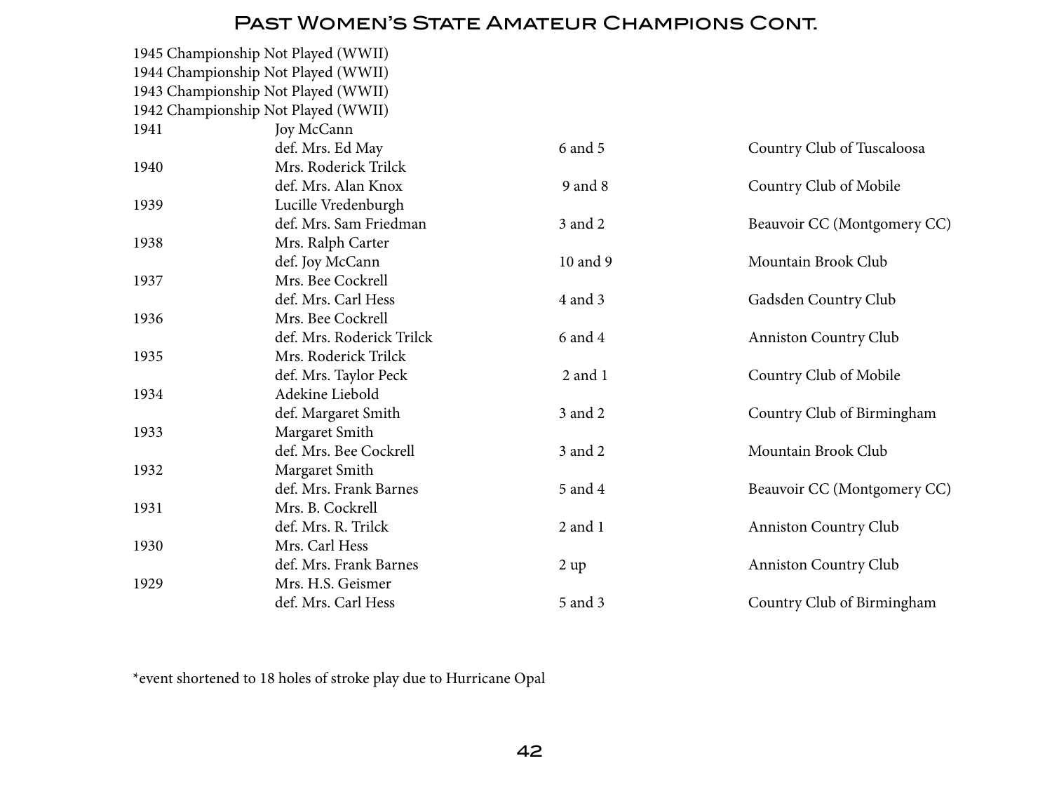# Past Women's State Amateur Champions Cont.

| Year | Champion / Runner-up | Score | Site |
|---|---|---|---|
| 1945 Championship Not Played (WWII) | | | |
| 1944 Championship Not Played (WWII) | | | |
| 1943 Championship Not Played (WWII) | | | |
| 1942 Championship Not Played (WWII) | | | |
| 1941 | Joy McCann | | |
| | def. Mrs. Ed May | 6 and 5 | Country Club of Tuscaloosa |
| 1940 | Mrs. Roderick Trilck | | |
| | def. Mrs. Alan Knox | 9 and 8 | Country Club of Mobile |
| 1939 | Lucille Vredenburgh | | |
| | def. Mrs. Sam Friedman | 3 and 2 | Beauvoir CC (Montgomery CC) |
| 1938 | Mrs. Ralph Carter | | |
| | def. Joy McCann | 10 and 9 | Mountain Brook Club |
| 1937 | Mrs. Bee Cockrell | | |
| | def. Mrs. Carl Hess | 4 and 3 | Gadsden Country Club |
| 1936 | Mrs. Bee Cockrell | | |
| | def. Mrs. Roderick Trilck | 6 and 4 | Anniston Country Club |
| 1935 | Mrs. Roderick Trilck | | |
| | def. Mrs. Taylor Peck | 2 and 1 | Country Club of Mobile |
| 1934 | Adekine Liebold | | |
| | def. Margaret Smith | 3 and 2 | Country Club of Birmingham |
| 1933 | Margaret Smith | | |
| | def. Mrs. Bee Cockrell | 3 and 2 | Mountain Brook Club |
| 1932 | Margaret Smith | | |
| | def. Mrs. Frank Barnes | 5 and 4 | Beauvoir CC (Montgomery CC) |
| 1931 | Mrs. B. Cockrell | | |
| | def. Mrs. R. Trilck | 2 and 1 | Anniston Country Club |
| 1930 | Mrs. Carl Hess | | |
| | def. Mrs. Frank Barnes | 2 up | Anniston Country Club |
| 1929 | Mrs. H.S. Geismer | | |
| | def. Mrs. Carl Hess | 5 and 3 | Country Club of Birmingham |

*event shortened to 18 holes of stroke play due to Hurricane Opal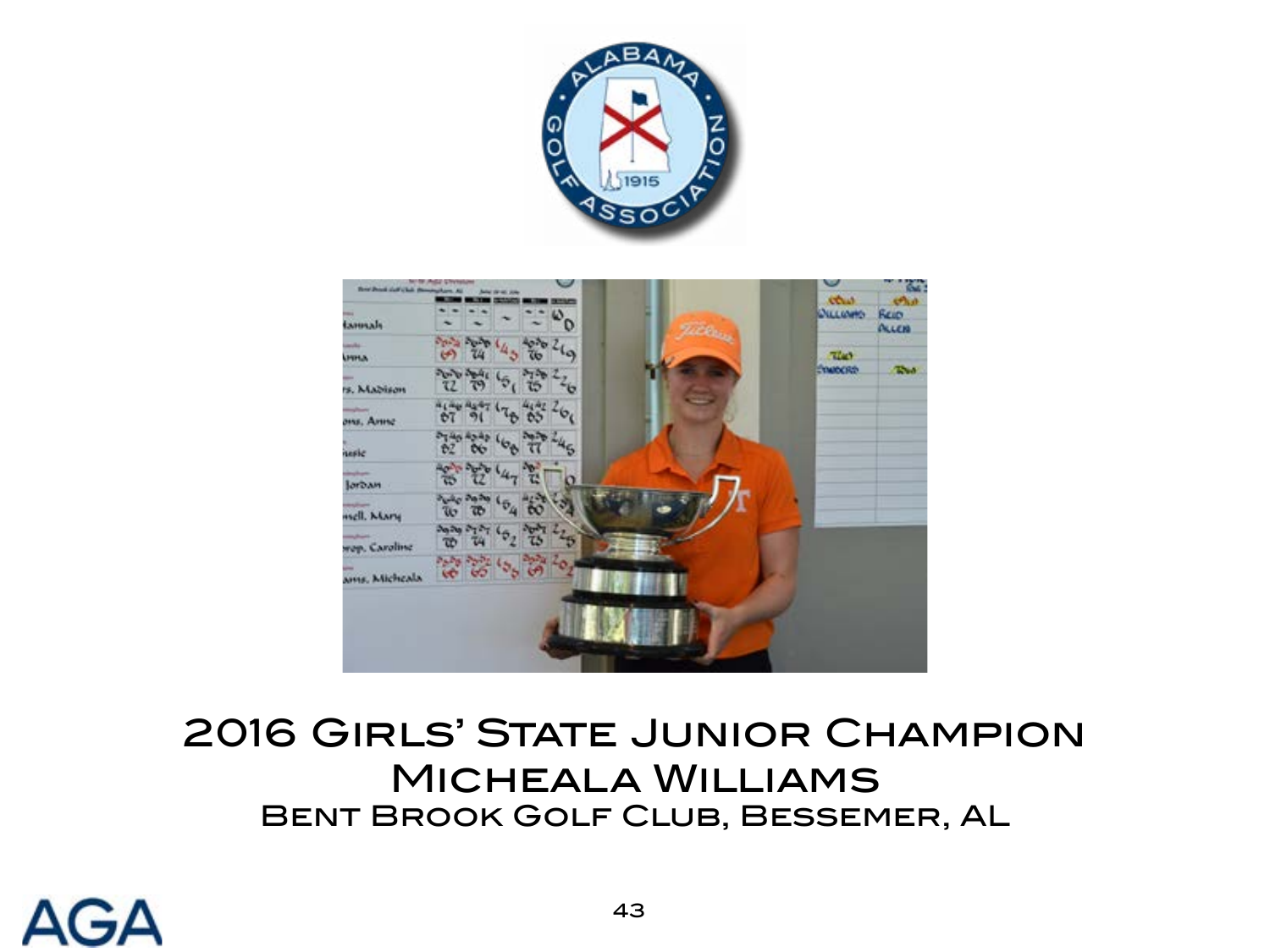2016 Girls' State Junior Champion

Micheala Williams

Bent Brook Golf Club, Bessemer, AL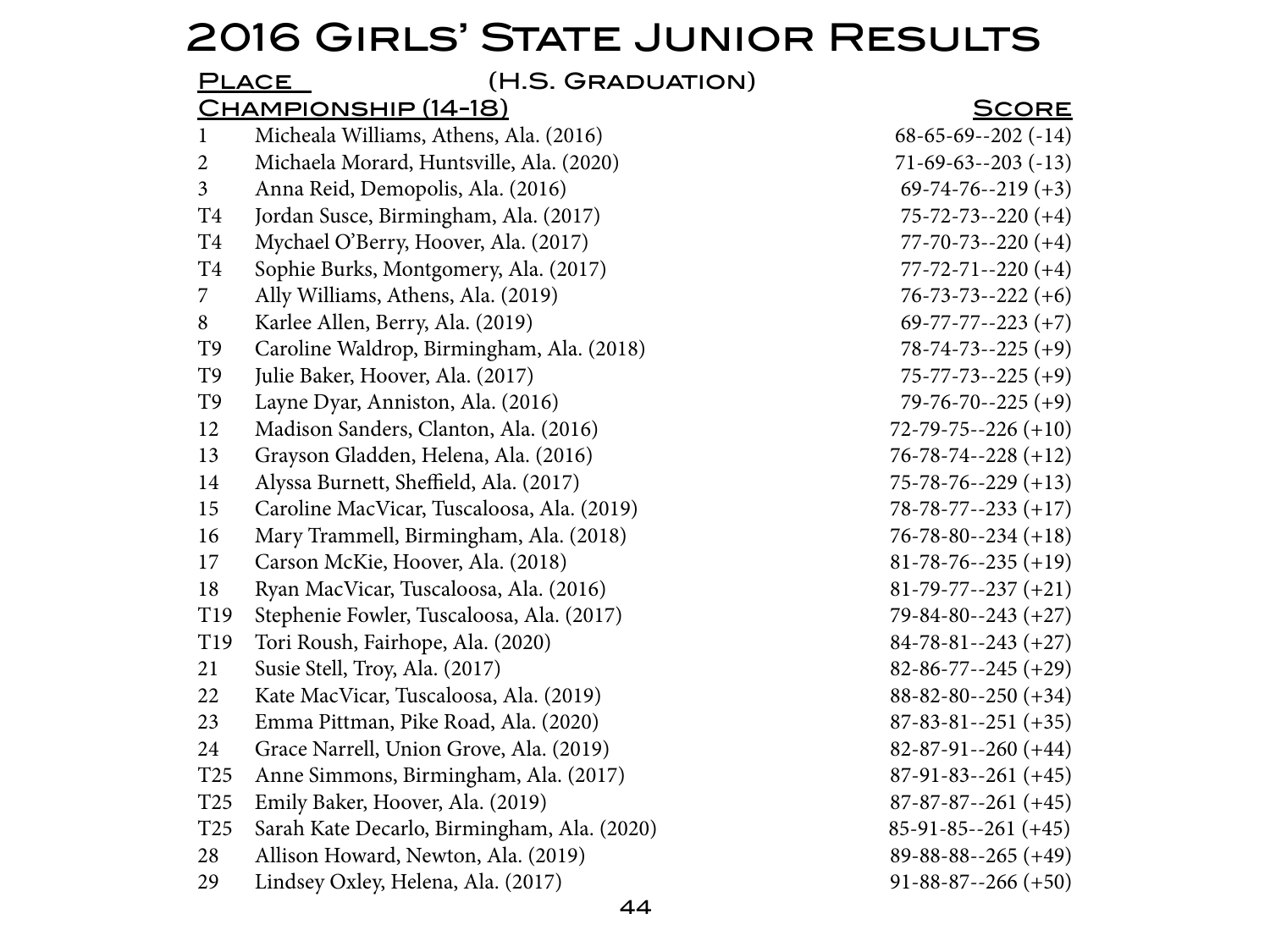# 2016 Girls' State Junior Results

| Place | (H.S. Graduation) | Score |
|---|---|---|
| **Championship (14-18)** | | |
| 1 | Micheala Williams, Athens, Ala. (2016) | 68-65-69--202 (-14) |
| 2 | Michaela Morard, Huntsville, Ala. (2020) | 71-69-63--203 (-13) |
| 3 | Anna Reid, Demopolis, Ala. (2016) | 69-74-76--219 (+3) |
| T4 | Jordan Susce, Birmingham, Ala. (2017) | 75-72-73--220 (+4) |
| T4 | Mychael O'Berry, Hoover, Ala. (2017) | 77-70-73--220 (+4) |
| T4 | Sophie Burks, Montgomery, Ala. (2017) | 77-72-71--220 (+4) |
| 7 | Ally Williams, Athens, Ala. (2019) | 76-73-73--222 (+6) |
| 8 | Karlee Allen, Berry, Ala. (2019) | 69-77-77--223 (+7) |
| T9 | Caroline Waldrop, Birmingham, Ala. (2018) | 78-74-73--225 (+9) |
| T9 | Julie Baker, Hoover, Ala. (2017) | 75-77-73--225 (+9) |
| T9 | Layne Dyar, Anniston, Ala. (2016) | 79-76-70--225 (+9) |
| 12 | Madison Sanders, Clanton, Ala. (2016) | 72-79-75--226 (+10) |
| 13 | Grayson Gladden, Helena, Ala. (2016) | 76-78-74--228 (+12) |
| 14 | Alyssa Burnett, Sheffield, Ala. (2017) | 75-78-76--229 (+13) |
| 15 | Caroline MacVicar, Tuscaloosa, Ala. (2019) | 78-78-77--233 (+17) |
| 16 | Mary Trammell, Birmingham, Ala. (2018) | 76-78-80--234 (+18) |
| 17 | Carson McKie, Hoover, Ala. (2018) | 81-78-76--235 (+19) |
| 18 | Ryan MacVicar, Tuscaloosa, Ala. (2016) | 81-79-77--237 (+21) |
| T19 | Stephenie Fowler, Tuscaloosa, Ala. (2017) | 79-84-80--243 (+27) |
| T19 | Tori Roush, Fairhope, Ala. (2020) | 84-78-81--243 (+27) |
| 21 | Susie Stell, Troy, Ala. (2017) | 82-86-77--245 (+29) |
| 22 | Kate MacVicar, Tuscaloosa, Ala. (2019) | 88-82-80--250 (+34) |
| 23 | Emma Pittman, Pike Road, Ala. (2020) | 87-83-81--251 (+35) |
| 24 | Grace Narrell, Union Grove, Ala. (2019) | 82-87-91--260 (+44) |
| T25 | Anne Simmons, Birmingham, Ala. (2017) | 87-91-83--261 (+45) |
| T25 | Emily Baker, Hoover, Ala. (2019) | 87-87-87--261 (+45) |
| T25 | Sarah Kate Decarlo, Birmingham, Ala. (2020) | 85-91-85--261 (+45) |
| 28 | Allison Howard, Newton, Ala. (2019) | 89-88-88--265 (+49) |
| 29 | Lindsey Oxley, Helena, Ala. (2017) | 91-88-87--266 (+50) |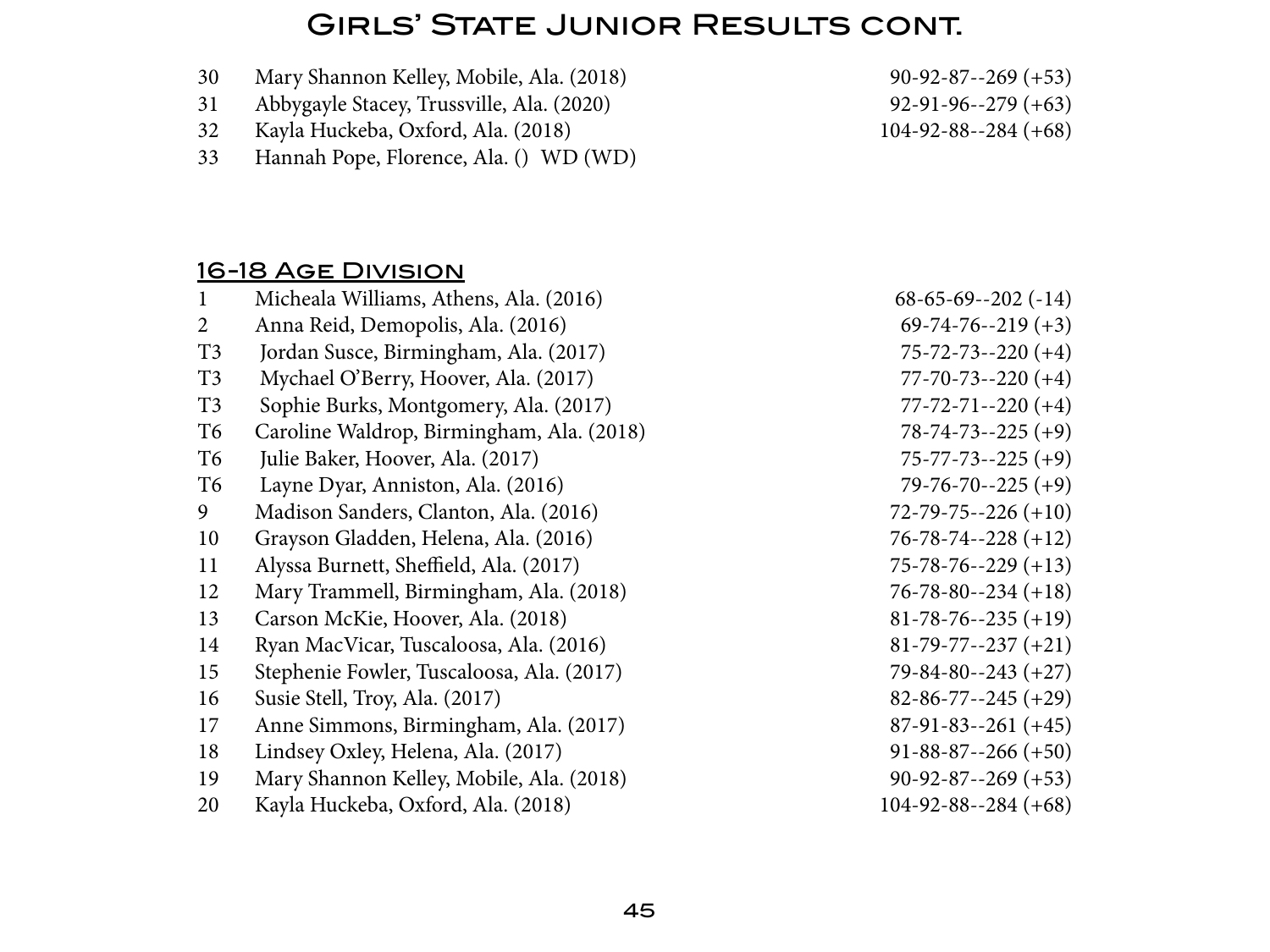# Girls' State Junior Results cont.

| | | |
|---|---|---|
| 30 | Mary Shannon Kelley, Mobile, Ala. (2018) | 90-92-87--269 (+53) |
| 31 | Abbygayle Stacey, Trussville, Ala. (2020) | 92-91-96--279 (+63) |
| 32 | Kayla Huckeba, Oxford, Ala. (2018) | 104-92-88--284 (+68) |
| 33 | Hannah Pope, Florence, Ala. () WD (WD) | |

## 16-18 Age Division

| | | |
|---|---|---|
| 1 | Micheala Williams, Athens, Ala. (2016) | 68-65-69--202 (-14) |
| 2 | Anna Reid, Demopolis, Ala. (2016) | 69-74-76--219 (+3) |
| T3 | Jordan Susce, Birmingham, Ala. (2017) | 75-72-73--220 (+4) |
| T3 | Mychael O'Berry, Hoover, Ala. (2017) | 77-70-73--220 (+4) |
| T3 | Sophie Burks, Montgomery, Ala. (2017) | 77-72-71--220 (+4) |
| T6 | Caroline Waldrop, Birmingham, Ala. (2018) | 78-74-73--225 (+9) |
| T6 | Julie Baker, Hoover, Ala. (2017) | 75-77-73--225 (+9) |
| T6 | Layne Dyar, Anniston, Ala. (2016) | 79-76-70--225 (+9) |
| 9 | Madison Sanders, Clanton, Ala. (2016) | 72-79-75--226 (+10) |
| 10 | Grayson Gladden, Helena, Ala. (2016) | 76-78-74--228 (+12) |
| 11 | Alyssa Burnett, Sheffield, Ala. (2017) | 75-78-76--229 (+13) |
| 12 | Mary Trammell, Birmingham, Ala. (2018) | 76-78-80--234 (+18) |
| 13 | Carson McKie, Hoover, Ala. (2018) | 81-78-76--235 (+19) |
| 14 | Ryan MacVicar, Tuscaloosa, Ala. (2016) | 81-79-77--237 (+21) |
| 15 | Stephenie Fowler, Tuscaloosa, Ala. (2017) | 79-84-80--243 (+27) |
| 16 | Susie Stell, Troy, Ala. (2017) | 82-86-77--245 (+29) |
| 17 | Anne Simmons, Birmingham, Ala. (2017) | 87-91-83--261 (+45) |
| 18 | Lindsey Oxley, Helena, Ala. (2017) | 91-88-87--266 (+50) |
| 19 | Mary Shannon Kelley, Mobile, Ala. (2018) | 90-92-87--269 (+53) |
| 20 | Kayla Huckeba, Oxford, Ala. (2018) | 104-92-88--284 (+68) |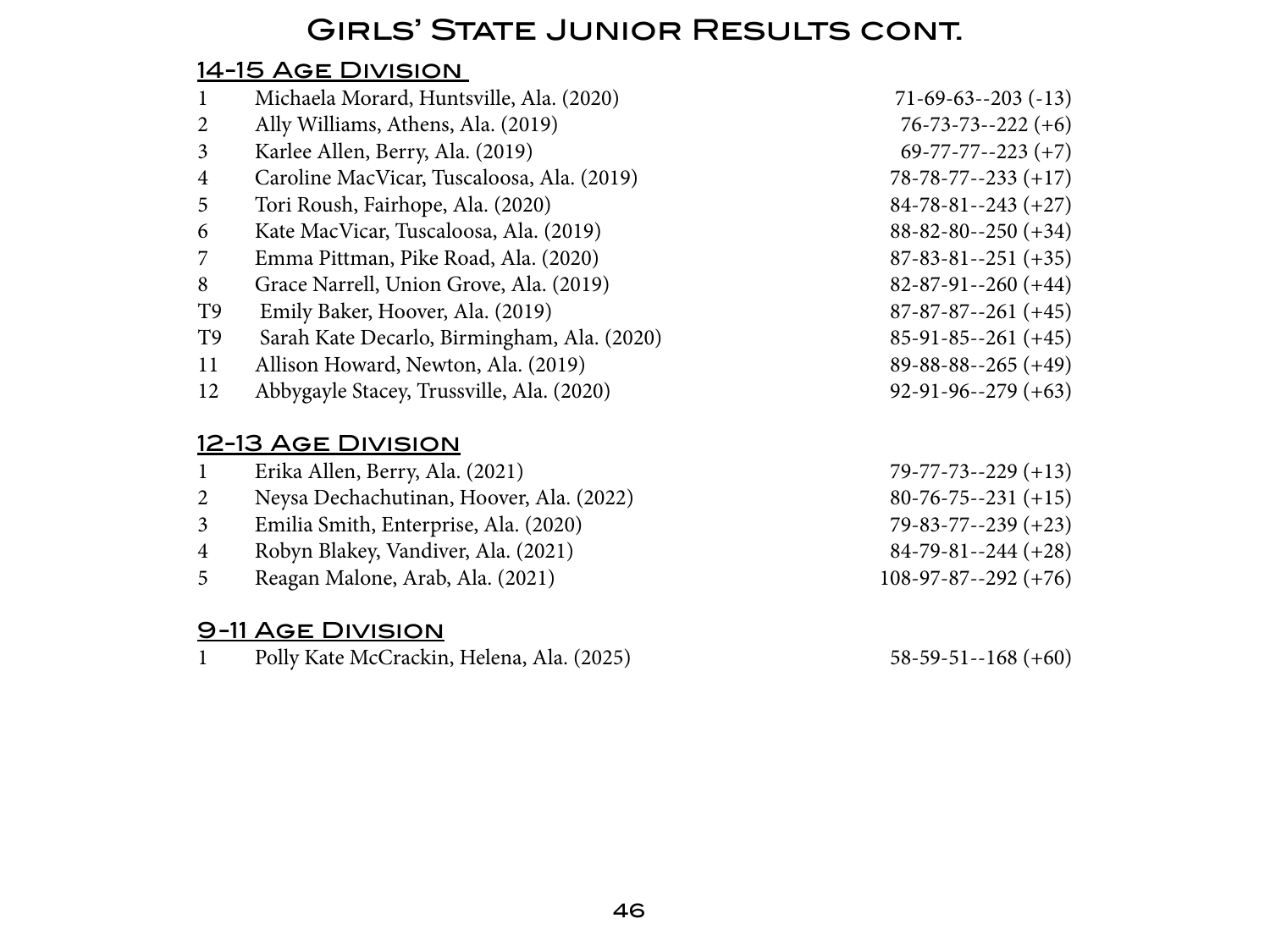# Girls' State Junior Results cont.

## 14-15 Age Division

| | | |
|---|---|---|
| 1 | Michaela Morard, Huntsville, Ala. (2020) | 71-69-63--203 (-13) |
| 2 | Ally Williams, Athens, Ala. (2019) | 76-73-73--222 (+6) |
| 3 | Karlee Allen, Berry, Ala. (2019) | 69-77-77--223 (+7) |
| 4 | Caroline MacVicar, Tuscaloosa, Ala. (2019) | 78-78-77--233 (+17) |
| 5 | Tori Roush, Fairhope, Ala. (2020) | 84-78-81--243 (+27) |
| 6 | Kate MacVicar, Tuscaloosa, Ala. (2019) | 88-82-80--250 (+34) |
| 7 | Emma Pittman, Pike Road, Ala. (2020) | 87-83-81--251 (+35) |
| 8 | Grace Narrell, Union Grove, Ala. (2019) | 82-87-91--260 (+44) |
| T9 | Emily Baker, Hoover, Ala. (2019) | 87-87-87--261 (+45) |
| T9 | Sarah Kate Decarlo, Birmingham, Ala. (2020) | 85-91-85--261 (+45) |
| 11 | Allison Howard, Newton, Ala. (2019) | 89-88-88--265 (+49) |
| 12 | Abbygayle Stacey, Trussville, Ala. (2020) | 92-91-96--279 (+63) |

## 12-13 Age Division

| | | |
|---|---|---|
| 1 | Erika Allen, Berry, Ala. (2021) | 79-77-73--229 (+13) |
| 2 | Neysa Dechachutinan, Hoover, Ala. (2022) | 80-76-75--231 (+15) |
| 3 | Emilia Smith, Enterprise, Ala. (2020) | 79-83-77--239 (+23) |
| 4 | Robyn Blakey, Vandiver, Ala. (2021) | 84-79-81--244 (+28) |
| 5 | Reagan Malone, Arab, Ala. (2021) | 108-97-87--292 (+76) |

## 9-11 Age Division

| | | |
|---|---|---|
| 1 | Polly Kate McCrackin, Helena, Ala. (2025) | 58-59-51--168 (+60) |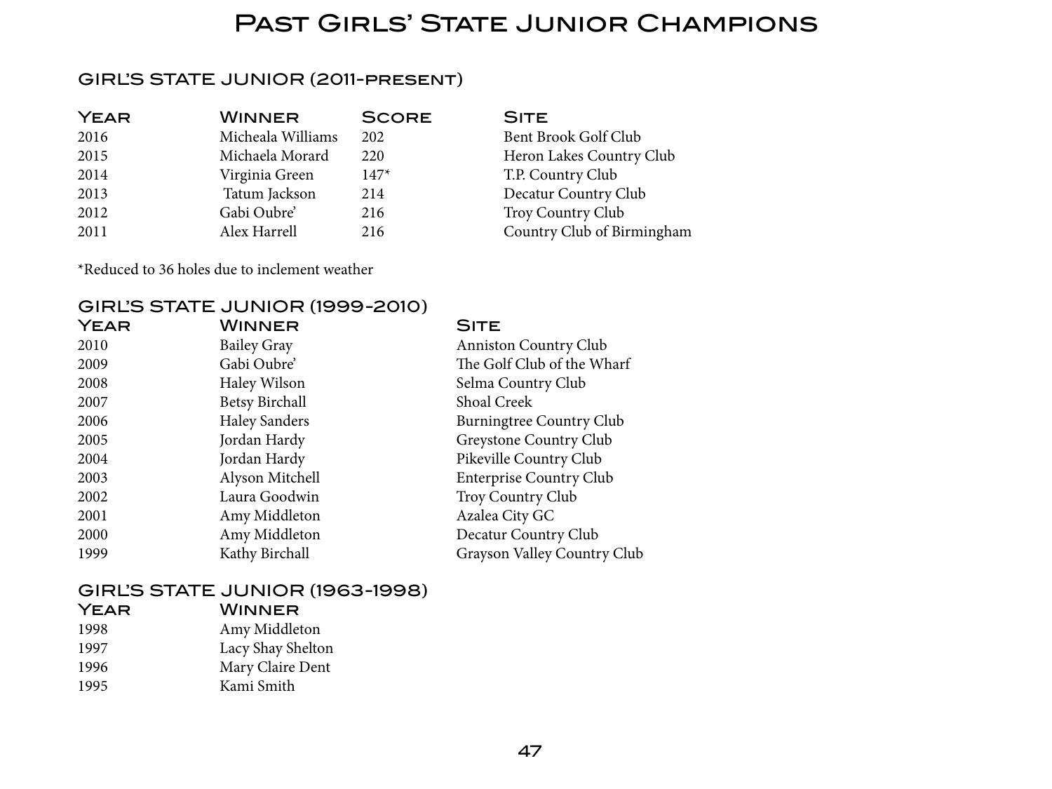# Past Girls' State Junior Champions

## GIRL'S STATE JUNIOR (2011-PRESENT)

| Year | Winner | Score | Site |
|---|---|---|---|
| 2016 | Micheala Williams | 202 | Bent Brook Golf Club |
| 2015 | Michaela Morard | 220 | Heron Lakes Country Club |
| 2014 | Virginia Green | 147* | T.P. Country Club |
| 2013 | Tatum Jackson | 214 | Decatur Country Club |
| 2012 | Gabi Oubre' | 216 | Troy Country Club |
| 2011 | Alex Harrell | 216 | Country Club of Birmingham |

*Reduced to 36 holes due to inclement weather

## GIRL'S STATE JUNIOR (1999-2010)

| Year | Winner | Site |
|---|---|---|
| 2010 | Bailey Gray | Anniston Country Club |
| 2009 | Gabi Oubre' | The Golf Club of the Wharf |
| 2008 | Haley Wilson | Selma Country Club |
| 2007 | Betsy Birchall | Shoal Creek |
| 2006 | Haley Sanders | Burningtree Country Club |
| 2005 | Jordan Hardy | Greystone Country Club |
| 2004 | Jordan Hardy | Pikeville Country Club |
| 2003 | Alyson Mitchell | Enterprise Country Club |
| 2002 | Laura Goodwin | Troy Country Club |
| 2001 | Amy Middleton | Azalea City GC |
| 2000 | Amy Middleton | Decatur Country Club |
| 1999 | Kathy Birchall | Grayson Valley Country Club |

## GIRL'S STATE JUNIOR (1963-1998)

| Year | Winner |
|---|---|
| 1998 | Amy Middleton |
| 1997 | Lacy Shay Shelton |
| 1996 | Mary Claire Dent |
| 1995 | Kami Smith |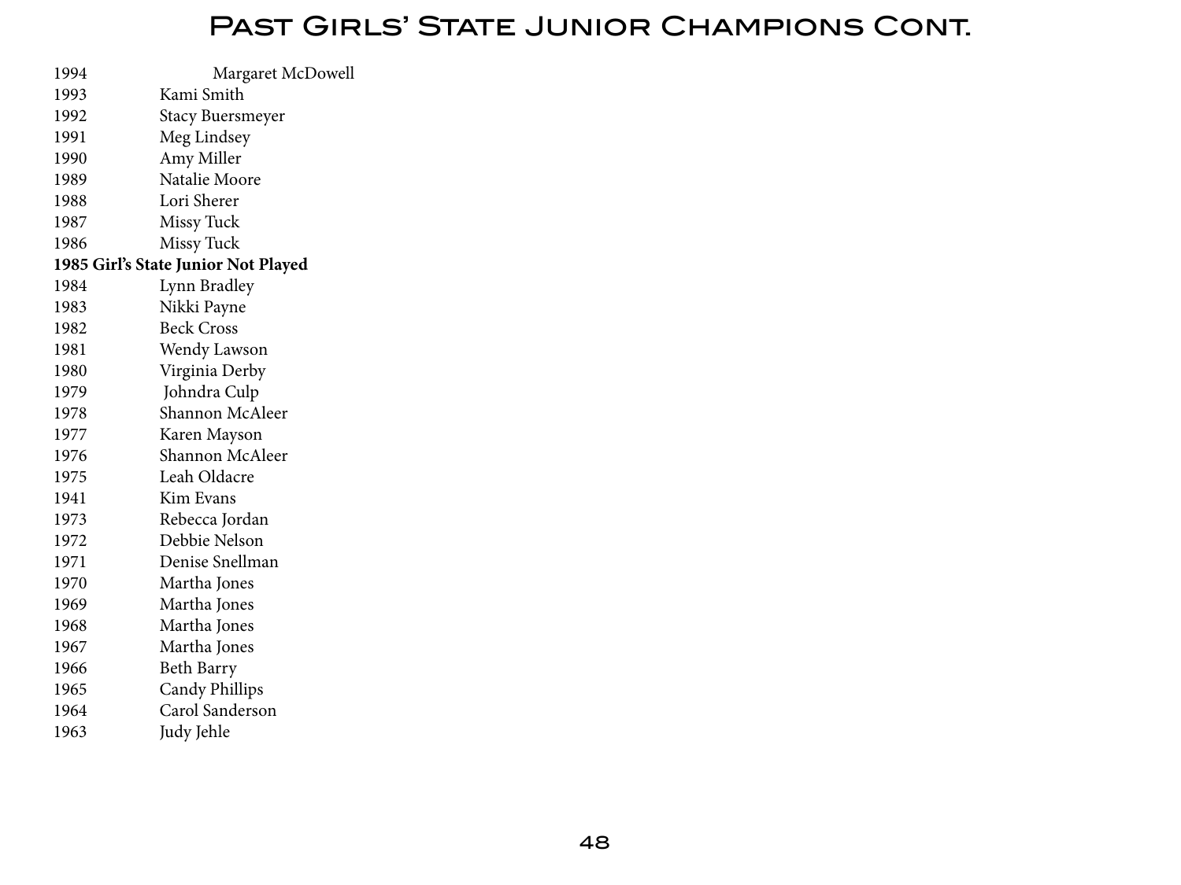# Past Girls' State Junior Champions Cont.

1994 Margaret McDowell
1993 Kami Smith
1992 Stacy Buersmeyer
1991 Meg Lindsey
1990 Amy Miller
1989 Natalie Moore
1988 Lori Sherer
1987 Missy Tuck
1986 Missy Tuck
**1985 Girl's State Junior Not Played**
1984 Lynn Bradley
1983 Nikki Payne
1982 Beck Cross
1981 Wendy Lawson
1980 Virginia Derby
1979 Johndra Culp
1978 Shannon McAleer
1977 Karen Mayson
1976 Shannon McAleer
1975 Leah Oldacre
1941 Kim Evans
1973 Rebecca Jordan
1972 Debbie Nelson
1971 Denise Snellman
1970 Martha Jones
1969 Martha Jones
1968 Martha Jones
1967 Martha Jones
1966 Beth Barry
1965 Candy Phillips
1964 Carol Sanderson
1963 Judy Jehle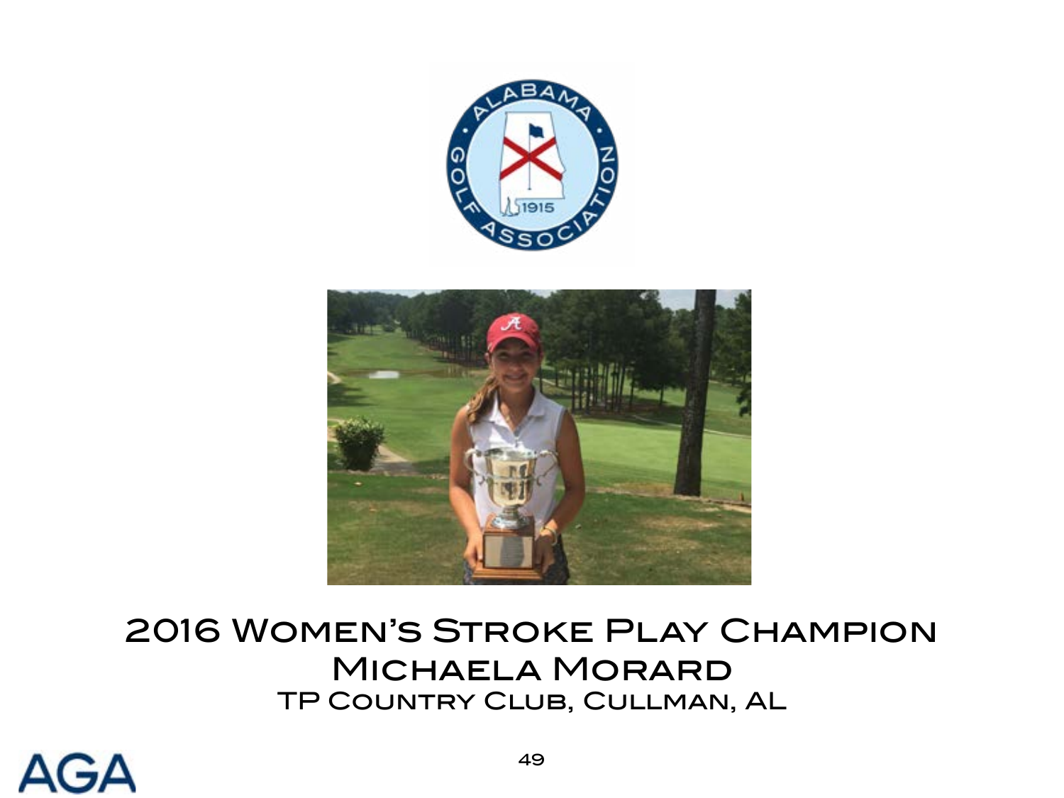# 2016 Women's Stroke Play Champion

## Michaela Morard

TP Country Club, Cullman, AL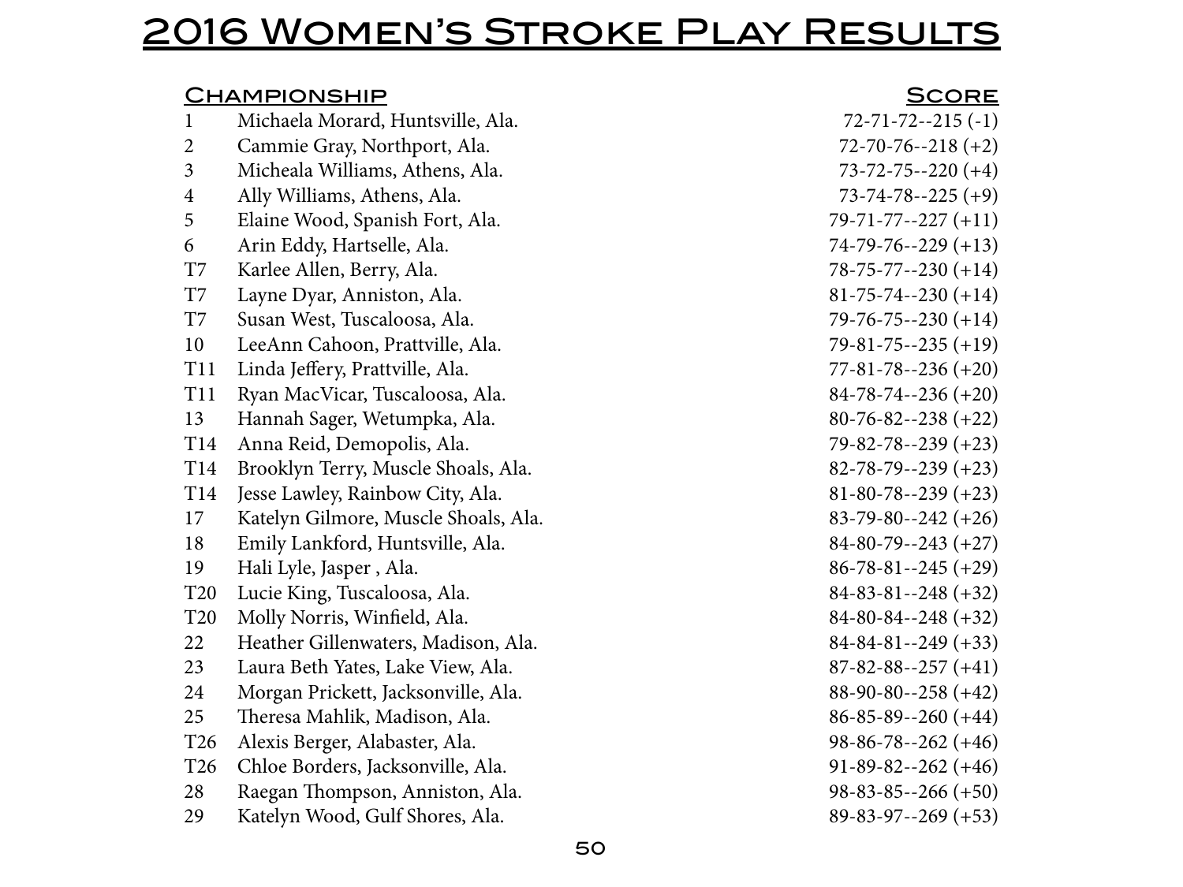# 2016 Women's Stroke Play Results

| Championship | | Score |
|---|---|---|
| 1 | Michaela Morard, Huntsville, Ala. | 72-71-72--215 (-1) |
| 2 | Cammie Gray, Northport, Ala. | 72-70-76--218 (+2) |
| 3 | Micheala Williams, Athens, Ala. | 73-72-75--220 (+4) |
| 4 | Ally Williams, Athens, Ala. | 73-74-78--225 (+9) |
| 5 | Elaine Wood, Spanish Fort, Ala. | 79-71-77--227 (+11) |
| 6 | Arin Eddy, Hartselle, Ala. | 74-79-76--229 (+13) |
| T7 | Karlee Allen, Berry, Ala. | 78-75-77--230 (+14) |
| T7 | Layne Dyar, Anniston, Ala. | 81-75-74--230 (+14) |
| T7 | Susan West, Tuscaloosa, Ala. | 79-76-75--230 (+14) |
| 10 | LeeAnn Cahoon, Prattville, Ala. | 79-81-75--235 (+19) |
| T11 | Linda Jeffery, Prattville, Ala. | 77-81-78--236 (+20) |
| T11 | Ryan MacVicar, Tuscaloosa, Ala. | 84-78-74--236 (+20) |
| 13 | Hannah Sager, Wetumpka, Ala. | 80-76-82--238 (+22) |
| T14 | Anna Reid, Demopolis, Ala. | 79-82-78--239 (+23) |
| T14 | Brooklyn Terry, Muscle Shoals, Ala. | 82-78-79--239 (+23) |
| T14 | Jesse Lawley, Rainbow City, Ala. | 81-80-78--239 (+23) |
| 17 | Katelyn Gilmore, Muscle Shoals, Ala. | 83-79-80--242 (+26) |
| 18 | Emily Lankford, Huntsville, Ala. | 84-80-79--243 (+27) |
| 19 | Hali Lyle, Jasper , Ala. | 86-78-81--245 (+29) |
| T20 | Lucie King, Tuscaloosa, Ala. | 84-83-81--248 (+32) |
| T20 | Molly Norris, Winfield, Ala. | 84-80-84--248 (+32) |
| 22 | Heather Gillenwaters, Madison, Ala. | 84-84-81--249 (+33) |
| 23 | Laura Beth Yates, Lake View, Ala. | 87-82-88--257 (+41) |
| 24 | Morgan Prickett, Jacksonville, Ala. | 88-90-80--258 (+42) |
| 25 | Theresa Mahlik, Madison, Ala. | 86-85-89--260 (+44) |
| T26 | Alexis Berger, Alabaster, Ala. | 98-86-78--262 (+46) |
| T26 | Chloe Borders, Jacksonville, Ala. | 91-89-82--262 (+46) |
| 28 | Raegan Thompson, Anniston, Ala. | 98-83-85--266 (+50) |
| 29 | Katelyn Wood, Gulf Shores, Ala. | 89-83-97--269 (+53) |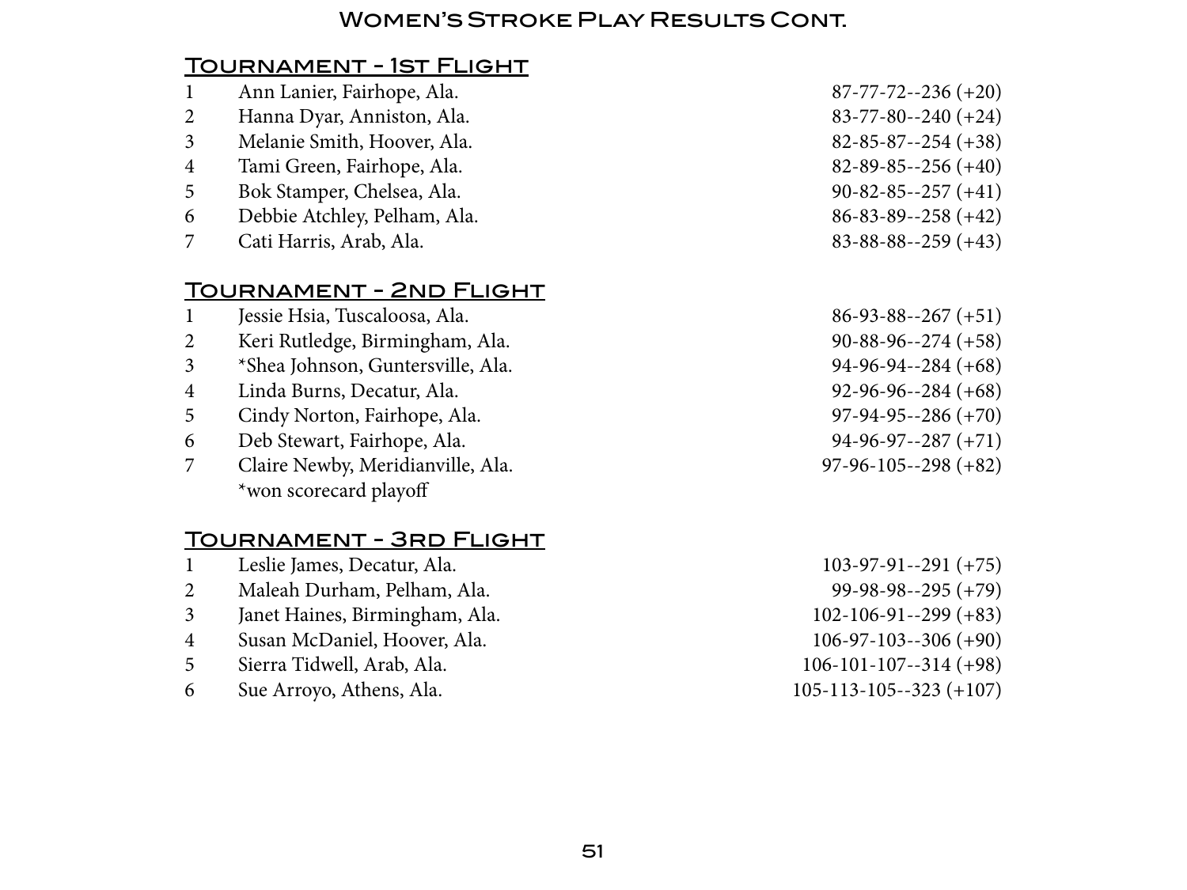# Women's Stroke Play Results Cont.

## Tournament - 1st Flight

| | | |
|---|---|---|
| 1 | Ann Lanier, Fairhope, Ala. | 87-77-72--236 (+20) |
| 2 | Hanna Dyar, Anniston, Ala. | 83-77-80--240 (+24) |
| 3 | Melanie Smith, Hoover, Ala. | 82-85-87--254 (+38) |
| 4 | Tami Green, Fairhope, Ala. | 82-89-85--256 (+40) |
| 5 | Bok Stamper, Chelsea, Ala. | 90-82-85--257 (+41) |
| 6 | Debbie Atchley, Pelham, Ala. | 86-83-89--258 (+42) |
| 7 | Cati Harris, Arab, Ala. | 83-88-88--259 (+43) |

## Tournament - 2nd Flight

| | | |
|---|---|---|
| 1 | Jessie Hsia, Tuscaloosa, Ala. | 86-93-88--267 (+51) |
| 2 | Keri Rutledge, Birmingham, Ala. | 90-88-96--274 (+58) |
| 3 | *Shea Johnson, Guntersville, Ala. | 94-96-94--284 (+68) |
| 4 | Linda Burns, Decatur, Ala. | 92-96-96--284 (+68) |
| 5 | Cindy Norton, Fairhope, Ala. | 97-94-95--286 (+70) |
| 6 | Deb Stewart, Fairhope, Ala. | 94-96-97--287 (+71) |
| 7 | Claire Newby, Meridianville, Ala. | 97-96-105--298 (+82) |

*won scorecard playoff

## Tournament - 3rd Flight

| | | |
|---|---|---|
| 1 | Leslie James, Decatur, Ala. | 103-97-91--291 (+75) |
| 2 | Maleah Durham, Pelham, Ala. | 99-98-98--295 (+79) |
| 3 | Janet Haines, Birmingham, Ala. | 102-106-91--299 (+83) |
| 4 | Susan McDaniel, Hoover, Ala. | 106-97-103--306 (+90) |
| 5 | Sierra Tidwell, Arab, Ala. | 106-101-107--314 (+98) |
| 6 | Sue Arroyo, Athens, Ala. | 105-113-105--323 (+107) |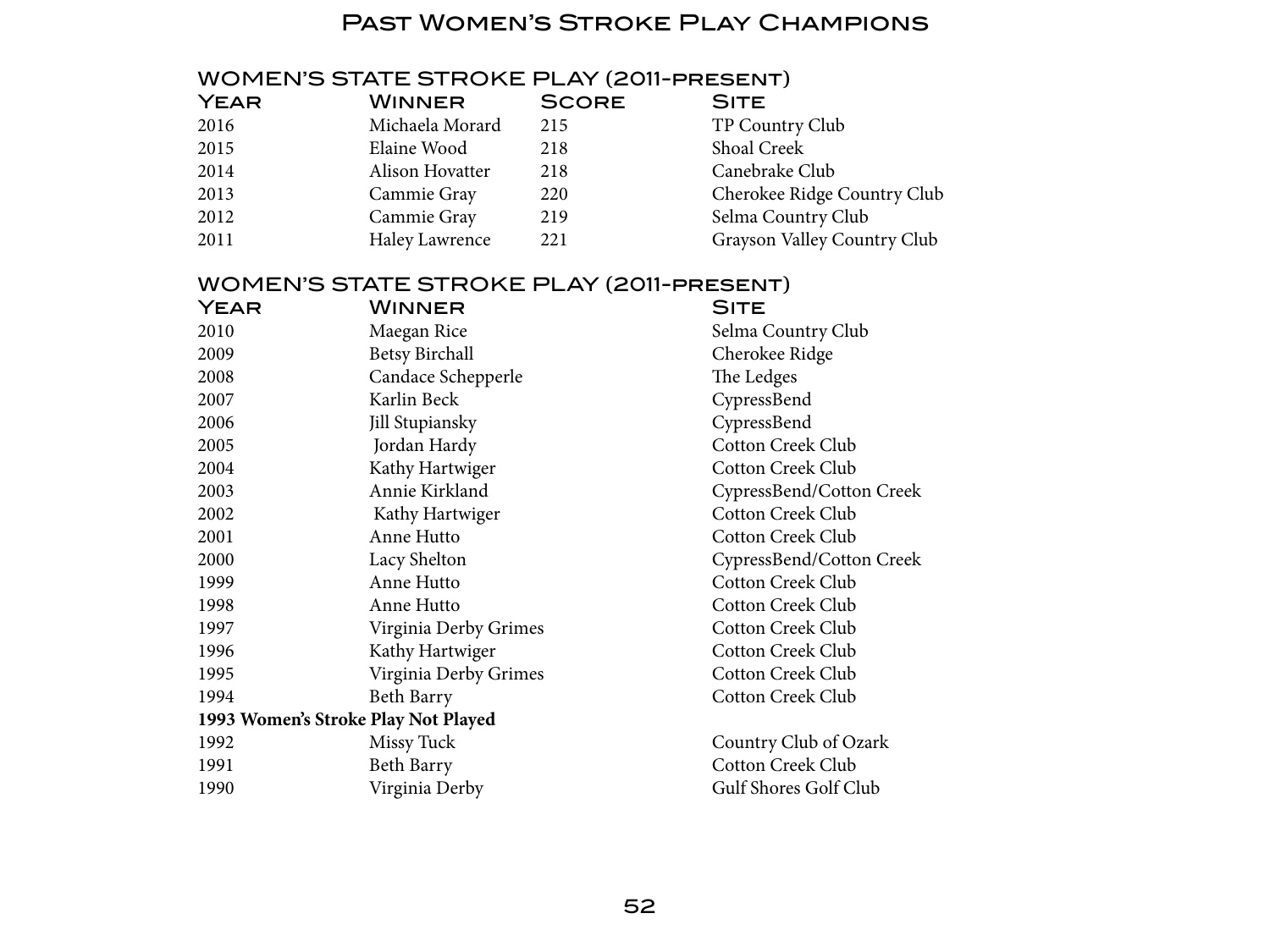# Past Women's Stroke Play Champions

## WOMEN'S STATE STROKE PLAY (2011-PRESENT)

| Year | Winner | Score | Site |
|---|---|---|---|
| 2016 | Michaela Morard | 215 | TP Country Club |
| 2015 | Elaine Wood | 218 | Shoal Creek |
| 2014 | Alison Hovatter | 218 | Canebrake Club |
| 2013 | Cammie Gray | 220 | Cherokee Ridge Country Club |
| 2012 | Cammie Gray | 219 | Selma Country Club |
| 2011 | Haley Lawrence | 221 | Grayson Valley Country Club |

## WOMEN'S STATE STROKE PLAY (2011-PRESENT)

| Year | Winner | Site |
|---|---|---|
| 2010 | Maegan Rice | Selma Country Club |
| 2009 | Betsy Birchall | Cherokee Ridge |
| 2008 | Candace Schepperle | The Ledges |
| 2007 | Karlin Beck | CypressBend |
| 2006 | Jill Stupiansky | CypressBend |
| 2005 | Jordan Hardy | Cotton Creek Club |
| 2004 | Kathy Hartwiger | Cotton Creek Club |
| 2003 | Annie Kirkland | CypressBend/Cotton Creek |
| 2002 | Kathy Hartwiger | Cotton Creek Club |
| 2001 | Anne Hutto | Cotton Creek Club |
| 2000 | Lacy Shelton | CypressBend/Cotton Creek |
| 1999 | Anne Hutto | Cotton Creek Club |
| 1998 | Anne Hutto | Cotton Creek Club |
| 1997 | Virginia Derby Grimes | Cotton Creek Club |
| 1996 | Kathy Hartwiger | Cotton Creek Club |
| 1995 | Virginia Derby Grimes | Cotton Creek Club |
| 1994 | Beth Barry | Cotton Creek Club |
| **1993 Women's Stroke Play Not Played** | | |
| 1992 | Missy Tuck | Country Club of Ozark |
| 1991 | Beth Barry | Cotton Creek Club |
| 1990 | Virginia Derby | Gulf Shores Golf Club |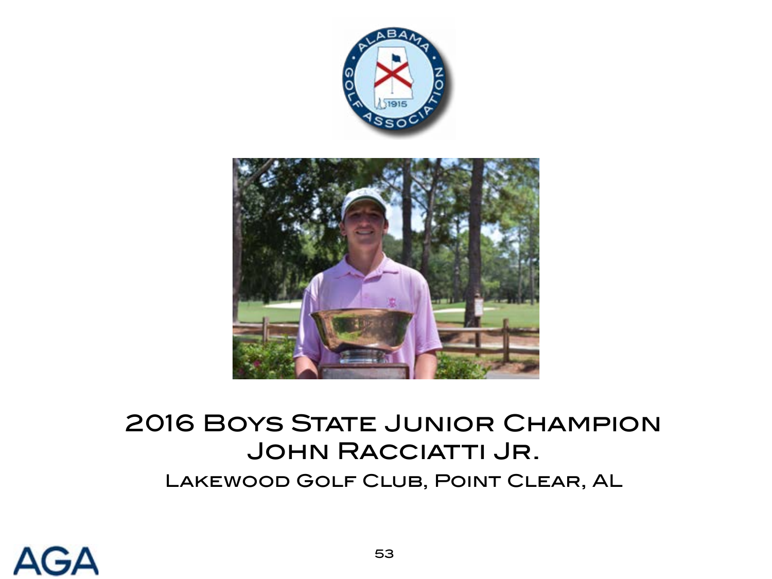# 2016 Boys State Junior Champion

## John Racciatti Jr.

Lakewood Golf Club, Point Clear, AL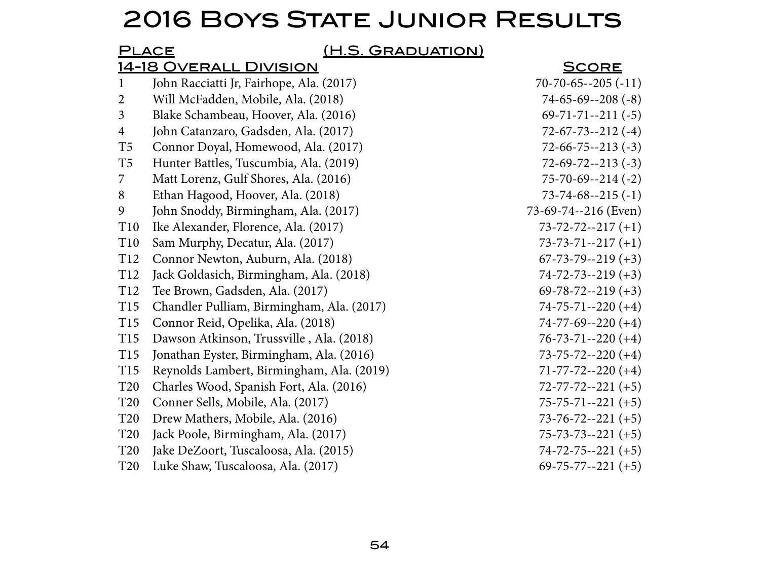# 2016 Boys State Junior Results

| Place | (H.S. Graduation) | |
|---|---|---|
| **14-18 Overall Division** | | **Score** |
| 1 | John Racciatti Jr, Fairhope, Ala. (2017) | 70-70-65--205 (-11) |
| 2 | Will McFadden, Mobile, Ala. (2018) | 74-65-69--208 (-8) |
| 3 | Blake Schambeau, Hoover, Ala. (2016) | 69-71-71--211 (-5) |
| 4 | John Catanzaro, Gadsden, Ala. (2017) | 72-67-73--212 (-4) |
| T5 | Connor Doyal, Homewood, Ala. (2017) | 72-66-75--213 (-3) |
| T5 | Hunter Battles, Tuscumbia, Ala. (2019) | 72-69-72--213 (-3) |
| 7 | Matt Lorenz, Gulf Shores, Ala. (2016) | 75-70-69--214 (-2) |
| 8 | Ethan Hagood, Hoover, Ala. (2018) | 73-74-68--215 (-1) |
| 9 | John Snoddy, Birmingham, Ala. (2017) | 73-69-74--216 (Even) |
| T10 | Ike Alexander, Florence, Ala. (2017) | 73-72-72--217 (+1) |
| T10 | Sam Murphy, Decatur, Ala. (2017) | 73-73-71--217 (+1) |
| T12 | Connor Newton, Auburn, Ala. (2018) | 67-73-79--219 (+3) |
| T12 | Jack Goldasich, Birmingham, Ala. (2018) | 74-72-73--219 (+3) |
| T12 | Tee Brown, Gadsden, Ala. (2017) | 69-78-72--219 (+3) |
| T15 | Chandler Pulliam, Birmingham, Ala. (2017) | 74-75-71--220 (+4) |
| T15 | Connor Reid, Opelika, Ala. (2018) | 74-77-69--220 (+4) |
| T15 | Dawson Atkinson, Trussville , Ala. (2018) | 76-73-71--220 (+4) |
| T15 | Jonathan Eyster, Birmingham, Ala. (2016) | 73-75-72--220 (+4) |
| T15 | Reynolds Lambert, Birmingham, Ala. (2019) | 71-77-72--220 (+4) |
| T20 | Charles Wood, Spanish Fort, Ala. (2016) | 72-77-72--221 (+5) |
| T20 | Conner Sells, Mobile, Ala. (2017) | 75-75-71--221 (+5) |
| T20 | Drew Mathers, Mobile, Ala. (2016) | 73-76-72--221 (+5) |
| T20 | Jack Poole, Birmingham, Ala. (2017) | 75-73-73--221 (+5) |
| T20 | Jake DeZoort, Tuscaloosa, Ala. (2015) | 74-72-75--221 (+5) |
| T20 | Luke Shaw, Tuscaloosa, Ala. (2017) | 69-75-77--221 (+5) |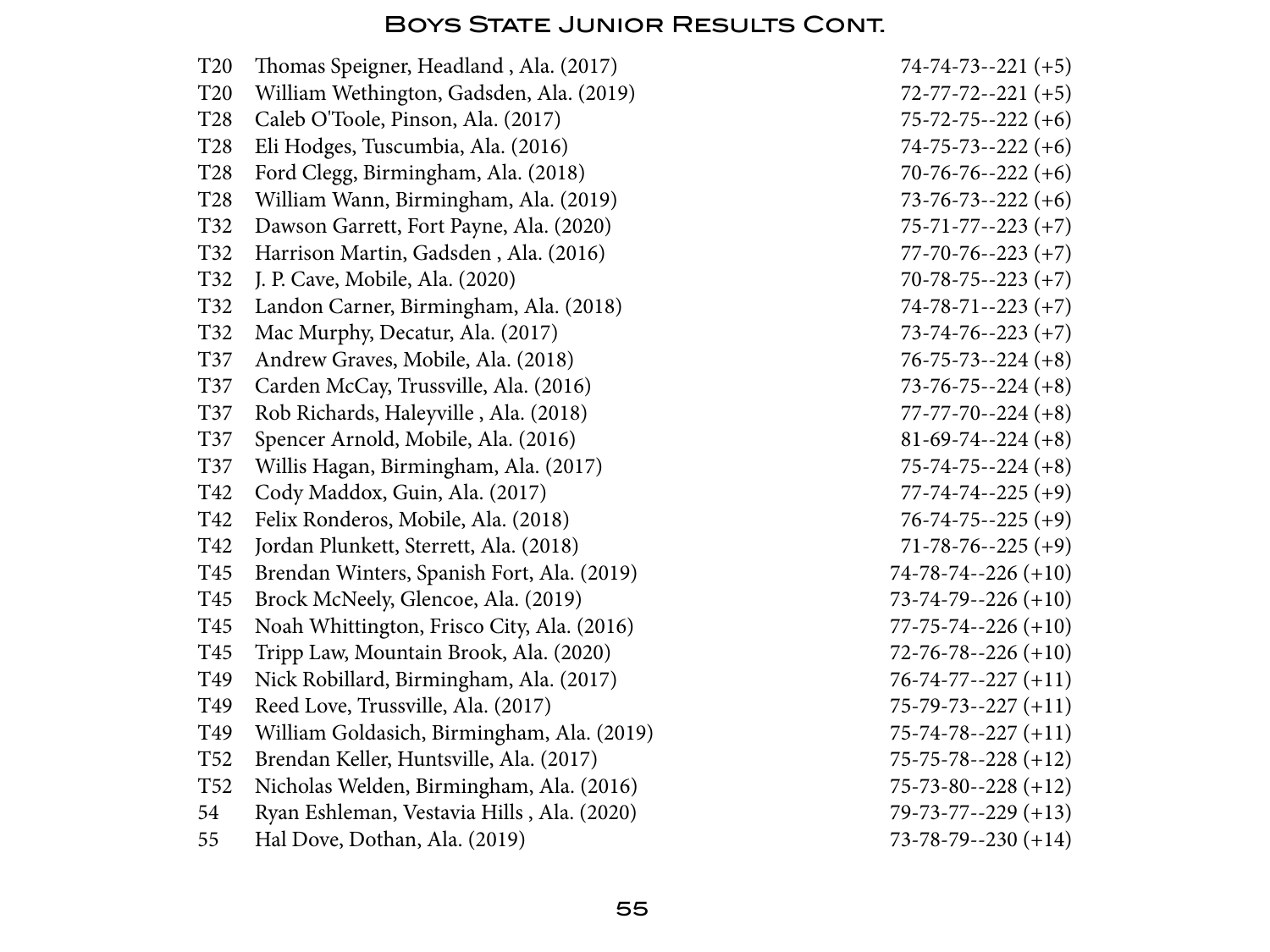# Boys State Junior Results Cont.

| Pos | Player | Scores |
|---|---|---|
| T20 | Thomas Speigner, Headland , Ala. (2017) | 74-74-73--221 (+5) |
| T20 | William Wethington, Gadsden, Ala. (2019) | 72-77-72--221 (+5) |
| T28 | Caleb O'Toole, Pinson, Ala. (2017) | 75-72-75--222 (+6) |
| T28 | Eli Hodges, Tuscumbia, Ala. (2016) | 74-75-73--222 (+6) |
| T28 | Ford Clegg, Birmingham, Ala. (2018) | 70-76-76--222 (+6) |
| T28 | William Wann, Birmingham, Ala. (2019) | 73-76-73--222 (+6) |
| T32 | Dawson Garrett, Fort Payne, Ala. (2020) | 75-71-77--223 (+7) |
| T32 | Harrison Martin, Gadsden , Ala. (2016) | 77-70-76--223 (+7) |
| T32 | J. P. Cave, Mobile, Ala. (2020) | 70-78-75--223 (+7) |
| T32 | Landon Carner, Birmingham, Ala. (2018) | 74-78-71--223 (+7) |
| T32 | Mac Murphy, Decatur, Ala. (2017) | 73-74-76--223 (+7) |
| T37 | Andrew Graves, Mobile, Ala. (2018) | 76-75-73--224 (+8) |
| T37 | Carden McCay, Trussville, Ala. (2016) | 73-76-75--224 (+8) |
| T37 | Rob Richards, Haleyville , Ala. (2018) | 77-77-70--224 (+8) |
| T37 | Spencer Arnold, Mobile, Ala. (2016) | 81-69-74--224 (+8) |
| T37 | Willis Hagan, Birmingham, Ala. (2017) | 75-74-75--224 (+8) |
| T42 | Cody Maddox, Guin, Ala. (2017) | 77-74-74--225 (+9) |
| T42 | Felix Ronderos, Mobile, Ala. (2018) | 76-74-75--225 (+9) |
| T42 | Jordan Plunkett, Sterrett, Ala. (2018) | 71-78-76--225 (+9) |
| T45 | Brendan Winters, Spanish Fort, Ala. (2019) | 74-78-74--226 (+10) |
| T45 | Brock McNeely, Glencoe, Ala. (2019) | 73-74-79--226 (+10) |
| T45 | Noah Whittington, Frisco City, Ala. (2016) | 77-75-74--226 (+10) |
| T45 | Tripp Law, Mountain Brook, Ala. (2020) | 72-76-78--226 (+10) |
| T49 | Nick Robillard, Birmingham, Ala. (2017) | 76-74-77--227 (+11) |
| T49 | Reed Love, Trussville, Ala. (2017) | 75-79-73--227 (+11) |
| T49 | William Goldasich, Birmingham, Ala. (2019) | 75-74-78--227 (+11) |
| T52 | Brendan Keller, Huntsville, Ala. (2017) | 75-75-78--228 (+12) |
| T52 | Nicholas Welden, Birmingham, Ala. (2016) | 75-73-80--228 (+12) |
| 54 | Ryan Eshleman, Vestavia Hills , Ala. (2020) | 79-73-77--229 (+13) |
| 55 | Hal Dove, Dothan, Ala. (2019) | 73-78-79--230 (+14) |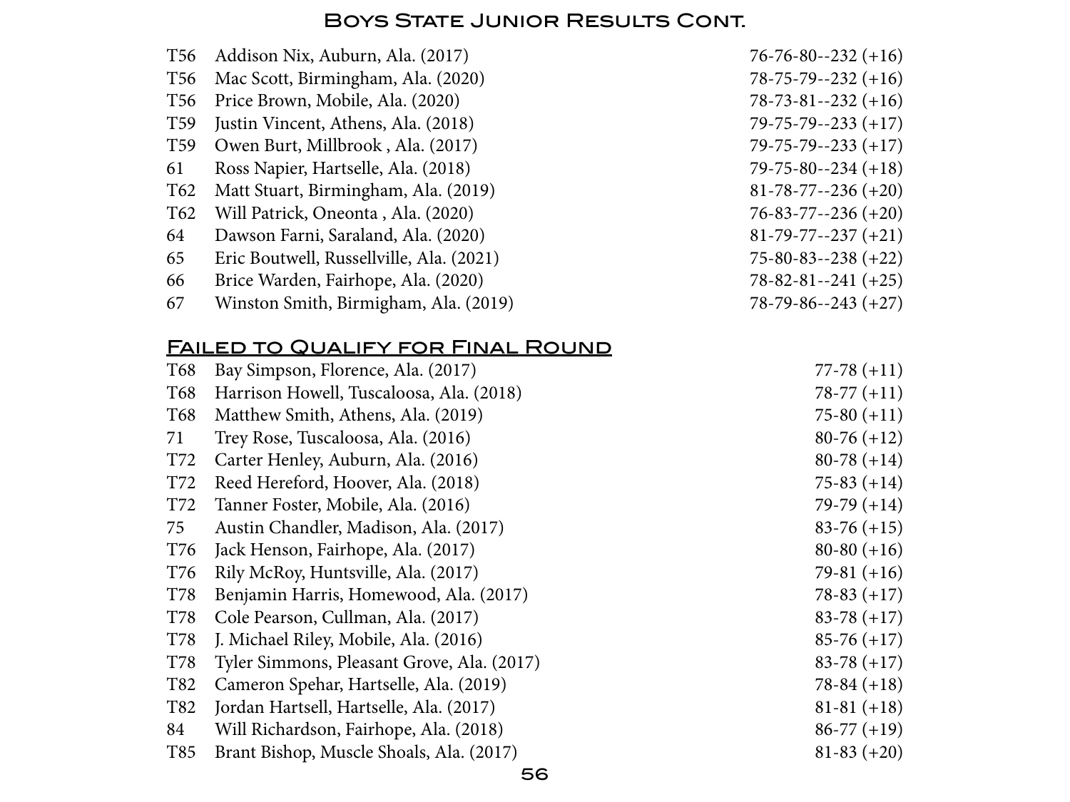# Boys State Junior Results Cont.

| Pos | Player | Score |
|---|---|---|
| T56 | Addison Nix, Auburn, Ala. (2017) | 76-76-80--232 (+16) |
| T56 | Mac Scott, Birmingham, Ala. (2020) | 78-75-79--232 (+16) |
| T56 | Price Brown, Mobile, Ala. (2020) | 78-73-81--232 (+16) |
| T59 | Justin Vincent, Athens, Ala. (2018) | 79-75-79--233 (+17) |
| T59 | Owen Burt, Millbrook , Ala. (2017) | 79-75-79--233 (+17) |
| 61 | Ross Napier, Hartselle, Ala. (2018) | 79-75-80--234 (+18) |
| T62 | Matt Stuart, Birmingham, Ala. (2019) | 81-78-77--236 (+20) |
| T62 | Will Patrick, Oneonta , Ala. (2020) | 76-83-77--236 (+20) |
| 64 | Dawson Farni, Saraland, Ala. (2020) | 81-79-77--237 (+21) |
| 65 | Eric Boutwell, Russellville, Ala. (2021) | 75-80-83--238 (+22) |
| 66 | Brice Warden, Fairhope, Ala. (2020) | 78-82-81--241 (+25) |
| 67 | Winston Smith, Birmigham, Ala. (2019) | 78-79-86--243 (+27) |

## Failed to Qualify for Final Round

| Pos | Player | Score |
|---|---|---|
| T68 | Bay Simpson, Florence, Ala. (2017) | 77-78 (+11) |
| T68 | Harrison Howell, Tuscaloosa, Ala. (2018) | 78-77 (+11) |
| T68 | Matthew Smith, Athens, Ala. (2019) | 75-80 (+11) |
| 71 | Trey Rose, Tuscaloosa, Ala. (2016) | 80-76 (+12) |
| T72 | Carter Henley, Auburn, Ala. (2016) | 80-78 (+14) |
| T72 | Reed Hereford, Hoover, Ala. (2018) | 75-83 (+14) |
| T72 | Tanner Foster, Mobile, Ala. (2016) | 79-79 (+14) |
| 75 | Austin Chandler, Madison, Ala. (2017) | 83-76 (+15) |
| T76 | Jack Henson, Fairhope, Ala. (2017) | 80-80 (+16) |
| T76 | Rily McRoy, Huntsville, Ala. (2017) | 79-81 (+16) |
| T78 | Benjamin Harris, Homewood, Ala. (2017) | 78-83 (+17) |
| T78 | Cole Pearson, Cullman, Ala. (2017) | 83-78 (+17) |
| T78 | J. Michael Riley, Mobile, Ala. (2016) | 85-76 (+17) |
| T78 | Tyler Simmons, Pleasant Grove, Ala. (2017) | 83-78 (+17) |
| T82 | Cameron Spehar, Hartselle, Ala. (2019) | 78-84 (+18) |
| T82 | Jordan Hartsell, Hartselle, Ala. (2017) | 81-81 (+18) |
| 84 | Will Richardson, Fairhope, Ala. (2018) | 86-77 (+19) |
| T85 | Brant Bishop, Muscle Shoals, Ala. (2017) | 81-83 (+20) |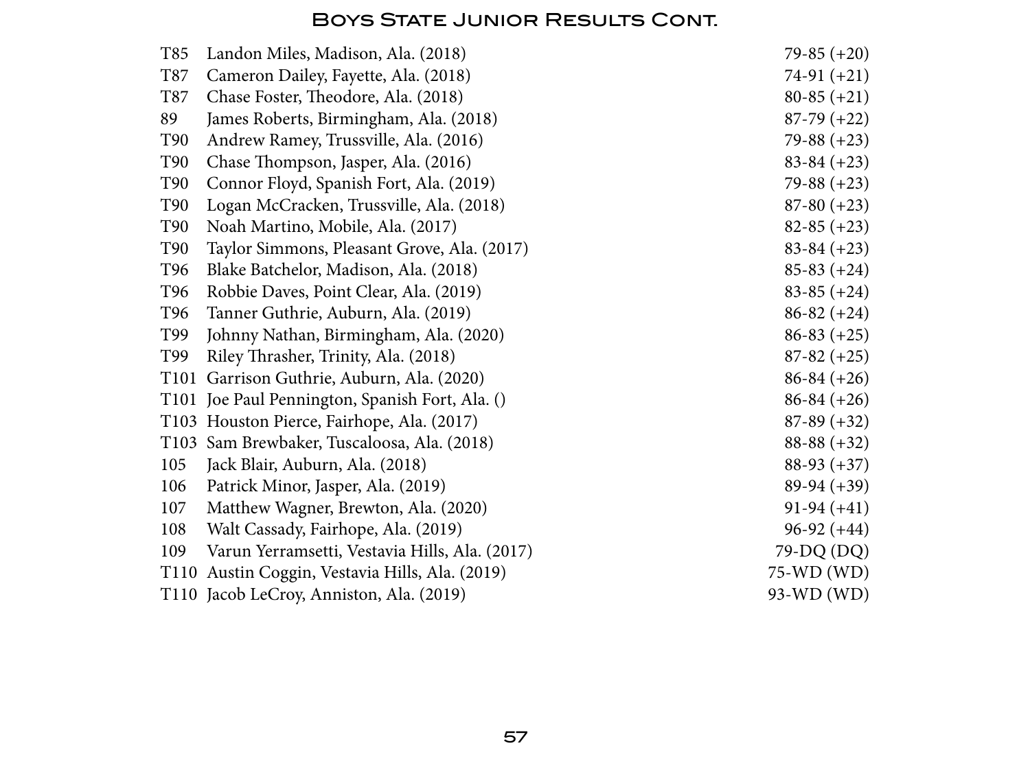# Boys State Junior Results Cont.

| | | |
|---|---|---|
| T85 | Landon Miles, Madison, Ala. (2018) | 79-85 (+20) |
| T87 | Cameron Dailey, Fayette, Ala. (2018) | 74-91 (+21) |
| T87 | Chase Foster, Theodore, Ala. (2018) | 80-85 (+21) |
| 89 | James Roberts, Birmingham, Ala. (2018) | 87-79 (+22) |
| T90 | Andrew Ramey, Trussville, Ala. (2016) | 79-88 (+23) |
| T90 | Chase Thompson, Jasper, Ala. (2016) | 83-84 (+23) |
| T90 | Connor Floyd, Spanish Fort, Ala. (2019) | 79-88 (+23) |
| T90 | Logan McCracken, Trussville, Ala. (2018) | 87-80 (+23) |
| T90 | Noah Martino, Mobile, Ala. (2017) | 82-85 (+23) |
| T90 | Taylor Simmons, Pleasant Grove, Ala. (2017) | 83-84 (+23) |
| T96 | Blake Batchelor, Madison, Ala. (2018) | 85-83 (+24) |
| T96 | Robbie Daves, Point Clear, Ala. (2019) | 83-85 (+24) |
| T96 | Tanner Guthrie, Auburn, Ala. (2019) | 86-82 (+24) |
| T99 | Johnny Nathan, Birmingham, Ala. (2020) | 86-83 (+25) |
| T99 | Riley Thrasher, Trinity, Ala. (2018) | 87-82 (+25) |
| T101 | Garrison Guthrie, Auburn, Ala. (2020) | 86-84 (+26) |
| T101 | Joe Paul Pennington, Spanish Fort, Ala. () | 86-84 (+26) |
| T103 | Houston Pierce, Fairhope, Ala. (2017) | 87-89 (+32) |
| T103 | Sam Brewbaker, Tuscaloosa, Ala. (2018) | 88-88 (+32) |
| 105 | Jack Blair, Auburn, Ala. (2018) | 88-93 (+37) |
| 106 | Patrick Minor, Jasper, Ala. (2019) | 89-94 (+39) |
| 107 | Matthew Wagner, Brewton, Ala. (2020) | 91-94 (+41) |
| 108 | Walt Cassady, Fairhope, Ala. (2019) | 96-92 (+44) |
| 109 | Varun Yerramsetti, Vestavia Hills, Ala. (2017) | 79-DQ (DQ) |
| T110 | Austin Coggin, Vestavia Hills, Ala. (2019) | 75-WD (WD) |
| T110 | Jacob LeCroy, Anniston, Ala. (2019) | 93-WD (WD) |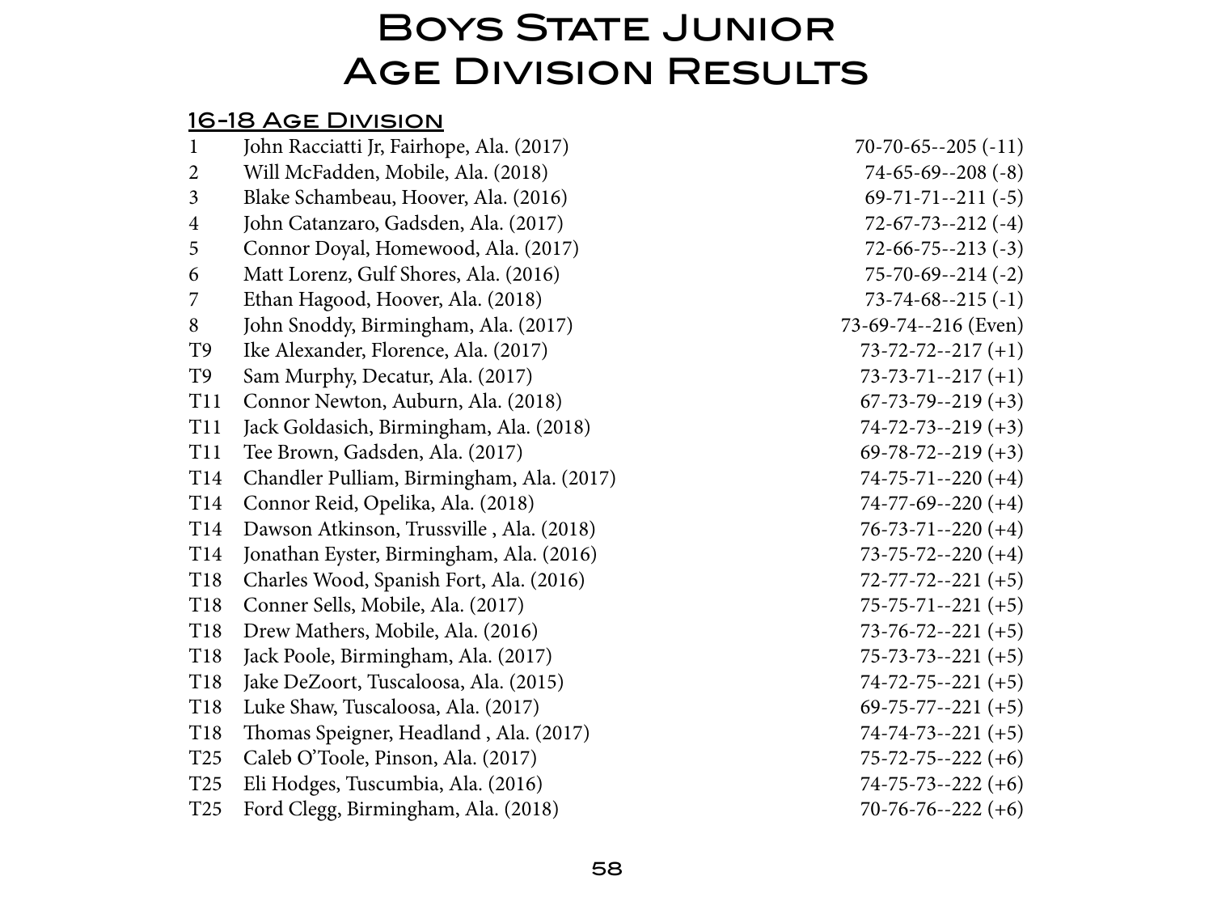# Boys State Junior Age Division Results

## 16-18 Age Division

| Pos | Player | Score |
|---|---|---|
| 1 | John Racciatti Jr, Fairhope, Ala. (2017) | 70-70-65--205 (-11) |
| 2 | Will McFadden, Mobile, Ala. (2018) | 74-65-69--208 (-8) |
| 3 | Blake Schambeau, Hoover, Ala. (2016) | 69-71-71--211 (-5) |
| 4 | John Catanzaro, Gadsden, Ala. (2017) | 72-67-73--212 (-4) |
| 5 | Connor Doyal, Homewood, Ala. (2017) | 72-66-75--213 (-3) |
| 6 | Matt Lorenz, Gulf Shores, Ala. (2016) | 75-70-69--214 (-2) |
| 7 | Ethan Hagood, Hoover, Ala. (2018) | 73-74-68--215 (-1) |
| 8 | John Snoddy, Birmingham, Ala. (2017) | 73-69-74--216 (Even) |
| T9 | Ike Alexander, Florence, Ala. (2017) | 73-72-72--217 (+1) |
| T9 | Sam Murphy, Decatur, Ala. (2017) | 73-73-71--217 (+1) |
| T11 | Connor Newton, Auburn, Ala. (2018) | 67-73-79--219 (+3) |
| T11 | Jack Goldasich, Birmingham, Ala. (2018) | 74-72-73--219 (+3) |
| T11 | Tee Brown, Gadsden, Ala. (2017) | 69-78-72--219 (+3) |
| T14 | Chandler Pulliam, Birmingham, Ala. (2017) | 74-75-71--220 (+4) |
| T14 | Connor Reid, Opelika, Ala. (2018) | 74-77-69--220 (+4) |
| T14 | Dawson Atkinson, Trussville , Ala. (2018) | 76-73-71--220 (+4) |
| T14 | Jonathan Eyster, Birmingham, Ala. (2016) | 73-75-72--220 (+4) |
| T18 | Charles Wood, Spanish Fort, Ala. (2016) | 72-77-72--221 (+5) |
| T18 | Conner Sells, Mobile, Ala. (2017) | 75-75-71--221 (+5) |
| T18 | Drew Mathers, Mobile, Ala. (2016) | 73-76-72--221 (+5) |
| T18 | Jack Poole, Birmingham, Ala. (2017) | 75-73-73--221 (+5) |
| T18 | Jake DeZoort, Tuscaloosa, Ala. (2015) | 74-72-75--221 (+5) |
| T18 | Luke Shaw, Tuscaloosa, Ala. (2017) | 69-75-77--221 (+5) |
| T18 | Thomas Speigner, Headland , Ala. (2017) | 74-74-73--221 (+5) |
| T25 | Caleb O'Toole, Pinson, Ala. (2017) | 75-72-75--222 (+6) |
| T25 | Eli Hodges, Tuscumbia, Ala. (2016) | 74-75-73--222 (+6) |
| T25 | Ford Clegg, Birmingham, Ala. (2018) | 70-76-76--222 (+6) |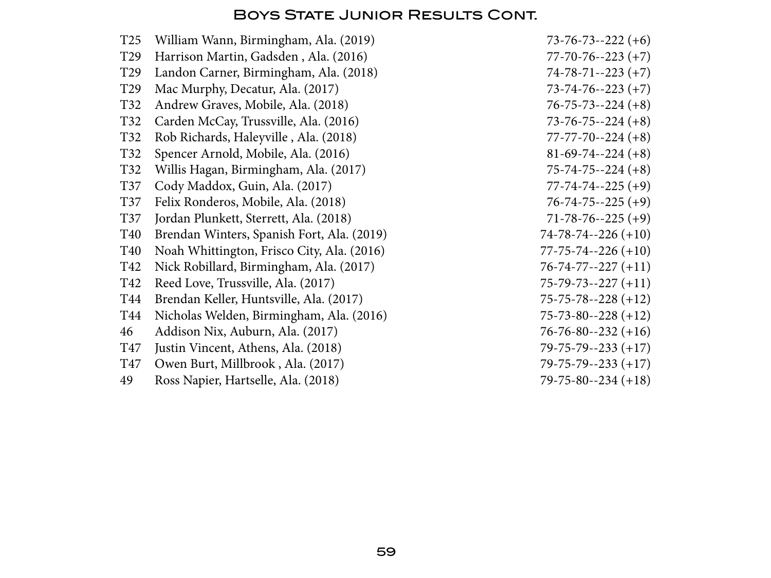## Boys State Junior Results Cont.

| | | |
|---|---|---|
| T25 | William Wann, Birmingham, Ala. (2019) | 73-76-73--222 (+6) |
| T29 | Harrison Martin, Gadsden , Ala. (2016) | 77-70-76--223 (+7) |
| T29 | Landon Carner, Birmingham, Ala. (2018) | 74-78-71--223 (+7) |
| T29 | Mac Murphy, Decatur, Ala. (2017) | 73-74-76--223 (+7) |
| T32 | Andrew Graves, Mobile, Ala. (2018) | 76-75-73--224 (+8) |
| T32 | Carden McCay, Trussville, Ala. (2016) | 73-76-75--224 (+8) |
| T32 | Rob Richards, Haleyville , Ala. (2018) | 77-77-70--224 (+8) |
| T32 | Spencer Arnold, Mobile, Ala. (2016) | 81-69-74--224 (+8) |
| T32 | Willis Hagan, Birmingham, Ala. (2017) | 75-74-75--224 (+8) |
| T37 | Cody Maddox, Guin, Ala. (2017) | 77-74-74--225 (+9) |
| T37 | Felix Ronderos, Mobile, Ala. (2018) | 76-74-75--225 (+9) |
| T37 | Jordan Plunkett, Sterrett, Ala. (2018) | 71-78-76--225 (+9) |
| T40 | Brendan Winters, Spanish Fort, Ala. (2019) | 74-78-74--226 (+10) |
| T40 | Noah Whittington, Frisco City, Ala. (2016) | 77-75-74--226 (+10) |
| T42 | Nick Robillard, Birmingham, Ala. (2017) | 76-74-77--227 (+11) |
| T42 | Reed Love, Trussville, Ala. (2017) | 75-79-73--227 (+11) |
| T44 | Brendan Keller, Huntsville, Ala. (2017) | 75-75-78--228 (+12) |
| T44 | Nicholas Welden, Birmingham, Ala. (2016) | 75-73-80--228 (+12) |
| 46 | Addison Nix, Auburn, Ala. (2017) | 76-76-80--232 (+16) |
| T47 | Justin Vincent, Athens, Ala. (2018) | 79-75-79--233 (+17) |
| T47 | Owen Burt, Millbrook , Ala. (2017) | 79-75-79--233 (+17) |
| 49 | Ross Napier, Hartselle, Ala. (2018) | 79-75-80--234 (+18) |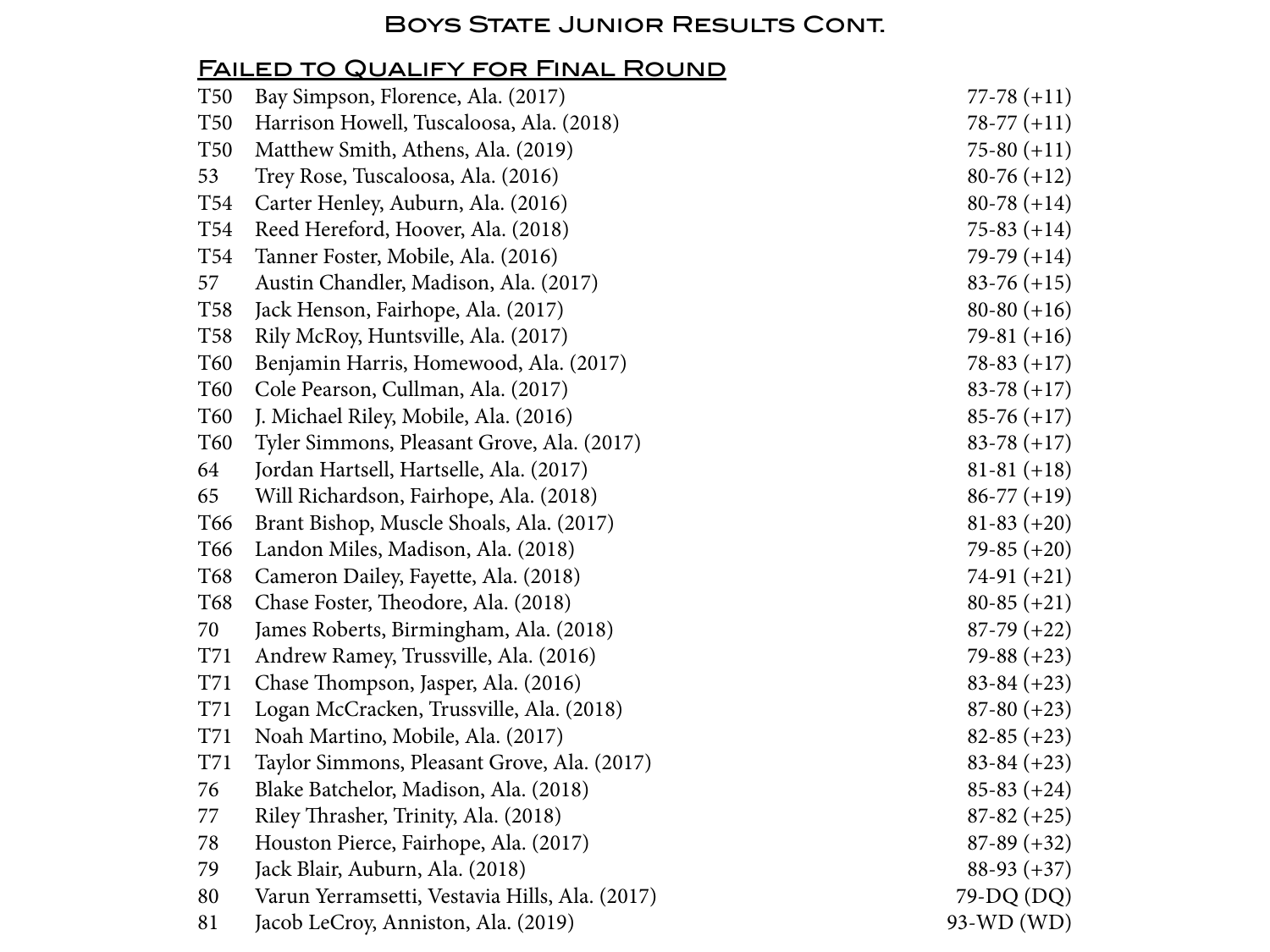# Boys State Junior Results Cont.

## Failed to Qualify for Final Round

| Pos | Player | Score |
|---|---|---|
| T50 | Bay Simpson, Florence, Ala. (2017) | 77-78 (+11) |
| T50 | Harrison Howell, Tuscaloosa, Ala. (2018) | 78-77 (+11) |
| T50 | Matthew Smith, Athens, Ala. (2019) | 75-80 (+11) |
| 53 | Trey Rose, Tuscaloosa, Ala. (2016) | 80-76 (+12) |
| T54 | Carter Henley, Auburn, Ala. (2016) | 80-78 (+14) |
| T54 | Reed Hereford, Hoover, Ala. (2018) | 75-83 (+14) |
| T54 | Tanner Foster, Mobile, Ala. (2016) | 79-79 (+14) |
| 57 | Austin Chandler, Madison, Ala. (2017) | 83-76 (+15) |
| T58 | Jack Henson, Fairhope, Ala. (2017) | 80-80 (+16) |
| T58 | Rily McRoy, Huntsville, Ala. (2017) | 79-81 (+16) |
| T60 | Benjamin Harris, Homewood, Ala. (2017) | 78-83 (+17) |
| T60 | Cole Pearson, Cullman, Ala. (2017) | 83-78 (+17) |
| T60 | J. Michael Riley, Mobile, Ala. (2016) | 85-76 (+17) |
| T60 | Tyler Simmons, Pleasant Grove, Ala. (2017) | 83-78 (+17) |
| 64 | Jordan Hartsell, Hartselle, Ala. (2017) | 81-81 (+18) |
| 65 | Will Richardson, Fairhope, Ala. (2018) | 86-77 (+19) |
| T66 | Brant Bishop, Muscle Shoals, Ala. (2017) | 81-83 (+20) |
| T66 | Landon Miles, Madison, Ala. (2018) | 79-85 (+20) |
| T68 | Cameron Dailey, Fayette, Ala. (2018) | 74-91 (+21) |
| T68 | Chase Foster, Theodore, Ala. (2018) | 80-85 (+21) |
| 70 | James Roberts, Birmingham, Ala. (2018) | 87-79 (+22) |
| T71 | Andrew Ramey, Trussville, Ala. (2016) | 79-88 (+23) |
| T71 | Chase Thompson, Jasper, Ala. (2016) | 83-84 (+23) |
| T71 | Logan McCracken, Trussville, Ala. (2018) | 87-80 (+23) |
| T71 | Noah Martino, Mobile, Ala. (2017) | 82-85 (+23) |
| T71 | Taylor Simmons, Pleasant Grove, Ala. (2017) | 83-84 (+23) |
| 76 | Blake Batchelor, Madison, Ala. (2018) | 85-83 (+24) |
| 77 | Riley Thrasher, Trinity, Ala. (2018) | 87-82 (+25) |
| 78 | Houston Pierce, Fairhope, Ala. (2017) | 87-89 (+32) |
| 79 | Jack Blair, Auburn, Ala. (2018) | 88-93 (+37) |
| 80 | Varun Yerramsetti, Vestavia Hills, Ala. (2017) | 79-DQ (DQ) |
| 81 | Jacob LeCroy, Anniston, Ala. (2019) | 93-WD (WD) |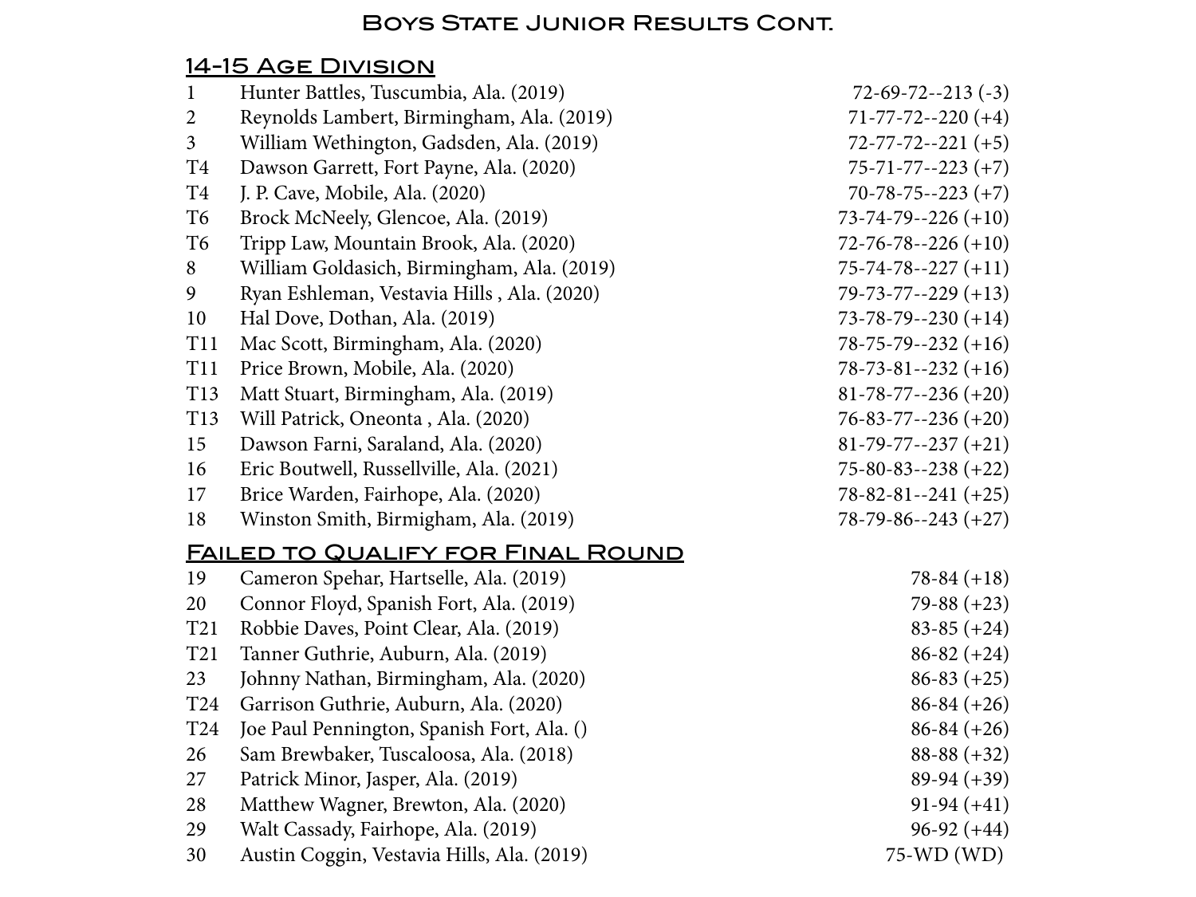# Boys State Junior Results Cont.

## 14-15 Age Division

| Pos | Player | Scores |
|---|---|---|
| 1 | Hunter Battles, Tuscumbia, Ala. (2019) | 72-69-72--213 (-3) |
| 2 | Reynolds Lambert, Birmingham, Ala. (2019) | 71-77-72--220 (+4) |
| 3 | William Wethington, Gadsden, Ala. (2019) | 72-77-72--221 (+5) |
| T4 | Dawson Garrett, Fort Payne, Ala. (2020) | 75-71-77--223 (+7) |
| T4 | J. P. Cave, Mobile, Ala. (2020) | 70-78-75--223 (+7) |
| T6 | Brock McNeely, Glencoe, Ala. (2019) | 73-74-79--226 (+10) |
| T6 | Tripp Law, Mountain Brook, Ala. (2020) | 72-76-78--226 (+10) |
| 8 | William Goldasich, Birmingham, Ala. (2019) | 75-74-78--227 (+11) |
| 9 | Ryan Eshleman, Vestavia Hills , Ala. (2020) | 79-73-77--229 (+13) |
| 10 | Hal Dove, Dothan, Ala. (2019) | 73-78-79--230 (+14) |
| T11 | Mac Scott, Birmingham, Ala. (2020) | 78-75-79--232 (+16) |
| T11 | Price Brown, Mobile, Ala. (2020) | 78-73-81--232 (+16) |
| T13 | Matt Stuart, Birmingham, Ala. (2019) | 81-78-77--236 (+20) |
| T13 | Will Patrick, Oneonta , Ala. (2020) | 76-83-77--236 (+20) |
| 15 | Dawson Farni, Saraland, Ala. (2020) | 81-79-77--237 (+21) |
| 16 | Eric Boutwell, Russellville, Ala. (2021) | 75-80-83--238 (+22) |
| 17 | Brice Warden, Fairhope, Ala. (2020) | 78-82-81--241 (+25) |
| 18 | Winston Smith, Birmigham, Ala. (2019) | 78-79-86--243 (+27) |

## Failed to Qualify for Final Round

| Pos | Player | Scores |
|---|---|---|
| 19 | Cameron Spehar, Hartselle, Ala. (2019) | 78-84 (+18) |
| 20 | Connor Floyd, Spanish Fort, Ala. (2019) | 79-88 (+23) |
| T21 | Robbie Daves, Point Clear, Ala. (2019) | 83-85 (+24) |
| T21 | Tanner Guthrie, Auburn, Ala. (2019) | 86-82 (+24) |
| 23 | Johnny Nathan, Birmingham, Ala. (2020) | 86-83 (+25) |
| T24 | Garrison Guthrie, Auburn, Ala. (2020) | 86-84 (+26) |
| T24 | Joe Paul Pennington, Spanish Fort, Ala. () | 86-84 (+26) |
| 26 | Sam Brewbaker, Tuscaloosa, Ala. (2018) | 88-88 (+32) |
| 27 | Patrick Minor, Jasper, Ala. (2019) | 89-94 (+39) |
| 28 | Matthew Wagner, Brewton, Ala. (2020) | 91-94 (+41) |
| 29 | Walt Cassady, Fairhope, Ala. (2019) | 96-92 (+44) |
| 30 | Austin Coggin, Vestavia Hills, Ala. (2019) | 75-WD (WD) |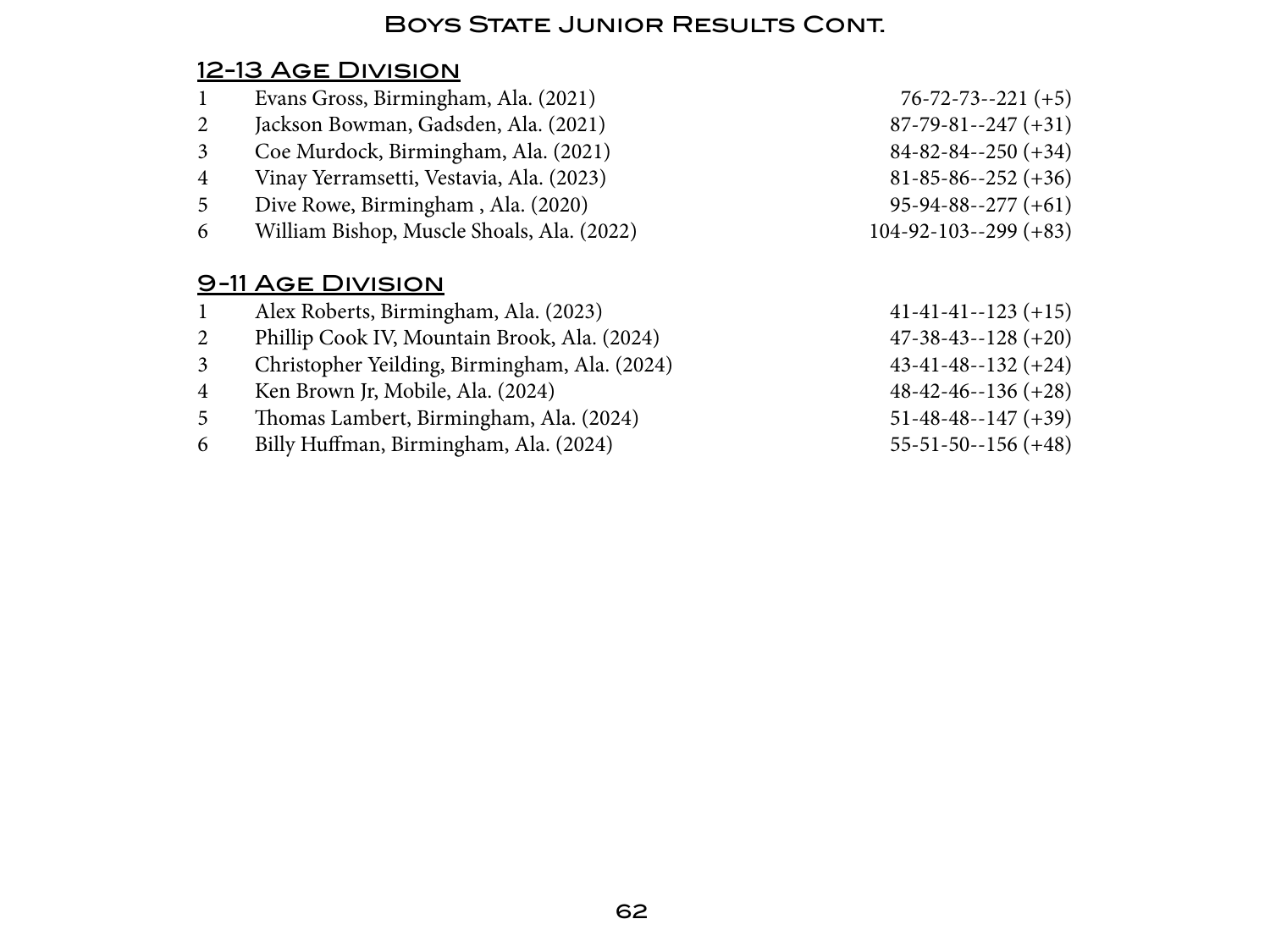# Boys State Junior Results Cont.

## 12-13 Age Division

| | | |
|---|---|---|
| 1 | Evans Gross, Birmingham, Ala. (2021) | 76-72-73--221 (+5) |
| 2 | Jackson Bowman, Gadsden, Ala. (2021) | 87-79-81--247 (+31) |
| 3 | Coe Murdock, Birmingham, Ala. (2021) | 84-82-84--250 (+34) |
| 4 | Vinay Yerramsetti, Vestavia, Ala. (2023) | 81-85-86--252 (+36) |
| 5 | Dive Rowe, Birmingham , Ala. (2020) | 95-94-88--277 (+61) |
| 6 | William Bishop, Muscle Shoals, Ala. (2022) | 104-92-103--299 (+83) |

## 9-11 Age Division

| | | |
|---|---|---|
| 1 | Alex Roberts, Birmingham, Ala. (2023) | 41-41-41--123 (+15) |
| 2 | Phillip Cook IV, Mountain Brook, Ala. (2024) | 47-38-43--128 (+20) |
| 3 | Christopher Yeilding, Birmingham, Ala. (2024) | 43-41-48--132 (+24) |
| 4 | Ken Brown Jr, Mobile, Ala. (2024) | 48-42-46--136 (+28) |
| 5 | Thomas Lambert, Birmingham, Ala. (2024) | 51-48-48--147 (+39) |
| 6 | Billy Huffman, Birmingham, Ala. (2024) | 55-51-50--156 (+48) |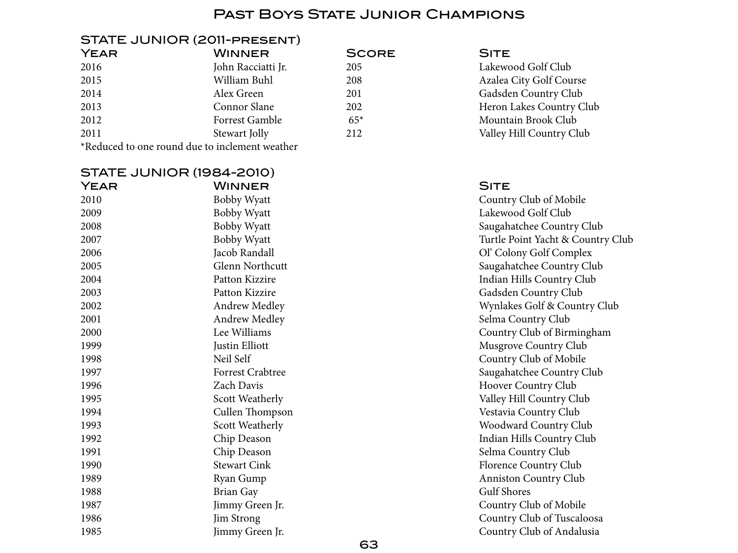# Past Boys State Junior Champions

## STATE JUNIOR (2011-PRESENT)

| Year | Winner | Score | Site |
|---|---|---|---|
| 2016 | John Racciatti Jr. | 205 | Lakewood Golf Club |
| 2015 | William Buhl | 208 | Azalea City Golf Course |
| 2014 | Alex Green | 201 | Gadsden Country Club |
| 2013 | Connor Slane | 202 | Heron Lakes Country Club |
| 2012 | Forrest Gamble | 65* | Mountain Brook Club |
| 2011 | Stewart Jolly | 212 | Valley Hill Country Club |

*Reduced to one round due to inclement weather

## STATE JUNIOR (1984-2010)

| Year | Winner | Site |
|---|---|---|
| 2010 | Bobby Wyatt | Country Club of Mobile |
| 2009 | Bobby Wyatt | Lakewood Golf Club |
| 2008 | Bobby Wyatt | Saugahatchee Country Club |
| 2007 | Bobby Wyatt | Turtle Point Yacht & Country Club |
| 2006 | Jacob Randall | Ol' Colony Golf Complex |
| 2005 | Glenn Northcutt | Saugahatchee Country Club |
| 2004 | Patton Kizzire | Indian Hills Country Club |
| 2003 | Patton Kizzire | Gadsden Country Club |
| 2002 | Andrew Medley | Wynlakes Golf & Country Club |
| 2001 | Andrew Medley | Selma Country Club |
| 2000 | Lee Williams | Country Club of Birmingham |
| 1999 | Justin Elliott | Musgrove Country Club |
| 1998 | Neil Self | Country Club of Mobile |
| 1997 | Forrest Crabtree | Saugahatchee Country Club |
| 1996 | Zach Davis | Hoover Country Club |
| 1995 | Scott Weatherly | Valley Hill Country Club |
| 1994 | Cullen Thompson | Vestavia Country Club |
| 1993 | Scott Weatherly | Woodward Country Club |
| 1992 | Chip Deason | Indian Hills Country Club |
| 1991 | Chip Deason | Selma Country Club |
| 1990 | Stewart Cink | Florence Country Club |
| 1989 | Ryan Gump | Anniston Country Club |
| 1988 | Brian Gay | Gulf Shores |
| 1987 | Jimmy Green Jr. | Country Club of Mobile |
| 1986 | Jim Strong | Country Club of Tuscaloosa |
| 1985 | Jimmy Green Jr. | Country Club of Andalusia |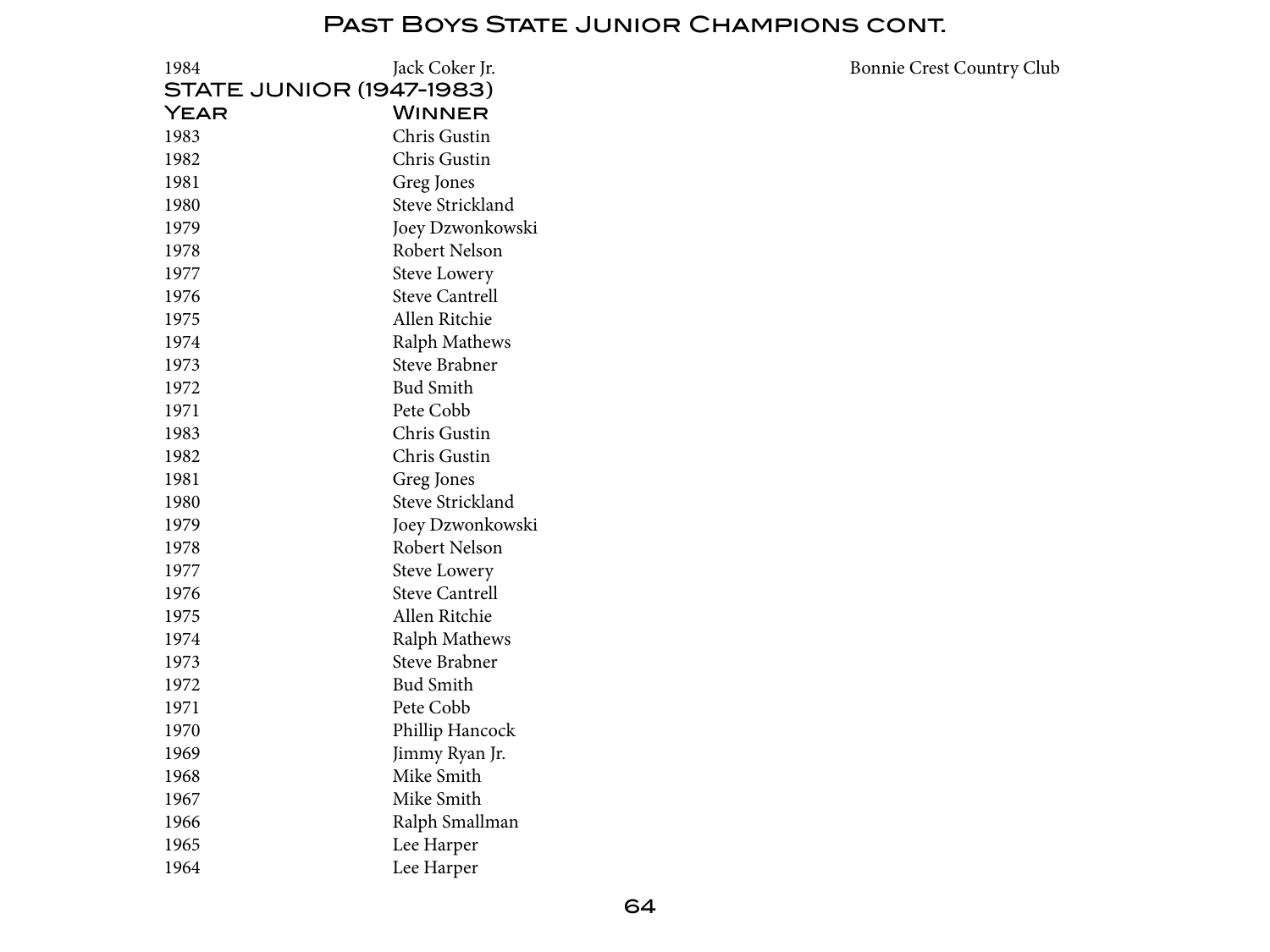# Past Boys State Junior Champions cont.

| | | |
|---|---|---|
| 1984 | Jack Coker Jr. | Bonnie Crest Country Club |

## STATE JUNIOR (1947-1983)

| Year | Winner |
|---|---|
| 1983 | Chris Gustin |
| 1982 | Chris Gustin |
| 1981 | Greg Jones |
| 1980 | Steve Strickland |
| 1979 | Joey Dzwonkowski |
| 1978 | Robert Nelson |
| 1977 | Steve Lowery |
| 1976 | Steve Cantrell |
| 1975 | Allen Ritchie |
| 1974 | Ralph Mathews |
| 1973 | Steve Brabner |
| 1972 | Bud Smith |
| 1971 | Pete Cobb |
| 1983 | Chris Gustin |
| 1982 | Chris Gustin |
| 1981 | Greg Jones |
| 1980 | Steve Strickland |
| 1979 | Joey Dzwonkowski |
| 1978 | Robert Nelson |
| 1977 | Steve Lowery |
| 1976 | Steve Cantrell |
| 1975 | Allen Ritchie |
| 1974 | Ralph Mathews |
| 1973 | Steve Brabner |
| 1972 | Bud Smith |
| 1971 | Pete Cobb |
| 1970 | Phillip Hancock |
| 1969 | Jimmy Ryan Jr. |
| 1968 | Mike Smith |
| 1967 | Mike Smith |
| 1966 | Ralph Smallman |
| 1965 | Lee Harper |
| 1964 | Lee Harper |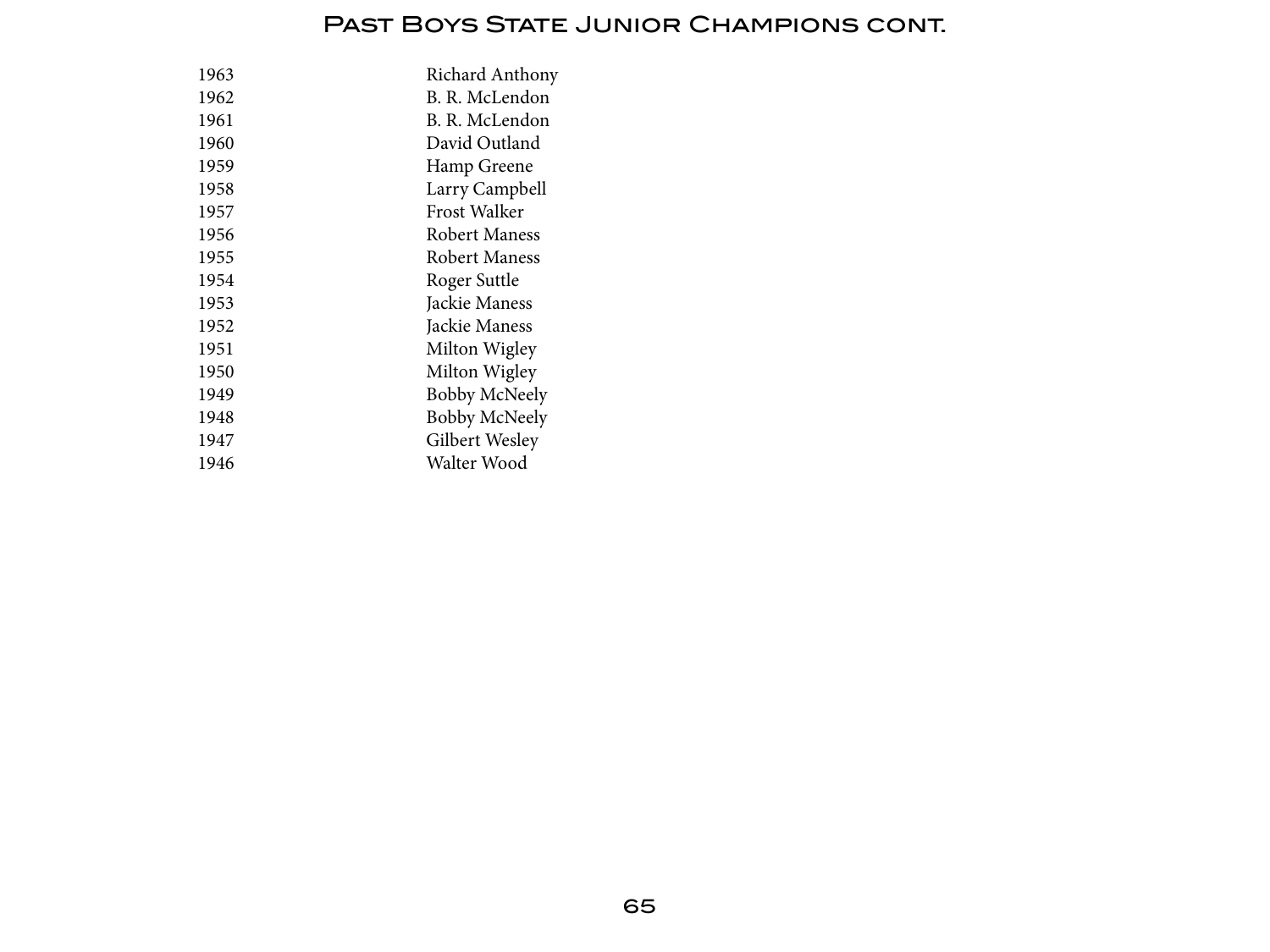# Past Boys State Junior Champions cont.

| | |
|---|---|
| 1963 | Richard Anthony |
| 1962 | B. R. McLendon |
| 1961 | B. R. McLendon |
| 1960 | David Outland |
| 1959 | Hamp Greene |
| 1958 | Larry Campbell |
| 1957 | Frost Walker |
| 1956 | Robert Maness |
| 1955 | Robert Maness |
| 1954 | Roger Suttle |
| 1953 | Jackie Maness |
| 1952 | Jackie Maness |
| 1951 | Milton Wigley |
| 1950 | Milton Wigley |
| 1949 | Bobby McNeely |
| 1948 | Bobby McNeely |
| 1947 | Gilbert Wesley |
| 1946 | Walter Wood |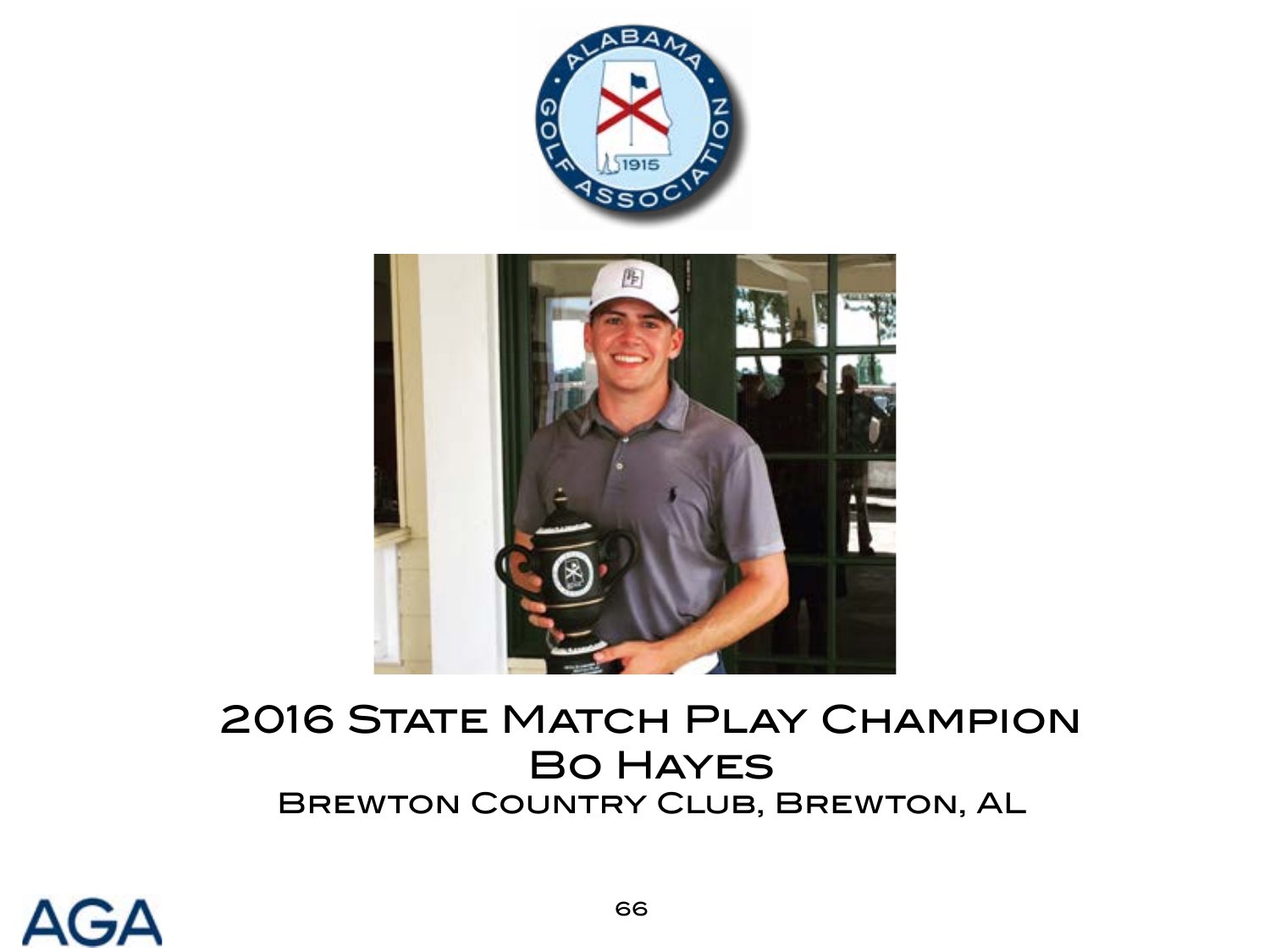2016 State Match Play Champion

Bo Hayes

Brewton Country Club, Brewton, AL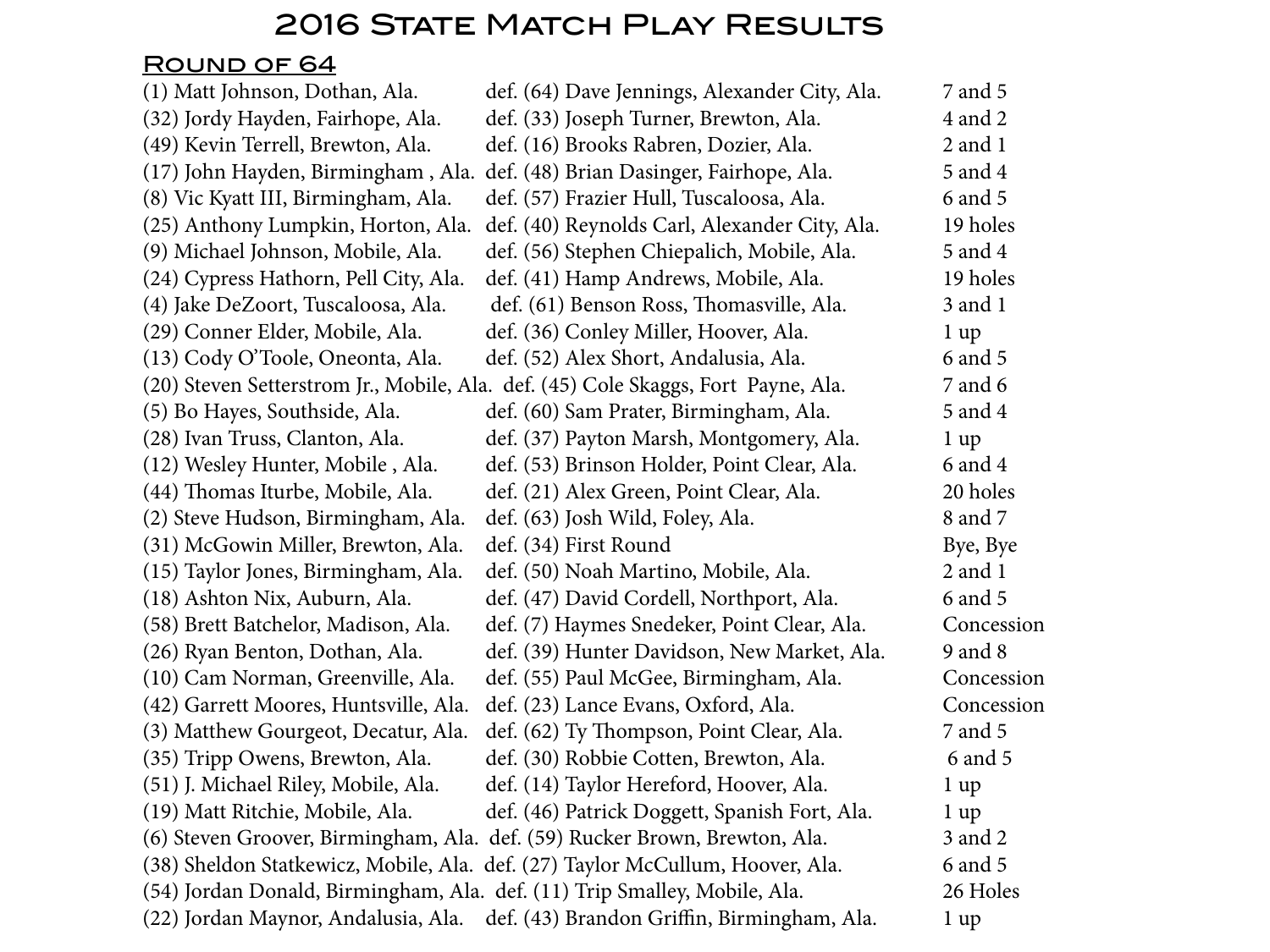# 2016 State Match Play Results

## Round of 64

| Winner | | Loser | Result |
|---|---|---|---|
| (1) Matt Johnson, Dothan, Ala. | def. | (64) Dave Jennings, Alexander City, Ala. | 7 and 5 |
| (32) Jordy Hayden, Fairhope, Ala. | def. | (33) Joseph Turner, Brewton, Ala. | 4 and 2 |
| (49) Kevin Terrell, Brewton, Ala. | def. | (16) Brooks Rabren, Dozier, Ala. | 2 and 1 |
| (17) John Hayden, Birmingham , Ala. | def. | (48) Brian Dasinger, Fairhope, Ala. | 5 and 4 |
| (8) Vic Kyatt III, Birmingham, Ala. | def. | (57) Frazier Hull, Tuscaloosa, Ala. | 6 and 5 |
| (25) Anthony Lumpkin, Horton, Ala. | def. | (40) Reynolds Carl, Alexander City, Ala. | 19 holes |
| (9) Michael Johnson, Mobile, Ala. | def. | (56) Stephen Chiepalich, Mobile, Ala. | 5 and 4 |
| (24) Cypress Hathorn, Pell City, Ala. | def. | (41) Hamp Andrews, Mobile, Ala. | 19 holes |
| (4) Jake DeZoort, Tuscaloosa, Ala. | def. | (61) Benson Ross, Thomasville, Ala. | 3 and 1 |
| (29) Conner Elder, Mobile, Ala. | def. | (36) Conley Miller, Hoover, Ala. | 1 up |
| (13) Cody O'Toole, Oneonta, Ala. | def. | (52) Alex Short, Andalusia, Ala. | 6 and 5 |
| (20) Steven Setterstrom Jr., Mobile, Ala. | def. | (45) Cole Skaggs, Fort Payne, Ala. | 7 and 6 |
| (5) Bo Hayes, Southside, Ala. | def. | (60) Sam Prater, Birmingham, Ala. | 5 and 4 |
| (28) Ivan Truss, Clanton, Ala. | def. | (37) Payton Marsh, Montgomery, Ala. | 1 up |
| (12) Wesley Hunter, Mobile , Ala. | def. | (53) Brinson Holder, Point Clear, Ala. | 6 and 4 |
| (44) Thomas Iturbe, Mobile, Ala. | def. | (21) Alex Green, Point Clear, Ala. | 20 holes |
| (2) Steve Hudson, Birmingham, Ala. | def. | (63) Josh Wild, Foley, Ala. | 8 and 7 |
| (31) McGowin Miller, Brewton, Ala. | def. | (34) First Round | Bye, Bye |
| (15) Taylor Jones, Birmingham, Ala. | def. | (50) Noah Martino, Mobile, Ala. | 2 and 1 |
| (18) Ashton Nix, Auburn, Ala. | def. | (47) David Cordell, Northport, Ala. | 6 and 5 |
| (58) Brett Batchelor, Madison, Ala. | def. | (7) Haymes Snedeker, Point Clear, Ala. | Concession |
| (26) Ryan Benton, Dothan, Ala. | def. | (39) Hunter Davidson, New Market, Ala. | 9 and 8 |
| (10) Cam Norman, Greenville, Ala. | def. | (55) Paul McGee, Birmingham, Ala. | Concession |
| (42) Garrett Moores, Huntsville, Ala. | def. | (23) Lance Evans, Oxford, Ala. | Concession |
| (3) Matthew Gourgeot, Decatur, Ala. | def. | (62) Ty Thompson, Point Clear, Ala. | 7 and 5 |
| (35) Tripp Owens, Brewton, Ala. | def. | (30) Robbie Cotten, Brewton, Ala. | 6 and 5 |
| (51) J. Michael Riley, Mobile, Ala. | def. | (14) Taylor Hereford, Hoover, Ala. | 1 up |
| (19) Matt Ritchie, Mobile, Ala. | def. | (46) Patrick Doggett, Spanish Fort, Ala. | 1 up |
| (6) Steven Groover, Birmingham, Ala. | def. | (59) Rucker Brown, Brewton, Ala. | 3 and 2 |
| (38) Sheldon Statkewicz, Mobile, Ala. | def. | (27) Taylor McCullum, Hoover, Ala. | 6 and 5 |
| (54) Jordan Donald, Birmingham, Ala. | def. | (11) Trip Smalley, Mobile, Ala. | 26 Holes |
| (22) Jordan Maynor, Andalusia, Ala. | def. | (43) Brandon Griffin, Birmingham, Ala. | 1 up |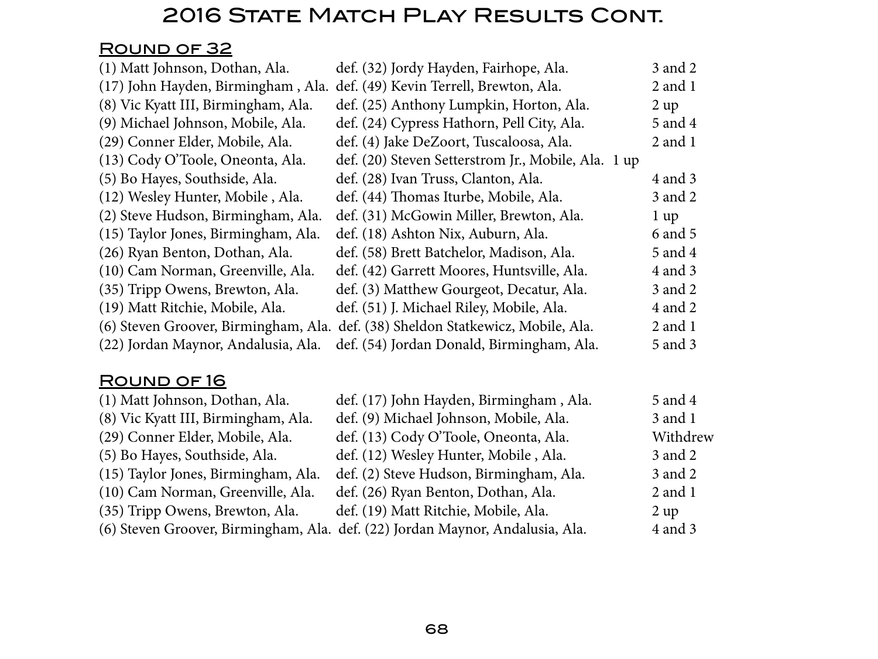# 2016 State Match Play Results Cont.

## Round of 32

| | | |
|---|---|---|
| (1) Matt Johnson, Dothan, Ala. | def. (32) Jordy Hayden, Fairhope, Ala. | 3 and 2 |
| (17) John Hayden, Birmingham , Ala. | def. (49) Kevin Terrell, Brewton, Ala. | 2 and 1 |
| (8) Vic Kyatt III, Birmingham, Ala. | def. (25) Anthony Lumpkin, Horton, Ala. | 2 up |
| (9) Michael Johnson, Mobile, Ala. | def. (24) Cypress Hathorn, Pell City, Ala. | 5 and 4 |
| (29) Conner Elder, Mobile, Ala. | def. (4) Jake DeZoort, Tuscaloosa, Ala. | 2 and 1 |
| (13) Cody O'Toole, Oneonta, Ala. | def. (20) Steven Setterstrom Jr., Mobile, Ala. | 1 up |
| (5) Bo Hayes, Southside, Ala. | def. (28) Ivan Truss, Clanton, Ala. | 4 and 3 |
| (12) Wesley Hunter, Mobile , Ala. | def. (44) Thomas Iturbe, Mobile, Ala. | 3 and 2 |
| (2) Steve Hudson, Birmingham, Ala. | def. (31) McGowin Miller, Brewton, Ala. | 1 up |
| (15) Taylor Jones, Birmingham, Ala. | def. (18) Ashton Nix, Auburn, Ala. | 6 and 5 |
| (26) Ryan Benton, Dothan, Ala. | def. (58) Brett Batchelor, Madison, Ala. | 5 and 4 |
| (10) Cam Norman, Greenville, Ala. | def. (42) Garrett Moores, Huntsville, Ala. | 4 and 3 |
| (35) Tripp Owens, Brewton, Ala. | def. (3) Matthew Gourgeot, Decatur, Ala. | 3 and 2 |
| (19) Matt Ritchie, Mobile, Ala. | def. (51) J. Michael Riley, Mobile, Ala. | 4 and 2 |
| (6) Steven Groover, Birmingham, Ala. | def. (38) Sheldon Statkewicz, Mobile, Ala. | 2 and 1 |
| (22) Jordan Maynor, Andalusia, Ala. | def. (54) Jordan Donald, Birmingham, Ala. | 5 and 3 |

## Round of 16

| | | |
|---|---|---|
| (1) Matt Johnson, Dothan, Ala. | def. (17) John Hayden, Birmingham , Ala. | 5 and 4 |
| (8) Vic Kyatt III, Birmingham, Ala. | def. (9) Michael Johnson, Mobile, Ala. | 3 and 1 |
| (29) Conner Elder, Mobile, Ala. | def. (13) Cody O'Toole, Oneonta, Ala. | Withdrew |
| (5) Bo Hayes, Southside, Ala. | def. (12) Wesley Hunter, Mobile , Ala. | 3 and 2 |
| (15) Taylor Jones, Birmingham, Ala. | def. (2) Steve Hudson, Birmingham, Ala. | 3 and 2 |
| (10) Cam Norman, Greenville, Ala. | def. (26) Ryan Benton, Dothan, Ala. | 2 and 1 |
| (35) Tripp Owens, Brewton, Ala. | def. (19) Matt Ritchie, Mobile, Ala. | 2 up |
| (6) Steven Groover, Birmingham, Ala. | def. (22) Jordan Maynor, Andalusia, Ala. | 4 and 3 |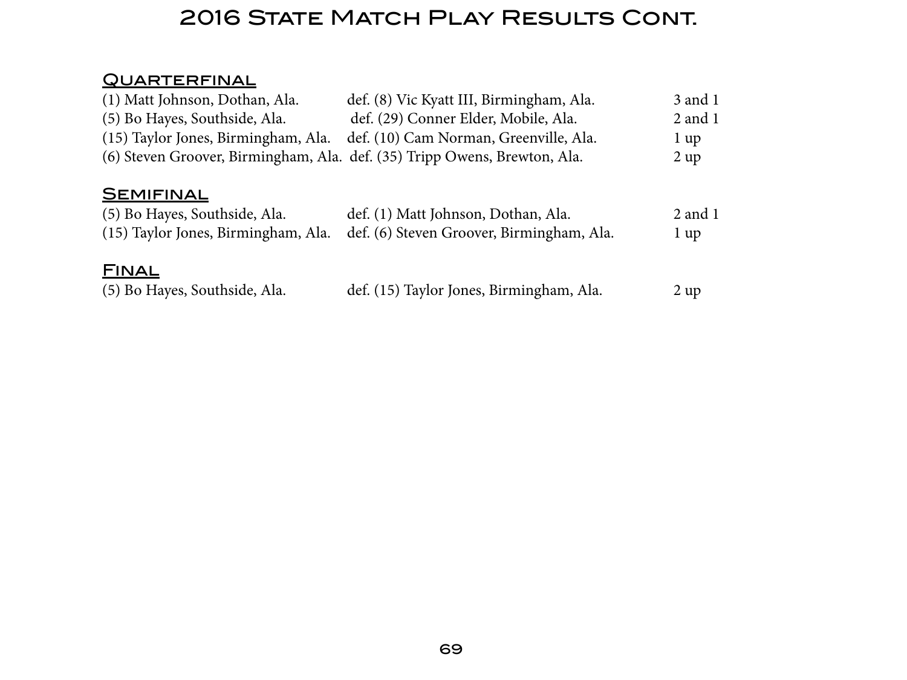# 2016 State Match Play Results Cont.

## Quarterfinal

| | | |
|---|---|---|
| (1) Matt Johnson, Dothan, Ala. | def. (8) Vic Kyatt III, Birmingham, Ala. | 3 and 1 |
| (5) Bo Hayes, Southside, Ala. | def. (29) Conner Elder, Mobile, Ala. | 2 and 1 |
| (15) Taylor Jones, Birmingham, Ala. | def. (10) Cam Norman, Greenville, Ala. | 1 up |
| (6) Steven Groover, Birmingham, Ala. | def. (35) Tripp Owens, Brewton, Ala. | 2 up |

## Semifinal

| | | |
|---|---|---|
| (5) Bo Hayes, Southside, Ala. | def. (1) Matt Johnson, Dothan, Ala. | 2 and 1 |
| (15) Taylor Jones, Birmingham, Ala. | def. (6) Steven Groover, Birmingham, Ala. | 1 up |

## Final

| | | |
|---|---|---|
| (5) Bo Hayes, Southside, Ala. | def. (15) Taylor Jones, Birmingham, Ala. | 2 up |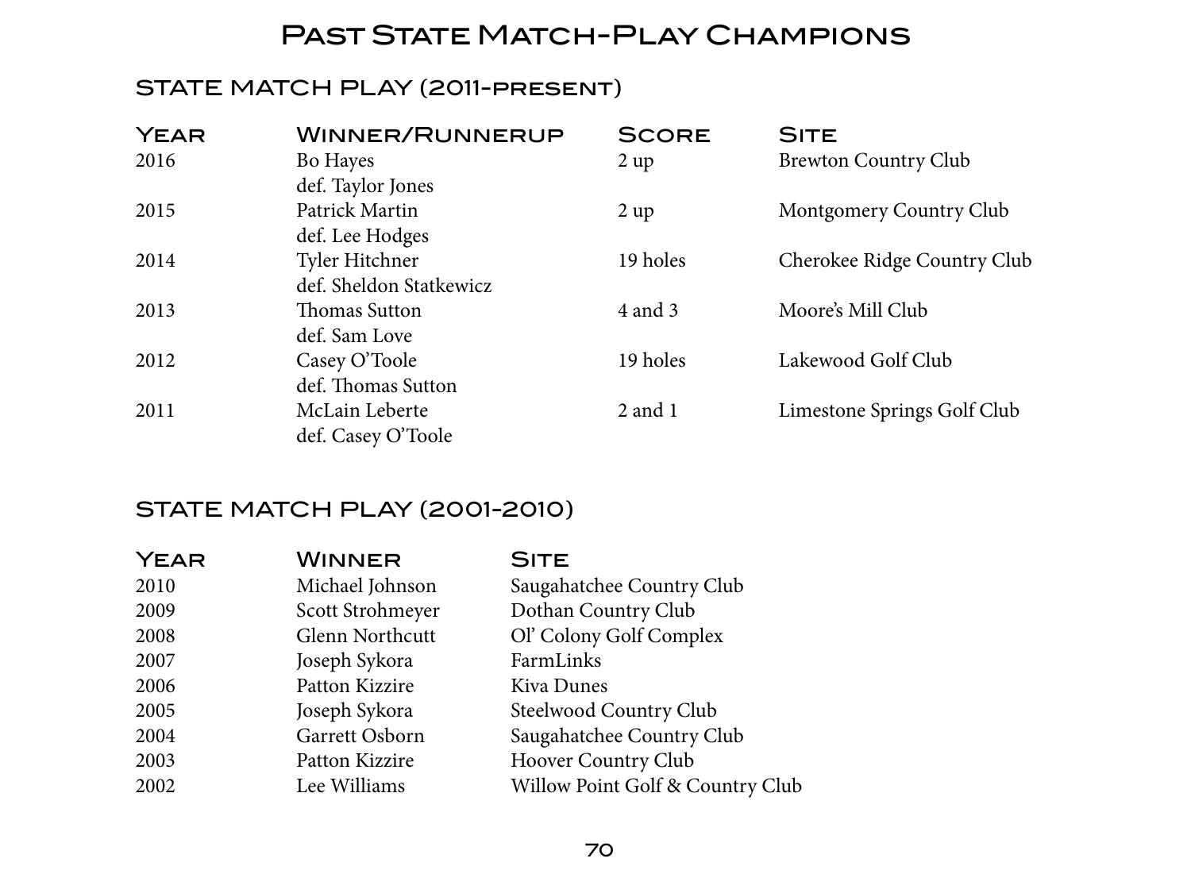# Past State Match-Play Champions

## STATE MATCH PLAY (2011-PRESENT)

| Year | Winner/Runnerup | Score | Site |
|---|---|---|---|
| 2016 | Bo Hayes def. Taylor Jones | 2 up | Brewton Country Club |
| 2015 | Patrick Martin def. Lee Hodges | 2 up | Montgomery Country Club |
| 2014 | Tyler Hitchner def. Sheldon Statkewicz | 19 holes | Cherokee Ridge Country Club |
| 2013 | Thomas Sutton def. Sam Love | 4 and 3 | Moore's Mill Club |
| 2012 | Casey O'Toole def. Thomas Sutton | 19 holes | Lakewood Golf Club |
| 2011 | McLain Leberte def. Casey O'Toole | 2 and 1 | Limestone Springs Golf Club |

## STATE MATCH PLAY (2001-2010)

| Year | Winner | Site |
|---|---|---|
| 2010 | Michael Johnson | Saugahatchee Country Club |
| 2009 | Scott Strohmeyer | Dothan Country Club |
| 2008 | Glenn Northcutt | Ol' Colony Golf Complex |
| 2007 | Joseph Sykora | FarmLinks |
| 2006 | Patton Kizzire | Kiva Dunes |
| 2005 | Joseph Sykora | Steelwood Country Club |
| 2004 | Garrett Osborn | Saugahatchee Country Club |
| 2003 | Patton Kizzire | Hoover Country Club |
| 2002 | Lee Williams | Willow Point Golf & Country Club |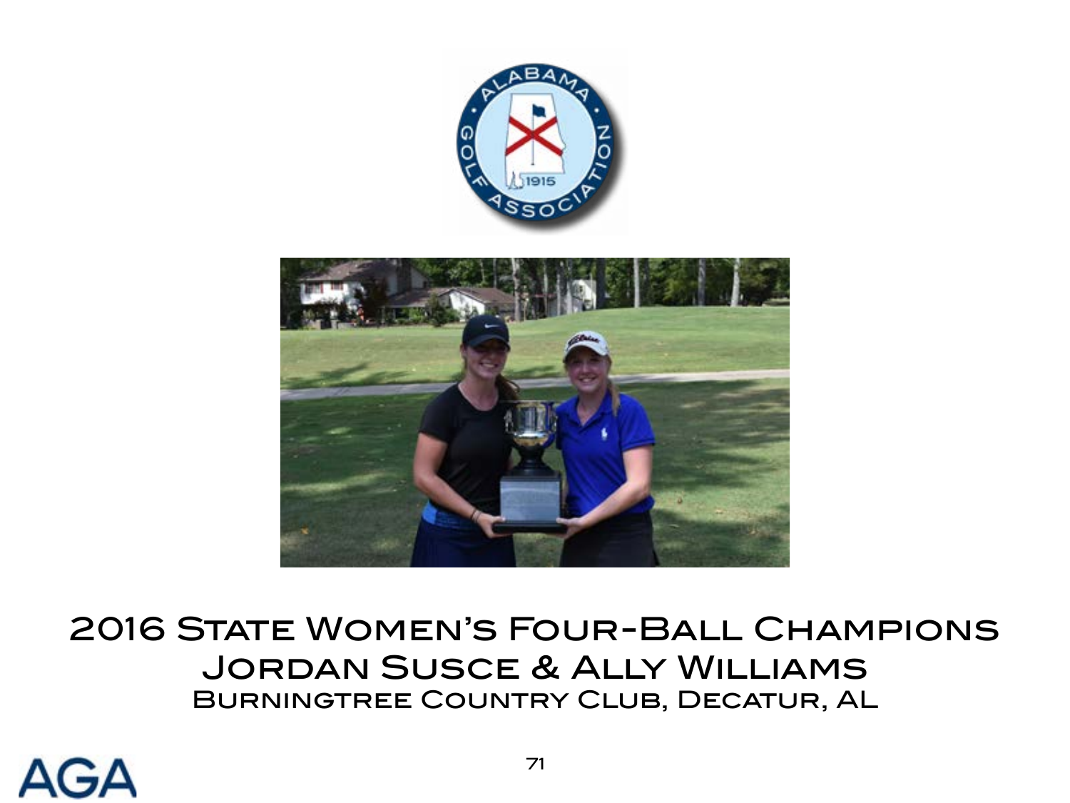# 2016 State Women's Four-Ball Champions

## Jordan Susce & Ally Williams

### Burningtree Country Club, Decatur, AL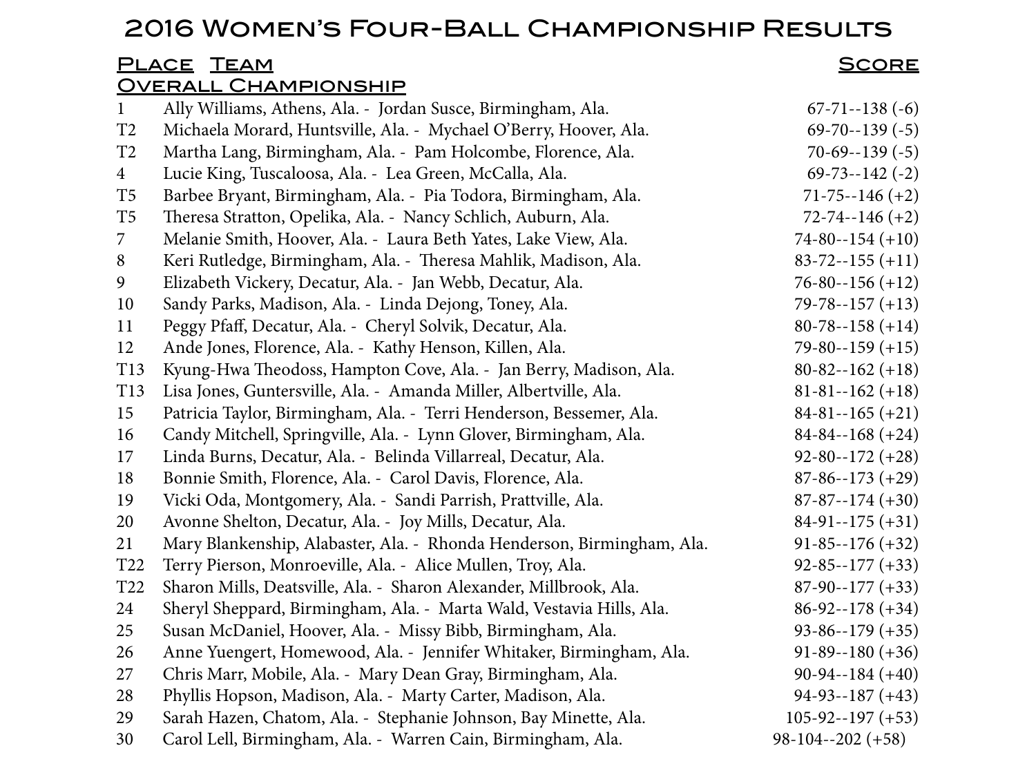# 2016 Women's Four-Ball Championship Results

| Place | Team | Score |
|---|---|---|
| **Overall Championship** | | |
| 1 | Ally Williams, Athens, Ala. - Jordan Susce, Birmingham, Ala. | 67-71--138 (-6) |
| T2 | Michaela Morard, Huntsville, Ala. - Mychael O'Berry, Hoover, Ala. | 69-70--139 (-5) |
| T2 | Martha Lang, Birmingham, Ala. - Pam Holcombe, Florence, Ala. | 70-69--139 (-5) |
| 4 | Lucie King, Tuscaloosa, Ala. - Lea Green, McCalla, Ala. | 69-73--142 (-2) |
| T5 | Barbee Bryant, Birmingham, Ala. - Pia Todora, Birmingham, Ala. | 71-75--146 (+2) |
| T5 | Theresa Stratton, Opelika, Ala. - Nancy Schlich, Auburn, Ala. | 72-74--146 (+2) |
| 7 | Melanie Smith, Hoover, Ala. - Laura Beth Yates, Lake View, Ala. | 74-80--154 (+10) |
| 8 | Keri Rutledge, Birmingham, Ala. - Theresa Mahlik, Madison, Ala. | 83-72--155 (+11) |
| 9 | Elizabeth Vickery, Decatur, Ala. - Jan Webb, Decatur, Ala. | 76-80--156 (+12) |
| 10 | Sandy Parks, Madison, Ala. - Linda Dejong, Toney, Ala. | 79-78--157 (+13) |
| 11 | Peggy Pfaff, Decatur, Ala. - Cheryl Solvik, Decatur, Ala. | 80-78--158 (+14) |
| 12 | Ande Jones, Florence, Ala. - Kathy Henson, Killen, Ala. | 79-80--159 (+15) |
| T13 | Kyung-Hwa Theodoss, Hampton Cove, Ala. - Jan Berry, Madison, Ala. | 80-82--162 (+18) |
| T13 | Lisa Jones, Guntersville, Ala. - Amanda Miller, Albertville, Ala. | 81-81--162 (+18) |
| 15 | Patricia Taylor, Birmingham, Ala. - Terri Henderson, Bessemer, Ala. | 84-81--165 (+21) |
| 16 | Candy Mitchell, Springville, Ala. - Lynn Glover, Birmingham, Ala. | 84-84--168 (+24) |
| 17 | Linda Burns, Decatur, Ala. - Belinda Villarreal, Decatur, Ala. | 92-80--172 (+28) |
| 18 | Bonnie Smith, Florence, Ala. - Carol Davis, Florence, Ala. | 87-86--173 (+29) |
| 19 | Vicki Oda, Montgomery, Ala. - Sandi Parrish, Prattville, Ala. | 87-87--174 (+30) |
| 20 | Avonne Shelton, Decatur, Ala. - Joy Mills, Decatur, Ala. | 84-91--175 (+31) |
| 21 | Mary Blankenship, Alabaster, Ala. - Rhonda Henderson, Birmingham, Ala. | 91-85--176 (+32) |
| T22 | Terry Pierson, Monroeville, Ala. - Alice Mullen, Troy, Ala. | 92-85--177 (+33) |
| T22 | Sharon Mills, Deatsville, Ala. - Sharon Alexander, Millbrook, Ala. | 87-90--177 (+33) |
| 24 | Sheryl Sheppard, Birmingham, Ala. - Marta Wald, Vestavia Hills, Ala. | 86-92--178 (+34) |
| 25 | Susan McDaniel, Hoover, Ala. - Missy Bibb, Birmingham, Ala. | 93-86--179 (+35) |
| 26 | Anne Yuengert, Homewood, Ala. - Jennifer Whitaker, Birmingham, Ala. | 91-89--180 (+36) |
| 27 | Chris Marr, Mobile, Ala. - Mary Dean Gray, Birmingham, Ala. | 90-94--184 (+40) |
| 28 | Phyllis Hopson, Madison, Ala. - Marty Carter, Madison, Ala. | 94-93--187 (+43) |
| 29 | Sarah Hazen, Chatom, Ala. - Stephanie Johnson, Bay Minette, Ala. | 105-92--197 (+53) |
| 30 | Carol Lell, Birmingham, Ala. - Warren Cain, Birmingham, Ala. | 98-104--202 (+58) |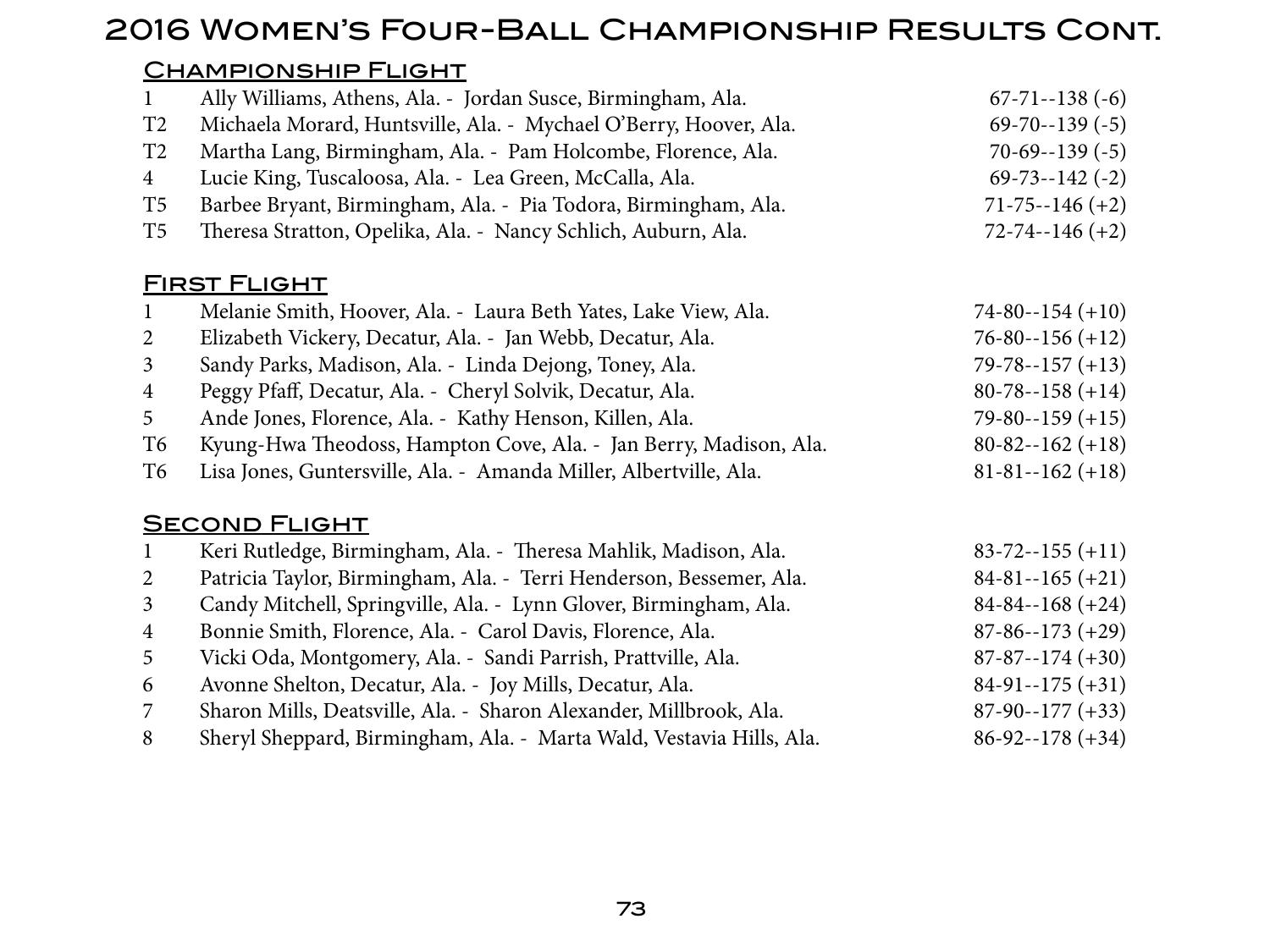# 2016 Women's Four-Ball Championship Results Cont.

## Championship Flight

| | | |
|---|---|---|
| 1 | Ally Williams, Athens, Ala. - Jordan Susce, Birmingham, Ala. | 67-71--138 (-6) |
| T2 | Michaela Morard, Huntsville, Ala. - Mychael O'Berry, Hoover, Ala. | 69-70--139 (-5) |
| T2 | Martha Lang, Birmingham, Ala. - Pam Holcombe, Florence, Ala. | 70-69--139 (-5) |
| 4 | Lucie King, Tuscaloosa, Ala. - Lea Green, McCalla, Ala. | 69-73--142 (-2) |
| T5 | Barbee Bryant, Birmingham, Ala. - Pia Todora, Birmingham, Ala. | 71-75--146 (+2) |
| T5 | Theresa Stratton, Opelika, Ala. - Nancy Schlich, Auburn, Ala. | 72-74--146 (+2) |

## First Flight

| | | |
|---|---|---|
| 1 | Melanie Smith, Hoover, Ala. - Laura Beth Yates, Lake View, Ala. | 74-80--154 (+10) |
| 2 | Elizabeth Vickery, Decatur, Ala. - Jan Webb, Decatur, Ala. | 76-80--156 (+12) |
| 3 | Sandy Parks, Madison, Ala. - Linda Dejong, Toney, Ala. | 79-78--157 (+13) |
| 4 | Peggy Pfaff, Decatur, Ala. - Cheryl Solvik, Decatur, Ala. | 80-78--158 (+14) |
| 5 | Ande Jones, Florence, Ala. - Kathy Henson, Killen, Ala. | 79-80--159 (+15) |
| T6 | Kyung-Hwa Theodoss, Hampton Cove, Ala. - Jan Berry, Madison, Ala. | 80-82--162 (+18) |
| T6 | Lisa Jones, Guntersville, Ala. - Amanda Miller, Albertville, Ala. | 81-81--162 (+18) |

## Second Flight

| | | |
|---|---|---|
| 1 | Keri Rutledge, Birmingham, Ala. - Theresa Mahlik, Madison, Ala. | 83-72--155 (+11) |
| 2 | Patricia Taylor, Birmingham, Ala. - Terri Henderson, Bessemer, Ala. | 84-81--165 (+21) |
| 3 | Candy Mitchell, Springville, Ala. - Lynn Glover, Birmingham, Ala. | 84-84--168 (+24) |
| 4 | Bonnie Smith, Florence, Ala. - Carol Davis, Florence, Ala. | 87-86--173 (+29) |
| 5 | Vicki Oda, Montgomery, Ala. - Sandi Parrish, Prattville, Ala. | 87-87--174 (+30) |
| 6 | Avonne Shelton, Decatur, Ala. - Joy Mills, Decatur, Ala. | 84-91--175 (+31) |
| 7 | Sharon Mills, Deatsville, Ala. - Sharon Alexander, Millbrook, Ala. | 87-90--177 (+33) |
| 8 | Sheryl Sheppard, Birmingham, Ala. - Marta Wald, Vestavia Hills, Ala. | 86-92--178 (+34) |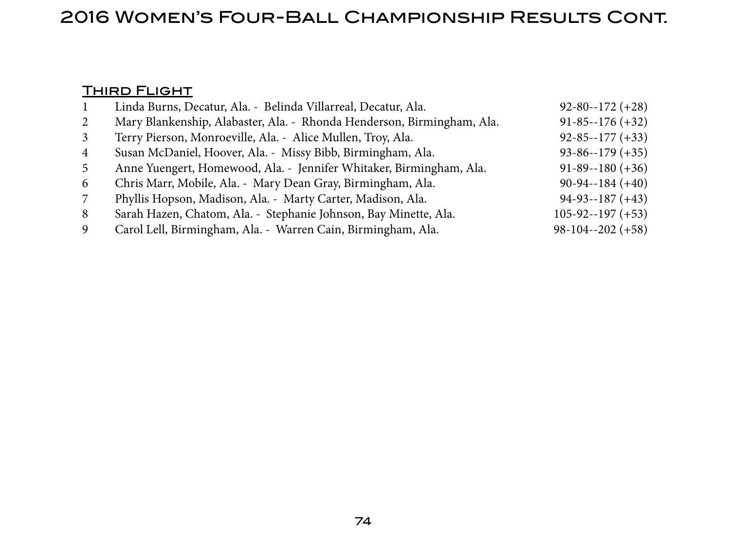# 2016 Women's Four-Ball Championship Results Cont.

## Third Flight

| | | |
|---|---|---|
| 1 | Linda Burns, Decatur, Ala. - Belinda Villarreal, Decatur, Ala. | 92-80--172 (+28) |
| 2 | Mary Blankenship, Alabaster, Ala. - Rhonda Henderson, Birmingham, Ala. | 91-85--176 (+32) |
| 3 | Terry Pierson, Monroeville, Ala. - Alice Mullen, Troy, Ala. | 92-85--177 (+33) |
| 4 | Susan McDaniel, Hoover, Ala. - Missy Bibb, Birmingham, Ala. | 93-86--179 (+35) |
| 5 | Anne Yuengert, Homewood, Ala. - Jennifer Whitaker, Birmingham, Ala. | 91-89--180 (+36) |
| 6 | Chris Marr, Mobile, Ala. - Mary Dean Gray, Birmingham, Ala. | 90-94--184 (+40) |
| 7 | Phyllis Hopson, Madison, Ala. - Marty Carter, Madison, Ala. | 94-93--187 (+43) |
| 8 | Sarah Hazen, Chatom, Ala. - Stephanie Johnson, Bay Minette, Ala. | 105-92--197 (+53) |
| 9 | Carol Lell, Birmingham, Ala. - Warren Cain, Birmingham, Ala. | 98-104--202 (+58) |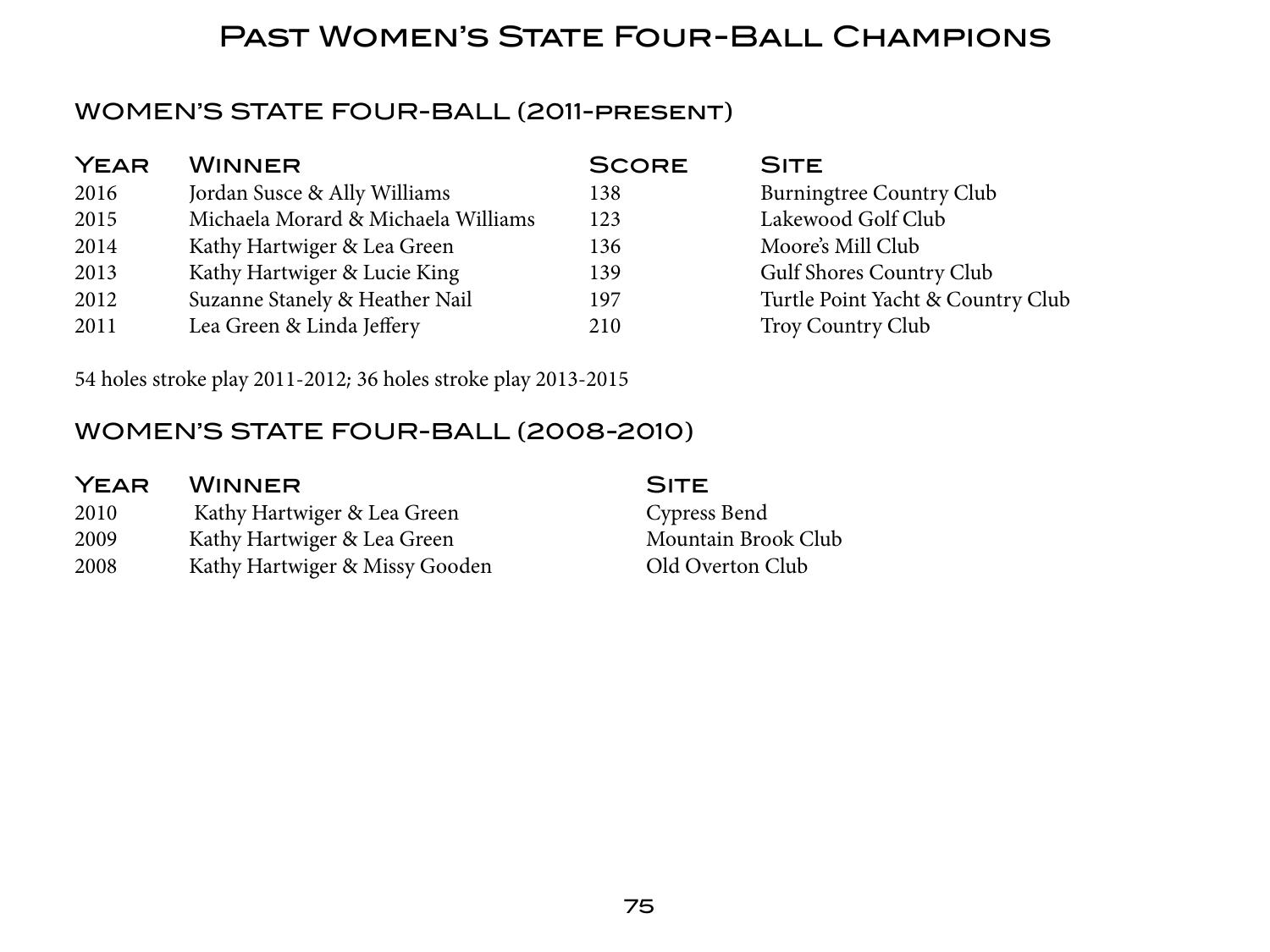# Past Women's State Four-Ball Champions

## WOMEN'S STATE FOUR-BALL (2011-present)

| Year | Winner | Score | Site |
|---|---|---|---|
| 2016 | Jordan Susce & Ally Williams | 138 | Burningtree Country Club |
| 2015 | Michaela Morard & Michaela Williams | 123 | Lakewood Golf Club |
| 2014 | Kathy Hartwiger & Lea Green | 136 | Moore's Mill Club |
| 2013 | Kathy Hartwiger & Lucie King | 139 | Gulf Shores Country Club |
| 2012 | Suzanne Stanely & Heather Nail | 197 | Turtle Point Yacht & Country Club |
| 2011 | Lea Green & Linda Jeffery | 210 | Troy Country Club |

54 holes stroke play 2011-2012; 36 holes stroke play 2013-2015

## WOMEN'S STATE FOUR-BALL (2008-2010)

| Year | Winner | Site |
|---|---|---|
| 2010 | Kathy Hartwiger & Lea Green | Cypress Bend |
| 2009 | Kathy Hartwiger & Lea Green | Mountain Brook Club |
| 2008 | Kathy Hartwiger & Missy Gooden | Old Overton Club |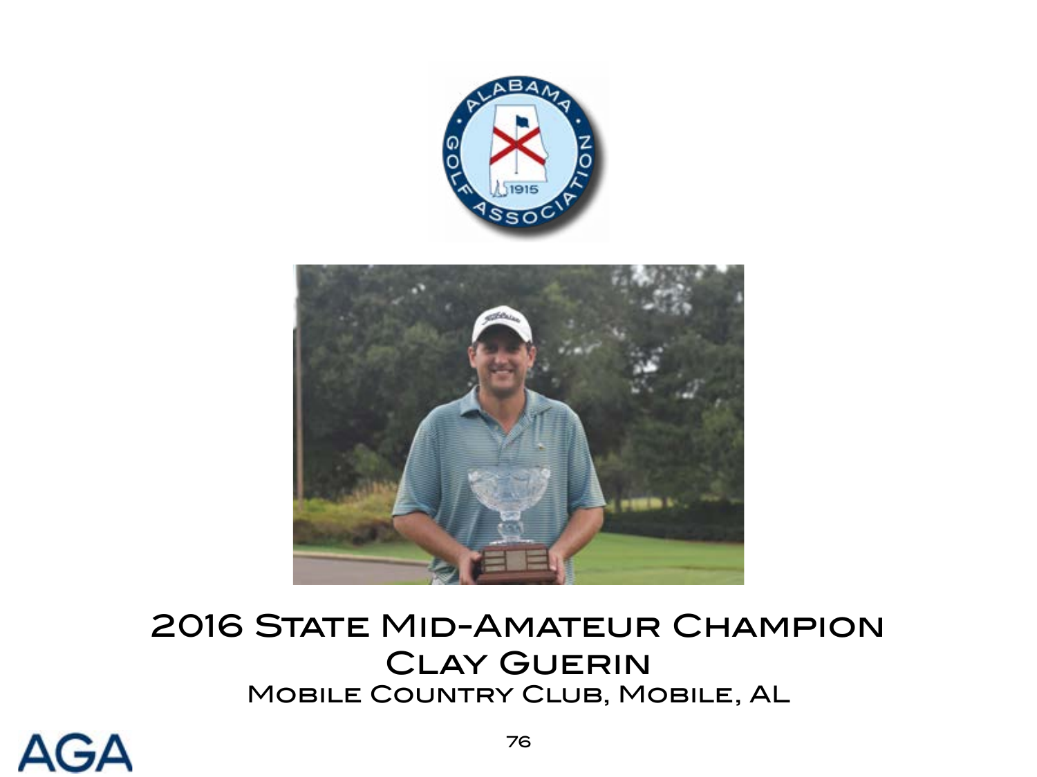# 2016 State Mid-Amateur Champion

## Clay Guerin

Mobile Country Club, Mobile, AL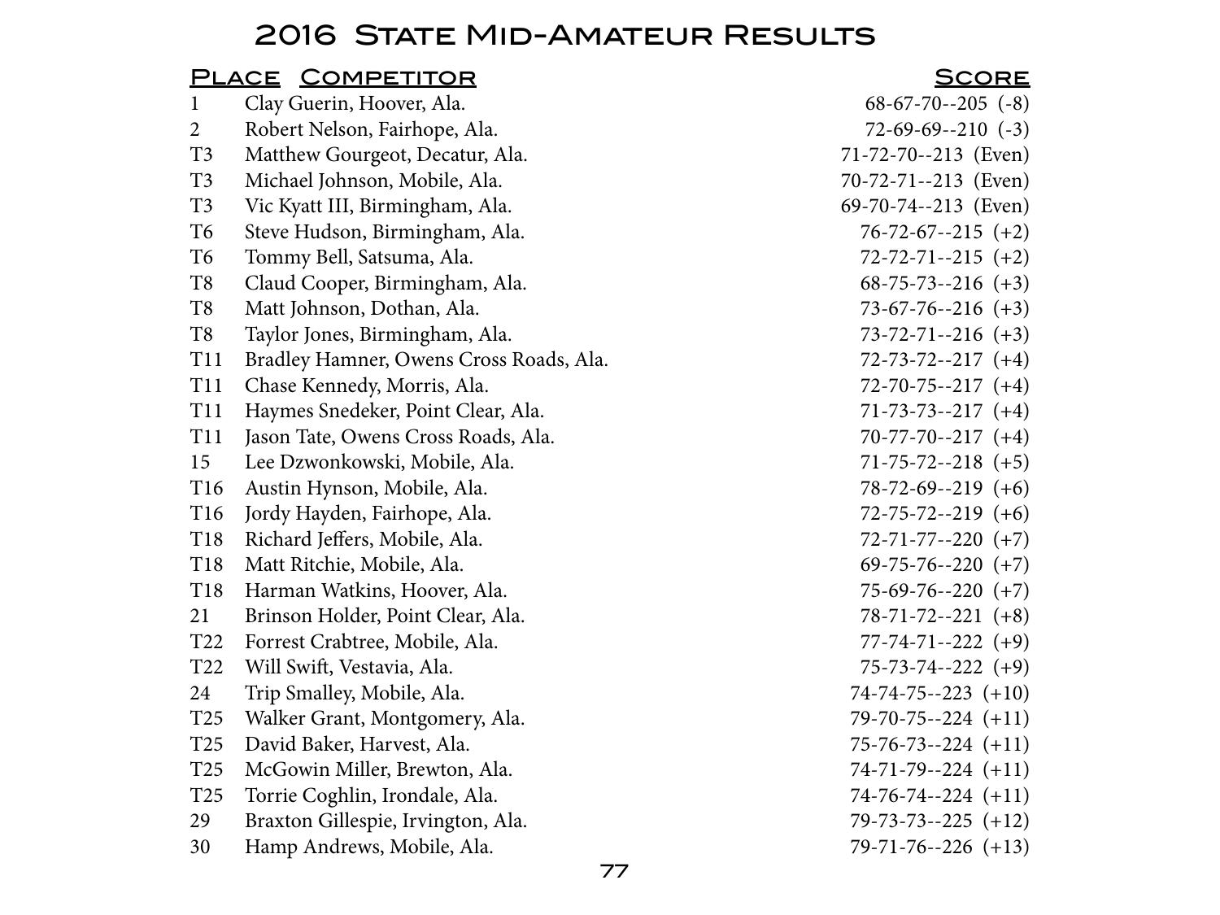# 2016 State Mid-Amateur Results

| Place | Competitor | Score |
|---|---|---|
| 1 | Clay Guerin, Hoover, Ala. | 68-67-70--205 (-8) |
| 2 | Robert Nelson, Fairhope, Ala. | 72-69-69--210 (-3) |
| T3 | Matthew Gourgeot, Decatur, Ala. | 71-72-70--213 (Even) |
| T3 | Michael Johnson, Mobile, Ala. | 70-72-71--213 (Even) |
| T3 | Vic Kyatt III, Birmingham, Ala. | 69-70-74--213 (Even) |
| T6 | Steve Hudson, Birmingham, Ala. | 76-72-67--215 (+2) |
| T6 | Tommy Bell, Satsuma, Ala. | 72-72-71--215 (+2) |
| T8 | Claud Cooper, Birmingham, Ala. | 68-75-73--216 (+3) |
| T8 | Matt Johnson, Dothan, Ala. | 73-67-76--216 (+3) |
| T8 | Taylor Jones, Birmingham, Ala. | 73-72-71--216 (+3) |
| T11 | Bradley Hamner, Owens Cross Roads, Ala. | 72-73-72--217 (+4) |
| T11 | Chase Kennedy, Morris, Ala. | 72-70-75--217 (+4) |
| T11 | Haymes Snedeker, Point Clear, Ala. | 71-73-73--217 (+4) |
| T11 | Jason Tate, Owens Cross Roads, Ala. | 70-77-70--217 (+4) |
| 15 | Lee Dzwonkowski, Mobile, Ala. | 71-75-72--218 (+5) |
| T16 | Austin Hynson, Mobile, Ala. | 78-72-69--219 (+6) |
| T16 | Jordy Hayden, Fairhope, Ala. | 72-75-72--219 (+6) |
| T18 | Richard Jeffers, Mobile, Ala. | 72-71-77--220 (+7) |
| T18 | Matt Ritchie, Mobile, Ala. | 69-75-76--220 (+7) |
| T18 | Harman Watkins, Hoover, Ala. | 75-69-76--220 (+7) |
| 21 | Brinson Holder, Point Clear, Ala. | 78-71-72--221 (+8) |
| T22 | Forrest Crabtree, Mobile, Ala. | 77-74-71--222 (+9) |
| T22 | Will Swift, Vestavia, Ala. | 75-73-74--222 (+9) |
| 24 | Trip Smalley, Mobile, Ala. | 74-74-75--223 (+10) |
| T25 | Walker Grant, Montgomery, Ala. | 79-70-75--224 (+11) |
| T25 | David Baker, Harvest, Ala. | 75-76-73--224 (+11) |
| T25 | McGowin Miller, Brewton, Ala. | 74-71-79--224 (+11) |
| T25 | Torrie Coghlin, Irondale, Ala. | 74-76-74--224 (+11) |
| 29 | Braxton Gillespie, Irvington, Ala. | 79-73-73--225 (+12) |
| 30 | Hamp Andrews, Mobile, Ala. | 79-71-76--226 (+13) |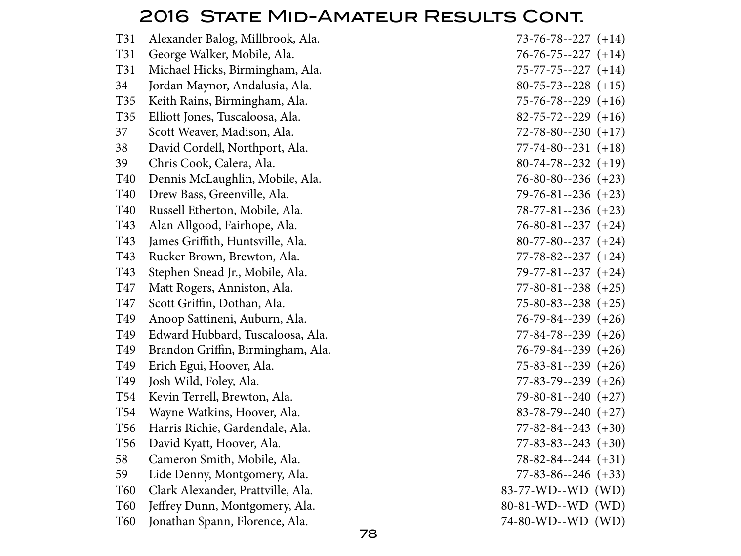# 2016 State Mid-Amateur Results Cont.

| | | |
|---|---|---|
| T31 | Alexander Balog, Millbrook, Ala. | 73-76-78--227 (+14) |
| T31 | George Walker, Mobile, Ala. | 76-76-75--227 (+14) |
| T31 | Michael Hicks, Birmingham, Ala. | 75-77-75--227 (+14) |
| 34 | Jordan Maynor, Andalusia, Ala. | 80-75-73--228 (+15) |
| T35 | Keith Rains, Birmingham, Ala. | 75-76-78--229 (+16) |
| T35 | Elliott Jones, Tuscaloosa, Ala. | 82-75-72--229 (+16) |
| 37 | Scott Weaver, Madison, Ala. | 72-78-80--230 (+17) |
| 38 | David Cordell, Northport, Ala. | 77-74-80--231 (+18) |
| 39 | Chris Cook, Calera, Ala. | 80-74-78--232 (+19) |
| T40 | Dennis McLaughlin, Mobile, Ala. | 76-80-80--236 (+23) |
| T40 | Drew Bass, Greenville, Ala. | 79-76-81--236 (+23) |
| T40 | Russell Etherton, Mobile, Ala. | 78-77-81--236 (+23) |
| T43 | Alan Allgood, Fairhope, Ala. | 76-80-81--237 (+24) |
| T43 | James Griffith, Huntsville, Ala. | 80-77-80--237 (+24) |
| T43 | Rucker Brown, Brewton, Ala. | 77-78-82--237 (+24) |
| T43 | Stephen Snead Jr., Mobile, Ala. | 79-77-81--237 (+24) |
| T47 | Matt Rogers, Anniston, Ala. | 77-80-81--238 (+25) |
| T47 | Scott Griffin, Dothan, Ala. | 75-80-83--238 (+25) |
| T49 | Anoop Sattineni, Auburn, Ala. | 76-79-84--239 (+26) |
| T49 | Edward Hubbard, Tuscaloosa, Ala. | 77-84-78--239 (+26) |
| T49 | Brandon Griffin, Birmingham, Ala. | 76-79-84--239 (+26) |
| T49 | Erich Egui, Hoover, Ala. | 75-83-81--239 (+26) |
| T49 | Josh Wild, Foley, Ala. | 77-83-79--239 (+26) |
| T54 | Kevin Terrell, Brewton, Ala. | 79-80-81--240 (+27) |
| T54 | Wayne Watkins, Hoover, Ala. | 83-78-79--240 (+27) |
| T56 | Harris Richie, Gardendale, Ala. | 77-82-84--243 (+30) |
| T56 | David Kyatt, Hoover, Ala. | 77-83-83--243 (+30) |
| 58 | Cameron Smith, Mobile, Ala. | 78-82-84--244 (+31) |
| 59 | Lide Denny, Montgomery, Ala. | 77-83-86--246 (+33) |
| T60 | Clark Alexander, Prattville, Ala. | 83-77-WD--WD (WD) |
| T60 | Jeffrey Dunn, Montgomery, Ala. | 80-81-WD--WD (WD) |
| T60 | Jonathan Spann, Florence, Ala. | 74-80-WD--WD (WD) |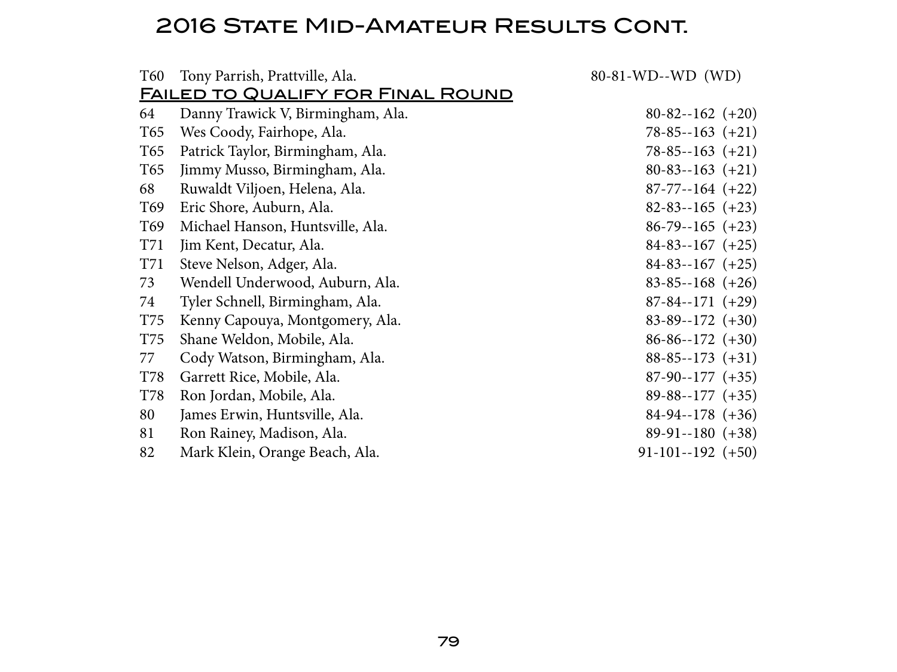# 2016 State Mid-Amateur Results Cont.

| | | |
|---|---|---|
| T60 | Tony Parrish, Prattville, Ala. | 80-81-WD--WD (WD) |

**Failed to Qualify for Final Round**

| | | |
|---|---|---|
| 64 | Danny Trawick V, Birmingham, Ala. | 80-82--162 (+20) |
| T65 | Wes Coody, Fairhope, Ala. | 78-85--163 (+21) |
| T65 | Patrick Taylor, Birmingham, Ala. | 78-85--163 (+21) |
| T65 | Jimmy Musso, Birmingham, Ala. | 80-83--163 (+21) |
| 68 | Ruwaldt Viljoen, Helena, Ala. | 87-77--164 (+22) |
| T69 | Eric Shore, Auburn, Ala. | 82-83--165 (+23) |
| T69 | Michael Hanson, Huntsville, Ala. | 86-79--165 (+23) |
| T71 | Jim Kent, Decatur, Ala. | 84-83--167 (+25) |
| T71 | Steve Nelson, Adger, Ala. | 84-83--167 (+25) |
| 73 | Wendell Underwood, Auburn, Ala. | 83-85--168 (+26) |
| 74 | Tyler Schnell, Birmingham, Ala. | 87-84--171 (+29) |
| T75 | Kenny Capouya, Montgomery, Ala. | 83-89--172 (+30) |
| T75 | Shane Weldon, Mobile, Ala. | 86-86--172 (+30) |
| 77 | Cody Watson, Birmingham, Ala. | 88-85--173 (+31) |
| T78 | Garrett Rice, Mobile, Ala. | 87-90--177 (+35) |
| T78 | Ron Jordan, Mobile, Ala. | 89-88--177 (+35) |
| 80 | James Erwin, Huntsville, Ala. | 84-94--178 (+36) |
| 81 | Ron Rainey, Madison, Ala. | 89-91--180 (+38) |
| 82 | Mark Klein, Orange Beach, Ala. | 91-101--192 (+50) |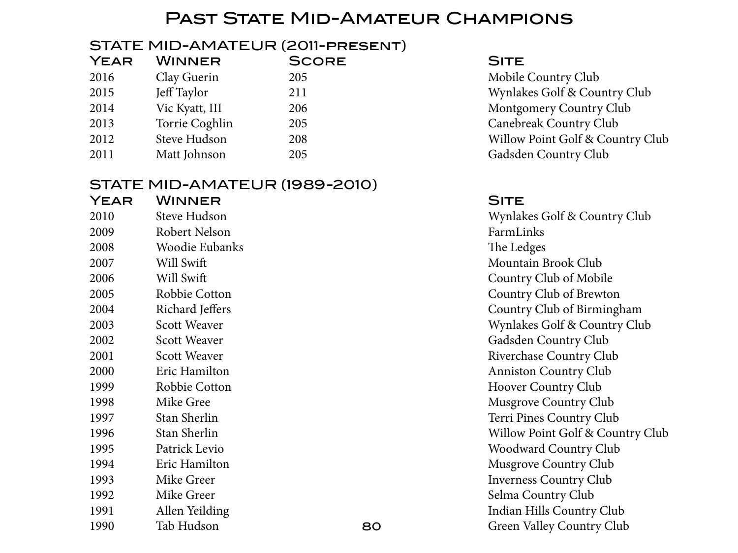# Past State Mid-Amateur Champions

## STATE MID-AMATEUR (2011-present)

| Year | Winner | Score | Site |
|---|---|---|---|
| 2016 | Clay Guerin | 205 | Mobile Country Club |
| 2015 | Jeff Taylor | 211 | Wynlakes Golf & Country Club |
| 2014 | Vic Kyatt, III | 206 | Montgomery Country Club |
| 2013 | Torrie Coghlin | 205 | Canebreak Country Club |
| 2012 | Steve Hudson | 208 | Willow Point Golf & Country Club |
| 2011 | Matt Johnson | 205 | Gadsden Country Club |

## STATE MID-AMATEUR (1989-2010)

| Year | Winner | Site |
|---|---|---|
| 2010 | Steve Hudson | Wynlakes Golf & Country Club |
| 2009 | Robert Nelson | FarmLinks |
| 2008 | Woodie Eubanks | The Ledges |
| 2007 | Will Swift | Mountain Brook Club |
| 2006 | Will Swift | Country Club of Mobile |
| 2005 | Robbie Cotton | Country Club of Brewton |
| 2004 | Richard Jeffers | Country Club of Birmingham |
| 2003 | Scott Weaver | Wynlakes Golf & Country Club |
| 2002 | Scott Weaver | Gadsden Country Club |
| 2001 | Scott Weaver | Riverchase Country Club |
| 2000 | Eric Hamilton | Anniston Country Club |
| 1999 | Robbie Cotton | Hoover Country Club |
| 1998 | Mike Gree | Musgrove Country Club |
| 1997 | Stan Sherlin | Terri Pines Country Club |
| 1996 | Stan Sherlin | Willow Point Golf & Country Club |
| 1995 | Patrick Levio | Woodward Country Club |
| 1994 | Eric Hamilton | Musgrove Country Club |
| 1993 | Mike Greer | Inverness Country Club |
| 1992 | Mike Greer | Selma Country Club |
| 1991 | Allen Yeilding | Indian Hills Country Club |
| 1990 | Tab Hudson | Green Valley Country Club |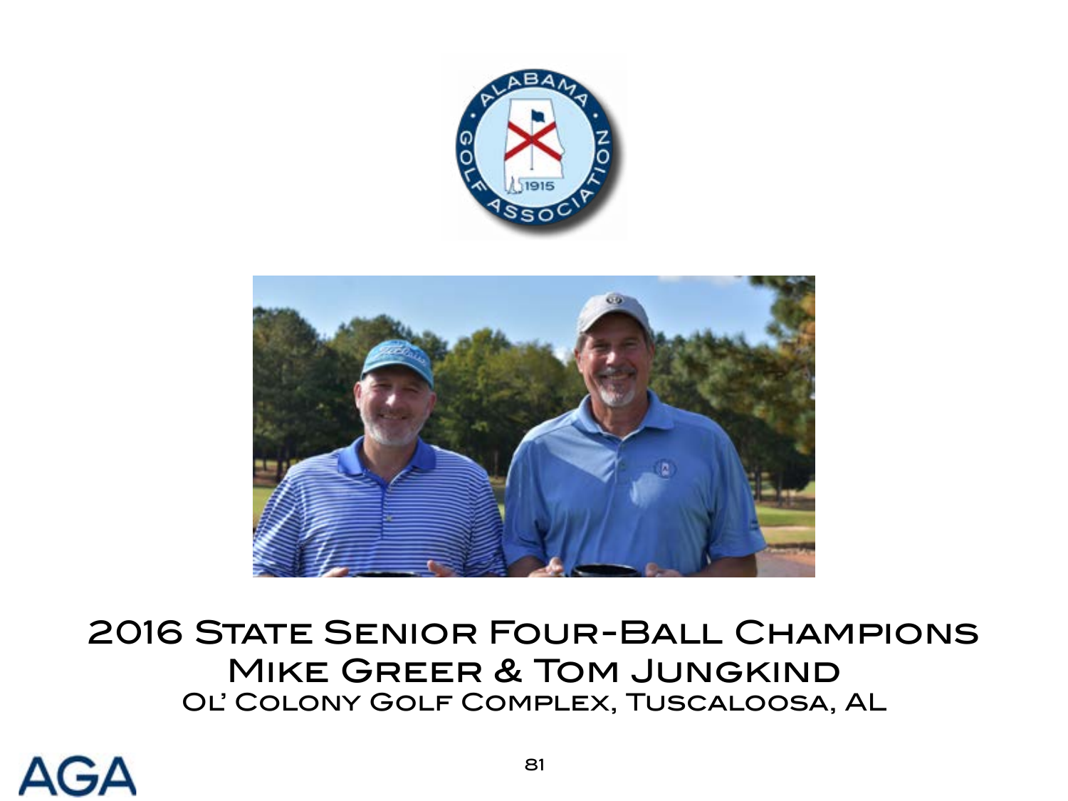## 2016 State Senior Four-Ball Champions

## Mike Greer & Tom Jungkind

Ol' Colony Golf Complex, Tuscaloosa, AL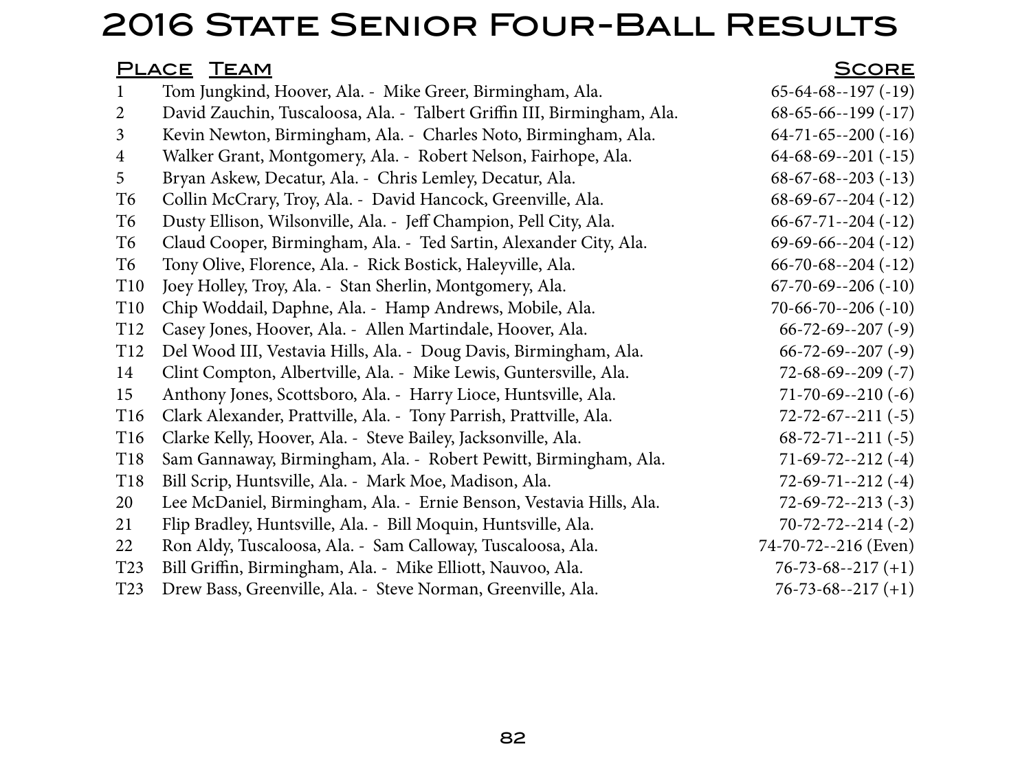# 2016 State Senior Four-Ball Results

| Place | Team | Score |
|---|---|---|
| 1 | Tom Jungkind, Hoover, Ala. - Mike Greer, Birmingham, Ala. | 65-64-68--197 (-19) |
| 2 | David Zauchin, Tuscaloosa, Ala. - Talbert Griffin III, Birmingham, Ala. | 68-65-66--199 (-17) |
| 3 | Kevin Newton, Birmingham, Ala. - Charles Noto, Birmingham, Ala. | 64-71-65--200 (-16) |
| 4 | Walker Grant, Montgomery, Ala. - Robert Nelson, Fairhope, Ala. | 64-68-69--201 (-15) |
| 5 | Bryan Askew, Decatur, Ala. - Chris Lemley, Decatur, Ala. | 68-67-68--203 (-13) |
| T6 | Collin McCrary, Troy, Ala. - David Hancock, Greenville, Ala. | 68-69-67--204 (-12) |
| T6 | Dusty Ellison, Wilsonville, Ala. - Jeff Champion, Pell City, Ala. | 66-67-71--204 (-12) |
| T6 | Claud Cooper, Birmingham, Ala. - Ted Sartin, Alexander City, Ala. | 69-69-66--204 (-12) |
| T6 | Tony Olive, Florence, Ala. - Rick Bostick, Haleyville, Ala. | 66-70-68--204 (-12) |
| T10 | Joey Holley, Troy, Ala. - Stan Sherlin, Montgomery, Ala. | 67-70-69--206 (-10) |
| T10 | Chip Woddail, Daphne, Ala. - Hamp Andrews, Mobile, Ala. | 70-66-70--206 (-10) |
| T12 | Casey Jones, Hoover, Ala. - Allen Martindale, Hoover, Ala. | 66-72-69--207 (-9) |
| T12 | Del Wood III, Vestavia Hills, Ala. - Doug Davis, Birmingham, Ala. | 66-72-69--207 (-9) |
| 14 | Clint Compton, Albertville, Ala. - Mike Lewis, Guntersville, Ala. | 72-68-69--209 (-7) |
| 15 | Anthony Jones, Scottsboro, Ala. - Harry Lioce, Huntsville, Ala. | 71-70-69--210 (-6) |
| T16 | Clark Alexander, Prattville, Ala. - Tony Parrish, Prattville, Ala. | 72-72-67--211 (-5) |
| T16 | Clarke Kelly, Hoover, Ala. - Steve Bailey, Jacksonville, Ala. | 68-72-71--211 (-5) |
| T18 | Sam Gannaway, Birmingham, Ala. - Robert Pewitt, Birmingham, Ala. | 71-69-72--212 (-4) |
| T18 | Bill Scrip, Huntsville, Ala. - Mark Moe, Madison, Ala. | 72-69-71--212 (-4) |
| 20 | Lee McDaniel, Birmingham, Ala. - Ernie Benson, Vestavia Hills, Ala. | 72-69-72--213 (-3) |
| 21 | Flip Bradley, Huntsville, Ala. - Bill Moquin, Huntsville, Ala. | 70-72-72--214 (-2) |
| 22 | Ron Aldy, Tuscaloosa, Ala. - Sam Calloway, Tuscaloosa, Ala. | 74-70-72--216 (Even) |
| T23 | Bill Griffin, Birmingham, Ala. - Mike Elliott, Nauvoo, Ala. | 76-73-68--217 (+1) |
| T23 | Drew Bass, Greenville, Ala. - Steve Norman, Greenville, Ala. | 76-73-68--217 (+1) |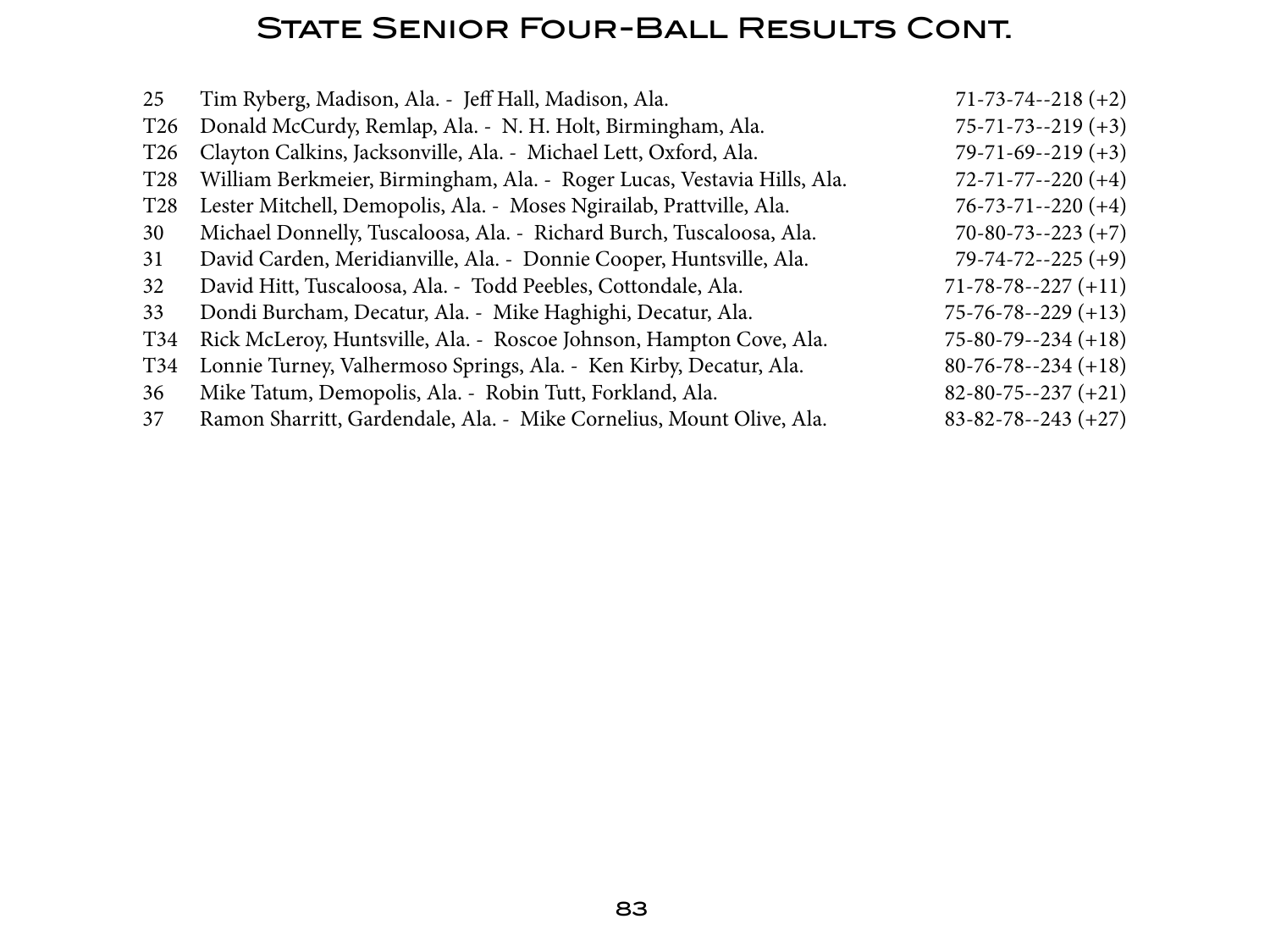# State Senior Four-Ball Results Cont.

| | | |
|---|---|---|
| 25 | Tim Ryberg, Madison, Ala. - Jeff Hall, Madison, Ala. | 71-73-74--218 (+2) |
| T26 | Donald McCurdy, Remlap, Ala. - N. H. Holt, Birmingham, Ala. | 75-71-73--219 (+3) |
| T26 | Clayton Calkins, Jacksonville, Ala. - Michael Lett, Oxford, Ala. | 79-71-69--219 (+3) |
| T28 | William Berkmeier, Birmingham, Ala. - Roger Lucas, Vestavia Hills, Ala. | 72-71-77--220 (+4) |
| T28 | Lester Mitchell, Demopolis, Ala. - Moses Ngirailab, Prattville, Ala. | 76-73-71--220 (+4) |
| 30 | Michael Donnelly, Tuscaloosa, Ala. - Richard Burch, Tuscaloosa, Ala. | 70-80-73--223 (+7) |
| 31 | David Carden, Meridianville, Ala. - Donnie Cooper, Huntsville, Ala. | 79-74-72--225 (+9) |
| 32 | David Hitt, Tuscaloosa, Ala. - Todd Peebles, Cottondale, Ala. | 71-78-78--227 (+11) |
| 33 | Dondi Burcham, Decatur, Ala. - Mike Haghighi, Decatur, Ala. | 75-76-78--229 (+13) |
| T34 | Rick McLeroy, Huntsville, Ala. - Roscoe Johnson, Hampton Cove, Ala. | 75-80-79--234 (+18) |
| T34 | Lonnie Turney, Valhermoso Springs, Ala. - Ken Kirby, Decatur, Ala. | 80-76-78--234 (+18) |
| 36 | Mike Tatum, Demopolis, Ala. - Robin Tutt, Forkland, Ala. | 82-80-75--237 (+21) |
| 37 | Ramon Sharritt, Gardendale, Ala. - Mike Cornelius, Mount Olive, Ala. | 83-82-78--243 (+27) |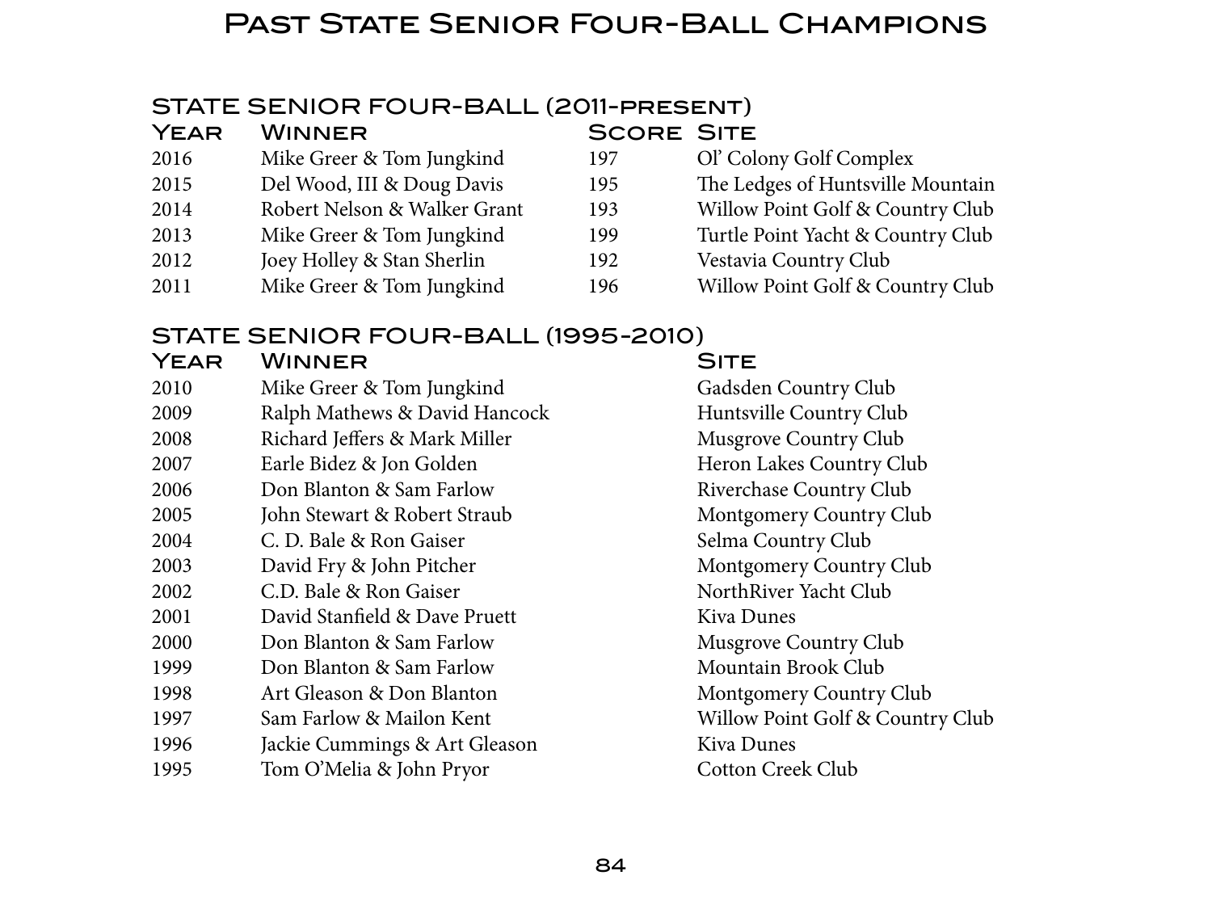# Past State Senior Four-Ball Champions

## STATE SENIOR FOUR-BALL (2011-PRESENT)

| Year | Winner | Score | Site |
|---|---|---|---|
| 2016 | Mike Greer & Tom Jungkind | 197 | Ol' Colony Golf Complex |
| 2015 | Del Wood, III & Doug Davis | 195 | The Ledges of Huntsville Mountain |
| 2014 | Robert Nelson & Walker Grant | 193 | Willow Point Golf & Country Club |
| 2013 | Mike Greer & Tom Jungkind | 199 | Turtle Point Yacht & Country Club |
| 2012 | Joey Holley & Stan Sherlin | 192 | Vestavia Country Club |
| 2011 | Mike Greer & Tom Jungkind | 196 | Willow Point Golf & Country Club |

## STATE SENIOR FOUR-BALL (1995-2010)

| Year | Winner | Site |
|---|---|---|
| 2010 | Mike Greer & Tom Jungkind | Gadsden Country Club |
| 2009 | Ralph Mathews & David Hancock | Huntsville Country Club |
| 2008 | Richard Jeffers & Mark Miller | Musgrove Country Club |
| 2007 | Earle Bidez & Jon Golden | Heron Lakes Country Club |
| 2006 | Don Blanton & Sam Farlow | Riverchase Country Club |
| 2005 | John Stewart & Robert Straub | Montgomery Country Club |
| 2004 | C. D. Bale & Ron Gaiser | Selma Country Club |
| 2003 | David Fry & John Pitcher | Montgomery Country Club |
| 2002 | C.D. Bale & Ron Gaiser | NorthRiver Yacht Club |
| 2001 | David Stanfield & Dave Pruett | Kiva Dunes |
| 2000 | Don Blanton & Sam Farlow | Musgrove Country Club |
| 1999 | Don Blanton & Sam Farlow | Mountain Brook Club |
| 1998 | Art Gleason & Don Blanton | Montgomery Country Club |
| 1997 | Sam Farlow & Mailon Kent | Willow Point Golf & Country Club |
| 1996 | Jackie Cummings & Art Gleason | Kiva Dunes |
| 1995 | Tom O'Melia & John Pryor | Cotton Creek Club |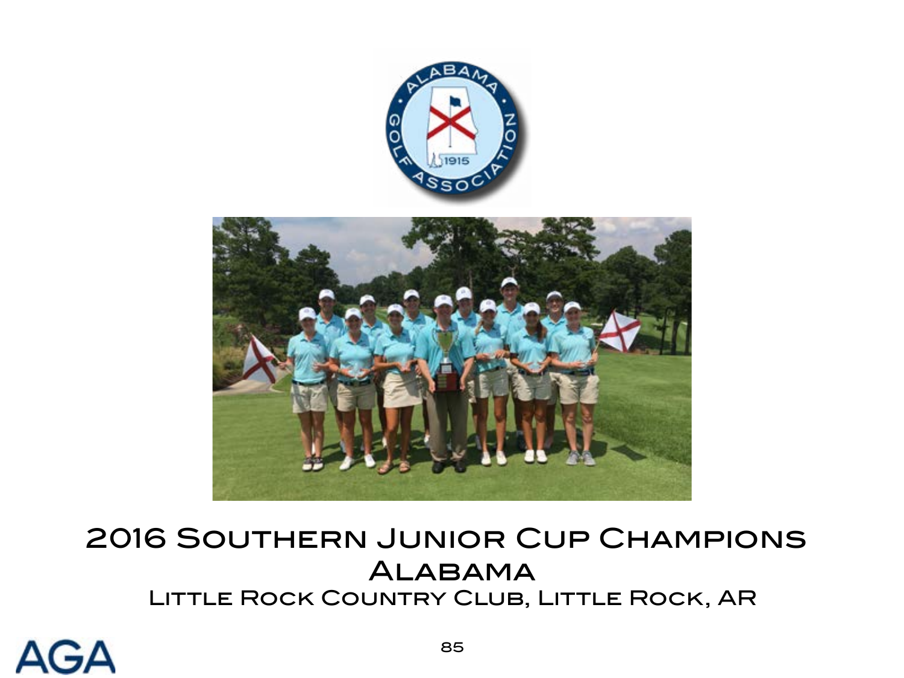# 2016 Southern Junior Cup Champions

## Alabama

Little Rock Country Club, Little Rock, AR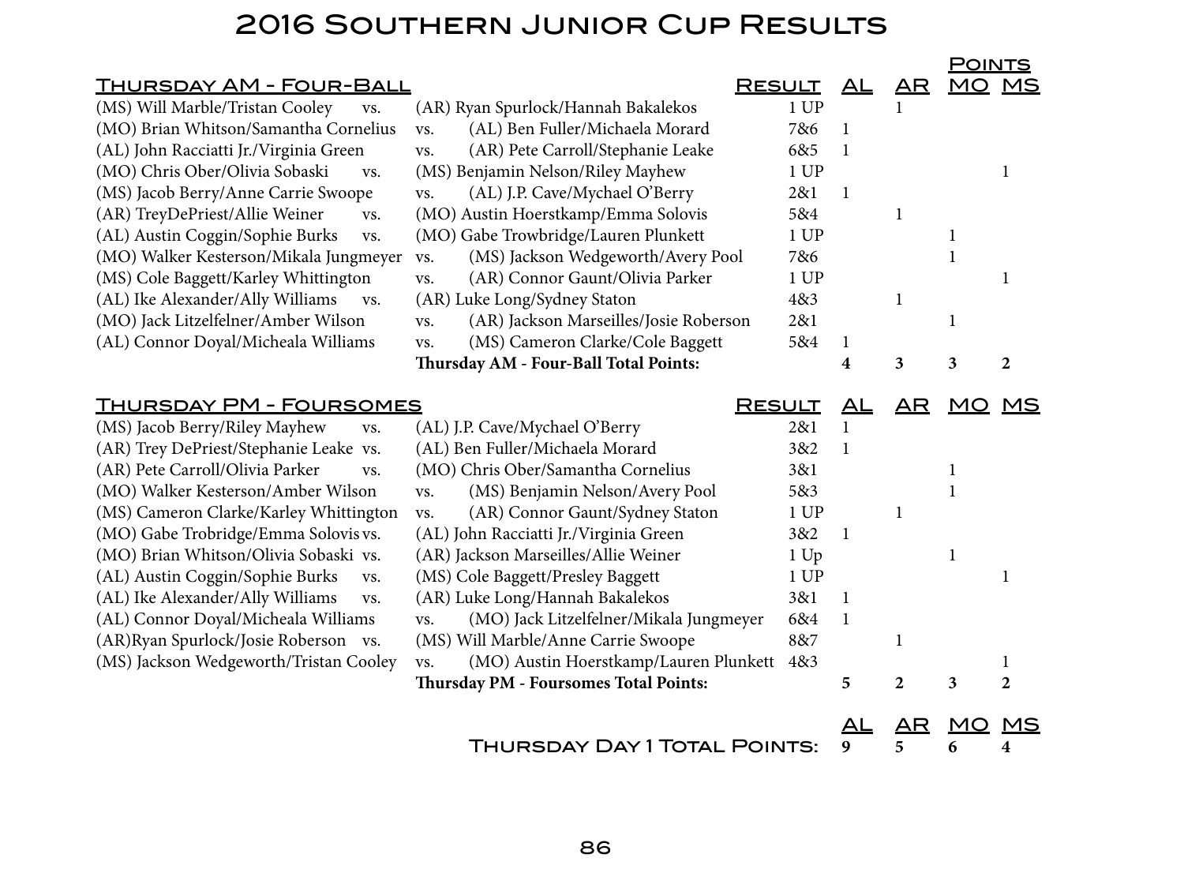# 2016 Southern Junior Cup Results

## Thursday AM - Four-Ball

| Match | | Opponent | Result | AL | AR | MO | MS |
|---|---|---|---|---|---|---|---|
| (MS) Will Marble/Tristan Cooley | vs. | (AR) Ryan Spurlock/Hannah Bakalekos | 1 UP | | 1 | | |
| (MO) Brian Whitson/Samantha Cornelius | vs. | (AL) Ben Fuller/Michaela Morard | 7&6 | 1 | | | |
| (AL) John Racciatti Jr./Virginia Green | vs. | (AR) Pete Carroll/Stephanie Leake | 6&5 | 1 | | | |
| (MO) Chris Ober/Olivia Sobaski | vs. | (MS) Benjamin Nelson/Riley Mayhew | 1 UP | | | | 1 |
| (MS) Jacob Berry/Anne Carrie Swoope | vs. | (AL) J.P. Cave/Mychael O'Berry | 2&1 | 1 | | | |
| (AR) TreyDePriest/Allie Weiner | vs. | (MO) Austin Hoerstkamp/Emma Solovis | 5&4 | | 1 | | |
| (AL) Austin Coggin/Sophie Burks | vs. | (MO) Gabe Trowbridge/Lauren Plunkett | 1 UP | | | 1 | |
| (MO) Walker Kesterson/Mikala Jungmeyer | vs. | (MS) Jackson Wedgeworth/Avery Pool | 7&6 | | | 1 | |
| (MS) Cole Baggett/Karley Whittington | vs. | (AR) Connor Gaunt/Olivia Parker | 1 UP | | | | 1 |
| (AL) Ike Alexander/Ally Williams | vs. | (AR) Luke Long/Sydney Staton | 4&3 | | 1 | | |
| (MO) Jack Litzelfelner/Amber Wilson | vs. | (AR) Jackson Marseilles/Josie Roberson | 2&1 | | | 1 | |
| (AL) Connor Doyal/Micheala Williams | vs. | (MS) Cameron Clarke/Cole Baggett | 5&4 | 1 | | | |
| | | **Thursday AM - Four-Ball Total Points:** | | **4** | **3** | **3** | **2** |

## Thursday PM - Foursomes

| Match | | Opponent | Result | AL | AR | MO | MS |
|---|---|---|---|---|---|---|---|
| (MS) Jacob Berry/Riley Mayhew | vs. | (AL) J.P. Cave/Mychael O'Berry | 2&1 | 1 | | | |
| (AR) Trey DePriest/Stephanie Leake | vs. | (AL) Ben Fuller/Michaela Morard | 3&2 | 1 | | | |
| (AR) Pete Carroll/Olivia Parker | vs. | (MO) Chris Ober/Samantha Cornelius | 3&1 | | | 1 | |
| (MO) Walker Kesterson/Amber Wilson | vs. | (MS) Benjamin Nelson/Avery Pool | 5&3 | | | 1 | |
| (MS) Cameron Clarke/Karley Whittington | vs. | (AR) Connor Gaunt/Sydney Staton | 1 UP | | 1 | | |
| (MO) Gabe Trobridge/Emma Solovis | vs. | (AL) John Racciatti Jr./Virginia Green | 3&2 | 1 | | | |
| (MO) Brian Whitson/Olivia Sobaski | vs. | (AR) Jackson Marseilles/Allie Weiner | 1 Up | | | 1 | |
| (AL) Austin Coggin/Sophie Burks | vs. | (MS) Cole Baggett/Presley Baggett | 1 UP | | | | 1 |
| (AL) Ike Alexander/Ally Williams | vs. | (AR) Luke Long/Hannah Bakalekos | 3&1 | 1 | | | |
| (AL) Connor Doyal/Micheala Williams | vs. | (MO) Jack Litzelfelner/Mikala Jungmeyer | 6&4 | 1 | | | |
| (AR)Ryan Spurlock/Josie Roberson | vs. | (MS) Will Marble/Anne Carrie Swoope | 8&7 | | 1 | | |
| (MS) Jackson Wedgeworth/Tristan Cooley | vs. | (MO) Austin Hoerstkamp/Lauren Plunkett | 4&3 | | | | 1 |
| | | **Thursday PM - Foursomes Total Points:** | | **5** | **2** | **3** | **2** |

| | AL | AR | MO | MS |
|---|---|---|---|---|
| **Thursday Day 1 Total Points:** | **9** | **5** | **6** | **4** |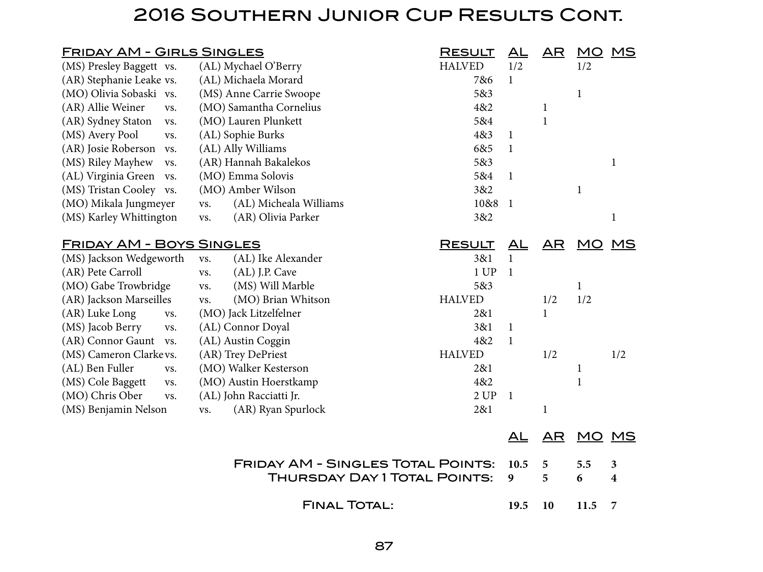# 2016 Southern Junior Cup Results Cont.

| Friday AM - Girls Singles | | | Result | AL | AR | MO | MS |
|---|---|---|---|---|---|---|---|
| (MS) Presley Baggett | vs. | (AL) Mychael O'Berry | HALVED | 1/2 | | 1/2 | |
| (AR) Stephanie Leake | vs. | (AL) Michaela Morard | 7&6 | 1 | | | |
| (MO) Olivia Sobaski | vs. | (MS) Anne Carrie Swoope | 5&3 | | | 1 | |
| (AR) Allie Weiner | vs. | (MO) Samantha Cornelius | 4&2 | | 1 | | |
| (AR) Sydney Staton | vs. | (MO) Lauren Plunkett | 5&4 | | 1 | | |
| (MS) Avery Pool | vs. | (AL) Sophie Burks | 4&3 | 1 | | | |
| (AR) Josie Roberson | vs. | (AL) Ally Williams | 6&5 | 1 | | | |
| (MS) Riley Mayhew | vs. | (AR) Hannah Bakalekos | 5&3 | | | | 1 |
| (AL) Virginia Green | vs. | (MO) Emma Solovis | 5&4 | 1 | | | |
| (MS) Tristan Cooley | vs. | (MO) Amber Wilson | 3&2 | | | 1 | |
| (MO) Mikala Jungmeyer | vs. | (AL) Micheala Williams | 10&8 | 1 | | | |
| (MS) Karley Whittington | vs. | (AR) Olivia Parker | 3&2 | | | | 1 |

| Friday AM - Boys Singles | | | Result | AL | AR | MO | MS |
|---|---|---|---|---|---|---|---|
| (MS) Jackson Wedgeworth | vs. | (AL) Ike Alexander | 3&1 | 1 | | | |
| (AR) Pete Carroll | vs. | (AL) J.P. Cave | 1 UP | 1 | | | |
| (MO) Gabe Trowbridge | vs. | (MS) Will Marble | 5&3 | | | 1 | |
| (AR) Jackson Marseilles | vs. | (MO) Brian Whitson | HALVED | | 1/2 | 1/2 | |
| (AR) Luke Long | vs. | (MO) Jack Litzelfelner | 2&1 | | 1 | | |
| (MS) Jacob Berry | vs. | (AL) Connor Doyal | 3&1 | 1 | | | |
| (AR) Connor Gaunt | vs. | (AL) Austin Coggin | 4&2 | 1 | | | |
| (MS) Cameron Clarke | vs. | (AR) Trey DePriest | HALVED | | 1/2 | | 1/2 |
| (AL) Ben Fuller | vs. | (MO) Walker Kesterson | 2&1 | | | 1 | |
| (MS) Cole Baggett | vs. | (MO) Austin Hoerstkamp | 4&2 | | | 1 | |
| (MO) Chris Ober | vs. | (AL) John Racciatti Jr. | 2 UP | 1 | | | |
| (MS) Benjamin Nelson | vs. | (AR) Ryan Spurlock | 2&1 | | 1 | | |

| | AL | AR | MO | MS |
|---|---|---|---|---|
| **Friday AM - Singles Total Points:** | **10.5** | **5** | **5.5** | **3** |
| **Thursday Day 1 Total Points:** | **9** | **5** | **6** | **4** |
| **Final Total:** | **19.5** | **10** | **11.5** | **7** |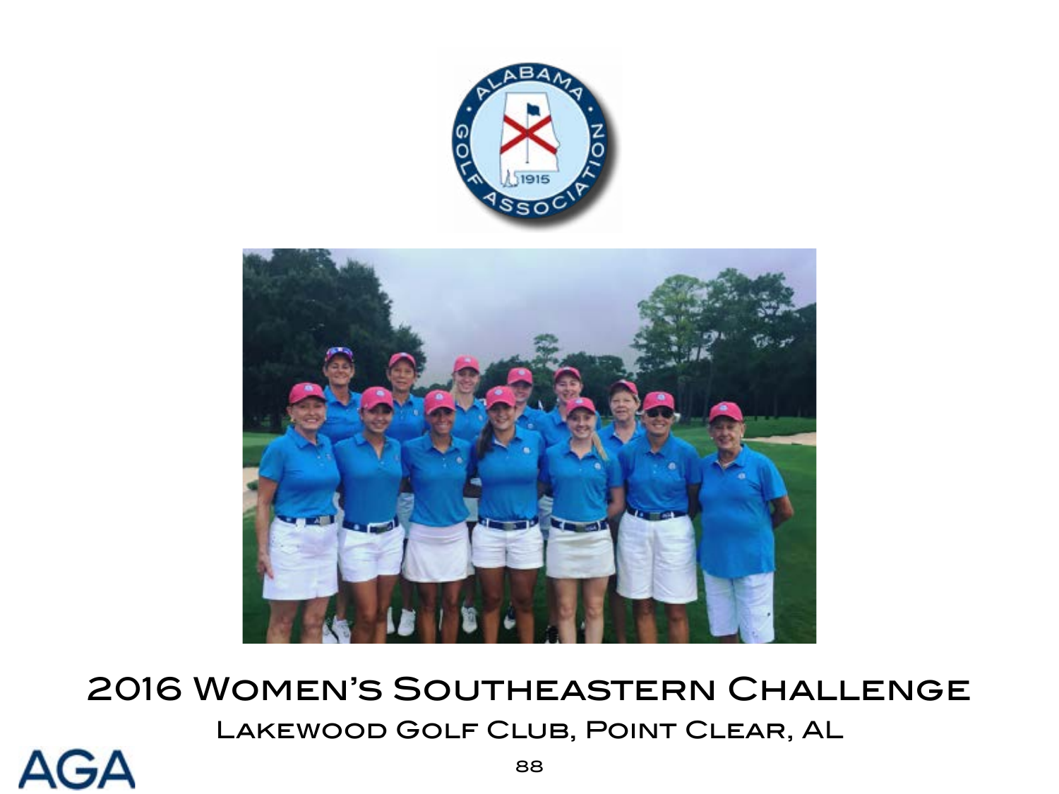# 2016 Women's Southeastern Challenge

## Lakewood Golf Club, Point Clear, AL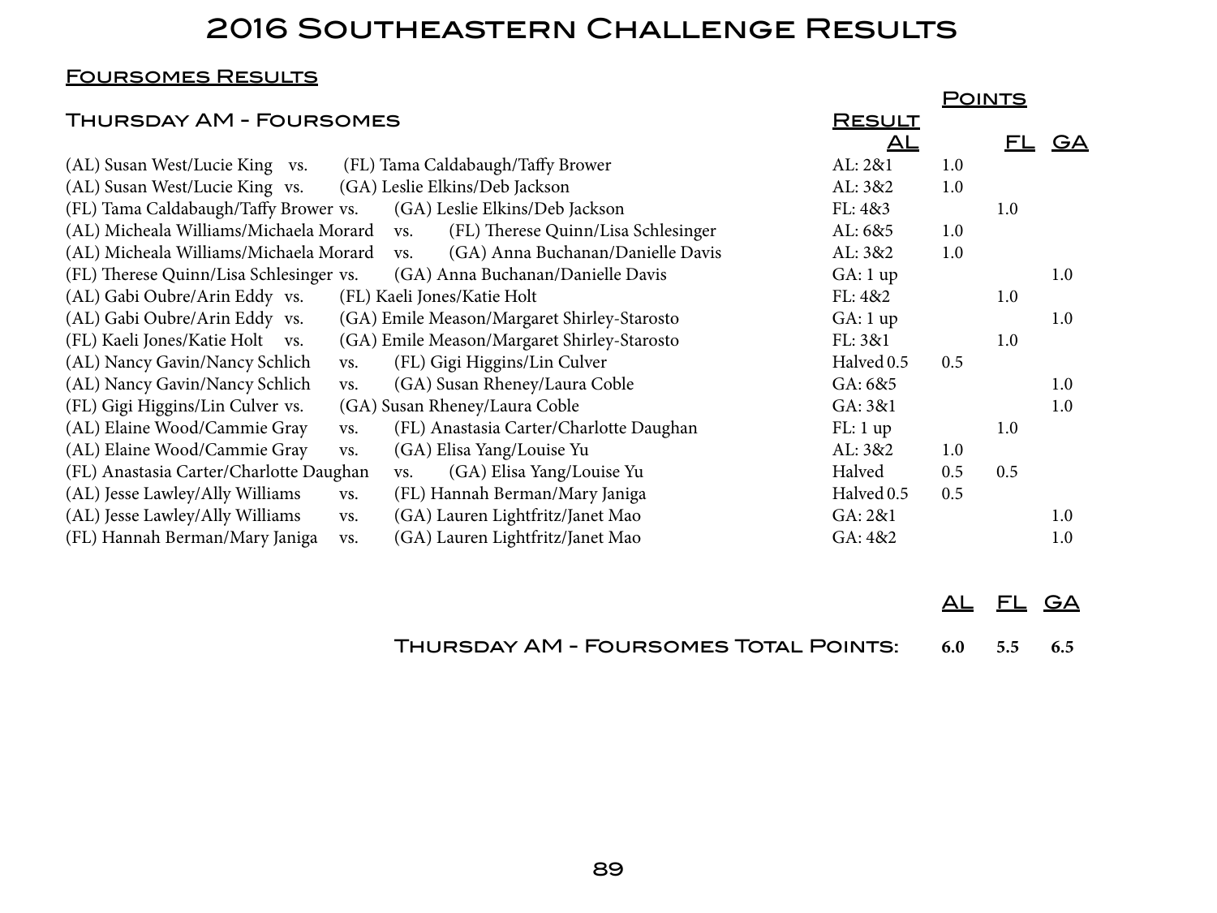# 2016 Southeastern Challenge Results

## Foursomes Results

### Thursday AM - Foursomes

| Match | | | Result | AL | FL | GA |
|---|---|---|---|---|---|---|
| (AL) Susan West/Lucie King | vs. | (FL) Tama Caldabaugh/Taffy Brower | AL: 2&1 | 1.0 | | |
| (AL) Susan West/Lucie King | vs. | (GA) Leslie Elkins/Deb Jackson | AL: 3&2 | 1.0 | | |
| (FL) Tama Caldabaugh/Taffy Brower | vs. | (GA) Leslie Elkins/Deb Jackson | FL: 4&3 | | 1.0 | |
| (AL) Micheala Williams/Michaela Morard | vs. | (FL) Therese Quinn/Lisa Schlesinger | AL: 6&5 | 1.0 | | |
| (AL) Micheala Williams/Michaela Morard | vs. | (GA) Anna Buchanan/Danielle Davis | AL: 3&2 | 1.0 | | |
| (FL) Therese Quinn/Lisa Schlesinger | vs. | (GA) Anna Buchanan/Danielle Davis | GA: 1 up | | | 1.0 |
| (AL) Gabi Oubre/Arin Eddy | vs. | (FL) Kaeli Jones/Katie Holt | FL: 4&2 | | 1.0 | |
| (AL) Gabi Oubre/Arin Eddy | vs. | (GA) Emile Meason/Margaret Shirley-Starosto | GA: 1 up | | | 1.0 |
| (FL) Kaeli Jones/Katie Holt | vs. | (GA) Emile Meason/Margaret Shirley-Starosto | FL: 3&1 | | 1.0 | |
| (AL) Nancy Gavin/Nancy Schlich | vs. | (FL) Gigi Higgins/Lin Culver | Halved 0.5 | 0.5 | | |
| (AL) Nancy Gavin/Nancy Schlich | vs. | (GA) Susan Rheney/Laura Coble | GA: 6&5 | | | 1.0 |
| (FL) Gigi Higgins/Lin Culver | vs. | (GA) Susan Rheney/Laura Coble | GA: 3&1 | | | 1.0 |
| (AL) Elaine Wood/Cammie Gray | vs. | (FL) Anastasia Carter/Charlotte Daughan | FL: 1 up | | 1.0 | |
| (AL) Elaine Wood/Cammie Gray | vs. | (GA) Elisa Yang/Louise Yu | AL: 3&2 | 1.0 | | |
| (FL) Anastasia Carter/Charlotte Daughan | vs. | (GA) Elisa Yang/Louise Yu | Halved | 0.5 | 0.5 | |
| (AL) Jesse Lawley/Ally Williams | vs. | (FL) Hannah Berman/Mary Janiga | Halved 0.5 | 0.5 | | |
| (AL) Jesse Lawley/Ally Williams | vs. | (GA) Lauren Lightfritz/Janet Mao | GA: 2&1 | | | 1.0 |
| (FL) Hannah Berman/Mary Janiga | vs. | (GA) Lauren Lightfritz/Janet Mao | GA: 4&2 | | | 1.0 |

| | AL | FL | GA |
|---|---|---|---|
| **Thursday AM - Foursomes Total Points:** | **6.0** | **5.5** | **6.5** |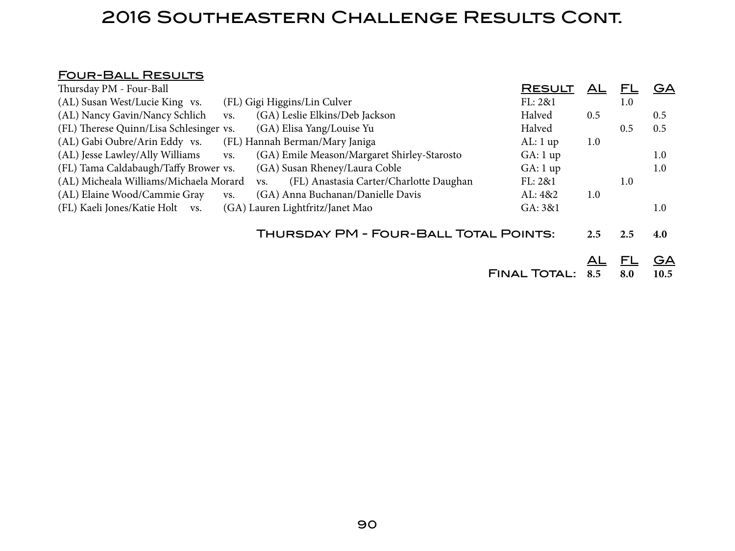# 2016 Southeastern Challenge Results Cont.

## Four-Ball Results

| Thursday PM - Four-Ball | | | Result | AL | FL | GA |
|---|---|---|---|---|---|---|
| (AL) Susan West/Lucie King | vs. | (FL) Gigi Higgins/Lin Culver | FL: 2&1 | | 1.0 | |
| (AL) Nancy Gavin/Nancy Schlich | vs. | (GA) Leslie Elkins/Deb Jackson | Halved | 0.5 | | 0.5 |
| (FL) Therese Quinn/Lisa Schlesinger | vs. | (GA) Elisa Yang/Louise Yu | Halved | | 0.5 | 0.5 |
| (AL) Gabi Oubre/Arin Eddy | vs. | (FL) Hannah Berman/Mary Janiga | AL: 1 up | 1.0 | | |
| (AL) Jesse Lawley/Ally Williams | vs. | (GA) Emile Meason/Margaret Shirley-Starosto | GA: 1 up | | | 1.0 |
| (FL) Tama Caldabaugh/Taffy Brower | vs. | (GA) Susan Rheney/Laura Coble | GA: 1 up | | | 1.0 |
| (AL) Micheala Williams/Michaela Morard | vs. | (FL) Anastasia Carter/Charlotte Daughan | FL: 2&1 | | 1.0 | |
| (AL) Elaine Wood/Cammie Gray | vs. | (GA) Anna Buchanan/Danielle Davis | AL: 4&2 | 1.0 | | |
| (FL) Kaeli Jones/Katie Holt | vs. | (GA) Lauren Lightfritz/Janet Mao | GA: 3&1 | | | 1.0 |
| **Thursday PM - Four-Ball Total Points:** | | | | **2.5** | **2.5** | **4.0** |

| | AL | FL | GA |
|---|---|---|---|
| **Final Total:** | **8.5** | **8.0** | **10.5** |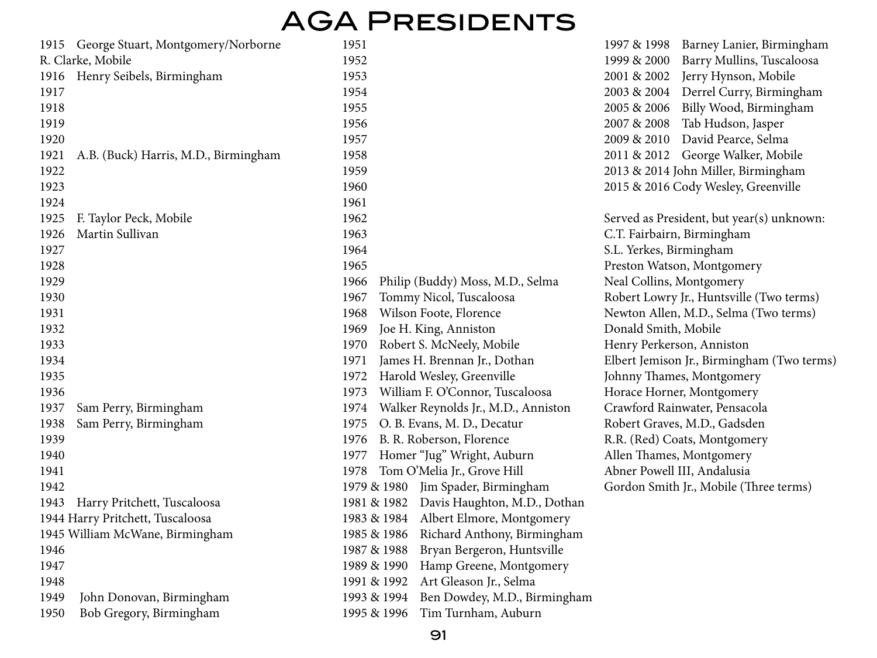# AGA Presidents

1915 George Stuart, Montgomery/Norborne R. Clarke, Mobile
1916 Henry Seibels, Birmingham
1917
1918
1919
1920
1921 A.B. (Buck) Harris, M.D., Birmingham
1922
1923
1924
1925 F. Taylor Peck, Mobile
1926 Martin Sullivan
1927
1928
1929
1930
1931
1932
1933
1934
1935
1936
1937 Sam Perry, Birmingham
1938 Sam Perry, Birmingham
1939
1940
1941
1942
1943 Harry Pritchett, Tuscaloosa
1944 Harry Pritchett, Tuscaloosa
1945 William McWane, Birmingham
1946
1947
1948
1949 John Donovan, Birmingham
1950 Bob Gregory, Birmingham
1951
1952
1953
1954
1955
1956
1957
1958
1959
1960
1961
1962
1963
1964
1965
1966 Philip (Buddy) Moss, M.D., Selma
1967 Tommy Nicol, Tuscaloosa
1968 Wilson Foote, Florence
1969 Joe H. King, Anniston
1970 Robert S. McNeely, Mobile
1971 James H. Brennan Jr., Dothan
1972 Harold Wesley, Greenville
1973 William F. O'Connor, Tuscaloosa
1974 Walker Reynolds Jr., M.D., Anniston
1975 O. B. Evans, M. D., Decatur
1976 B. R. Roberson, Florence
1977 Homer "Jug" Wright, Auburn
1978 Tom O'Melia Jr., Grove Hill
1979 & 1980 Jim Spader, Birmingham
1981 & 1982 Davis Haughton, M.D., Dothan
1983 & 1984 Albert Elmore, Montgomery
1985 & 1986 Richard Anthony, Birmingham
1987 & 1988 Bryan Bergeron, Huntsville
1989 & 1990 Hamp Greene, Montgomery
1991 & 1992 Art Gleason Jr., Selma
1993 & 1994 Ben Dowdey, M.D., Birmingham
1995 & 1996 Tim Turnham, Auburn
1997 & 1998 Barney Lanier, Birmingham
1999 & 2000 Barry Mullins, Tuscaloosa
2001 & 2002 Jerry Hynson, Mobile
2003 & 2004 Derrel Curry, Birmingham
2005 & 2006 Billy Wood, Birmingham
2007 & 2008 Tab Hudson, Jasper
2009 & 2010 David Pearce, Selma
2011 & 2012 George Walker, Mobile
2013 & 2014 John Miller, Birmingham
2015 & 2016 Cody Wesley, Greenville

Served as President, but year(s) unknown:
C.T. Fairbairn, Birmingham
S.L. Yerkes, Birmingham
Preston Watson, Montgomery
Neal Collins, Montgomery
Robert Lowry Jr., Huntsville (Two terms)
Newton Allen, M.D., Selma (Two terms)
Donald Smith, Mobile
Henry Perkerson, Anniston
Elbert Jemison Jr., Birmingham (Two terms)
Johnny Thames, Montgomery
Horace Horner, Montgomery
Crawford Rainwater, Pensacola
Robert Graves, M.D., Gadsden
R.R. (Red) Coats, Montgomery
Allen Thames, Montgomery
Abner Powell III, Andalusia
Gordon Smith Jr., Mobile (Three terms)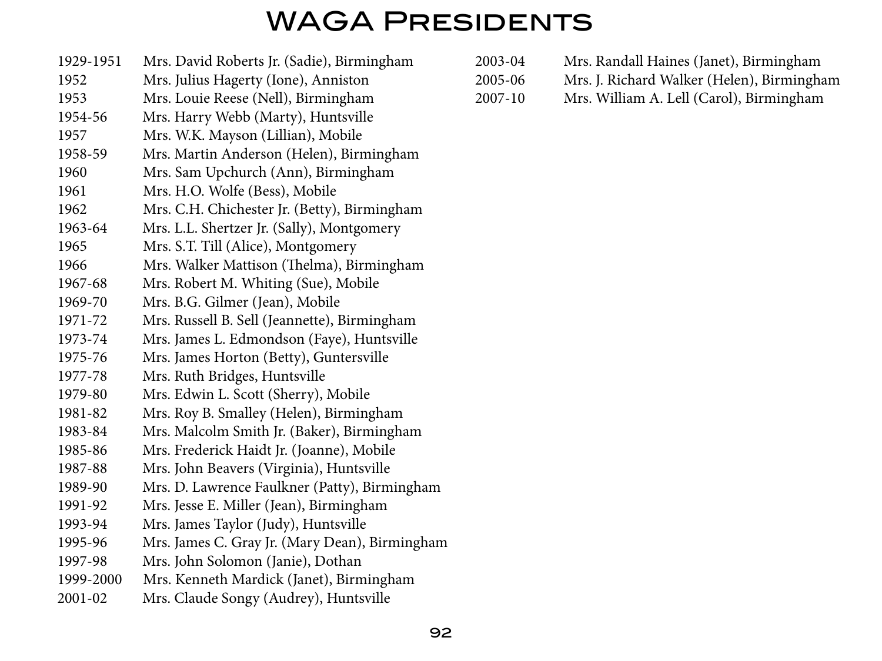# WAGA Presidents

| | |
|---|---|
| 1929-1951 | Mrs. David Roberts Jr. (Sadie), Birmingham |
| 1952 | Mrs. Julius Hagerty (Ione), Anniston |
| 1953 | Mrs. Louie Reese (Nell), Birmingham |
| 1954-56 | Mrs. Harry Webb (Marty), Huntsville |
| 1957 | Mrs. W.K. Mayson (Lillian), Mobile |
| 1958-59 | Mrs. Martin Anderson (Helen), Birmingham |
| 1960 | Mrs. Sam Upchurch (Ann), Birmingham |
| 1961 | Mrs. H.O. Wolfe (Bess), Mobile |
| 1962 | Mrs. C.H. Chichester Jr. (Betty), Birmingham |
| 1963-64 | Mrs. L.L. Shertzer Jr. (Sally), Montgomery |
| 1965 | Mrs. S.T. Till (Alice), Montgomery |
| 1966 | Mrs. Walker Mattison (Thelma), Birmingham |
| 1967-68 | Mrs. Robert M. Whiting (Sue), Mobile |
| 1969-70 | Mrs. B.G. Gilmer (Jean), Mobile |
| 1971-72 | Mrs. Russell B. Sell (Jeannette), Birmingham |
| 1973-74 | Mrs. James L. Edmondson (Faye), Huntsville |
| 1975-76 | Mrs. James Horton (Betty), Guntersville |
| 1977-78 | Mrs. Ruth Bridges, Huntsville |
| 1979-80 | Mrs. Edwin L. Scott (Sherry), Mobile |
| 1981-82 | Mrs. Roy B. Smalley (Helen), Birmingham |
| 1983-84 | Mrs. Malcolm Smith Jr. (Baker), Birmingham |
| 1985-86 | Mrs. Frederick Haidt Jr. (Joanne), Mobile |
| 1987-88 | Mrs. John Beavers (Virginia), Huntsville |
| 1989-90 | Mrs. D. Lawrence Faulkner (Patty), Birmingham |
| 1991-92 | Mrs. Jesse E. Miller (Jean), Birmingham |
| 1993-94 | Mrs. James Taylor (Judy), Huntsville |
| 1995-96 | Mrs. James C. Gray Jr. (Mary Dean), Birmingham |
| 1997-98 | Mrs. John Solomon (Janie), Dothan |
| 1999-2000 | Mrs. Kenneth Mardick (Janet), Birmingham |
| 2001-02 | Mrs. Claude Songy (Audrey), Huntsville |
| 2003-04 | Mrs. Randall Haines (Janet), Birmingham |
| 2005-06 | Mrs. J. Richard Walker (Helen), Birmingham |
| 2007-10 | Mrs. William A. Lell (Carol), Birmingham |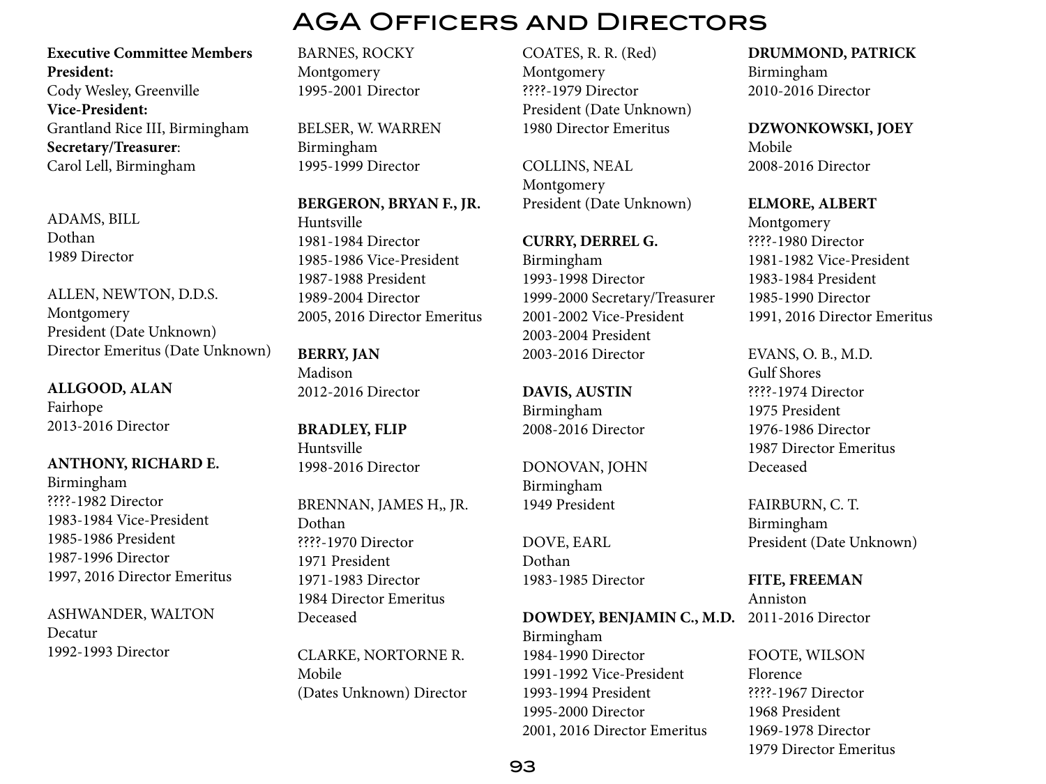# AGA Officers and Directors

**Executive Committee Members**
**President:**
Cody Wesley, Greenville
**Vice-President:**
Grantland Rice III, Birmingham
**Secretary/Treasurer**:
Carol Lell, Birmingham

ADAMS, BILL
Dothan
1989 Director

ALLEN, NEWTON, D.D.S.
Montgomery
President (Date Unknown)
Director Emeritus (Date Unknown)

**ALLGOOD, ALAN**
Fairhope
2013-2016 Director

**ANTHONY, RICHARD E.**
Birmingham
????-1982 Director
1983-1984 Vice-President
1985-1986 President
1987-1996 Director
1997, 2016 Director Emeritus

ASHWANDER, WALTON
Decatur
1992-1993 Director

BARNES, ROCKY
Montgomery
1995-2001 Director

BELSER, W. WARREN
Birmingham
1995-1999 Director

**BERGERON, BRYAN F., JR.**
Huntsville
1981-1984 Director
1985-1986 Vice-President
1987-1988 President
1989-2004 Director
2005, 2016 Director Emeritus

**BERRY, JAN**
Madison
2012-2016 Director

**BRADLEY, FLIP**
Huntsville
1998-2016 Director

BRENNAN, JAMES H,, JR.
Dothan
????-1970 Director
1971 President
1971-1983 Director
1984 Director Emeritus
Deceased

CLARKE, NORTORNE R.
Mobile
(Dates Unknown) Director

COATES, R. R. (Red)
Montgomery
????-1979 Director
President (Date Unknown)
1980 Director Emeritus

COLLINS, NEAL
Montgomery
President (Date Unknown)

**CURRY, DERREL G.**
Birmingham
1993-1998 Director
1999-2000 Secretary/Treasurer
2001-2002 Vice-President
2003-2004 President
2003-2016 Director

**DAVIS, AUSTIN**
Birmingham
2008-2016 Director

DONOVAN, JOHN
Birmingham
1949 President

DOVE, EARL
Dothan
1983-1985 Director

**DOWDEY, BENJAMIN C., M.D.**
Birmingham
1984-1990 Director
1991-1992 Vice-President
1993-1994 President
1995-2000 Director
2001, 2016 Director Emeritus

**DRUMMOND, PATRICK**
Birmingham
2010-2016 Director

**DZWONKOWSKI, JOEY**
Mobile
2008-2016 Director

**ELMORE, ALBERT**
Montgomery
????-1980 Director
1981-1982 Vice-President
1983-1984 President
1985-1990 Director
1991, 2016 Director Emeritus

EVANS, O. B., M.D.
Gulf Shores
????-1974 Director
1975 President
1976-1986 Director
1987 Director Emeritus
Deceased

FAIRBURN, C. T.
Birmingham
President (Date Unknown)

**FITE, FREEMAN**
Anniston
2011-2016 Director

FOOTE, WILSON
Florence
????-1967 Director
1968 President
1969-1978 Director
1979 Director Emeritus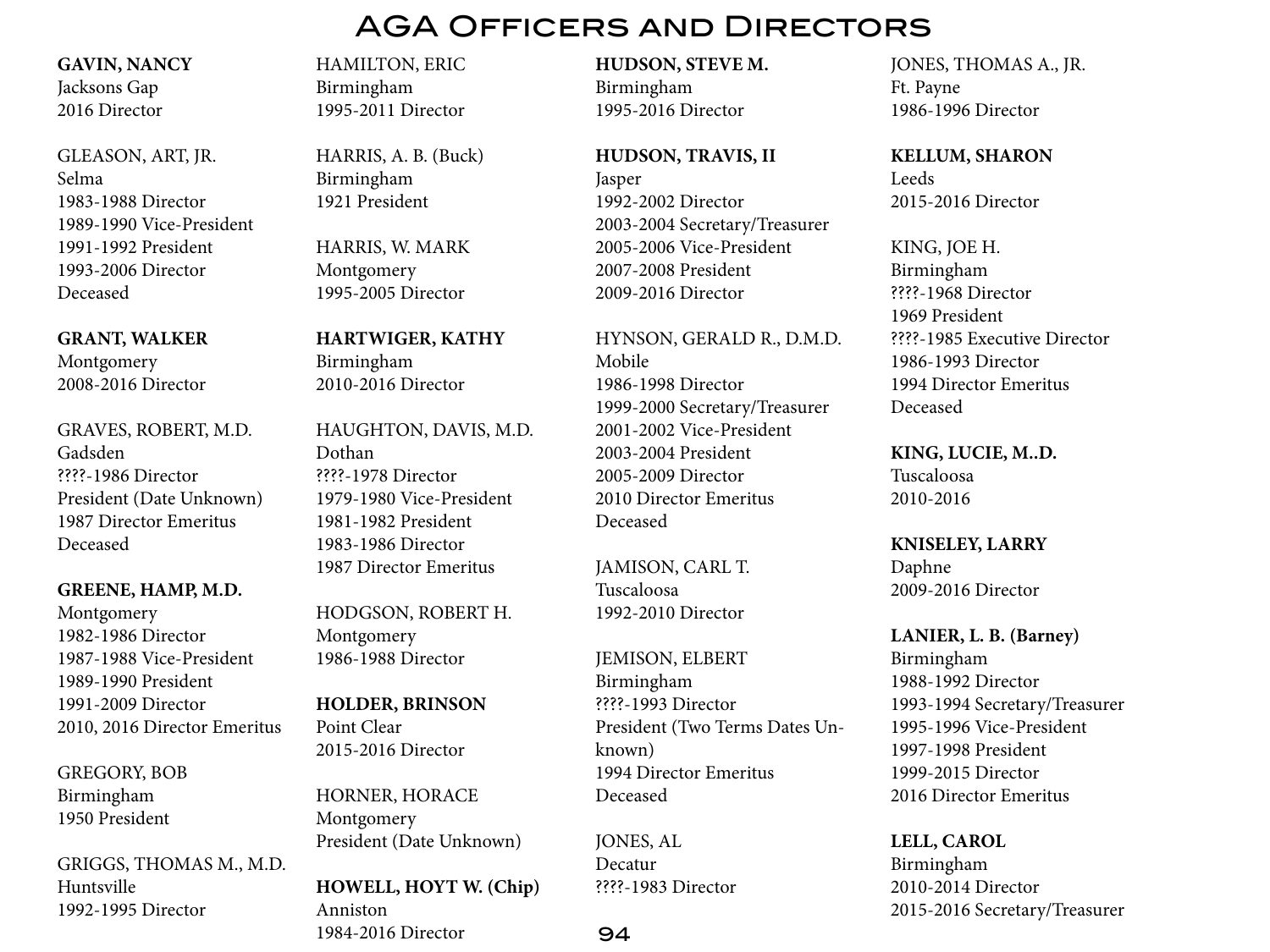# AGA Officers and Directors

**GAVIN, NANCY**
Jacksons Gap
2016 Director

GLEASON, ART, JR.
Selma
1983-1988 Director
1989-1990 Vice-President
1991-1992 President
1993-2006 Director
Deceased

**GRANT, WALKER**
Montgomery
2008-2016 Director

GRAVES, ROBERT, M.D.
Gadsden
????-1986 Director
President (Date Unknown)
1987 Director Emeritus
Deceased

**GREENE, HAMP, M.D.**
Montgomery
1982-1986 Director
1987-1988 Vice-President
1989-1990 President
1991-2009 Director
2010, 2016 Director Emeritus

GREGORY, BOB
Birmingham
1950 President

GRIGGS, THOMAS M., M.D.
Huntsville
1992-1995 Director

HAMILTON, ERIC
Birmingham
1995-2011 Director

HARRIS, A. B. (Buck)
Birmingham
1921 President

HARRIS, W. MARK
Montgomery
1995-2005 Director

**HARTWIGER, KATHY**
Birmingham
2010-2016 Director

HAUGHTON, DAVIS, M.D.
Dothan
????-1978 Director
1979-1980 Vice-President
1981-1982 President
1983-1986 Director
1987 Director Emeritus

HODGSON, ROBERT H.
Montgomery
1986-1988 Director

**HOLDER, BRINSON**
Point Clear
2015-2016 Director

HORNER, HORACE
Montgomery
President (Date Unknown)

**HOWELL, HOYT W. (Chip)**
Anniston
1984-2016 Director

**HUDSON, STEVE M.**
Birmingham
1995-2016 Director

**HUDSON, TRAVIS, II**
Jasper
1992-2002 Director
2003-2004 Secretary/Treasurer
2005-2006 Vice-President
2007-2008 President
2009-2016 Director

HYNSON, GERALD R., D.M.D.
Mobile
1986-1998 Director
1999-2000 Secretary/Treasurer
2001-2002 Vice-President
2003-2004 President
2005-2009 Director
2010 Director Emeritus
Deceased

JAMISON, CARL T.
Tuscaloosa
1992-2010 Director

JEMISON, ELBERT
Birmingham
????-1993 Director
President (Two Terms Dates Unknown)
1994 Director Emeritus
Deceased

JONES, AL
Decatur
????-1983 Director

JONES, THOMAS A., JR.
Ft. Payne
1986-1996 Director

**KELLUM, SHARON**
Leeds
2015-2016 Director

KING, JOE H.
Birmingham
????-1968 Director
1969 President
????-1985 Executive Director
1986-1993 Director
1994 Director Emeritus
Deceased

**KING, LUCIE, M..D.**
Tuscaloosa
2010-2016

**KNISELEY, LARRY**
Daphne
2009-2016 Director

**LANIER, L. B. (Barney)**
Birmingham
1988-1992 Director
1993-1994 Secretary/Treasurer
1995-1996 Vice-President
1997-1998 President
1999-2015 Director
2016 Director Emeritus

**LELL, CAROL**
Birmingham
2010-2014 Director
2015-2016 Secretary/Treasurer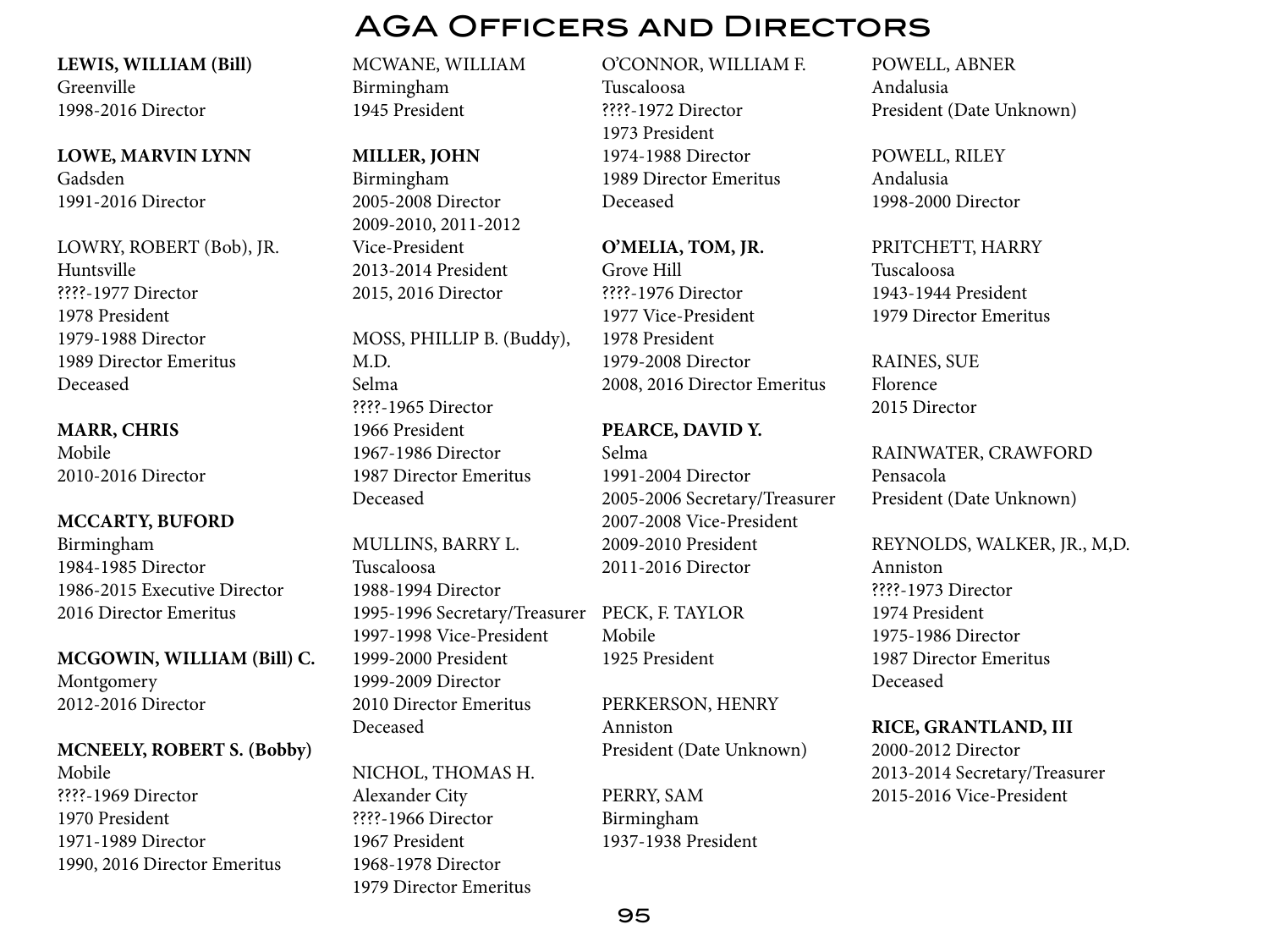# AGA Officers and Directors

**LEWIS, WILLIAM (Bill)**
Greenville
1998-2016 Director

**LOWE, MARVIN LYNN**
Gadsden
1991-2016 Director

LOWRY, ROBERT (Bob), JR.
Huntsville
????-1977 Director
1978 President
1979-1988 Director
1989 Director Emeritus
Deceased

**MARR, CHRIS**
Mobile
2010-2016 Director

**MCCARTY, BUFORD**
Birmingham
1984-1985 Director
1986-2015 Executive Director
2016 Director Emeritus

**MCGOWIN, WILLIAM (Bill) C.**
Montgomery
2012-2016 Director

**MCNEELY, ROBERT S. (Bobby)**
Mobile
????-1969 Director
1970 President
1971-1989 Director
1990, 2016 Director Emeritus

MCWANE, WILLIAM
Birmingham
1945 President

**MILLER, JOHN**
Birmingham
2005-2008 Director
2009-2010, 2011-2012 Vice-President
2013-2014 President
2015, 2016 Director

MOSS, PHILLIP B. (Buddy), M.D.
Selma
????-1965 Director
1966 President
1967-1986 Director
1987 Director Emeritus
Deceased

MULLINS, BARRY L.
Tuscaloosa
1988-1994 Director
1995-1996 Secretary/Treasurer
1997-1998 Vice-President
1999-2000 President
1999-2009 Director
2010 Director Emeritus
Deceased

NICHOL, THOMAS H.
Alexander City
????-1966 Director
1967 President
1968-1978 Director
1979 Director Emeritus

O'CONNOR, WILLIAM F.
Tuscaloosa
????-1972 Director
1973 President
1974-1988 Director
1989 Director Emeritus
Deceased

**O'MELIA, TOM, JR.**
Grove Hill
????-1976 Director
1977 Vice-President
1978 President
1979-2008 Director
2008, 2016 Director Emeritus

**PEARCE, DAVID Y.**
Selma
1991-2004 Director
2005-2006 Secretary/Treasurer
2007-2008 Vice-President
2009-2010 President
2011-2016 Director

PECK, F. TAYLOR
Mobile
1925 President

PERKERSON, HENRY
Anniston
President (Date Unknown)

PERRY, SAM
Birmingham
1937-1938 President

POWELL, ABNER
Andalusia
President (Date Unknown)

POWELL, RILEY
Andalusia
1998-2000 Director

PRITCHETT, HARRY
Tuscaloosa
1943-1944 President
1979 Director Emeritus

RAINES, SUE
Florence
2015 Director

RAINWATER, CRAWFORD
Pensacola
President (Date Unknown)

REYNOLDS, WALKER, JR., M,D.
Anniston
????-1973 Director
1974 President
1975-1986 Director
1987 Director Emeritus
Deceased

**RICE, GRANTLAND, III**
2000-2012 Director
2013-2014 Secretary/Treasurer
2015-2016 Vice-President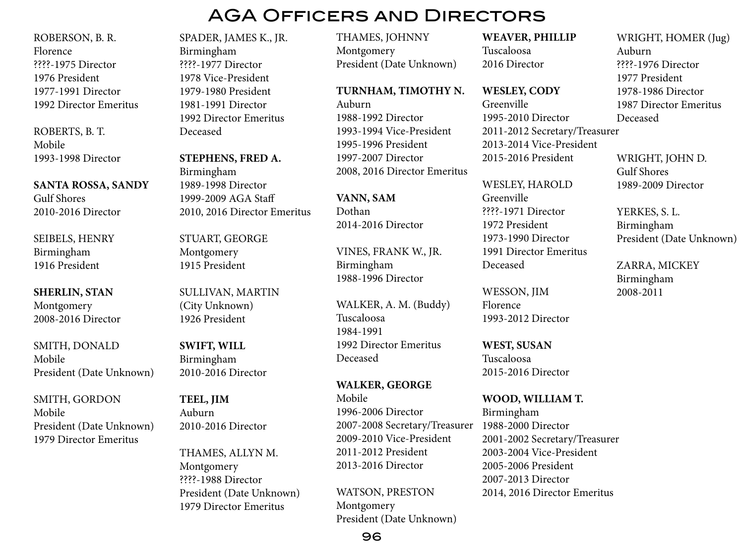# AGA Officers and Directors

ROBERSON, B. R.
Florence
????-1975 Director
1976 President
1977-1991 Director
1992 Director Emeritus

ROBERTS, B. T.
Mobile
1993-1998 Director

**SANTA ROSSA, SANDY**
Gulf Shores
2010-2016 Director

SEIBELS, HENRY
Birmingham
1916 President

**SHERLIN, STAN**
Montgomery
2008-2016 Director

SMITH, DONALD
Mobile
President (Date Unknown)

SMITH, GORDON
Mobile
President (Date Unknown)
1979 Director Emeritus

SPADER, JAMES K., JR.
Birmingham
????-1977 Director
1978 Vice-President
1979-1980 President
1981-1991 Director
1992 Director Emeritus
Deceased

**STEPHENS, FRED A.**
Birmingham
1989-1998 Director
1999-2009 AGA Staff
2010, 2016 Director Emeritus

STUART, GEORGE
Montgomery
1915 President

SULLIVAN, MARTIN
(City Unknown)
1926 President

**SWIFT, WILL**
Birmingham
2010-2016 Director

**TEEL, JIM**
Auburn
2010-2016 Director

THAMES, ALLYN M.
Montgomery
????-1988 Director
President (Date Unknown)
1979 Director Emeritus

THAMES, JOHNNY
Montgomery
President (Date Unknown)

**TURNHAM, TIMOTHY N.**
Auburn
1988-1992 Director
1993-1994 Vice-President
1995-1996 President
1997-2007 Director
2008, 2016 Director Emeritus

**VANN, SAM**
Dothan
2014-2016 Director

VINES, FRANK W., JR.
Birmingham
1988-1996 Director

WALKER, A. M. (Buddy)
Tuscaloosa
1984-1991
1992 Director Emeritus
Deceased

**WALKER, GEORGE**
Mobile
1996-2006 Director
2007-2008 Secretary/Treasurer
2009-2010 Vice-President
2011-2012 President
2013-2016 Director

WATSON, PRESTON
Montgomery
President (Date Unknown)

**WEAVER, PHILLIP**
Tuscaloosa
2016 Director

**WESLEY, CODY**
Greenville
1995-2010 Director
2011-2012 Secretary/Treasurer
2013-2014 Vice-President
2015-2016 President

WESLEY, HAROLD
Greenville
????-1971 Director
1972 President
1973-1990 Director
1991 Director Emeritus
Deceased

WESSON, JIM
Florence
1993-2012 Director

**WEST, SUSAN**
Tuscaloosa
2015-2016 Director

**WOOD, WILLIAM T.**
Birmingham
1988-2000 Director
2001-2002 Secretary/Treasurer
2003-2004 Vice-President
2005-2006 President
2007-2013 Director
2014, 2016 Director Emeritus

WRIGHT, HOMER (Jug)
Auburn
????-1976 Director
1977 President
1978-1986 Director
1987 Director Emeritus
Deceased

WRIGHT, JOHN D.
Gulf Shores
1989-2009 Director

YERKES, S. L.
Birmingham
President (Date Unknown)

ZARRA, MICKEY
Birmingham
2008-2011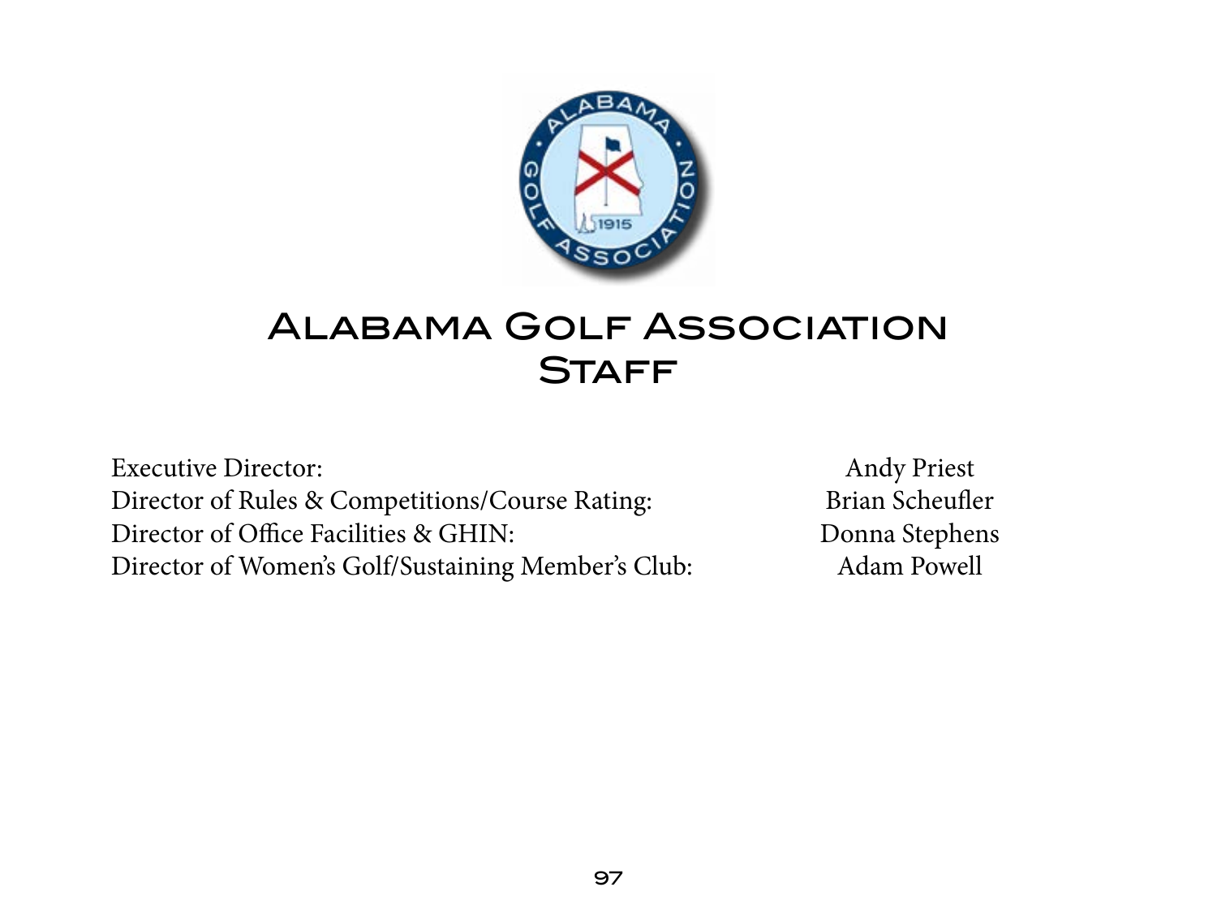# Alabama Golf Association Staff

| | |
|---|---|
| Executive Director: | Andy Priest |
| Director of Rules & Competitions/Course Rating: | Brian Scheufler |
| Director of Office Facilities & GHIN: | Donna Stephens |
| Director of Women's Golf/Sustaining Member's Club: | Adam Powell |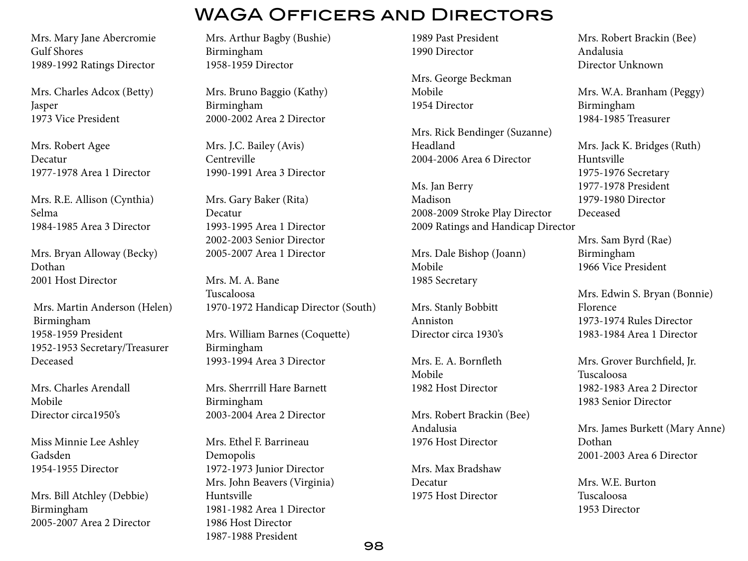# WAGA Officers and Directors

Mrs. Mary Jane Abercromie
Gulf Shores
1989-1992 Ratings Director

Mrs. Charles Adcox (Betty)
Jasper
1973 Vice President

Mrs. Robert Agee
Decatur
1977-1978 Area 1 Director

Mrs. R.E. Allison (Cynthia)
Selma
1984-1985 Area 3 Director

Mrs. Bryan Alloway (Becky)
Dothan
2001 Host Director

Mrs. Martin Anderson (Helen)
Birmingham
1958-1959 President
1952-1953 Secretary/Treasurer
Deceased

Mrs. Charles Arendall
Mobile
Director circa1950's

Miss Minnie Lee Ashley
Gadsden
1954-1955 Director

Mrs. Bill Atchley (Debbie)
Birmingham
2005-2007 Area 2 Director

Mrs. Arthur Bagby (Bushie)
Birmingham
1958-1959 Director

Mrs. Bruno Baggio (Kathy)
Birmingham
2000-2002 Area 2 Director

Mrs. J.C. Bailey (Avis)
Centreville
1990-1991 Area 3 Director

Mrs. Gary Baker (Rita)
Decatur
1993-1995 Area 1 Director
2002-2003 Senior Director
2005-2007 Area 1 Director

Mrs. M. A. Bane
Tuscaloosa
1970-1972 Handicap Director (South)

Mrs. William Barnes (Coquette)
Birmingham
1993-1994 Area 3 Director

Mrs. Sherrrill Hare Barnett
Birmingham
2003-2004 Area 2 Director

Mrs. Ethel F. Barrineau
Demopolis
1972-1973 Junior Director

Mrs. John Beavers (Virginia)
Huntsville
1981-1982 Area 1 Director
1986 Host Director
1987-1988 President
1989 Past President
1990 Director

Mrs. George Beckman
Mobile
1954 Director

Mrs. Rick Bendinger (Suzanne)
Headland
2004-2006 Area 6 Director

Ms. Jan Berry
Madison
2008-2009 Stroke Play Director
2009 Ratings and Handicap Director

Mrs. Dale Bishop (Joann)
Mobile
1985 Secretary

Mrs. Stanly Bobbitt
Anniston
Director circa 1930's

Mrs. E. A. Bornfleth
Mobile
1982 Host Director

Mrs. Robert Brackin (Bee)
Andalusia
1976 Host Director

Mrs. Max Bradshaw
Decatur
1975 Host Director

Mrs. Robert Brackin (Bee)
Andalusia
Director Unknown

Mrs. W.A. Branham (Peggy)
Birmingham
1984-1985 Treasurer

Mrs. Jack K. Bridges (Ruth)
Huntsville
1975-1976 Secretary
1977-1978 President
1979-1980 Director
Deceased

Mrs. Sam Byrd (Rae)
Birmingham
1966 Vice President

Mrs. Edwin S. Bryan (Bonnie)
Florence
1973-1974 Rules Director
1983-1984 Area 1 Director

Mrs. Grover Burchfield, Jr.
Tuscaloosa
1982-1983 Area 2 Director
1983 Senior Director

Mrs. James Burkett (Mary Anne)
Dothan
2001-2003 Area 6 Director

Mrs. W.E. Burton
Tuscaloosa
1953 Director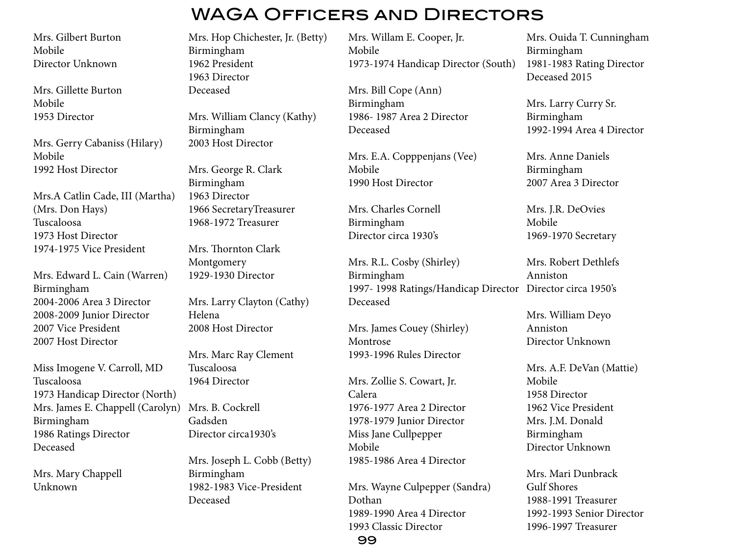# WAGA Officers and Directors

Mrs. Gilbert Burton
Mobile
Director Unknown

Mrs. Gillette Burton
Mobile
1953 Director

Mrs. Gerry Cabaniss (Hilary)
Mobile
1992 Host Director

Mrs.A Catlin Cade, III (Martha)
(Mrs. Don Hays)
Tuscaloosa
1973 Host Director
1974-1975 Vice President

Mrs. Edward L. Cain (Warren)
Birmingham
2004-2006 Area 3 Director
2008-2009 Junior Director
2007 Vice President
2007 Host Director

Miss Imogene V. Carroll, MD
Tuscaloosa
1973 Handicap Director (North)

Mrs. James E. Chappell (Carolyn)
Birmingham
1986 Ratings Director
Deceased

Mrs. Mary Chappell
Unknown

Mrs. Hop Chichester, Jr. (Betty)
Birmingham
1962 President
1963 Director
Deceased

Mrs. William Clancy (Kathy)
Birmingham
2003 Host Director

Mrs. George R. Clark
Birmingham
1963 Director
1966 SecretaryTreasurer
1968-1972 Treasurer

Mrs. Thornton Clark
Montgomery
1929-1930 Director

Mrs. Larry Clayton (Cathy)
Helena
2008 Host Director

Mrs. Marc Ray Clement
Tuscaloosa
1964 Director

Mrs. B. Cockrell
Gadsden
Director circa1930's

Mrs. Joseph L. Cobb (Betty)
Birmingham
1982-1983 Vice-President
Deceased

Mrs. Willam E. Cooper, Jr.
Mobile
1973-1974 Handicap Director (South)

Mrs. Bill Cope (Ann)
Birmingham
1986- 1987 Area 2 Director
Deceased

Mrs. E.A. Copppenjans (Vee)
Mobile
1990 Host Director

Mrs. Charles Cornell
Birmingham
Director circa 1930's

Mrs. R.L. Cosby (Shirley)
Birmingham
1997- 1998 Ratings/Handicap Director
Deceased

Mrs. James Couey (Shirley)
Montrose
1993-1996 Rules Director

Mrs. Zollie S. Cowart, Jr.
Calera
1976-1977 Area 2 Director
1978-1979 Junior Director

Miss Jane Cullpepper
Mobile
1985-1986 Area 4 Director

Mrs. Wayne Culpepper (Sandra)
Dothan
1989-1990 Area 4 Director
1993 Classic Director

Mrs. Ouida T. Cunningham
Birmingham
1981-1983 Rating Director
Deceased 2015

Mrs. Larry Curry Sr.
Birmingham
1992-1994 Area 4 Director

Mrs. Anne Daniels
Birmingham
2007 Area 3 Director

Mrs. J.R. DeOvies
Mobile
1969-1970 Secretary

Mrs. Robert Dethlefs
Anniston
Director circa 1950's

Mrs. William Deyo
Anniston
Director Unknown

Mrs. A.F. DeVan (Mattie)
Mobile
1958 Director
1962 Vice President

Mrs. J.M. Donald
Birmingham
Director Unknown

Mrs. Mari Dunbrack
Gulf Shores
1988-1991 Treasurer
1992-1993 Senior Director
1996-1997 Treasurer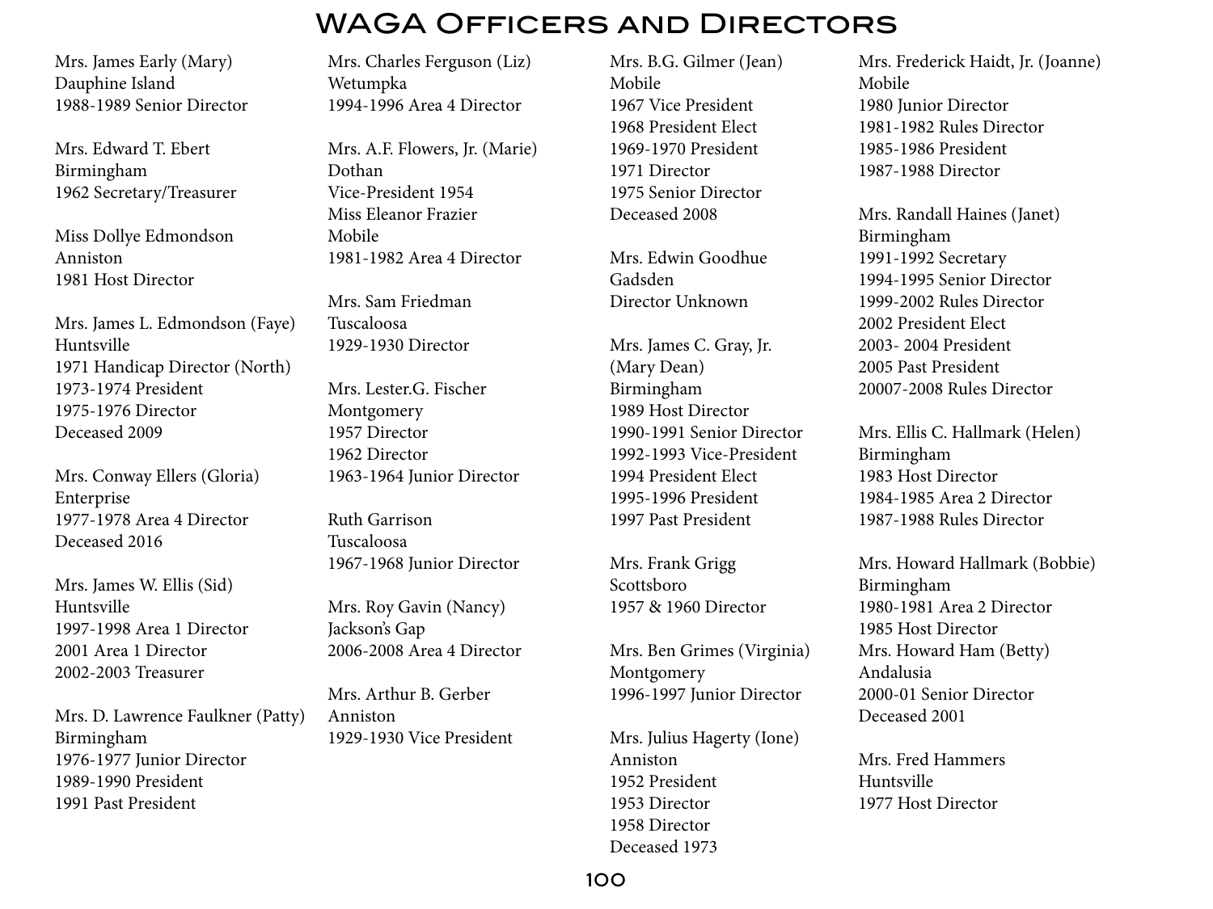# WAGA Officers and Directors

Mrs. James Early (Mary)
Dauphine Island
1988-1989 Senior Director

Mrs. Edward T. Ebert
Birmingham
1962 Secretary/Treasurer

Miss Dollye Edmondson
Anniston
1981 Host Director

Mrs. James L. Edmondson (Faye)
Huntsville
1971 Handicap Director (North)
1973-1974 President
1975-1976 Director
Deceased 2009

Mrs. Conway Ellers (Gloria)
Enterprise
1977-1978 Area 4 Director
Deceased 2016

Mrs. James W. Ellis (Sid)
Huntsville
1997-1998 Area 1 Director
2001 Area 1 Director
2002-2003 Treasurer

Mrs. D. Lawrence Faulkner (Patty)
Birmingham
1976-1977 Junior Director
1989-1990 President
1991 Past President

Mrs. Charles Ferguson (Liz)
Wetumpka
1994-1996 Area 4 Director

Mrs. A.F. Flowers, Jr. (Marie)
Dothan
Vice-President 1954
Miss Eleanor Frazier
Mobile
1981-1982 Area 4 Director

Mrs. Sam Friedman
Tuscaloosa
1929-1930 Director

Mrs. Lester.G. Fischer
Montgomery
1957 Director
1962 Director
1963-1964 Junior Director

Ruth Garrison
Tuscaloosa
1967-1968 Junior Director

Mrs. Roy Gavin (Nancy)
Jackson's Gap
2006-2008 Area 4 Director

Mrs. Arthur B. Gerber
Anniston
1929-1930 Vice President

Mrs. B.G. Gilmer (Jean)
Mobile
1967 Vice President
1968 President Elect
1969-1970 President
1971 Director
1975 Senior Director
Deceased 2008

Mrs. Edwin Goodhue
Gadsden
Director Unknown

Mrs. James C. Gray, Jr.
(Mary Dean)
Birmingham
1989 Host Director
1990-1991 Senior Director
1992-1993 Vice-President
1994 President Elect
1995-1996 President
1997 Past President

Mrs. Frank Grigg
Scottsboro
1957 & 1960 Director

Mrs. Ben Grimes (Virginia)
Montgomery
1996-1997 Junior Director

Mrs. Julius Hagerty (Ione)
Anniston
1952 President
1953 Director
1958 Director
Deceased 1973

Mrs. Frederick Haidt, Jr. (Joanne)
Mobile
1980 Junior Director
1981-1982 Rules Director
1985-1986 President
1987-1988 Director

Mrs. Randall Haines (Janet)
Birmingham
1991-1992 Secretary
1994-1995 Senior Director
1999-2002 Rules Director
2002 President Elect
2003- 2004 President
2005 Past President
20007-2008 Rules Director

Mrs. Ellis C. Hallmark (Helen)
Birmingham
1983 Host Director
1984-1985 Area 2 Director
1987-1988 Rules Director

Mrs. Howard Hallmark (Bobbie)
Birmingham
1980-1981 Area 2 Director
1985 Host Director
Mrs. Howard Ham (Betty)
Andalusia
2000-01 Senior Director
Deceased 2001

Mrs. Fred Hammers
Huntsville
1977 Host Director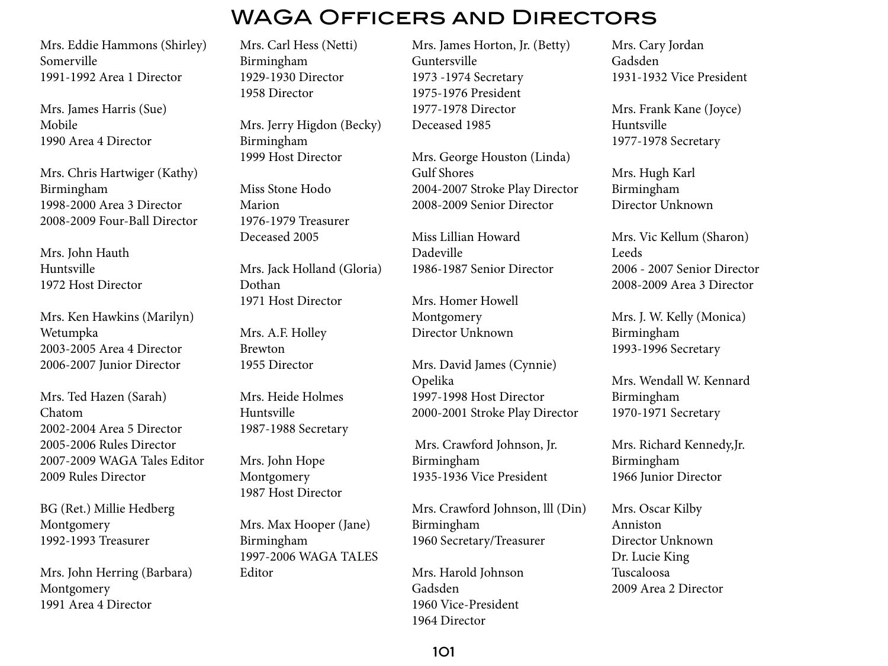# WAGA Officers and Directors

Mrs. Eddie Hammons (Shirley)
Somerville
1991-1992 Area 1 Director

Mrs. James Harris (Sue)
Mobile
1990 Area 4 Director

Mrs. Chris Hartwiger (Kathy)
Birmingham
1998-2000 Area 3 Director
2008-2009 Four-Ball Director

Mrs. John Hauth
Huntsville
1972 Host Director

Mrs. Ken Hawkins (Marilyn)
Wetumpka
2003-2005 Area 4 Director
2006-2007 Junior Director

Mrs. Ted Hazen (Sarah)
Chatom
2002-2004 Area 5 Director
2005-2006 Rules Director
2007-2009 WAGA Tales Editor
2009 Rules Director

BG (Ret.) Millie Hedberg
Montgomery
1992-1993 Treasurer

Mrs. John Herring (Barbara)
Montgomery
1991 Area 4 Director

Mrs. Carl Hess (Netti)
Birmingham
1929-1930 Director
1958 Director

Mrs. Jerry Higdon (Becky)
Birmingham
1999 Host Director

Miss Stone Hodo
Marion
1976-1979 Treasurer
Deceased 2005

Mrs. Jack Holland (Gloria)
Dothan
1971 Host Director

Mrs. A.F. Holley
Brewton
1955 Director

Mrs. Heide Holmes
Huntsville
1987-1988 Secretary

Mrs. John Hope
Montgomery
1987 Host Director

Mrs. Max Hooper (Jane)
Birmingham
1997-2006 WAGA TALES Editor

Mrs. James Horton, Jr. (Betty)
Guntersville
1973 -1974 Secretary
1975-1976 President
1977-1978 Director
Deceased 1985

Mrs. George Houston (Linda)
Gulf Shores
2004-2007 Stroke Play Director
2008-2009 Senior Director

Miss Lillian Howard
Dadeville
1986-1987 Senior Director

Mrs. Homer Howell
Montgomery
Director Unknown

Mrs. David James (Cynnie)
Opelika
1997-1998 Host Director
2000-2001 Stroke Play Director

Mrs. Crawford Johnson, Jr.
Birmingham
1935-1936 Vice President

Mrs. Crawford Johnson, lll (Din)
Birmingham
1960 Secretary/Treasurer

Mrs. Harold Johnson
Gadsden
1960 Vice-President
1964 Director

Mrs. Cary Jordan
Gadsden
1931-1932 Vice President

Mrs. Frank Kane (Joyce)
Huntsville
1977-1978 Secretary

Mrs. Hugh Karl
Birmingham
Director Unknown

Mrs. Vic Kellum (Sharon)
Leeds
2006 - 2007 Senior Director
2008-2009 Area 3 Director

Mrs. J. W. Kelly (Monica)
Birmingham
1993-1996 Secretary

Mrs. Wendall W. Kennard
Birmingham
1970-1971 Secretary

Mrs. Richard Kennedy,Jr.
Birmingham
1966 Junior Director

Mrs. Oscar Kilby
Anniston
Director Unknown

Dr. Lucie King
Tuscaloosa
2009 Area 2 Director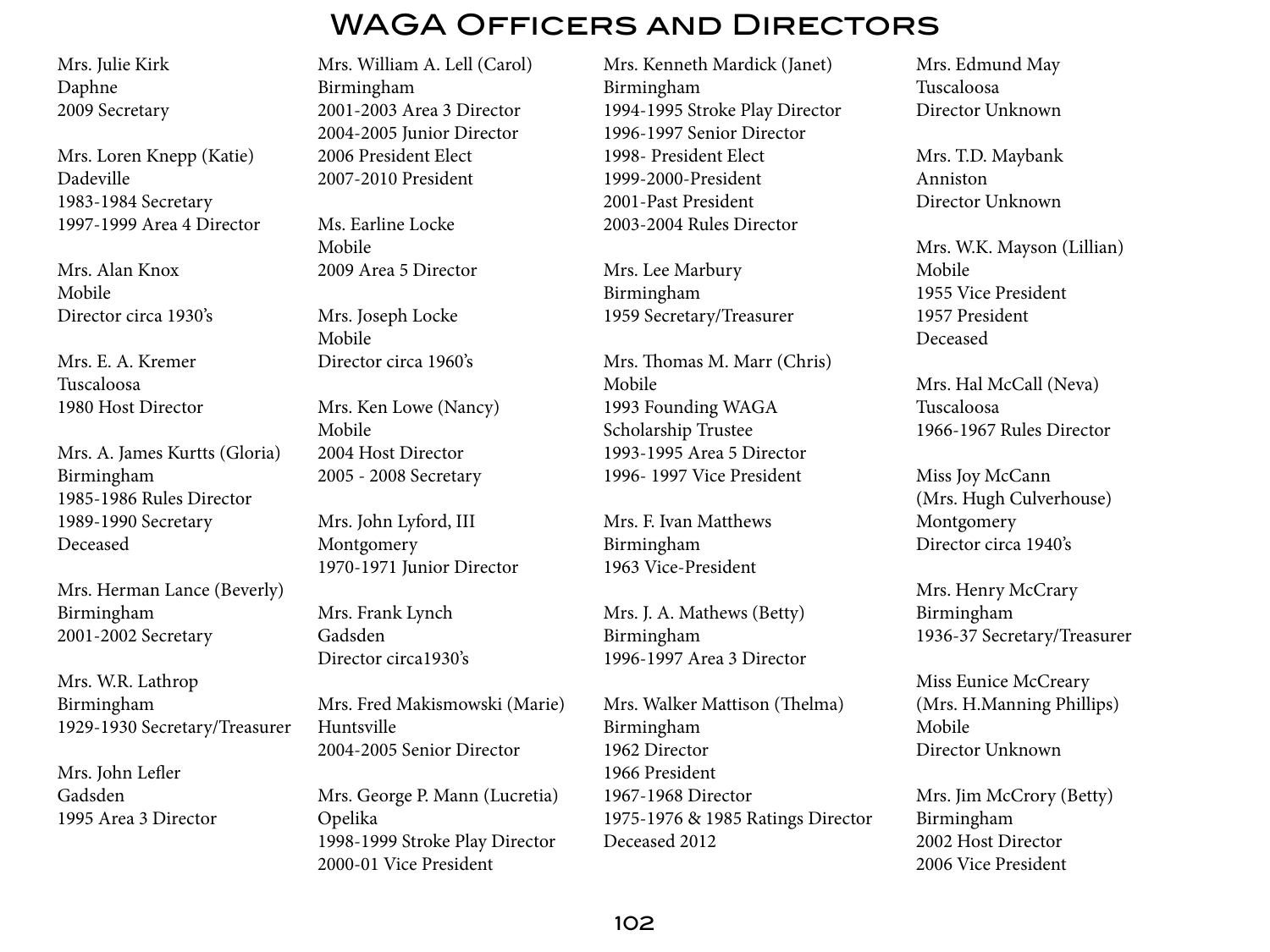# WAGA Officers and Directors

Mrs. Julie Kirk
Daphne
2009 Secretary

Mrs. Loren Knepp (Katie)
Dadeville
1983-1984 Secretary
1997-1999 Area 4 Director

Mrs. Alan Knox
Mobile
Director circa 1930's

Mrs. E. A. Kremer
Tuscaloosa
1980 Host Director

Mrs. A. James Kurtts (Gloria)
Birmingham
1985-1986 Rules Director
1989-1990 Secretary
Deceased

Mrs. Herman Lance (Beverly)
Birmingham
2001-2002 Secretary

Mrs. W.R. Lathrop
Birmingham
1929-1930 Secretary/Treasurer

Mrs. John Lefler
Gadsden
1995 Area 3 Director

Mrs. William A. Lell (Carol)
Birmingham
2001-2003 Area 3 Director
2004-2005 Junior Director
2006 President Elect
2007-2010 President

Ms. Earline Locke
Mobile
2009 Area 5 Director

Mrs. Joseph Locke
Mobile
Director circa 1960's

Mrs. Ken Lowe (Nancy)
Mobile
2004 Host Director
2005 - 2008 Secretary

Mrs. John Lyford, III
Montgomery
1970-1971 Junior Director

Mrs. Frank Lynch
Gadsden
Director circa1930's

Mrs. Fred Makismowski (Marie)
Huntsville
2004-2005 Senior Director

Mrs. George P. Mann (Lucretia)
Opelika
1998-1999 Stroke Play Director
2000-01 Vice President

Mrs. Kenneth Mardick (Janet)
Birmingham
1994-1995 Stroke Play Director
1996-1997 Senior Director
1998- President Elect
1999-2000-President
2001-Past President
2003-2004 Rules Director

Mrs. Lee Marbury
Birmingham
1959 Secretary/Treasurer

Mrs. Thomas M. Marr (Chris)
Mobile
1993 Founding WAGA
Scholarship Trustee
1993-1995 Area 5 Director
1996- 1997 Vice President

Mrs. F. Ivan Matthews
Birmingham
1963 Vice-President

Mrs. J. A. Mathews (Betty)
Birmingham
1996-1997 Area 3 Director

Mrs. Walker Mattison (Thelma)
Birmingham
1962 Director
1966 President
1967-1968 Director
1975-1976 & 1985 Ratings Director
Deceased 2012

Mrs. Edmund May
Tuscaloosa
Director Unknown

Mrs. T.D. Maybank
Anniston
Director Unknown

Mrs. W.K. Mayson (Lillian)
Mobile
1955 Vice President
1957 President
Deceased

Mrs. Hal McCall (Neva)
Tuscaloosa
1966-1967 Rules Director

Miss Joy McCann
(Mrs. Hugh Culverhouse)
Montgomery
Director circa 1940's

Mrs. Henry McCrary
Birmingham
1936-37 Secretary/Treasurer

Miss Eunice McCreary
(Mrs. H.Manning Phillips)
Mobile
Director Unknown

Mrs. Jim McCrory (Betty)
Birmingham
2002 Host Director
2006 Vice President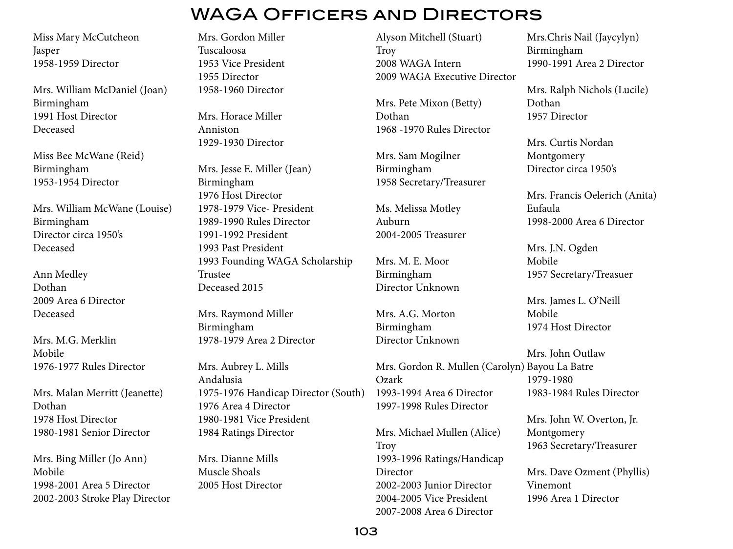# WAGA Officers and Directors

Miss Mary McCutcheon
Jasper
1958-1959 Director

Mrs. William McDaniel (Joan)
Birmingham
1991 Host Director
Deceased

Miss Bee McWane (Reid)
Birmingham
1953-1954 Director

Mrs. William McWane (Louise)
Birmingham
Director circa 1950's
Deceased

Ann Medley
Dothan
2009 Area 6 Director
Deceased

Mrs. M.G. Merklin
Mobile
1976-1977 Rules Director

Mrs. Malan Merritt (Jeanette)
Dothan
1978 Host Director
1980-1981 Senior Director

Mrs. Bing Miller (Jo Ann)
Mobile
1998-2001 Area 5 Director
2002-2003 Stroke Play Director

Mrs. Gordon Miller
Tuscaloosa
1953 Vice President
1955 Director
1958-1960 Director

Mrs. Horace Miller
Anniston
1929-1930 Director

Mrs. Jesse E. Miller (Jean)
Birmingham
1976 Host Director
1978-1979 Vice- President
1989-1990 Rules Director
1991-1992 President
1993 Past President
1993 Founding WAGA Scholarship Trustee
Deceased 2015

Mrs. Raymond Miller
Birmingham
1978-1979 Area 2 Director

Mrs. Aubrey L. Mills
Andalusia
1975-1976 Handicap Director (South)
1976 Area 4 Director
1980-1981 Vice President
1984 Ratings Director

Mrs. Dianne Mills
Muscle Shoals
2005 Host Director

Alyson Mitchell (Stuart)
Troy
2008 WAGA Intern
2009 WAGA Executive Director

Mrs. Pete Mixon (Betty)
Dothan
1968 -1970 Rules Director

Mrs. Sam Mogilner
Birmingham
1958 Secretary/Treasurer

Ms. Melissa Motley
Auburn
2004-2005 Treasurer

Mrs. M. E. Moor
Birmingham
Director Unknown

Mrs. A.G. Morton
Birmingham
Director Unknown

Mrs. Gordon R. Mullen (Carolyn)
Ozark
1993-1994 Area 6 Director
1997-1998 Rules Director

Mrs. Michael Mullen (Alice)
Troy
1993-1996 Ratings/Handicap Director
2002-2003 Junior Director
2004-2005 Vice President
2007-2008 Area 6 Director

Mrs.Chris Nail (Jaycylyn)
Birmingham
1990-1991 Area 2 Director

Mrs. Ralph Nichols (Lucile)
Dothan
1957 Director

Mrs. Curtis Nordan
Montgomery
Director circa 1950's

Mrs. Francis Oelerich (Anita)
Eufaula
1998-2000 Area 6 Director

Mrs. J.N. Ogden
Mobile
1957 Secretary/Treasuer

Mrs. James L. O'Neill
Mobile
1974 Host Director

Mrs. John Outlaw
Bayou La Batre
1979-1980
1983-1984 Rules Director

Mrs. John W. Overton, Jr.
Montgomery
1963 Secretary/Treasurer

Mrs. Dave Ozment (Phyllis)
Vinemont
1996 Area 1 Director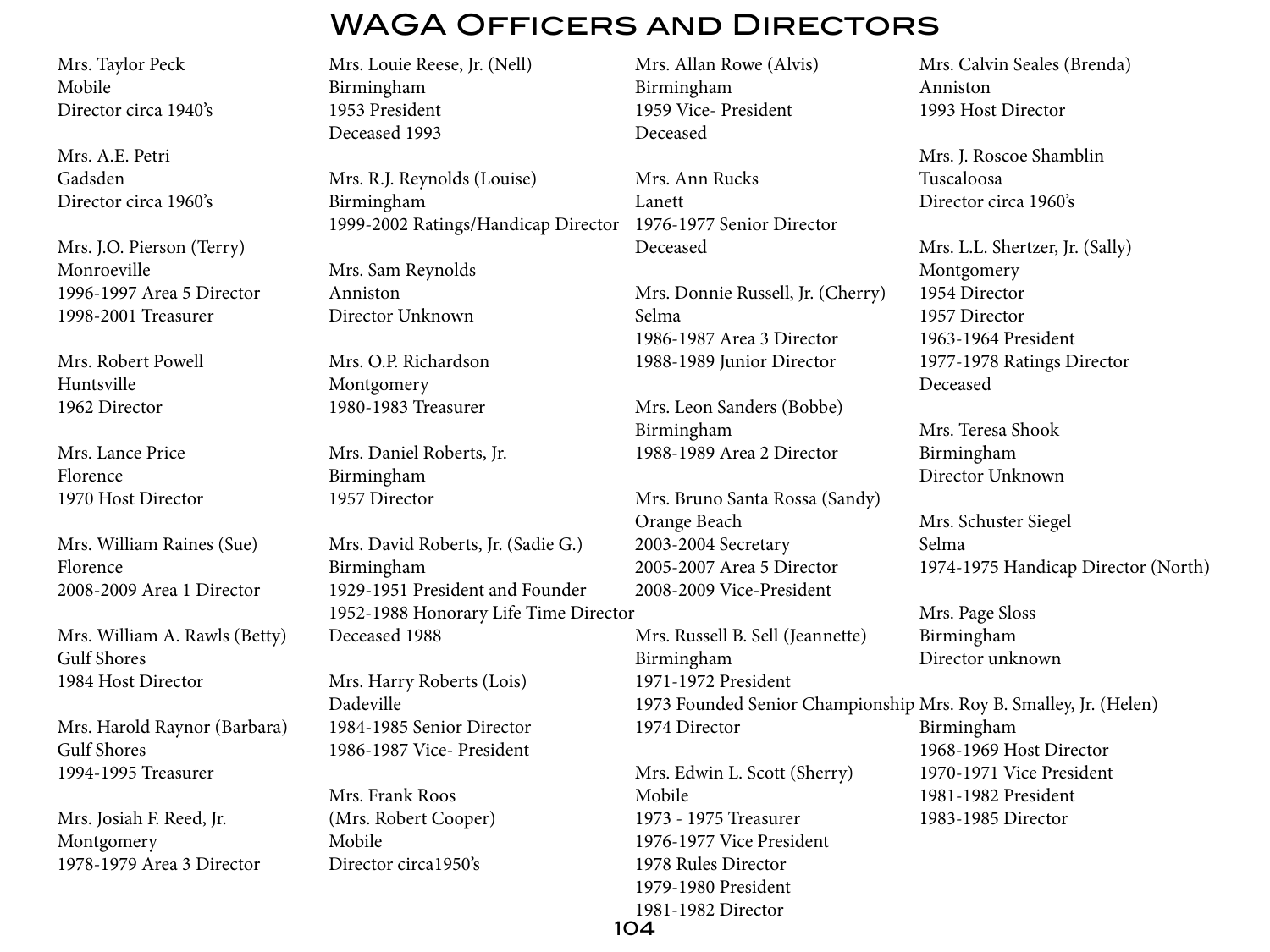# WAGA Officers and Directors

Mrs. Taylor Peck
Mobile
Director circa 1940's

Mrs. A.E. Petri
Gadsden
Director circa 1960's

Mrs. J.O. Pierson (Terry)
Monroeville
1996-1997 Area 5 Director
1998-2001 Treasurer

Mrs. Robert Powell
Huntsville
1962 Director

Mrs. Lance Price
Florence
1970 Host Director

Mrs. William Raines (Sue)
Florence
2008-2009 Area 1 Director

Mrs. William A. Rawls (Betty)
Gulf Shores
1984 Host Director

Mrs. Harold Raynor (Barbara)
Gulf Shores
1994-1995 Treasurer

Mrs. Josiah F. Reed, Jr.
Montgomery
1978-1979 Area 3 Director

Mrs. Louie Reese, Jr. (Nell)
Birmingham
1953 President
Deceased 1993

Mrs. R.J. Reynolds (Louise)
Birmingham
1999-2002 Ratings/Handicap Director

Mrs. Sam Reynolds
Anniston
Director Unknown

Mrs. O.P. Richardson
Montgomery
1980-1983 Treasurer

Mrs. Daniel Roberts, Jr.
Birmingham
1957 Director

Mrs. David Roberts, Jr. (Sadie G.)
Birmingham
1929-1951 President and Founder
1952-1988 Honorary Life Time Director
Deceased 1988

Mrs. Harry Roberts (Lois)
Dadeville
1984-1985 Senior Director
1986-1987 Vice- President

Mrs. Frank Roos
(Mrs. Robert Cooper)
Mobile
Director circa1950's

Mrs. Allan Rowe (Alvis)
Birmingham
1959 Vice- President
Deceased

Mrs. Ann Rucks
Lanett
1976-1977 Senior Director
Deceased

Mrs. Donnie Russell, Jr. (Cherry)
Selma
1986-1987 Area 3 Director
1988-1989 Junior Director

Mrs. Leon Sanders (Bobbe)
Birmingham
1988-1989 Area 2 Director

Mrs. Bruno Santa Rossa (Sandy)
Orange Beach
2003-2004 Secretary
2005-2007 Area 5 Director
2008-2009 Vice-President

Mrs. Russell B. Sell (Jeannette)
Birmingham
1971-1972 President
1973 Founded Senior Championship
1974 Director

Mrs. Edwin L. Scott (Sherry)
Mobile
1973 - 1975 Treasurer
1976-1977 Vice President
1978 Rules Director
1979-1980 President
1981-1982 Director

Mrs. Calvin Seales (Brenda)
Anniston
1993 Host Director

Mrs. J. Roscoe Shamblin
Tuscaloosa
Director circa 1960's

Mrs. L.L. Shertzer, Jr. (Sally)
Montgomery
1954 Director
1957 Director
1963-1964 President
1977-1978 Ratings Director
Deceased

Mrs. Teresa Shook
Birmingham
Director Unknown

Mrs. Schuster Siegel
Selma
1974-1975 Handicap Director (North)

Mrs. Page Sloss
Birmingham
Director unknown

Mrs. Roy B. Smalley, Jr. (Helen)
Birmingham
1968-1969 Host Director
1970-1971 Vice President
1981-1982 President
1983-1985 Director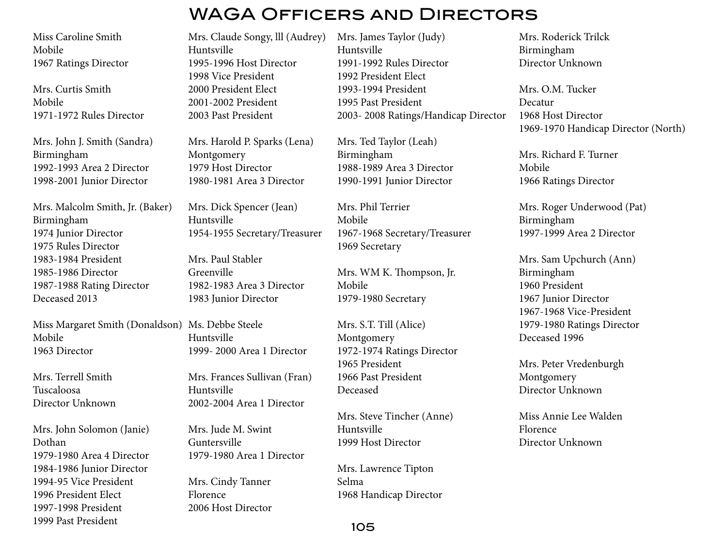# WAGA Officers and Directors

Miss Caroline Smith
Mobile
1967 Ratings Director

Mrs. Curtis Smith
Mobile
1971-1972 Rules Director

Mrs. John J. Smith (Sandra)
Birmingham
1992-1993 Area 2 Director
1998-2001 Junior Director

Mrs. Malcolm Smith, Jr. (Baker)
Birmingham
1974 Junior Director
1975 Rules Director
1983-1984 President
1985-1986 Director
1987-1988 Rating Director
Deceased 2013

Miss Margaret Smith (Donaldson)
Mobile
1963 Director

Mrs. Terrell Smith
Tuscaloosa
Director Unknown

Mrs. John Solomon (Janie)
Dothan
1979-1980 Area 4 Director
1984-1986 Junior Director
1994-95 Vice President
1996 President Elect
1997-1998 President
1999 Past President

Mrs. Claude Songy, lll (Audrey)
Huntsville
1995-1996 Host Director
1998 Vice President
2000 President Elect
2001-2002 President
2003 Past President

Mrs. Harold P. Sparks (Lena)
Montgomery
1979 Host Director
1980-1981 Area 3 Director

Mrs. Dick Spencer (Jean)
Huntsville
1954-1955 Secretary/Treasurer

Mrs. Paul Stabler
Greenville
1982-1983 Area 3 Director
1983 Junior Director

Ms. Debbe Steele
Huntsville
1999- 2000 Area 1 Director

Mrs. Frances Sullivan (Fran)
Huntsville
2002-2004 Area 1 Director

Mrs. Jude M. Swint
Guntersville
1979-1980 Area 1 Director

Mrs. Cindy Tanner
Florence
2006 Host Director

Mrs. James Taylor (Judy)
Huntsville
1991-1992 Rules Director
1992 President Elect
1993-1994 President
1995 Past President
2003- 2008 Ratings/Handicap Director

Mrs. Ted Taylor (Leah)
Birmingham
1988-1989 Area 3 Director
1990-1991 Junior Director

Mrs. Phil Terrier
Mobile
1967-1968 Secretary/Treasurer
1969 Secretary

Mrs. WM K. Thompson, Jr.
Mobile
1979-1980 Secretary

Mrs. S.T. Till (Alice)
Montgomery
1972-1974 Ratings Director
1965 President
1966 Past President
Deceased

Mrs. Steve Tincher (Anne)
Huntsville
1999 Host Director

Mrs. Lawrence Tipton
Selma
1968 Handicap Director

Mrs. Roderick Trilck
Birmingham
Director Unknown

Mrs. O.M. Tucker
Decatur
1968 Host Director
1969-1970 Handicap Director (North)

Mrs. Richard F. Turner
Mobile
1966 Ratings Director

Mrs. Roger Underwood (Pat)
Birmingham
1997-1999 Area 2 Director

Mrs. Sam Upchurch (Ann)
Birmingham
1960 President
1967 Junior Director
1967-1968 Vice-President
1979-1980 Ratings Director
Deceased 1996

Mrs. Peter Vredenburgh
Montgomery
Director Unknown

Miss Annie Lee Walden
Florence
Director Unknown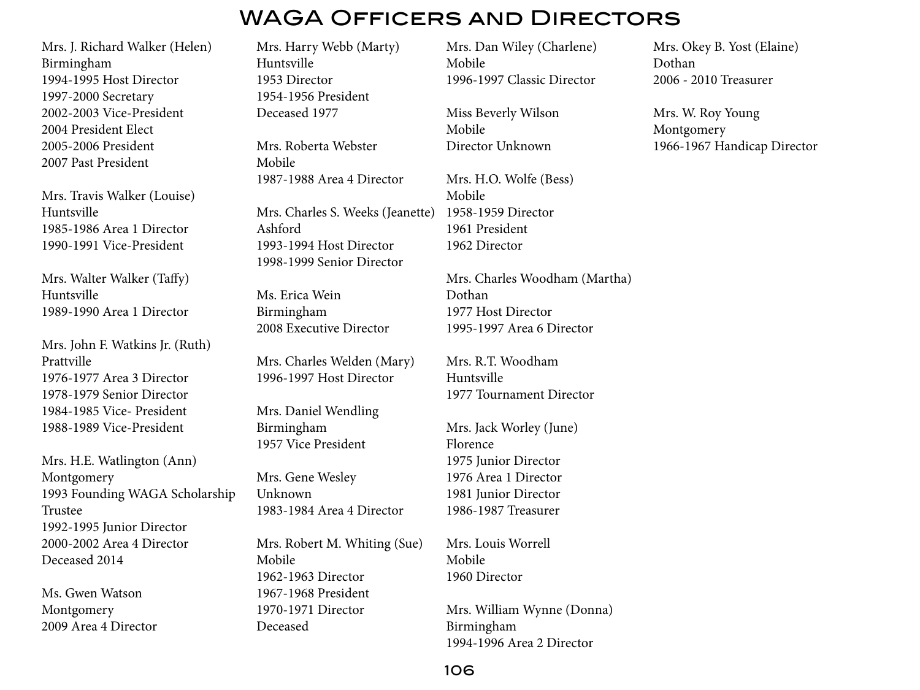# WAGA Officers and Directors

Mrs. J. Richard Walker (Helen)
Birmingham
1994-1995 Host Director
1997-2000 Secretary
2002-2003 Vice-President
2004 President Elect
2005-2006 President
2007 Past President

Mrs. Travis Walker (Louise)
Huntsville
1985-1986 Area 1 Director
1990-1991 Vice-President

Mrs. Walter Walker (Taffy)
Huntsville
1989-1990 Area 1 Director

Mrs. John F. Watkins Jr. (Ruth)
Prattville
1976-1977 Area 3 Director
1978-1979 Senior Director
1984-1985 Vice- President
1988-1989 Vice-President

Mrs. H.E. Watlington (Ann)
Montgomery
1993 Founding WAGA Scholarship Trustee
1992-1995 Junior Director
2000-2002 Area 4 Director
Deceased 2014

Ms. Gwen Watson
Montgomery
2009 Area 4 Director

Mrs. Harry Webb (Marty)
Huntsville
1953 Director
1954-1956 President
Deceased 1977

Mrs. Roberta Webster
Mobile
1987-1988 Area 4 Director

Mrs. Charles S. Weeks (Jeanette)
Ashford
1993-1994 Host Director
1998-1999 Senior Director

Ms. Erica Wein
Birmingham
2008 Executive Director

Mrs. Charles Welden (Mary)
1996-1997 Host Director

Mrs. Daniel Wendling
Birmingham
1957 Vice President

Mrs. Gene Wesley
Unknown
1983-1984 Area 4 Director

Mrs. Robert M. Whiting (Sue)
Mobile
1962-1963 Director
1967-1968 President
1970-1971 Director
Deceased

Mrs. Dan Wiley (Charlene)
Mobile
1996-1997 Classic Director

Miss Beverly Wilson
Mobile
Director Unknown

Mrs. H.O. Wolfe (Bess)
Mobile
1958-1959 Director
1961 President
1962 Director

Mrs. Charles Woodham (Martha)
Dothan
1977 Host Director
1995-1997 Area 6 Director

Mrs. R.T. Woodham
Huntsville
1977 Tournament Director

Mrs. Jack Worley (June)
Florence
1975 Junior Director
1976 Area 1 Director
1981 Junior Director
1986-1987 Treasurer

Mrs. Louis Worrell
Mobile
1960 Director

Mrs. William Wynne (Donna)
Birmingham
1994-1996 Area 2 Director

Mrs. Okey B. Yost (Elaine)
Dothan
2006 - 2010 Treasurer

Mrs. W. Roy Young
Montgomery
1966-1967 Handicap Director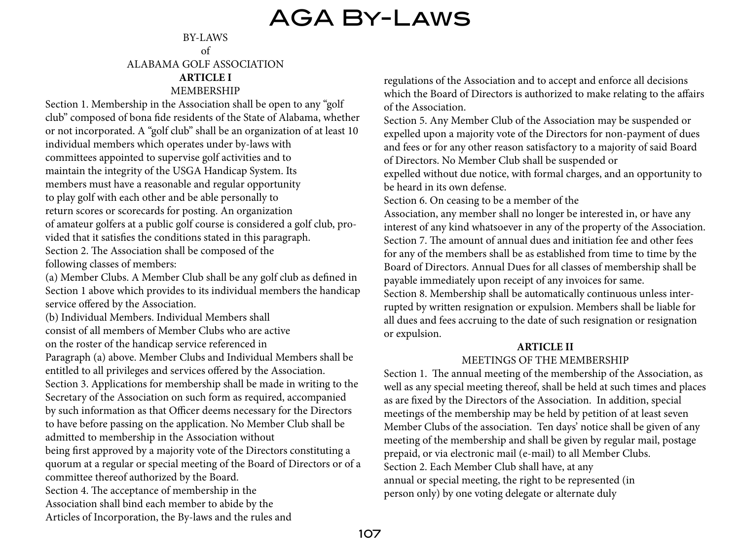# AGA By-Laws

BY-LAWS
of
ALABAMA GOLF ASSOCIATION

## ARTICLE I
MEMBERSHIP

Section 1. Membership in the Association shall be open to any "golf club" composed of bona fide residents of the State of Alabama, whether or not incorporated. A "golf club" shall be an organization of at least 10 individual members which operates under by-laws with committees appointed to supervise golf activities and to maintain the integrity of the USGA Handicap System. Its members must have a reasonable and regular opportunity to play golf with each other and be able personally to return scores or scorecards for posting. An organization of amateur golfers at a public golf course is considered a golf club, provided that it satisfies the conditions stated in this paragraph.

Section 2. The Association shall be composed of the following classes of members:

(a) Member Clubs. A Member Club shall be any golf club as defined in Section 1 above which provides to its individual members the handicap service offered by the Association.

(b) Individual Members. Individual Members shall consist of all members of Member Clubs who are active on the roster of the handicap service referenced in Paragraph (a) above. Member Clubs and Individual Members shall be entitled to all privileges and services offered by the Association.

Section 3. Applications for membership shall be made in writing to the Secretary of the Association on such form as required, accompanied by such information as that Officer deems necessary for the Directors to have before passing on the application. No Member Club shall be admitted to membership in the Association without being first approved by a majority vote of the Directors constituting a quorum at a regular or special meeting of the Board of Directors or of a committee thereof authorized by the Board.

Section 4. The acceptance of membership in the Association shall bind each member to abide by the Articles of Incorporation, the By-laws and the rules and regulations of the Association and to accept and enforce all decisions which the Board of Directors is authorized to make relating to the affairs of the Association.

Section 5. Any Member Club of the Association may be suspended or expelled upon a majority vote of the Directors for non-payment of dues and fees or for any other reason satisfactory to a majority of said Board of Directors. No Member Club shall be suspended or expelled without due notice, with formal charges, and an opportunity to be heard in its own defense.

Section 6. On ceasing to be a member of the Association, any member shall no longer be interested in, or have any interest of any kind whatsoever in any of the property of the Association.

Section 7. The amount of annual dues and initiation fee and other fees for any of the members shall be as established from time to time by the Board of Directors. Annual Dues for all classes of membership shall be payable immediately upon receipt of any invoices for same.

Section 8. Membership shall be automatically continuous unless interrupted by written resignation or expulsion. Members shall be liable for all dues and fees accruing to the date of such resignation or resignation or expulsion.

## ARTICLE II
MEETINGS OF THE MEMBERSHIP

Section 1. The annual meeting of the membership of the Association, as well as any special meeting thereof, shall be held at such times and places as are fixed by the Directors of the Association. In addition, special meetings of the membership may be held by petition of at least seven Member Clubs of the association. Ten days' notice shall be given of any meeting of the membership and shall be given by regular mail, postage prepaid, or via electronic mail (e-mail) to all Member Clubs.

Section 2. Each Member Club shall have, at any annual or special meeting, the right to be represented (in person only) by one voting delegate or alternate duly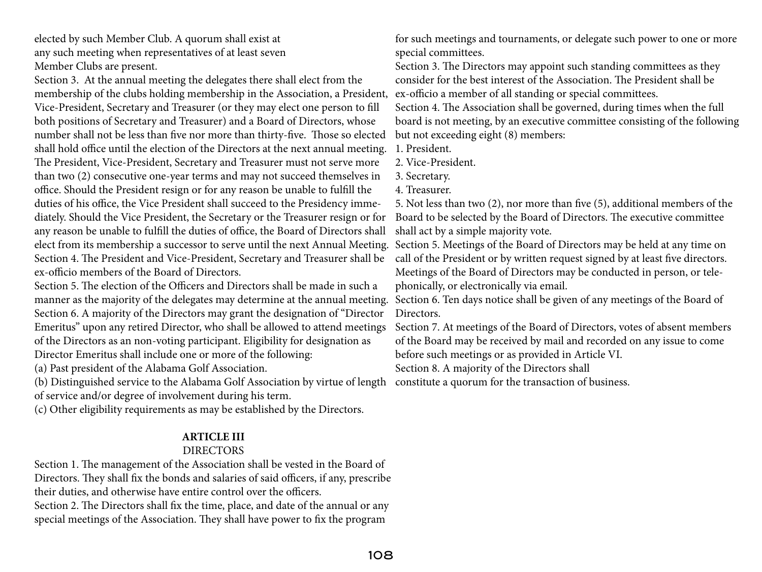elected by such Member Club. A quorum shall exist at any such meeting when representatives of at least seven Member Clubs are present.

Section 3. At the annual meeting the delegates there shall elect from the membership of the clubs holding membership in the Association, a President, Vice-President, Secretary and Treasurer (or they may elect one person to fill both positions of Secretary and Treasurer) and a Board of Directors, whose number shall not be less than five nor more than thirty-five. Those so elected shall hold office until the election of the Directors at the next annual meeting. The President, Vice-President, Secretary and Treasurer must not serve more than two (2) consecutive one-year terms and may not succeed themselves in office. Should the President resign or for any reason be unable to fulfill the duties of his office, the Vice President shall succeed to the Presidency immediately. Should the Vice President, the Secretary or the Treasurer resign or for any reason be unable to fulfill the duties of office, the Board of Directors shall elect from its membership a successor to serve until the next Annual Meeting.

Section 4. The President and Vice-President, Secretary and Treasurer shall be ex-officio members of the Board of Directors.

Section 5. The election of the Officers and Directors shall be made in such a manner as the majority of the delegates may determine at the annual meeting.

Section 6. A majority of the Directors may grant the designation of "Director Emeritus" upon any retired Director, who shall be allowed to attend meetings of the Directors as an non-voting participant. Eligibility for designation as Director Emeritus shall include one or more of the following:

(a) Past president of the Alabama Golf Association.

(b) Distinguished service to the Alabama Golf Association by virtue of length of service and/or degree of involvement during his term.

(c) Other eligibility requirements as may be established by the Directors.

## ARTICLE III
### DIRECTORS

Section 1. The management of the Association shall be vested in the Board of Directors. They shall fix the bonds and salaries of said officers, if any, prescribe their duties, and otherwise have entire control over the officers.

Section 2. The Directors shall fix the time, place, and date of the annual or any special meetings of the Association. They shall have power to fix the program for such meetings and tournaments, or delegate such power to one or more special committees.

Section 3. The Directors may appoint such standing committees as they consider for the best interest of the Association. The President shall be ex-officio a member of all standing or special committees.

Section 4. The Association shall be governed, during times when the full board is not meeting, by an executive committee consisting of the following but not exceeding eight (8) members:

1. President.
2. Vice-President.
3. Secretary.
4. Treasurer.
5. Not less than two (2), nor more than five (5), additional members of the Board to be selected by the Board of Directors. The executive committee shall act by a simple majority vote.

Section 5. Meetings of the Board of Directors may be held at any time on call of the President or by written request signed by at least five directors. Meetings of the Board of Directors may be conducted in person, or telephonically, or electronically via email.

Section 6. Ten days notice shall be given of any meetings of the Board of Directors.

Section 7. At meetings of the Board of Directors, votes of absent members of the Board may be received by mail and recorded on any issue to come before such meetings or as provided in Article VI.

Section 8. A majority of the Directors shall constitute a quorum for the transaction of business.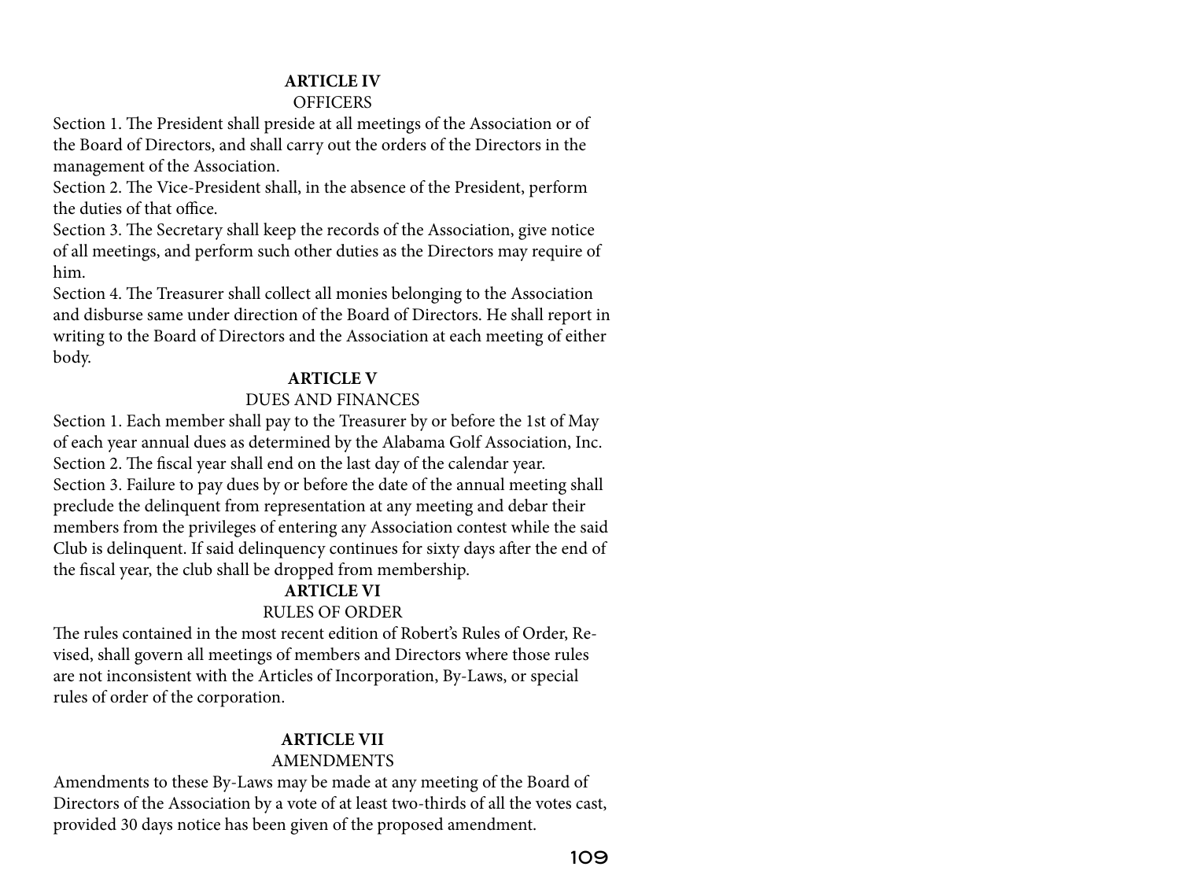## ARTICLE IV

OFFICERS

Section 1. The President shall preside at all meetings of the Association or of the Board of Directors, and shall carry out the orders of the Directors in the management of the Association.

Section 2. The Vice-President shall, in the absence of the President, perform the duties of that office.

Section 3. The Secretary shall keep the records of the Association, give notice of all meetings, and perform such other duties as the Directors may require of him.

Section 4. The Treasurer shall collect all monies belonging to the Association and disburse same under direction of the Board of Directors. He shall report in writing to the Board of Directors and the Association at each meeting of either body.

## ARTICLE V

DUES AND FINANCES

Section 1. Each member shall pay to the Treasurer by or before the 1st of May of each year annual dues as determined by the Alabama Golf Association, Inc.

Section 2. The fiscal year shall end on the last day of the calendar year.

Section 3. Failure to pay dues by or before the date of the annual meeting shall preclude the delinquent from representation at any meeting and debar their members from the privileges of entering any Association contest while the said Club is delinquent. If said delinquency continues for sixty days after the end of the fiscal year, the club shall be dropped from membership.

## ARTICLE VI

RULES OF ORDER

The rules contained in the most recent edition of Robert's Rules of Order, Revised, shall govern all meetings of members and Directors where those rules are not inconsistent with the Articles of Incorporation, By-Laws, or special rules of order of the corporation.

## ARTICLE VII

AMENDMENTS

Amendments to these By-Laws may be made at any meeting of the Board of Directors of the Association by a vote of at least two-thirds of all the votes cast, provided 30 days notice has been given of the proposed amendment.